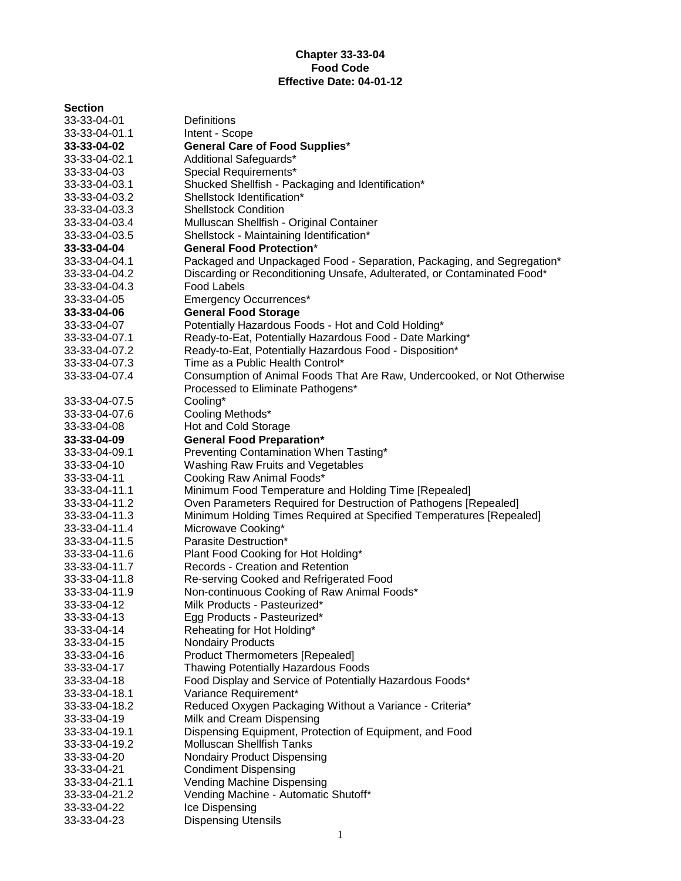**Chapter 33-33-04**
**Food Code**
**Effective Date: 04-01-12**

| Section | |
|---|---|
| 33-33-04-01 | Definitions |
| 33-33-04-01.1 | Intent - Scope |
| **33-33-04-02** | **General Care of Food Supplies*** |
| 33-33-04-02.1 | Additional Safeguards* |
| 33-33-04-03 | Special Requirements* |
| 33-33-04-03.1 | Shucked Shellfish - Packaging and Identification* |
| 33-33-04-03.2 | Shellstock Identification* |
| 33-33-04-03.3 | Shellstock Condition |
| 33-33-04-03.4 | Mulluscan Shellfish - Original Container |
| 33-33-04-03.5 | Shellstock - Maintaining Identification* |
| **33-33-04-04** | **General Food Protection*** |
| 33-33-04-04.1 | Packaged and Unpackaged Food - Separation, Packaging, and Segregation* |
| 33-33-04-04.2 | Discarding or Reconditioning Unsafe, Adulterated, or Contaminated Food* |
| 33-33-04-04.3 | Food Labels |
| 33-33-04-05 | Emergency Occurrences* |
| **33-33-04-06** | **General Food Storage** |
| 33-33-04-07 | Potentially Hazardous Foods - Hot and Cold Holding* |
| 33-33-04-07.1 | Ready-to-Eat, Potentially Hazardous Food - Date Marking* |
| 33-33-04-07.2 | Ready-to-Eat, Potentially Hazardous Food - Disposition* |
| 33-33-04-07.3 | Time as a Public Health Control* |
| 33-33-04-07.4 | Consumption of Animal Foods That Are Raw, Undercooked, or Not Otherwise Processed to Eliminate Pathogens* |
| 33-33-04-07.5 | Cooling* |
| 33-33-04-07.6 | Cooling Methods* |
| 33-33-04-08 | Hot and Cold Storage |
| **33-33-04-09** | **General Food Preparation*** |
| 33-33-04-09.1 | Preventing Contamination When Tasting* |
| 33-33-04-10 | Washing Raw Fruits and Vegetables |
| 33-33-04-11 | Cooking Raw Animal Foods* |
| 33-33-04-11.1 | Minimum Food Temperature and Holding Time [Repealed] |
| 33-33-04-11.2 | Oven Parameters Required for Destruction of Pathogens [Repealed] |
| 33-33-04-11.3 | Minimum Holding Times Required at Specified Temperatures [Repealed] |
| 33-33-04-11.4 | Microwave Cooking* |
| 33-33-04-11.5 | Parasite Destruction* |
| 33-33-04-11.6 | Plant Food Cooking for Hot Holding* |
| 33-33-04-11.7 | Records - Creation and Retention |
| 33-33-04-11.8 | Re-serving Cooked and Refrigerated Food |
| 33-33-04-11.9 | Non-continuous Cooking of Raw Animal Foods* |
| 33-33-04-12 | Milk Products - Pasteurized* |
| 33-33-04-13 | Egg Products - Pasteurized* |
| 33-33-04-14 | Reheating for Hot Holding* |
| 33-33-04-15 | Nondairy Products |
| 33-33-04-16 | Product Thermometers [Repealed] |
| 33-33-04-17 | Thawing Potentially Hazardous Foods |
| 33-33-04-18 | Food Display and Service of Potentially Hazardous Foods* |
| 33-33-04-18.1 | Variance Requirement* |
| 33-33-04-18.2 | Reduced Oxygen Packaging Without a Variance - Criteria* |
| 33-33-04-19 | Milk and Cream Dispensing |
| 33-33-04-19.1 | Dispensing Equipment, Protection of Equipment, and Food |
| 33-33-04-19.2 | Molluscan Shellfish Tanks |
| 33-33-04-20 | Nondairy Product Dispensing |
| 33-33-04-21 | Condiment Dispensing |
| 33-33-04-21.1 | Vending Machine Dispensing |
| 33-33-04-21.2 | Vending Machine - Automatic Shutoff* |
| 33-33-04-22 | Ice Dispensing |
| 33-33-04-23 | Dispensing Utensils |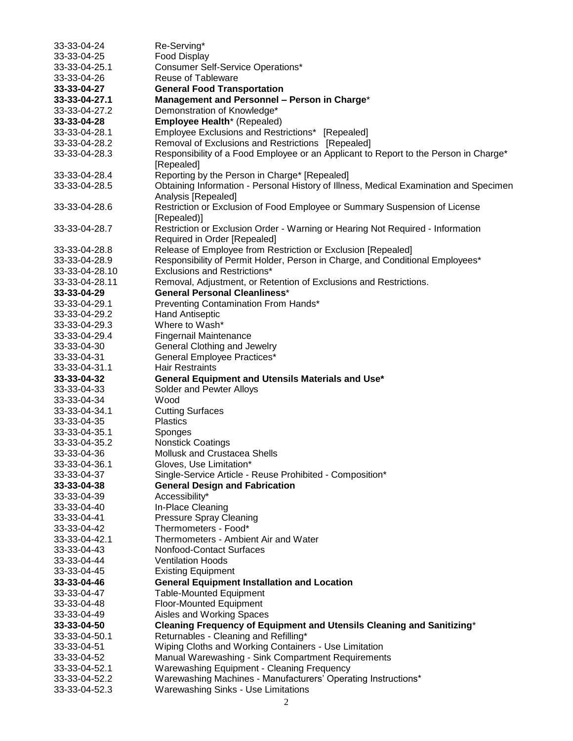| | |
|---|---|
| 33-33-04-24 | Re-Serving* |
| 33-33-04-25 | Food Display |
| 33-33-04-25.1 | Consumer Self-Service Operations* |
| 33-33-04-26 | Reuse of Tableware |
| **33-33-04-27** | **General Food Transportation** |
| **33-33-04-27.1** | **Management and Personnel – Person in Charge*** |
| 33-33-04-27.2 | Demonstration of Knowledge* |
| **33-33-04-28** | **Employee Health*** (Repealed) |
| 33-33-04-28.1 | Employee Exclusions and Restrictions* [Repealed] |
| 33-33-04-28.2 | Removal of Exclusions and Restrictions [Repealed] |
| 33-33-04-28.3 | Responsibility of a Food Employee or an Applicant to Report to the Person in Charge* [Repealed] |
| 33-33-04-28.4 | Reporting by the Person in Charge* [Repealed] |
| 33-33-04-28.5 | Obtaining Information - Personal History of Illness, Medical Examination and Specimen Analysis [Repealed] |
| 33-33-04-28.6 | Restriction or Exclusion of Food Employee or Summary Suspension of License [Repealed)] |
| 33-33-04-28.7 | Restriction or Exclusion Order - Warning or Hearing Not Required - Information Required in Order [Repealed] |
| 33-33-04-28.8 | Release of Employee from Restriction or Exclusion [Repealed] |
| 33-33-04-28.9 | Responsibility of Permit Holder, Person in Charge, and Conditional Employees* |
| 33-33-04-28.10 | Exclusions and Restrictions* |
| 33-33-04-28.11 | Removal, Adjustment, or Retention of Exclusions and Restrictions. |
| **33-33-04-29** | **General Personal Cleanliness*** |
| 33-33-04-29.1 | Preventing Contamination From Hands* |
| 33-33-04-29.2 | Hand Antiseptic |
| 33-33-04-29.3 | Where to Wash* |
| 33-33-04-29.4 | Fingernail Maintenance |
| 33-33-04-30 | General Clothing and Jewelry |
| 33-33-04-31 | General Employee Practices* |
| 33-33-04-31.1 | Hair Restraints |
| **33-33-04-32** | **General Equipment and Utensils Materials and Use*** |
| 33-33-04-33 | Solder and Pewter Alloys |
| 33-33-04-34 | Wood |
| 33-33-04-34.1 | Cutting Surfaces |
| 33-33-04-35 | Plastics |
| 33-33-04-35.1 | Sponges |
| 33-33-04-35.2 | Nonstick Coatings |
| 33-33-04-36 | Mollusk and Crustacea Shells |
| 33-33-04-36.1 | Gloves, Use Limitation* |
| 33-33-04-37 | Single-Service Article - Reuse Prohibited - Composition* |
| **33-33-04-38** | **General Design and Fabrication** |
| 33-33-04-39 | Accessibility* |
| 33-33-04-40 | In-Place Cleaning |
| 33-33-04-41 | Pressure Spray Cleaning |
| 33-33-04-42 | Thermometers - Food* |
| 33-33-04-42.1 | Thermometers - Ambient Air and Water |
| 33-33-04-43 | Nonfood-Contact Surfaces |
| 33-33-04-44 | Ventilation Hoods |
| 33-33-04-45 | Existing Equipment |
| **33-33-04-46** | **General Equipment Installation and Location** |
| 33-33-04-47 | Table-Mounted Equipment |
| 33-33-04-48 | Floor-Mounted Equipment |
| 33-33-04-49 | Aisles and Working Spaces |
| **33-33-04-50** | **Cleaning Frequency of Equipment and Utensils Cleaning and Sanitizing*** |
| 33-33-04-50.1 | Returnables - Cleaning and Refilling* |
| 33-33-04-51 | Wiping Cloths and Working Containers - Use Limitation |
| 33-33-04-52 | Manual Warewashing - Sink Compartment Requirements |
| 33-33-04-52.1 | Warewashing Equipment - Cleaning Frequency |
| 33-33-04-52.2 | Warewashing Machines - Manufacturers' Operating Instructions* |
| 33-33-04-52.3 | Warewashing Sinks - Use Limitations |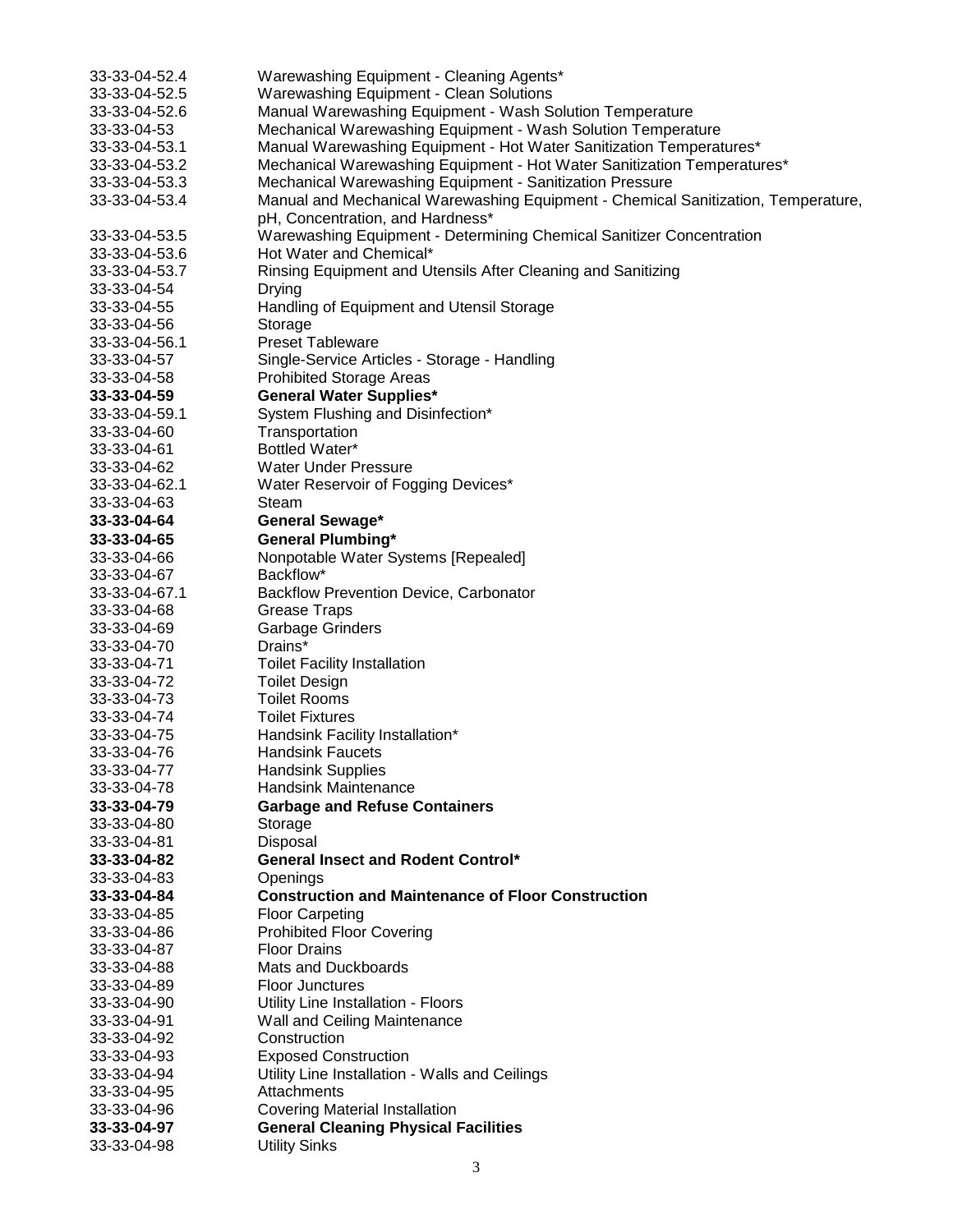| | |
|---|---|
| 33-33-04-52.4 | Warewashing Equipment - Cleaning Agents* |
| 33-33-04-52.5 | Warewashing Equipment - Clean Solutions |
| 33-33-04-52.6 | Manual Warewashing Equipment - Wash Solution Temperature |
| 33-33-04-53 | Mechanical Warewashing Equipment - Wash Solution Temperature |
| 33-33-04-53.1 | Manual Warewashing Equipment - Hot Water Sanitization Temperatures* |
| 33-33-04-53.2 | Mechanical Warewashing Equipment - Hot Water Sanitization Temperatures* |
| 33-33-04-53.3 | Mechanical Warewashing Equipment - Sanitization Pressure |
| 33-33-04-53.4 | Manual and Mechanical Warewashing Equipment - Chemical Sanitization, Temperature, pH, Concentration, and Hardness* |
| 33-33-04-53.5 | Warewashing Equipment - Determining Chemical Sanitizer Concentration |
| 33-33-04-53.6 | Hot Water and Chemical* |
| 33-33-04-53.7 | Rinsing Equipment and Utensils After Cleaning and Sanitizing |
| 33-33-04-54 | Drying |
| 33-33-04-55 | Handling of Equipment and Utensil Storage |
| 33-33-04-56 | Storage |
| 33-33-04-56.1 | Preset Tableware |
| 33-33-04-57 | Single-Service Articles - Storage - Handling |
| 33-33-04-58 | Prohibited Storage Areas |
| **33-33-04-59** | **General Water Supplies*** |
| 33-33-04-59.1 | System Flushing and Disinfection* |
| 33-33-04-60 | Transportation |
| 33-33-04-61 | Bottled Water* |
| 33-33-04-62 | Water Under Pressure |
| 33-33-04-62.1 | Water Reservoir of Fogging Devices* |
| 33-33-04-63 | Steam |
| **33-33-04-64** | **General Sewage*** |
| **33-33-04-65** | **General Plumbing*** |
| 33-33-04-66 | Nonpotable Water Systems [Repealed] |
| 33-33-04-67 | Backflow* |
| 33-33-04-67.1 | Backflow Prevention Device, Carbonator |
| 33-33-04-68 | Grease Traps |
| 33-33-04-69 | Garbage Grinders |
| 33-33-04-70 | Drains* |
| 33-33-04-71 | Toilet Facility Installation |
| 33-33-04-72 | Toilet Design |
| 33-33-04-73 | Toilet Rooms |
| 33-33-04-74 | Toilet Fixtures |
| 33-33-04-75 | Handsink Facility Installation* |
| 33-33-04-76 | Handsink Faucets |
| 33-33-04-77 | Handsink Supplies |
| 33-33-04-78 | Handsink Maintenance |
| **33-33-04-79** | **Garbage and Refuse Containers** |
| 33-33-04-80 | Storage |
| 33-33-04-81 | Disposal |
| **33-33-04-82** | **General Insect and Rodent Control*** |
| 33-33-04-83 | Openings |
| **33-33-04-84** | **Construction and Maintenance of Floor Construction** |
| 33-33-04-85 | Floor Carpeting |
| 33-33-04-86 | Prohibited Floor Covering |
| 33-33-04-87 | Floor Drains |
| 33-33-04-88 | Mats and Duckboards |
| 33-33-04-89 | Floor Junctures |
| 33-33-04-90 | Utility Line Installation - Floors |
| 33-33-04-91 | Wall and Ceiling Maintenance |
| 33-33-04-92 | Construction |
| 33-33-04-93 | Exposed Construction |
| 33-33-04-94 | Utility Line Installation - Walls and Ceilings |
| 33-33-04-95 | Attachments |
| 33-33-04-96 | Covering Material Installation |
| **33-33-04-97** | **General Cleaning Physical Facilities** |
| 33-33-04-98 | Utility Sinks |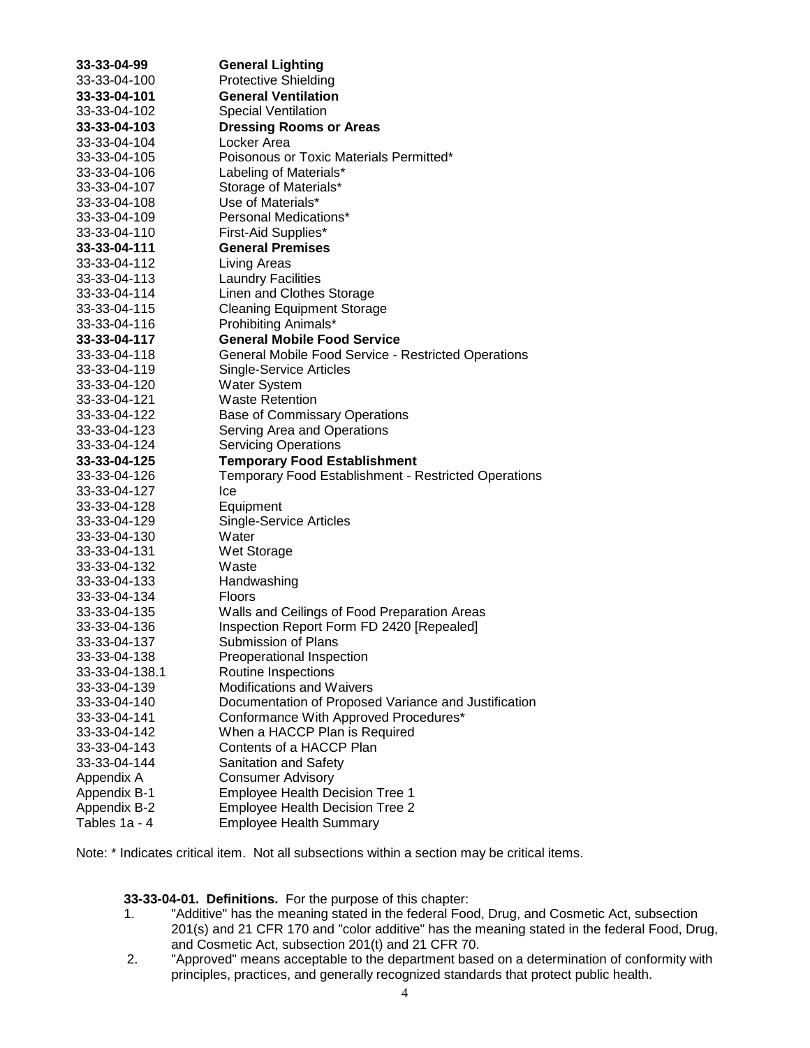| | |
|---|---|
| **33-33-04-99** | **General Lighting** |
| 33-33-04-100 | Protective Shielding |
| **33-33-04-101** | **General Ventilation** |
| 33-33-04-102 | Special Ventilation |
| **33-33-04-103** | **Dressing Rooms or Areas** |
| 33-33-04-104 | Locker Area |
| 33-33-04-105 | Poisonous or Toxic Materials Permitted* |
| 33-33-04-106 | Labeling of Materials* |
| 33-33-04-107 | Storage of Materials* |
| 33-33-04-108 | Use of Materials* |
| 33-33-04-109 | Personal Medications* |
| 33-33-04-110 | First-Aid Supplies* |
| **33-33-04-111** | **General Premises** |
| 33-33-04-112 | Living Areas |
| 33-33-04-113 | Laundry Facilities |
| 33-33-04-114 | Linen and Clothes Storage |
| 33-33-04-115 | Cleaning Equipment Storage |
| 33-33-04-116 | Prohibiting Animals* |
| **33-33-04-117** | **General Mobile Food Service** |
| 33-33-04-118 | General Mobile Food Service - Restricted Operations |
| 33-33-04-119 | Single-Service Articles |
| 33-33-04-120 | Water System |
| 33-33-04-121 | Waste Retention |
| 33-33-04-122 | Base of Commissary Operations |
| 33-33-04-123 | Serving Area and Operations |
| 33-33-04-124 | Servicing Operations |
| **33-33-04-125** | **Temporary Food Establishment** |
| 33-33-04-126 | Temporary Food Establishment - Restricted Operations |
| 33-33-04-127 | Ice |
| 33-33-04-128 | Equipment |
| 33-33-04-129 | Single-Service Articles |
| 33-33-04-130 | Water |
| 33-33-04-131 | Wet Storage |
| 33-33-04-132 | Waste |
| 33-33-04-133 | Handwashing |
| 33-33-04-134 | Floors |
| 33-33-04-135 | Walls and Ceilings of Food Preparation Areas |
| 33-33-04-136 | Inspection Report Form FD 2420 [Repealed] |
| 33-33-04-137 | Submission of Plans |
| 33-33-04-138 | Preoperational Inspection |
| 33-33-04-138.1 | Routine Inspections |
| 33-33-04-139 | Modifications and Waivers |
| 33-33-04-140 | Documentation of Proposed Variance and Justification |
| 33-33-04-141 | Conformance With Approved Procedures* |
| 33-33-04-142 | When a HACCP Plan is Required |
| 33-33-04-143 | Contents of a HACCP Plan |
| 33-33-04-144 | Sanitation and Safety |
| Appendix A | Consumer Advisory |
| Appendix B-1 | Employee Health Decision Tree 1 |
| Appendix B-2 | Employee Health Decision Tree 2 |
| Tables 1a - 4 | Employee Health Summary |

Note: * Indicates critical item. Not all subsections within a section may be critical items.

**33-33-04-01. Definitions.** For the purpose of this chapter:

1. "Additive" has the meaning stated in the federal Food, Drug, and Cosmetic Act, subsection 201(s) and 21 CFR 170 and "color additive" has the meaning stated in the federal Food, Drug, and Cosmetic Act, subsection 201(t) and 21 CFR 70.
2. "Approved" means acceptable to the department based on a determination of conformity with principles, practices, and generally recognized standards that protect public health.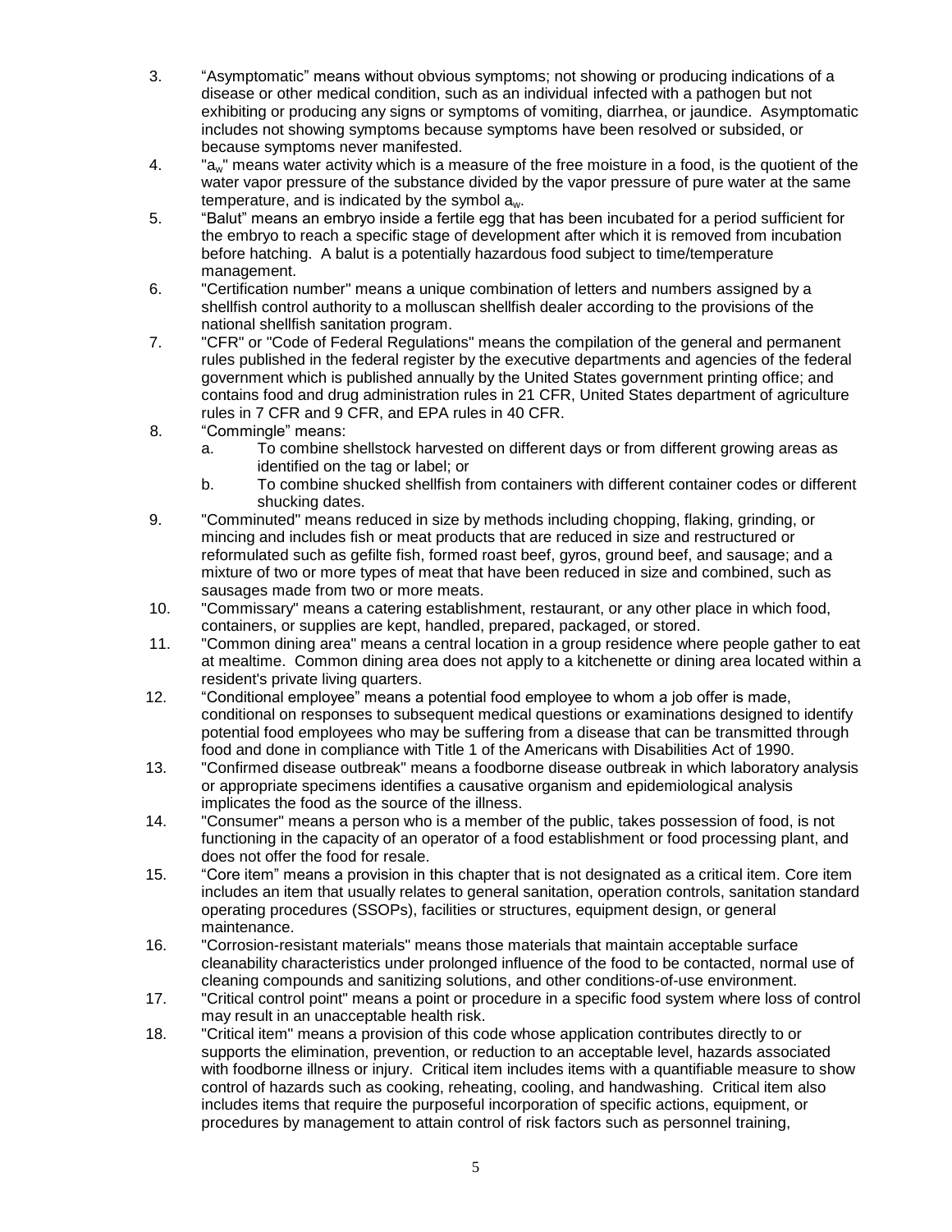3. “Asymptomatic” means without obvious symptoms; not showing or producing indications of a disease or other medical condition, such as an individual infected with a pathogen but not exhibiting or producing any signs or symptoms of vomiting, diarrhea, or jaundice. Asymptomatic includes not showing symptoms because symptoms have been resolved or subsided, or because symptoms never manifested.
4. "$a_w$" means water activity which is a measure of the free moisture in a food, is the quotient of the water vapor pressure of the substance divided by the vapor pressure of pure water at the same temperature, and is indicated by the symbol $a_w$.
5. “Balut” means an embryo inside a fertile egg that has been incubated for a period sufficient for the embryo to reach a specific stage of development after which it is removed from incubation before hatching. A balut is a potentially hazardous food subject to time/temperature management.
6. "Certification number" means a unique combination of letters and numbers assigned by a shellfish control authority to a molluscan shellfish dealer according to the provisions of the national shellfish sanitation program.
7. "CFR" or "Code of Federal Regulations" means the compilation of the general and permanent rules published in the federal register by the executive departments and agencies of the federal government which is published annually by the United States government printing office; and contains food and drug administration rules in 21 CFR, United States department of agriculture rules in 7 CFR and 9 CFR, and EPA rules in 40 CFR.
8. "Commingle" means:
   a. To combine shellstock harvested on different days or from different growing areas as identified on the tag or label; or
   b. To combine shucked shellfish from containers with different container codes or different shucking dates.
9. "Comminuted" means reduced in size by methods including chopping, flaking, grinding, or mincing and includes fish or meat products that are reduced in size and restructured or reformulated such as gefilte fish, formed roast beef, gyros, ground beef, and sausage; and a mixture of two or more types of meat that have been reduced in size and combined, such as sausages made from two or more meats.
10. "Commissary" means a catering establishment, restaurant, or any other place in which food, containers, or supplies are kept, handled, prepared, packaged, or stored.
11. "Common dining area" means a central location in a group residence where people gather to eat at mealtime. Common dining area does not apply to a kitchenette or dining area located within a resident's private living quarters.
12. “Conditional employee” means a potential food employee to whom a job offer is made, conditional on responses to subsequent medical questions or examinations designed to identify potential food employees who may be suffering from a disease that can be transmitted through food and done in compliance with Title 1 of the Americans with Disabilities Act of 1990.
13. "Confirmed disease outbreak" means a foodborne disease outbreak in which laboratory analysis or appropriate specimens identifies a causative organism and epidemiological analysis implicates the food as the source of the illness.
14. "Consumer" means a person who is a member of the public, takes possession of food, is not functioning in the capacity of an operator of a food establishment or food processing plant, and does not offer the food for resale.
15. “Core item” means a provision in this chapter that is not designated as a critical item. Core item includes an item that usually relates to general sanitation, operation controls, sanitation standard operating procedures (SSOPs), facilities or structures, equipment design, or general maintenance.
16. "Corrosion-resistant materials" means those materials that maintain acceptable surface cleanability characteristics under prolonged influence of the food to be contacted, normal use of cleaning compounds and sanitizing solutions, and other conditions-of-use environment.
17. "Critical control point" means a point or procedure in a specific food system where loss of control may result in an unacceptable health risk.
18. "Critical item" means a provision of this code whose application contributes directly to or supports the elimination, prevention, or reduction to an acceptable level, hazards associated with foodborne illness or injury. Critical item includes items with a quantifiable measure to show control of hazards such as cooking, reheating, cooling, and handwashing. Critical item also includes items that require the purposeful incorporation of specific actions, equipment, or procedures by management to attain control of risk factors such as personnel training,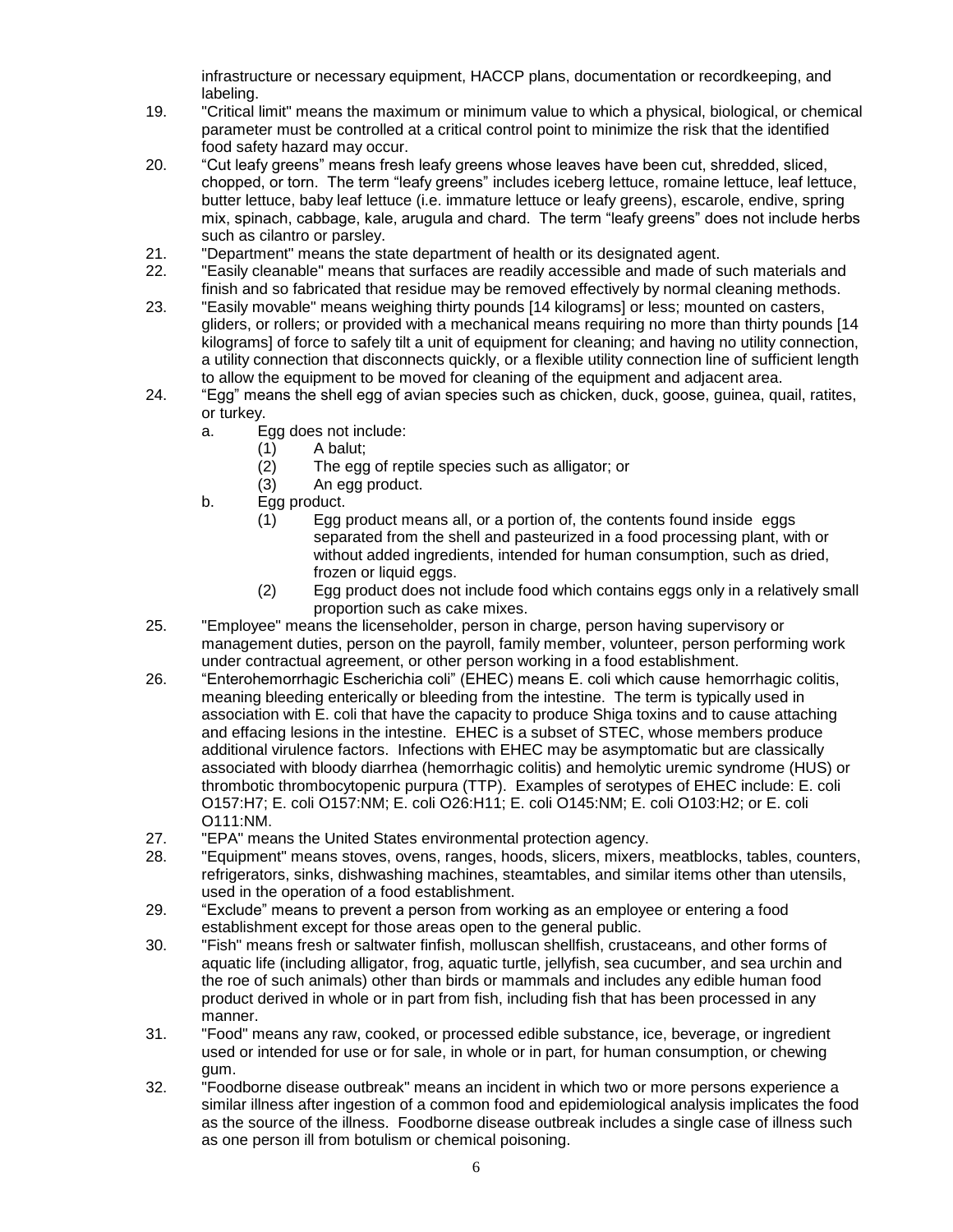infrastructure or necessary equipment, HACCP plans, documentation or recordkeeping, and labeling.

19. "Critical limit" means the maximum or minimum value to which a physical, biological, or chemical parameter must be controlled at a critical control point to minimize the risk that the identified food safety hazard may occur.
20. “Cut leafy greens” means fresh leafy greens whose leaves have been cut, shredded, sliced, chopped, or torn. The term “leafy greens” includes iceberg lettuce, romaine lettuce, leaf lettuce, butter lettuce, baby leaf lettuce (i.e. immature lettuce or leafy greens), escarole, endive, spring mix, spinach, cabbage, kale, arugula and chard. The term “leafy greens” does not include herbs such as cilantro or parsley.
21. "Department" means the state department of health or its designated agent.
22. "Easily cleanable" means that surfaces are readily accessible and made of such materials and finish and so fabricated that residue may be removed effectively by normal cleaning methods.
23. "Easily movable" means weighing thirty pounds [14 kilograms] or less; mounted on casters, gliders, or rollers; or provided with a mechanical means requiring no more than thirty pounds [14 kilograms] of force to safely tilt a unit of equipment for cleaning; and having no utility connection, a utility connection that disconnects quickly, or a flexible utility connection line of sufficient length to allow the equipment to be moved for cleaning of the equipment and adjacent area.
24. “Egg” means the shell egg of avian species such as chicken, duck, goose, guinea, quail, ratites, or turkey.
    a. Egg does not include:
        (1) A balut;
        (2) The egg of reptile species such as alligator; or
        (3) An egg product.
    b. Egg product.
        (1) Egg product means all, or a portion of, the contents found inside eggs separated from the shell and pasteurized in a food processing plant, with or without added ingredients, intended for human consumption, such as dried, frozen or liquid eggs.
        (2) Egg product does not include food which contains eggs only in a relatively small proportion such as cake mixes.
25. "Employee" means the licenseholder, person in charge, person having supervisory or management duties, person on the payroll, family member, volunteer, person performing work under contractual agreement, or other person working in a food establishment.
26. “Enterohemorrhagic Escherichia coli” (EHEC) means E. coli which cause hemorrhagic colitis, meaning bleeding enterically or bleeding from the intestine. The term is typically used in association with E. coli that have the capacity to produce Shiga toxins and to cause attaching and effacing lesions in the intestine. EHEC is a subset of STEC, whose members produce additional virulence factors. Infections with EHEC may be asymptomatic but are classically associated with bloody diarrhea (hemorrhagic colitis) and hemolytic uremic syndrome (HUS) or thrombotic thrombocytopenic purpura (TTP). Examples of serotypes of EHEC include: E. coli O157:H7; E. coli O157:NM; E. coli O26:H11; E. coli O145:NM; E. coli O103:H2; or E. coli O111:NM.
27. "EPA" means the United States environmental protection agency.
28. "Equipment" means stoves, ovens, ranges, hoods, slicers, mixers, meatblocks, tables, counters, refrigerators, sinks, dishwashing machines, steamtables, and similar items other than utensils, used in the operation of a food establishment.
29. “Exclude” means to prevent a person from working as an employee or entering a food establishment except for those areas open to the general public.
30. "Fish" means fresh or saltwater finfish, molluscan shellfish, crustaceans, and other forms of aquatic life (including alligator, frog, aquatic turtle, jellyfish, sea cucumber, and sea urchin and the roe of such animals) other than birds or mammals and includes any edible human food product derived in whole or in part from fish, including fish that has been processed in any manner.
31. "Food" means any raw, cooked, or processed edible substance, ice, beverage, or ingredient used or intended for use or for sale, in whole or in part, for human consumption, or chewing gum.
32. "Foodborne disease outbreak" means an incident in which two or more persons experience a similar illness after ingestion of a common food and epidemiological analysis implicates the food as the source of the illness. Foodborne disease outbreak includes a single case of illness such as one person ill from botulism or chemical poisoning.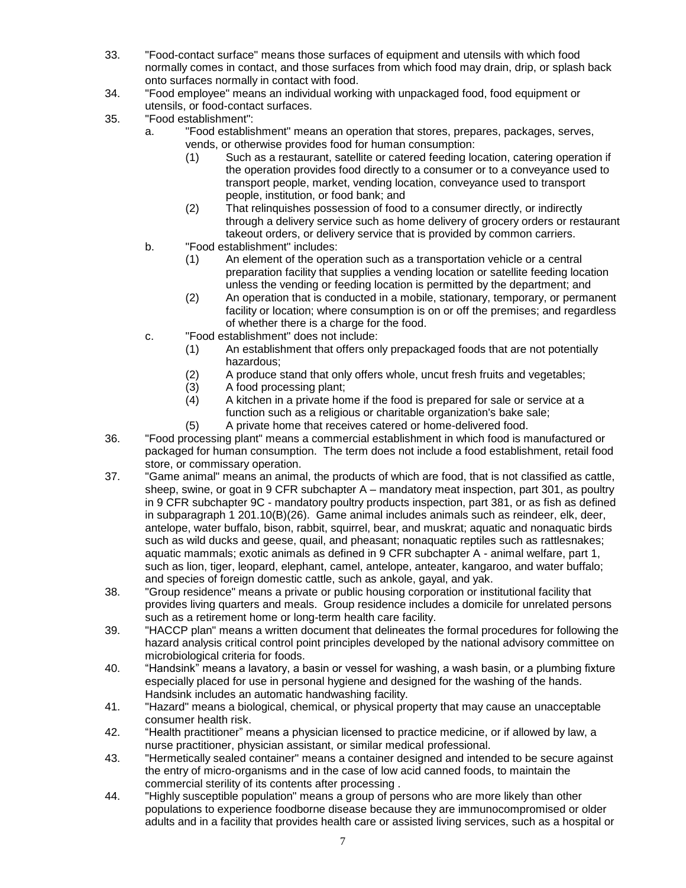33. "Food-contact surface" means those surfaces of equipment and utensils with which food normally comes in contact, and those surfaces from which food may drain, drip, or splash back onto surfaces normally in contact with food.
34. "Food employee" means an individual working with unpackaged food, food equipment or utensils, or food-contact surfaces.
35. "Food establishment":
    a. "Food establishment" means an operation that stores, prepares, packages, serves, vends, or otherwise provides food for human consumption:
        (1) Such as a restaurant, satellite or catered feeding location, catering operation if the operation provides food directly to a consumer or to a conveyance used to transport people, market, vending location, conveyance used to transport people, institution, or food bank; and
        (2) That relinquishes possession of food to a consumer directly, or indirectly through a delivery service such as home delivery of grocery orders or restaurant takeout orders, or delivery service that is provided by common carriers.
    b. "Food establishment" includes:
        (1) An element of the operation such as a transportation vehicle or a central preparation facility that supplies a vending location or satellite feeding location unless the vending or feeding location is permitted by the department; and
        (2) An operation that is conducted in a mobile, stationary, temporary, or permanent facility or location; where consumption is on or off the premises; and regardless of whether there is a charge for the food.
    c. "Food establishment" does not include:
        (1) An establishment that offers only prepackaged foods that are not potentially hazardous;
        (2) A produce stand that only offers whole, uncut fresh fruits and vegetables;
        (3) A food processing plant;
        (4) A kitchen in a private home if the food is prepared for sale or service at a function such as a religious or charitable organization's bake sale;
        (5) A private home that receives catered or home-delivered food.
36. "Food processing plant" means a commercial establishment in which food is manufactured or packaged for human consumption. The term does not include a food establishment, retail food store, or commissary operation.
37. "Game animal" means an animal, the products of which are food, that is not classified as cattle, sheep, swine, or goat in 9 CFR subchapter A – mandatory meat inspection, part 301, as poultry in 9 CFR subchapter 9C - mandatory poultry products inspection, part 381, or as fish as defined in subparagraph 1 201.10(B)(26). Game animal includes animals such as reindeer, elk, deer, antelope, water buffalo, bison, rabbit, squirrel, bear, and muskrat; aquatic and nonaquatic birds such as wild ducks and geese, quail, and pheasant; nonaquatic reptiles such as rattlesnakes; aquatic mammals; exotic animals as defined in 9 CFR subchapter A - animal welfare, part 1, such as lion, tiger, leopard, elephant, camel, antelope, anteater, kangaroo, and water buffalo; and species of foreign domestic cattle, such as ankole, gayal, and yak.
38. "Group residence" means a private or public housing corporation or institutional facility that provides living quarters and meals. Group residence includes a domicile for unrelated persons such as a retirement home or long-term health care facility.
39. "HACCP plan" means a written document that delineates the formal procedures for following the hazard analysis critical control point principles developed by the national advisory committee on microbiological criteria for foods.
40. "Handsink" means a lavatory, a basin or vessel for washing, a wash basin, or a plumbing fixture especially placed for use in personal hygiene and designed for the washing of the hands. Handsink includes an automatic handwashing facility.
41. "Hazard" means a biological, chemical, or physical property that may cause an unacceptable consumer health risk.
42. "Health practitioner" means a physician licensed to practice medicine, or if allowed by law, a nurse practitioner, physician assistant, or similar medical professional.
43. "Hermetically sealed container" means a container designed and intended to be secure against the entry of micro-organisms and in the case of low acid canned foods, to maintain the commercial sterility of its contents after processing .
44. "Highly susceptible population" means a group of persons who are more likely than other populations to experience foodborne disease because they are immunocompromised or older adults and in a facility that provides health care or assisted living services, such as a hospital or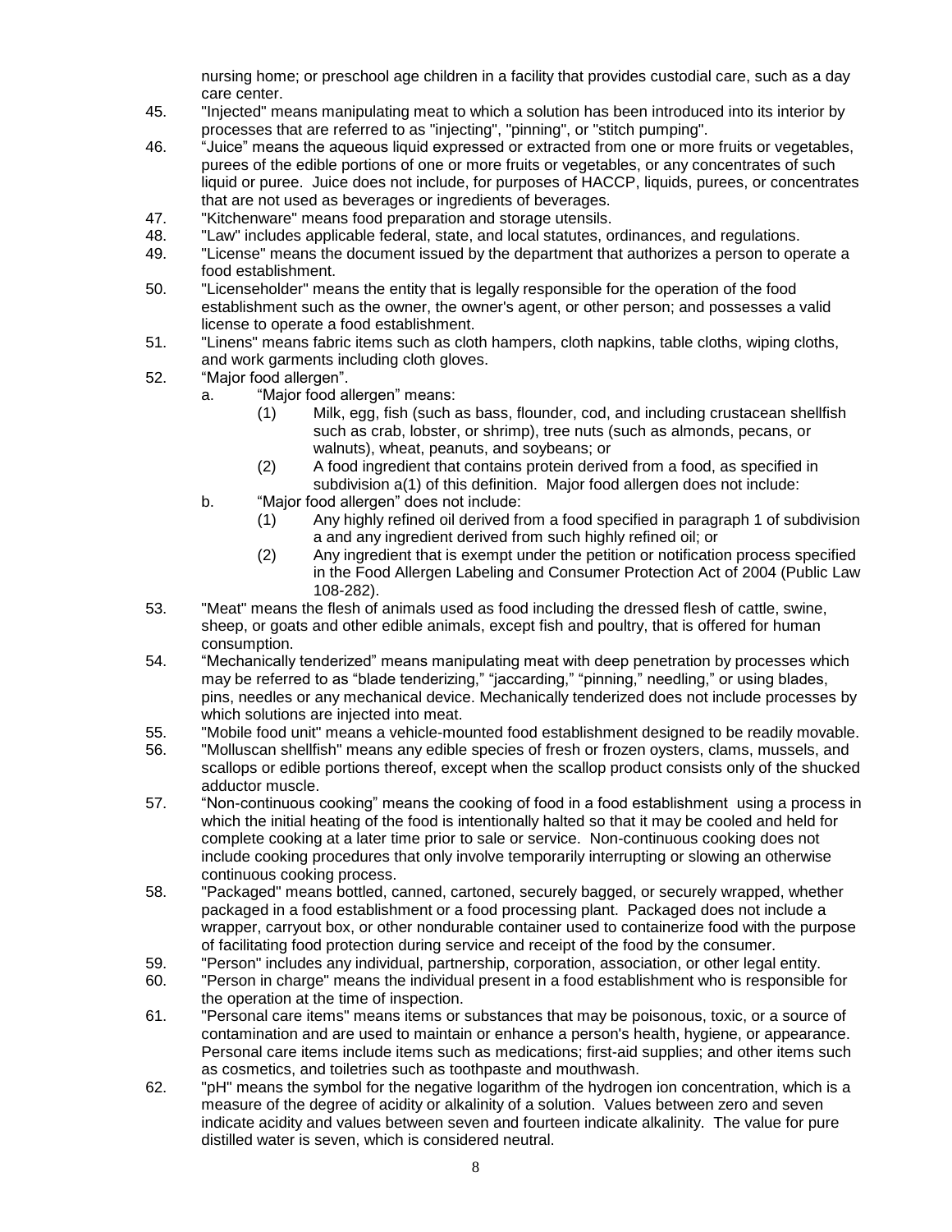nursing home; or preschool age children in a facility that provides custodial care, such as a day care center.

45. "Injected" means manipulating meat to which a solution has been introduced into its interior by processes that are referred to as "injecting", "pinning", or "stitch pumping".
46. "Juice" means the aqueous liquid expressed or extracted from one or more fruits or vegetables, purees of the edible portions of one or more fruits or vegetables, or any concentrates of such liquid or puree. Juice does not include, for purposes of HACCP, liquids, purees, or concentrates that are not used as beverages or ingredients of beverages.
47. "Kitchenware" means food preparation and storage utensils.
48. "Law" includes applicable federal, state, and local statutes, ordinances, and regulations.
49. "License" means the document issued by the department that authorizes a person to operate a food establishment.
50. "Licenseholder" means the entity that is legally responsible for the operation of the food establishment such as the owner, the owner's agent, or other person; and possesses a valid license to operate a food establishment.
51. "Linens" means fabric items such as cloth hampers, cloth napkins, table cloths, wiping cloths, and work garments including cloth gloves.
52. "Major food allergen".
    a. "Major food allergen" means:
        (1) Milk, egg, fish (such as bass, flounder, cod, and including crustacean shellfish such as crab, lobster, or shrimp), tree nuts (such as almonds, pecans, or walnuts), wheat, peanuts, and soybeans; or
        (2) A food ingredient that contains protein derived from a food, as specified in subdivision a(1) of this definition. Major food allergen does not include:
    b. "Major food allergen" does not include:
        (1) Any highly refined oil derived from a food specified in paragraph 1 of subdivision a and any ingredient derived from such highly refined oil; or
        (2) Any ingredient that is exempt under the petition or notification process specified in the Food Allergen Labeling and Consumer Protection Act of 2004 (Public Law 108-282).
53. "Meat" means the flesh of animals used as food including the dressed flesh of cattle, swine, sheep, or goats and other edible animals, except fish and poultry, that is offered for human consumption.
54. "Mechanically tenderized" means manipulating meat with deep penetration by processes which may be referred to as "blade tenderizing," "jaccarding," "pinning," needling," or using blades, pins, needles or any mechanical device. Mechanically tenderized does not include processes by which solutions are injected into meat.
55. "Mobile food unit" means a vehicle-mounted food establishment designed to be readily movable.
56. "Molluscan shellfish" means any edible species of fresh or frozen oysters, clams, mussels, and scallops or edible portions thereof, except when the scallop product consists only of the shucked adductor muscle.
57. "Non-continuous cooking" means the cooking of food in a food establishment using a process in which the initial heating of the food is intentionally halted so that it may be cooled and held for complete cooking at a later time prior to sale or service. Non-continuous cooking does not include cooking procedures that only involve temporarily interrupting or slowing an otherwise continuous cooking process.
58. "Packaged" means bottled, canned, cartoned, securely bagged, or securely wrapped, whether packaged in a food establishment or a food processing plant. Packaged does not include a wrapper, carryout box, or other nondurable container used to containerize food with the purpose of facilitating food protection during service and receipt of the food by the consumer.
59. "Person" includes any individual, partnership, corporation, association, or other legal entity.
60. "Person in charge" means the individual present in a food establishment who is responsible for the operation at the time of inspection.
61. "Personal care items" means items or substances that may be poisonous, toxic, or a source of contamination and are used to maintain or enhance a person's health, hygiene, or appearance. Personal care items include items such as medications; first-aid supplies; and other items such as cosmetics, and toiletries such as toothpaste and mouthwash.
62. "pH" means the symbol for the negative logarithm of the hydrogen ion concentration, which is a measure of the degree of acidity or alkalinity of a solution. Values between zero and seven indicate acidity and values between seven and fourteen indicate alkalinity. The value for pure distilled water is seven, which is considered neutral.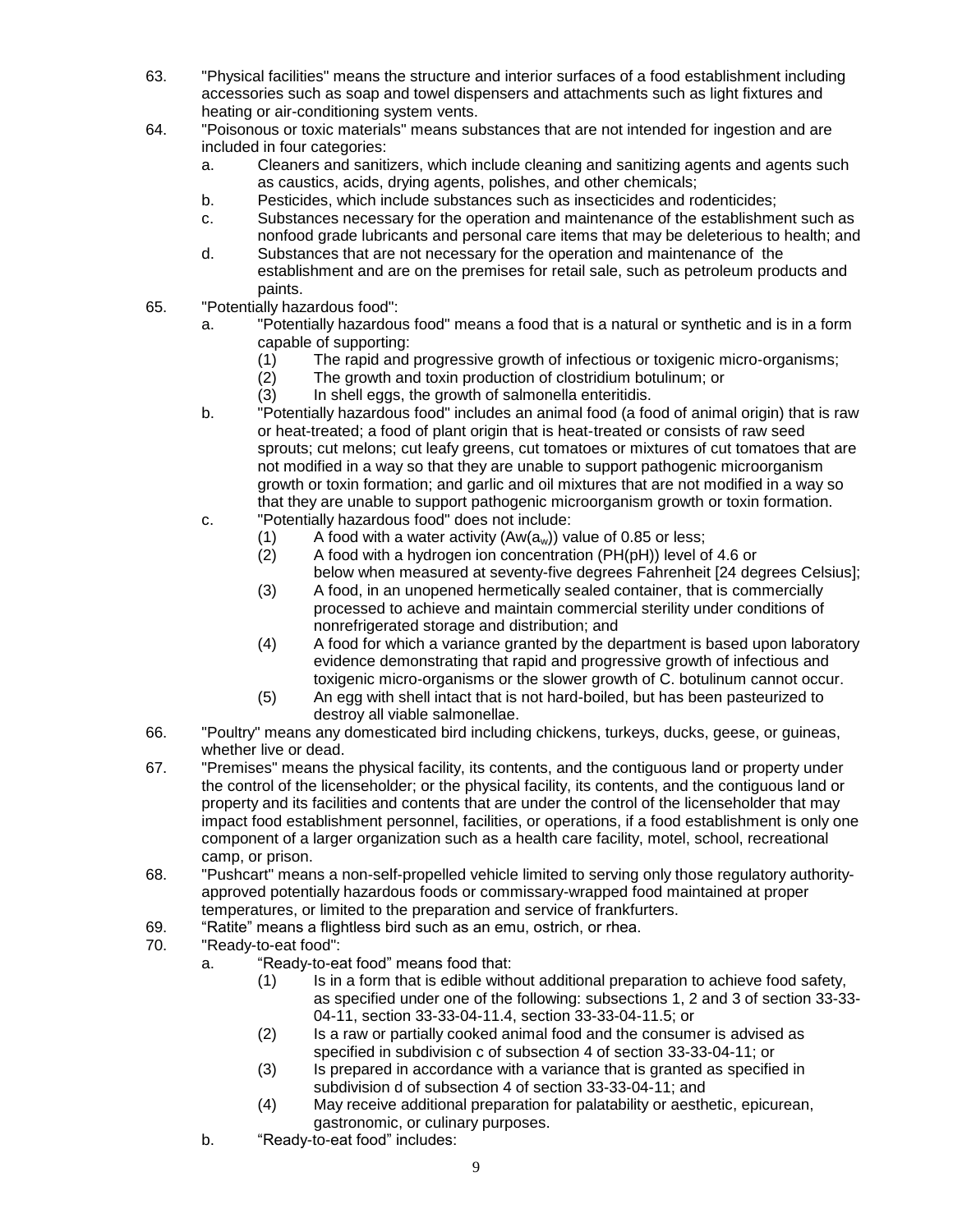63. "Physical facilities" means the structure and interior surfaces of a food establishment including accessories such as soap and towel dispensers and attachments such as light fixtures and heating or air-conditioning system vents.

64. "Poisonous or toxic materials" means substances that are not intended for ingestion and are included in four categories:
    - a. Cleaners and sanitizers, which include cleaning and sanitizing agents and agents such as caustics, acids, drying agents, polishes, and other chemicals;
    - b. Pesticides, which include substances such as insecticides and rodenticides;
    - c. Substances necessary for the operation and maintenance of the establishment such as nonfood grade lubricants and personal care items that may be deleterious to health; and
    - d. Substances that are not necessary for the operation and maintenance of the establishment and are on the premises for retail sale, such as petroleum products and paints.

65. "Potentially hazardous food":
    - a. "Potentially hazardous food" means a food that is a natural or synthetic and is in a form capable of supporting:
        - (1) The rapid and progressive growth of infectious or toxigenic micro-organisms;
        - (2) The growth and toxin production of clostridium botulinum; or
        - (3) In shell eggs, the growth of salmonella enteritidis.
    - b. "Potentially hazardous food" includes an animal food (a food of animal origin) that is raw or heat-treated; a food of plant origin that is heat-treated or consists of raw seed sprouts; cut melons; cut leafy greens, cut tomatoes or mixtures of cut tomatoes that are not modified in a way so that they are unable to support pathogenic microorganism growth or toxin formation; and garlic and oil mixtures that are not modified in a way so that they are unable to support pathogenic microorganism growth or toxin formation.
    - c. "Potentially hazardous food" does not include:
        - (1) A food with a water activity (Aw($a_w$)) value of 0.85 or less;
        - (2) A food with a hydrogen ion concentration (PH(pH)) level of 4.6 or below when measured at seventy-five degrees Fahrenheit [24 degrees Celsius];
        - (3) A food, in an unopened hermetically sealed container, that is commercially processed to achieve and maintain commercial sterility under conditions of nonrefrigerated storage and distribution; and
        - (4) A food for which a variance granted by the department is based upon laboratory evidence demonstrating that rapid and progressive growth of infectious and toxigenic micro-organisms or the slower growth of C. botulinum cannot occur.
        - (5) An egg with shell intact that is not hard-boiled, but has been pasteurized to destroy all viable salmonellae.

66. "Poultry" means any domesticated bird including chickens, turkeys, ducks, geese, or guineas, whether live or dead.

67. "Premises" means the physical facility, its contents, and the contiguous land or property under the control of the licenseholder; or the physical facility, its contents, and the contiguous land or property and its facilities and contents that are under the control of the licenseholder that may impact food establishment personnel, facilities, or operations, if a food establishment is only one component of a larger organization such as a health care facility, motel, school, recreational camp, or prison.

68. "Pushcart" means a non-self-propelled vehicle limited to serving only those regulatory authority-approved potentially hazardous foods or commissary-wrapped food maintained at proper temperatures, or limited to the preparation and service of frankfurters.

69. "Ratite" means a flightless bird such as an emu, ostrich, or rhea.

70. "Ready-to-eat food":
    - a. "Ready-to-eat food" means food that:
        - (1) Is in a form that is edible without additional preparation to achieve food safety, as specified under one of the following: subsections 1, 2 and 3 of section 33-33-04-11, section 33-33-04-11.4, section 33-33-04-11.5; or
        - (2) Is a raw or partially cooked animal food and the consumer is advised as specified in subdivision c of subsection 4 of section 33-33-04-11; or
        - (3) Is prepared in accordance with a variance that is granted as specified in subdivision d of subsection 4 of section 33-33-04-11; and
        - (4) May receive additional preparation for palatability or aesthetic, epicurean, gastronomic, or culinary purposes.
    - b. "Ready-to-eat food" includes: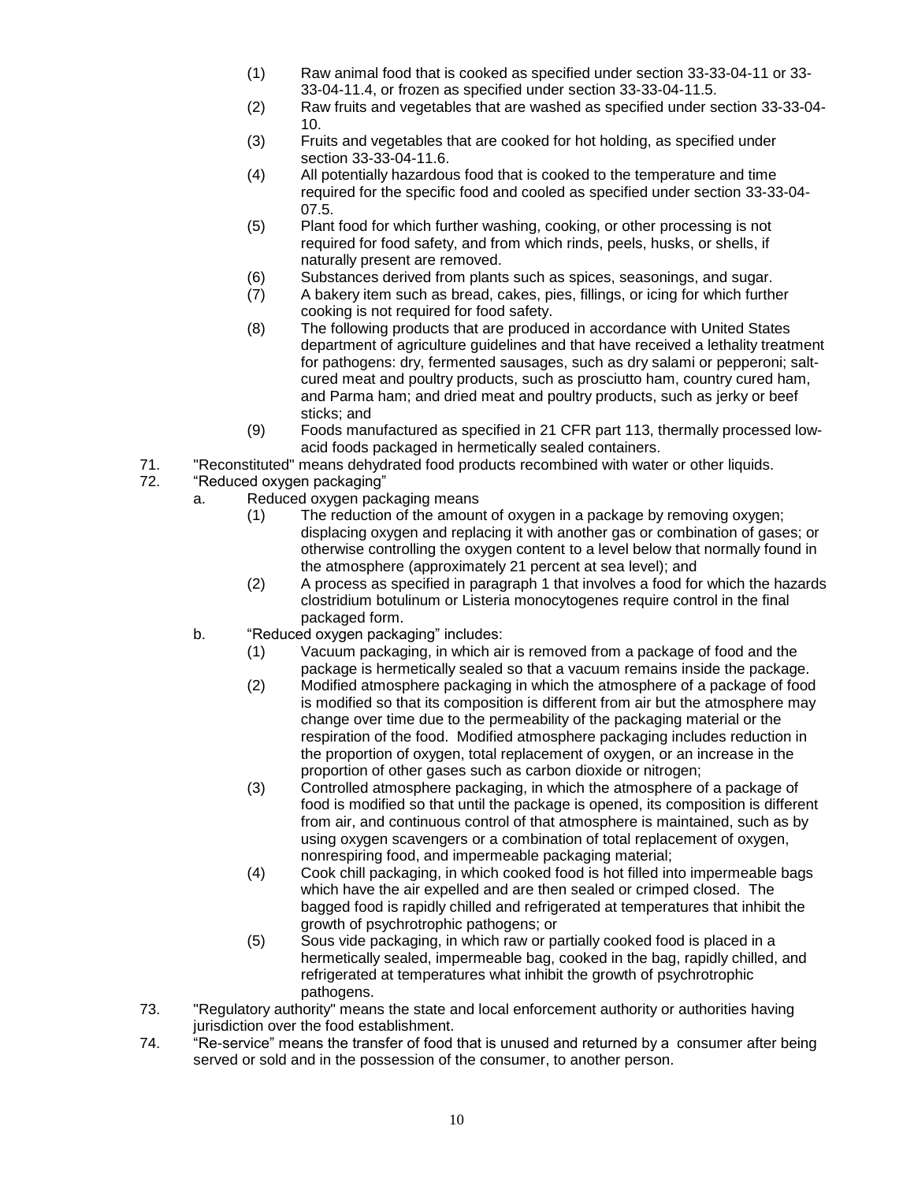(1) Raw animal food that is cooked as specified under section 33-33-04-11 or 33-33-04-11.4, or frozen as specified under section 33-33-04-11.5.

(2) Raw fruits and vegetables that are washed as specified under section 33-33-04-10.

(3) Fruits and vegetables that are cooked for hot holding, as specified under section 33-33-04-11.6.

(4) All potentially hazardous food that is cooked to the temperature and time required for the specific food and cooled as specified under section 33-33-04-07.5.

(5) Plant food for which further washing, cooking, or other processing is not required for food safety, and from which rinds, peels, husks, or shells, if naturally present are removed.

(6) Substances derived from plants such as spices, seasonings, and sugar.

(7) A bakery item such as bread, cakes, pies, fillings, or icing for which further cooking is not required for food safety.

(8) The following products that are produced in accordance with United States department of agriculture guidelines and that have received a lethality treatment for pathogens: dry, fermented sausages, such as dry salami or pepperoni; salt-cured meat and poultry products, such as prosciutto ham, country cured ham, and Parma ham; and dried meat and poultry products, such as jerky or beef sticks; and

(9) Foods manufactured as specified in 21 CFR part 113, thermally processed low-acid foods packaged in hermetically sealed containers.

71. "Reconstituted" means dehydrated food products recombined with water or other liquids.

72. "Reduced oxygen packaging"

a. Reduced oxygen packaging means

(1) The reduction of the amount of oxygen in a package by removing oxygen; displacing oxygen and replacing it with another gas or combination of gases; or otherwise controlling the oxygen content to a level below that normally found in the atmosphere (approximately 21 percent at sea level); and

(2) A process as specified in paragraph 1 that involves a food for which the hazards clostridium botulinum or Listeria monocytogenes require control in the final packaged form.

b. "Reduced oxygen packaging" includes:

(1) Vacuum packaging, in which air is removed from a package of food and the package is hermetically sealed so that a vacuum remains inside the package.

(2) Modified atmosphere packaging in which the atmosphere of a package of food is modified so that its composition is different from air but the atmosphere may change over time due to the permeability of the packaging material or the respiration of the food. Modified atmosphere packaging includes reduction in the proportion of oxygen, total replacement of oxygen, or an increase in the proportion of other gases such as carbon dioxide or nitrogen;

(3) Controlled atmosphere packaging, in which the atmosphere of a package of food is modified so that until the package is opened, its composition is different from air, and continuous control of that atmosphere is maintained, such as by using oxygen scavengers or a combination of total replacement of oxygen, nonrespiring food, and impermeable packaging material;

(4) Cook chill packaging, in which cooked food is hot filled into impermeable bags which have the air expelled and are then sealed or crimped closed. The bagged food is rapidly chilled and refrigerated at temperatures that inhibit the growth of psychrotrophic pathogens; or

(5) Sous vide packaging, in which raw or partially cooked food is placed in a hermetically sealed, impermeable bag, cooked in the bag, rapidly chilled, and refrigerated at temperatures what inhibit the growth of psychrotrophic pathogens.

73. "Regulatory authority" means the state and local enforcement authority or authorities having jurisdiction over the food establishment.

74. "Re-service" means the transfer of food that is unused and returned by a consumer after being served or sold and in the possession of the consumer, to another person.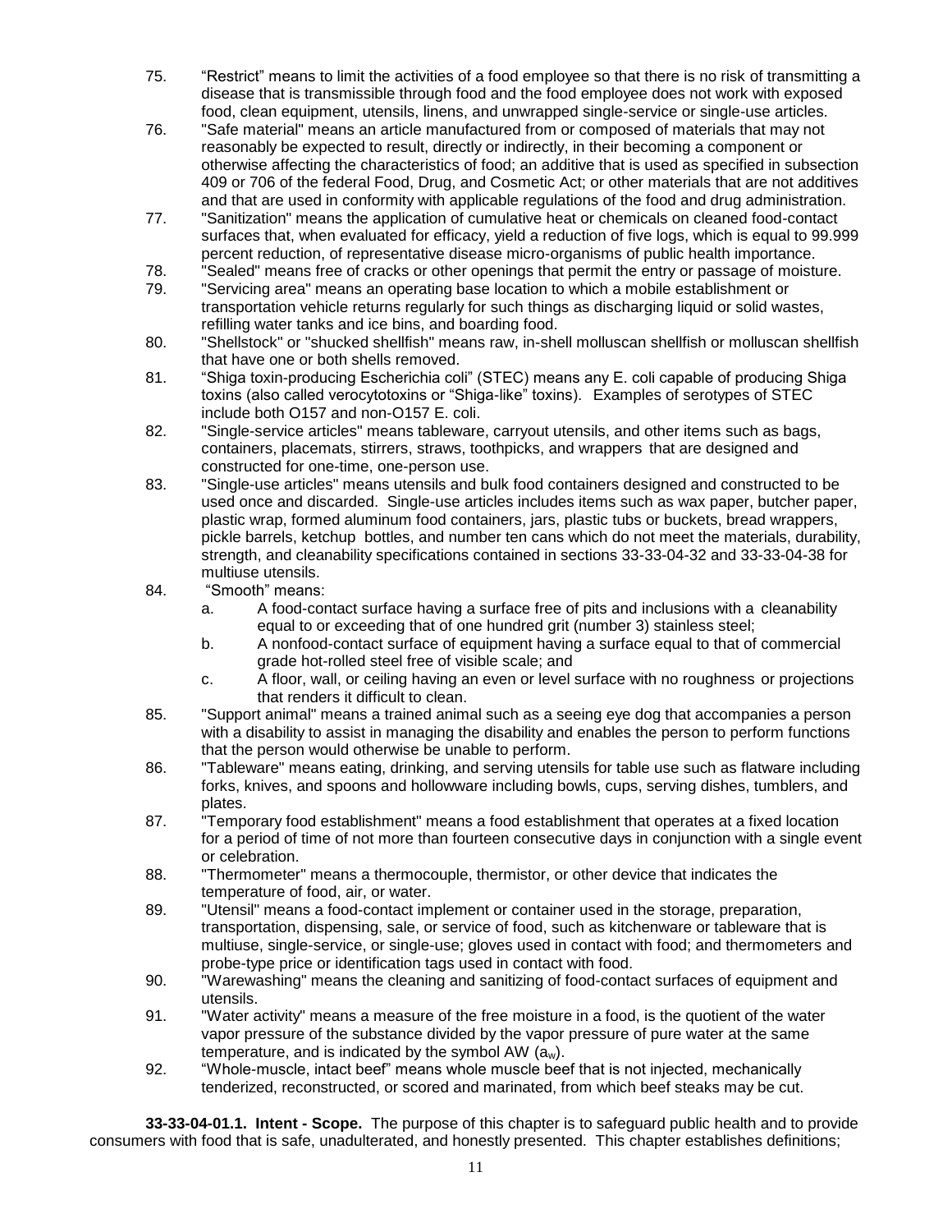75. “Restrict” means to limit the activities of a food employee so that there is no risk of transmitting a disease that is transmissible through food and the food employee does not work with exposed food, clean equipment, utensils, linens, and unwrapped single-service or single-use articles.
76. "Safe material" means an article manufactured from or composed of materials that may not reasonably be expected to result, directly or indirectly, in their becoming a component or otherwise affecting the characteristics of food; an additive that is used as specified in subsection 409 or 706 of the federal Food, Drug, and Cosmetic Act; or other materials that are not additives and that are used in conformity with applicable regulations of the food and drug administration.
77. "Sanitization" means the application of cumulative heat or chemicals on cleaned food-contact surfaces that, when evaluated for efficacy, yield a reduction of five logs, which is equal to 99.999 percent reduction, of representative disease micro-organisms of public health importance.
78. "Sealed" means free of cracks or other openings that permit the entry or passage of moisture.
79. "Servicing area" means an operating base location to which a mobile establishment or transportation vehicle returns regularly for such things as discharging liquid or solid wastes, refilling water tanks and ice bins, and boarding food.
80. "Shellstock" or "shucked shellfish" means raw, in-shell molluscan shellfish or molluscan shellfish that have one or both shells removed.
81. “Shiga toxin-producing Escherichia coli” (STEC) means any E. coli capable of producing Shiga toxins (also called verocytotoxins or “Shiga-like” toxins). Examples of serotypes of STEC include both O157 and non-O157 E. coli.
82. "Single-service articles" means tableware, carryout utensils, and other items such as bags, containers, placemats, stirrers, straws, toothpicks, and wrappers that are designed and constructed for one-time, one-person use.
83. "Single-use articles" means utensils and bulk food containers designed and constructed to be used once and discarded. Single-use articles includes items such as wax paper, butcher paper, plastic wrap, formed aluminum food containers, jars, plastic tubs or buckets, bread wrappers, pickle barrels, ketchup bottles, and number ten cans which do not meet the materials, durability, strength, and cleanability specifications contained in sections 33-33-04-32 and 33-33-04-38 for multiuse utensils.
84. “Smooth” means:
    a. A food-contact surface having a surface free of pits and inclusions with a cleanability equal to or exceeding that of one hundred grit (number 3) stainless steel;
    b. A nonfood-contact surface of equipment having a surface equal to that of commercial grade hot-rolled steel free of visible scale; and
    c. A floor, wall, or ceiling having an even or level surface with no roughness or projections that renders it difficult to clean.
85. "Support animal" means a trained animal such as a seeing eye dog that accompanies a person with a disability to assist in managing the disability and enables the person to perform functions that the person would otherwise be unable to perform.
86. "Tableware" means eating, drinking, and serving utensils for table use such as flatware including forks, knives, and spoons and hollowware including bowls, cups, serving dishes, tumblers, and plates.
87. "Temporary food establishment" means a food establishment that operates at a fixed location for a period of time of not more than fourteen consecutive days in conjunction with a single event or celebration.
88. "Thermometer" means a thermocouple, thermistor, or other device that indicates the temperature of food, air, or water.
89. "Utensil" means a food-contact implement or container used in the storage, preparation, transportation, dispensing, sale, or service of food, such as kitchenware or tableware that is multiuse, single-service, or single-use; gloves used in contact with food; and thermometers and probe-type price or identification tags used in contact with food.
90. "Warewashing" means the cleaning and sanitizing of food-contact surfaces of equipment and utensils.
91. "Water activity" means a measure of the free moisture in a food, is the quotient of the water vapor pressure of the substance divided by the vapor pressure of pure water at the same temperature, and is indicated by the symbol AW ($a_w$).
92. “Whole-muscle, intact beef” means whole muscle beef that is not injected, mechanically tenderized, reconstructed, or scored and marinated, from which beef steaks may be cut.

**33-33-04-01.1. Intent - Scope.** The purpose of this chapter is to safeguard public health and to provide consumers with food that is safe, unadulterated, and honestly presented. This chapter establishes definitions;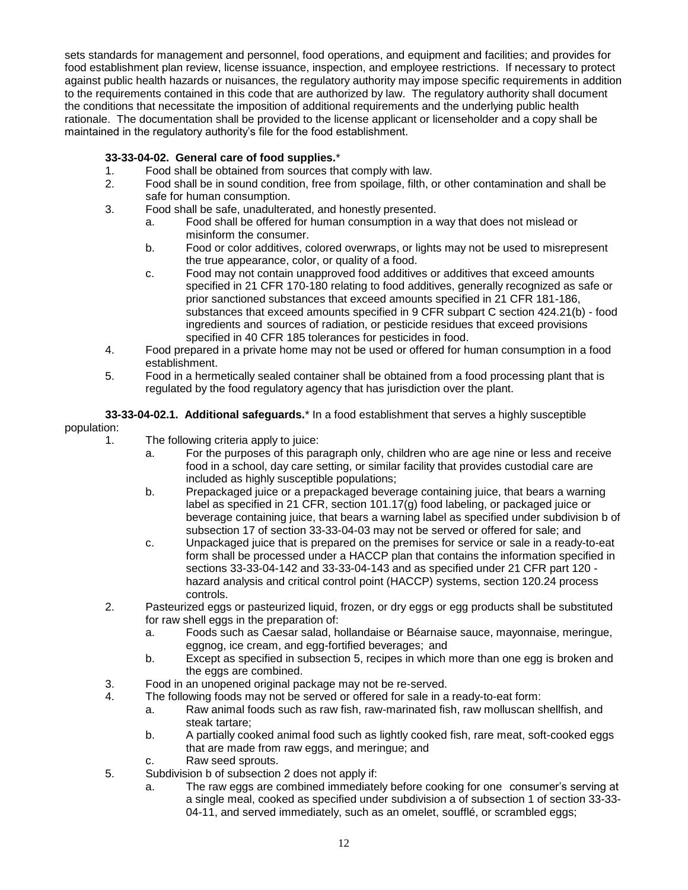sets standards for management and personnel, food operations, and equipment and facilities; and provides for food establishment plan review, license issuance, inspection, and employee restrictions. If necessary to protect against public health hazards or nuisances, the regulatory authority may impose specific requirements in addition to the requirements contained in this code that are authorized by law. The regulatory authority shall document the conditions that necessitate the imposition of additional requirements and the underlying public health rationale. The documentation shall be provided to the license applicant or licenseholder and a copy shall be maintained in the regulatory authority's file for the food establishment.

**33-33-04-02. General care of food supplies.***

1. Food shall be obtained from sources that comply with law.
2. Food shall be in sound condition, free from spoilage, filth, or other contamination and shall be safe for human consumption.
3. Food shall be safe, unadulterated, and honestly presented.
   a. Food shall be offered for human consumption in a way that does not mislead or misinform the consumer.
   b. Food or color additives, colored overwraps, or lights may not be used to misrepresent the true appearance, color, or quality of a food.
   c. Food may not contain unapproved food additives or additives that exceed amounts specified in 21 CFR 170-180 relating to food additives, generally recognized as safe or prior sanctioned substances that exceed amounts specified in 21 CFR 181-186, substances that exceed amounts specified in 9 CFR subpart C section 424.21(b) - food ingredients and sources of radiation, or pesticide residues that exceed provisions specified in 40 CFR 185 tolerances for pesticides in food.
4. Food prepared in a private home may not be used or offered for human consumption in a food establishment.
5. Food in a hermetically sealed container shall be obtained from a food processing plant that is regulated by the food regulatory agency that has jurisdiction over the plant.

**33-33-04-02.1. Additional safeguards.*** In a food establishment that serves a highly susceptible population:

1. The following criteria apply to juice:
   a. For the purposes of this paragraph only, children who are age nine or less and receive food in a school, day care setting, or similar facility that provides custodial care are included as highly susceptible populations;
   b. Prepackaged juice or a prepackaged beverage containing juice, that bears a warning label as specified in 21 CFR, section 101.17(g) food labeling, or packaged juice or beverage containing juice, that bears a warning label as specified under subdivision b of subsection 17 of section 33-33-04-03 may not be served or offered for sale; and
   c. Unpackaged juice that is prepared on the premises for service or sale in a ready-to-eat form shall be processed under a HACCP plan that contains the information specified in sections 33-33-04-142 and 33-33-04-143 and as specified under 21 CFR part 120 - hazard analysis and critical control point (HACCP) systems, section 120.24 process controls.
2. Pasteurized eggs or pasteurized liquid, frozen, or dry eggs or egg products shall be substituted for raw shell eggs in the preparation of:
   a. Foods such as Caesar salad, hollandaise or Béarnaise sauce, mayonnaise, meringue, eggnog, ice cream, and egg-fortified beverages; and
   b. Except as specified in subsection 5, recipes in which more than one egg is broken and the eggs are combined.
3. Food in an unopened original package may not be re-served.
4. The following foods may not be served or offered for sale in a ready-to-eat form:
   a. Raw animal foods such as raw fish, raw-marinated fish, raw molluscan shellfish, and steak tartare;
   b. A partially cooked animal food such as lightly cooked fish, rare meat, soft-cooked eggs that are made from raw eggs, and meringue; and
   c. Raw seed sprouts.
5. Subdivision b of subsection 2 does not apply if:
   a. The raw eggs are combined immediately before cooking for one consumer's serving at a single meal, cooked as specified under subdivision a of subsection 1 of section 33-33-04-11, and served immediately, such as an omelet, soufflé, or scrambled eggs;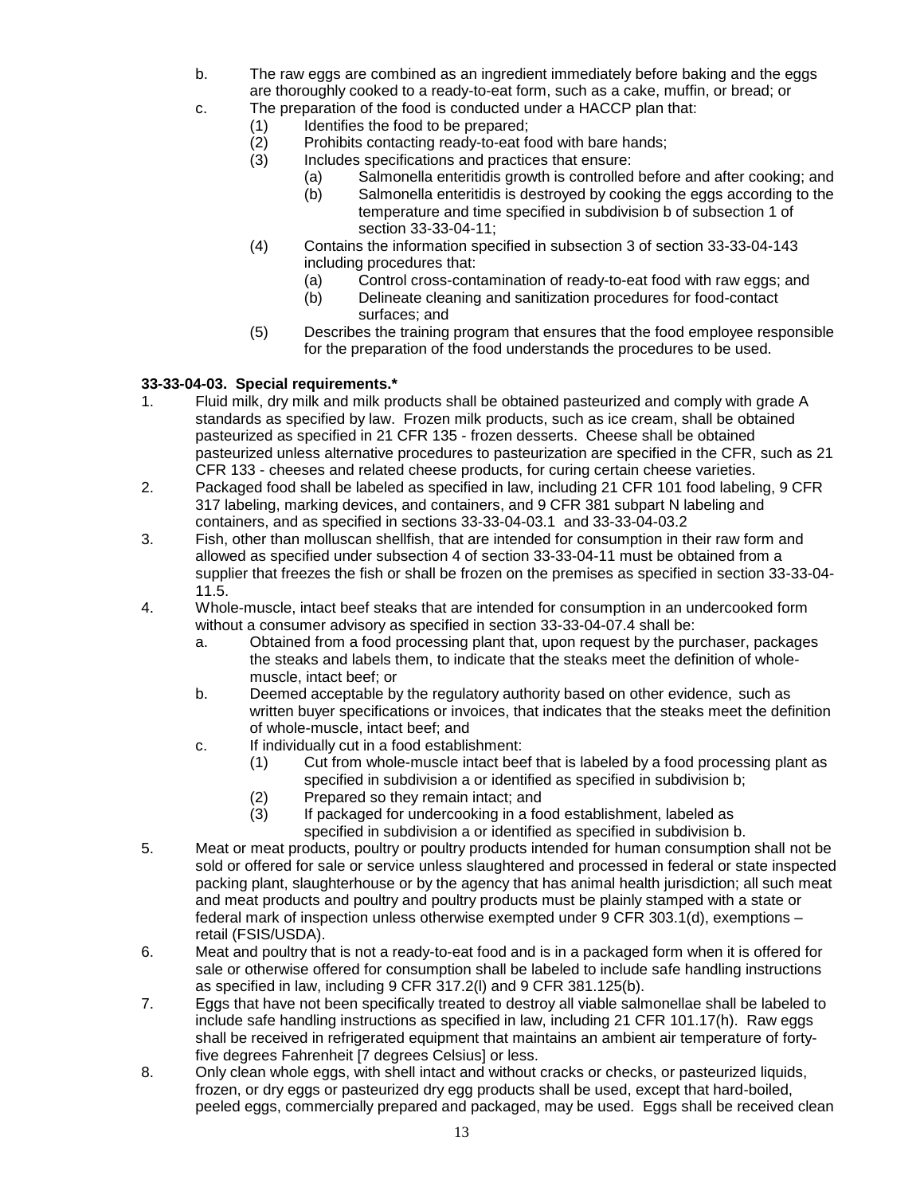b. The raw eggs are combined as an ingredient immediately before baking and the eggs are thoroughly cooked to a ready-to-eat form, such as a cake, muffin, or bread; or

c. The preparation of the food is conducted under a HACCP plan that:

   (1) Identifies the food to be prepared;

   (2) Prohibits contacting ready-to-eat food with bare hands;

   (3) Includes specifications and practices that ensure:

      (a) Salmonella enteritidis growth is controlled before and after cooking; and

      (b) Salmonella enteritidis is destroyed by cooking the eggs according to the temperature and time specified in subdivision b of subsection 1 of section 33-33-04-11;

   (4) Contains the information specified in subsection 3 of section 33-33-04-143 including procedures that:

      (a) Control cross-contamination of ready-to-eat food with raw eggs; and

      (b) Delineate cleaning and sanitization procedures for food-contact surfaces; and

   (5) Describes the training program that ensures that the food employee responsible for the preparation of the food understands the procedures to be used.

**33-33-04-03. Special requirements.***

1. Fluid milk, dry milk and milk products shall be obtained pasteurized and comply with grade A standards as specified by law. Frozen milk products, such as ice cream, shall be obtained pasteurized as specified in 21 CFR 135 - frozen desserts. Cheese shall be obtained pasteurized unless alternative procedures to pasteurization are specified in the CFR, such as 21 CFR 133 - cheeses and related cheese products, for curing certain cheese varieties.

2. Packaged food shall be labeled as specified in law, including 21 CFR 101 food labeling, 9 CFR 317 labeling, marking devices, and containers, and 9 CFR 381 subpart N labeling and containers, and as specified in sections 33-33-04-03.1 and 33-33-04-03.2

3. Fish, other than molluscan shellfish, that are intended for consumption in their raw form and allowed as specified under subsection 4 of section 33-33-04-11 must be obtained from a supplier that freezes the fish or shall be frozen on the premises as specified in section 33-33-04-11.5.

4. Whole-muscle, intact beef steaks that are intended for consumption in an undercooked form without a consumer advisory as specified in section 33-33-04-07.4 shall be:

   a. Obtained from a food processing plant that, upon request by the purchaser, packages the steaks and labels them, to indicate that the steaks meet the definition of whole-muscle, intact beef; or

   b. Deemed acceptable by the regulatory authority based on other evidence, such as written buyer specifications or invoices, that indicates that the steaks meet the definition of whole-muscle, intact beef; and

   c. If individually cut in a food establishment:

      (1) Cut from whole-muscle intact beef that is labeled by a food processing plant as specified in subdivision a or identified as specified in subdivision b;

      (2) Prepared so they remain intact; and

      (3) If packaged for undercooking in a food establishment, labeled as specified in subdivision a or identified as specified in subdivision b.

5. Meat or meat products, poultry or poultry products intended for human consumption shall not be sold or offered for sale or service unless slaughtered and processed in federal or state inspected packing plant, slaughterhouse or by the agency that has animal health jurisdiction; all such meat and meat products and poultry and poultry products must be plainly stamped with a state or federal mark of inspection unless otherwise exempted under 9 CFR 303.1(d), exemptions – retail (FSIS/USDA).

6. Meat and poultry that is not a ready-to-eat food and is in a packaged form when it is offered for sale or otherwise offered for consumption shall be labeled to include safe handling instructions as specified in law, including 9 CFR 317.2(l) and 9 CFR 381.125(b).

7. Eggs that have not been specifically treated to destroy all viable salmonellae shall be labeled to include safe handling instructions as specified in law, including 21 CFR 101.17(h). Raw eggs shall be received in refrigerated equipment that maintains an ambient air temperature of forty-five degrees Fahrenheit [7 degrees Celsius] or less.

8. Only clean whole eggs, with shell intact and without cracks or checks, or pasteurized liquids, frozen, or dry eggs or pasteurized dry egg products shall be used, except that hard-boiled, peeled eggs, commercially prepared and packaged, may be used. Eggs shall be received clean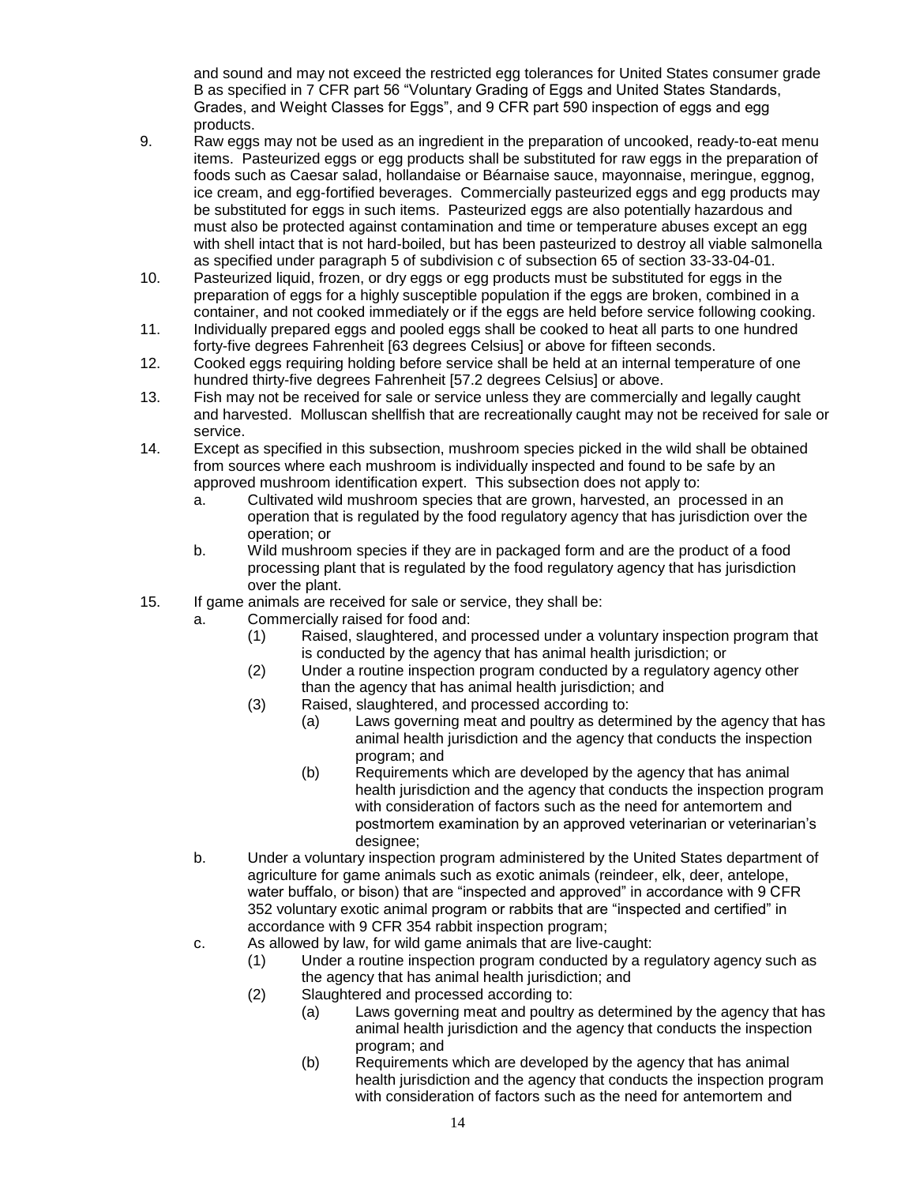and sound and may not exceed the restricted egg tolerances for United States consumer grade B as specified in 7 CFR part 56 "Voluntary Grading of Eggs and United States Standards, Grades, and Weight Classes for Eggs", and 9 CFR part 590 inspection of eggs and egg products.

9. Raw eggs may not be used as an ingredient in the preparation of uncooked, ready-to-eat menu items. Pasteurized eggs or egg products shall be substituted for raw eggs in the preparation of foods such as Caesar salad, hollandaise or Béarnaise sauce, mayonnaise, meringue, eggnog, ice cream, and egg-fortified beverages. Commercially pasteurized eggs and egg products may be substituted for eggs in such items. Pasteurized eggs are also potentially hazardous and must also be protected against contamination and time or temperature abuses except an egg with shell intact that is not hard-boiled, but has been pasteurized to destroy all viable salmonella as specified under paragraph 5 of subdivision c of subsection 65 of section 33-33-04-01.
10. Pasteurized liquid, frozen, or dry eggs or egg products must be substituted for eggs in the preparation of eggs for a highly susceptible population if the eggs are broken, combined in a container, and not cooked immediately or if the eggs are held before service following cooking.
11. Individually prepared eggs and pooled eggs shall be cooked to heat all parts to one hundred forty-five degrees Fahrenheit [63 degrees Celsius] or above for fifteen seconds.
12. Cooked eggs requiring holding before service shall be held at an internal temperature of one hundred thirty-five degrees Fahrenheit [57.2 degrees Celsius] or above.
13. Fish may not be received for sale or service unless they are commercially and legally caught and harvested. Molluscan shellfish that are recreationally caught may not be received for sale or service.
14. Except as specified in this subsection, mushroom species picked in the wild shall be obtained from sources where each mushroom is individually inspected and found to be safe by an approved mushroom identification expert. This subsection does not apply to:
    a. Cultivated wild mushroom species that are grown, harvested, an processed in an operation that is regulated by the food regulatory agency that has jurisdiction over the operation; or
    b. Wild mushroom species if they are in packaged form and are the product of a food processing plant that is regulated by the food regulatory agency that has jurisdiction over the plant.
15. If game animals are received for sale or service, they shall be:
    a. Commercially raised for food and:
        (1) Raised, slaughtered, and processed under a voluntary inspection program that is conducted by the agency that has animal health jurisdiction; or
        (2) Under a routine inspection program conducted by a regulatory agency other than the agency that has animal health jurisdiction; and
        (3) Raised, slaughtered, and processed according to:
            (a) Laws governing meat and poultry as determined by the agency that has animal health jurisdiction and the agency that conducts the inspection program; and
            (b) Requirements which are developed by the agency that has animal health jurisdiction and the agency that conducts the inspection program with consideration of factors such as the need for antemortem and postmortem examination by an approved veterinarian or veterinarian's designee;
    b. Under a voluntary inspection program administered by the United States department of agriculture for game animals such as exotic animals (reindeer, elk, deer, antelope, water buffalo, or bison) that are "inspected and approved" in accordance with 9 CFR 352 voluntary exotic animal program or rabbits that are "inspected and certified" in accordance with 9 CFR 354 rabbit inspection program;
    c. As allowed by law, for wild game animals that are live-caught:
        (1) Under a routine inspection program conducted by a regulatory agency such as the agency that has animal health jurisdiction; and
        (2) Slaughtered and processed according to:
            (a) Laws governing meat and poultry as determined by the agency that has animal health jurisdiction and the agency that conducts the inspection program; and
            (b) Requirements which are developed by the agency that has animal health jurisdiction and the agency that conducts the inspection program with consideration of factors such as the need for antemortem and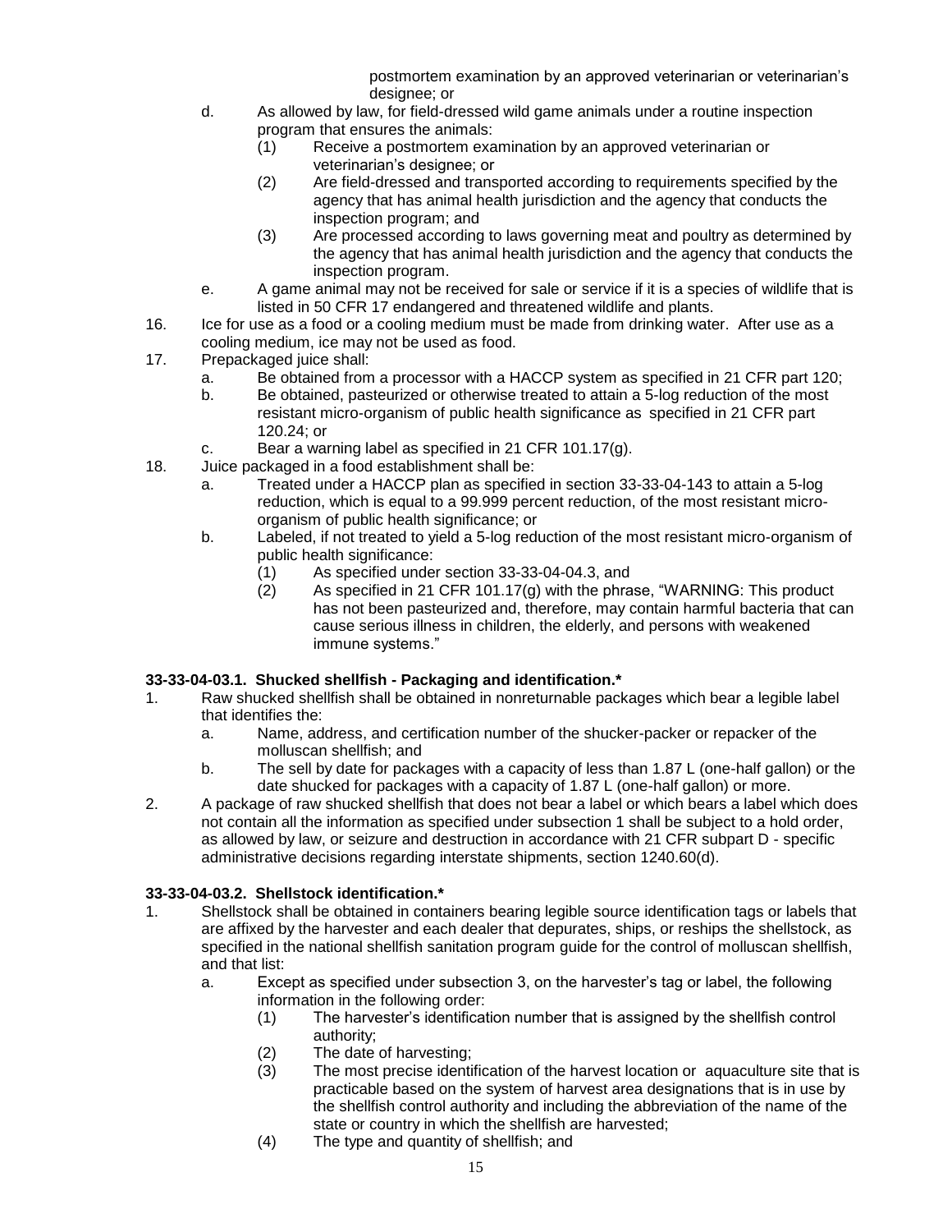postmortem examination by an approved veterinarian or veterinarian's designee; or

d. As allowed by law, for field-dressed wild game animals under a routine inspection program that ensures the animals:
   (1) Receive a postmortem examination by an approved veterinarian or veterinarian's designee; or
   (2) Are field-dressed and transported according to requirements specified by the agency that has animal health jurisdiction and the agency that conducts the inspection program; and
   (3) Are processed according to laws governing meat and poultry as determined by the agency that has animal health jurisdiction and the agency that conducts the inspection program.

e. A game animal may not be received for sale or service if it is a species of wildlife that is listed in 50 CFR 17 endangered and threatened wildlife and plants.

16. Ice for use as a food or a cooling medium must be made from drinking water. After use as a cooling medium, ice may not be used as food.

17. Prepackaged juice shall:
   a. Be obtained from a processor with a HACCP system as specified in 21 CFR part 120;
   b. Be obtained, pasteurized or otherwise treated to attain a 5-log reduction of the most resistant micro-organism of public health significance as specified in 21 CFR part 120.24; or
   c. Bear a warning label as specified in 21 CFR 101.17(g).

18. Juice packaged in a food establishment shall be:
   a. Treated under a HACCP plan as specified in section 33-33-04-143 to attain a 5-log reduction, which is equal to a 99.999 percent reduction, of the most resistant micro-organism of public health significance; or
   b. Labeled, if not treated to yield a 5-log reduction of the most resistant micro-organism of public health significance:
      (1) As specified under section 33-33-04-04.3, and
      (2) As specified in 21 CFR 101.17(g) with the phrase, "WARNING: This product has not been pasteurized and, therefore, may contain harmful bacteria that can cause serious illness in children, the elderly, and persons with weakened immune systems."

**33-33-04-03.1. Shucked shellfish - Packaging and identification.***

1. Raw shucked shellfish shall be obtained in nonreturnable packages which bear a legible label that identifies the:
   a. Name, address, and certification number of the shucker-packer or repacker of the molluscan shellfish; and
   b. The sell by date for packages with a capacity of less than 1.87 L (one-half gallon) or the date shucked for packages with a capacity of 1.87 L (one-half gallon) or more.

2. A package of raw shucked shellfish that does not bear a label or which bears a label which does not contain all the information as specified under subsection 1 shall be subject to a hold order, as allowed by law, or seizure and destruction in accordance with 21 CFR subpart D - specific administrative decisions regarding interstate shipments, section 1240.60(d).

**33-33-04-03.2. Shellstock identification.***

1. Shellstock shall be obtained in containers bearing legible source identification tags or labels that are affixed by the harvester and each dealer that depurates, ships, or reships the shellstock, as specified in the national shellfish sanitation program guide for the control of molluscan shellfish, and that list:
   a. Except as specified under subsection 3, on the harvester's tag or label, the following information in the following order:
      (1) The harvester's identification number that is assigned by the shellfish control authority;
      (2) The date of harvesting;
      (3) The most precise identification of the harvest location or aquaculture site that is practicable based on the system of harvest area designations that is in use by the shellfish control authority and including the abbreviation of the name of the state or country in which the shellfish are harvested;
      (4) The type and quantity of shellfish; and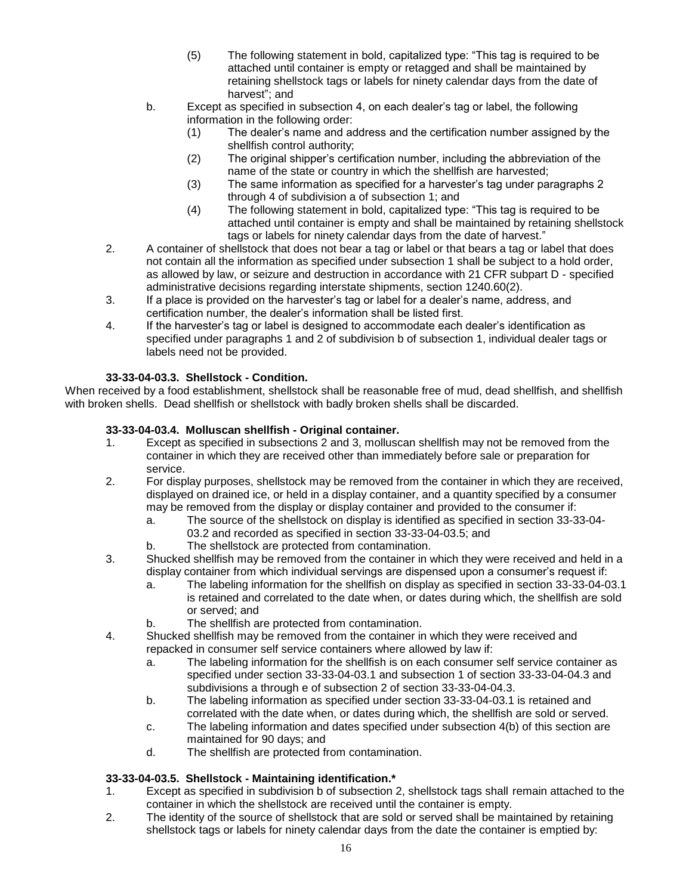(5) The following statement in bold, capitalized type: "This tag is required to be attached until container is empty or retagged and shall be maintained by retaining shellstock tags or labels for ninety calendar days from the date of harvest"; and

b. Except as specified in subsection 4, on each dealer's tag or label, the following information in the following order:
   (1) The dealer's name and address and the certification number assigned by the shellfish control authority;
   (2) The original shipper's certification number, including the abbreviation of the name of the state or country in which the shellfish are harvested;
   (3) The same information as specified for a harvester's tag under paragraphs 2 through 4 of subdivision a of subsection 1; and
   (4) The following statement in bold, capitalized type: "This tag is required to be attached until container is empty and shall be maintained by retaining shellstock tags or labels for ninety calendar days from the date of harvest."

2. A container of shellstock that does not bear a tag or label or that bears a tag or label that does not contain all the information as specified under subsection 1 shall be subject to a hold order, as allowed by law, or seizure and destruction in accordance with 21 CFR subpart D - specified administrative decisions regarding interstate shipments, section 1240.60(2).
3. If a place is provided on the harvester's tag or label for a dealer's name, address, and certification number, the dealer's information shall be listed first.
4. If the harvester's tag or label is designed to accommodate each dealer's identification as specified under paragraphs 1 and 2 of subdivision b of subsection 1, individual dealer tags or labels need not be provided.

**33-33-04-03.3. Shellstock - Condition.**

When received by a food establishment, shellstock shall be reasonable free of mud, dead shellfish, and shellfish with broken shells. Dead shellfish or shellstock with badly broken shells shall be discarded.

**33-33-04-03.4. Molluscan shellfish - Original container.**

1. Except as specified in subsections 2 and 3, molluscan shellfish may not be removed from the container in which they are received other than immediately before sale or preparation for service.
2. For display purposes, shellstock may be removed from the container in which they are received, displayed on drained ice, or held in a display container, and a quantity specified by a consumer may be removed from the display or display container and provided to the consumer if:
   a. The source of the shellstock on display is identified as specified in section 33-33-04-03.2 and recorded as specified in section 33-33-04-03.5; and
   b. The shellstock are protected from contamination.
3. Shucked shellfish may be removed from the container in which they were received and held in a display container from which individual servings are dispensed upon a consumer's request if:
   a. The labeling information for the shellfish on display as specified in section 33-33-04-03.1 is retained and correlated to the date when, or dates during which, the shellfish are sold or served; and
   b. The shellfish are protected from contamination.
4. Shucked shellfish may be removed from the container in which they were received and repacked in consumer self service containers where allowed by law if:
   a. The labeling information for the shellfish is on each consumer self service container as specified under section 33-33-04-03.1 and subsection 1 of section 33-33-04-04.3 and subdivisions a through e of subsection 2 of section 33-33-04-04.3.
   b. The labeling information as specified under section 33-33-04-03.1 is retained and correlated with the date when, or dates during which, the shellfish are sold or served.
   c. The labeling information and dates specified under subsection 4(b) of this section are maintained for 90 days; and
   d. The shellfish are protected from contamination.

**33-33-04-03.5. Shellstock - Maintaining identification.***

1. Except as specified in subdivision b of subsection 2, shellstock tags shall remain attached to the container in which the shellstock are received until the container is empty.
2. The identity of the source of shellstock that are sold or served shall be maintained by retaining shellstock tags or labels for ninety calendar days from the date the container is emptied by: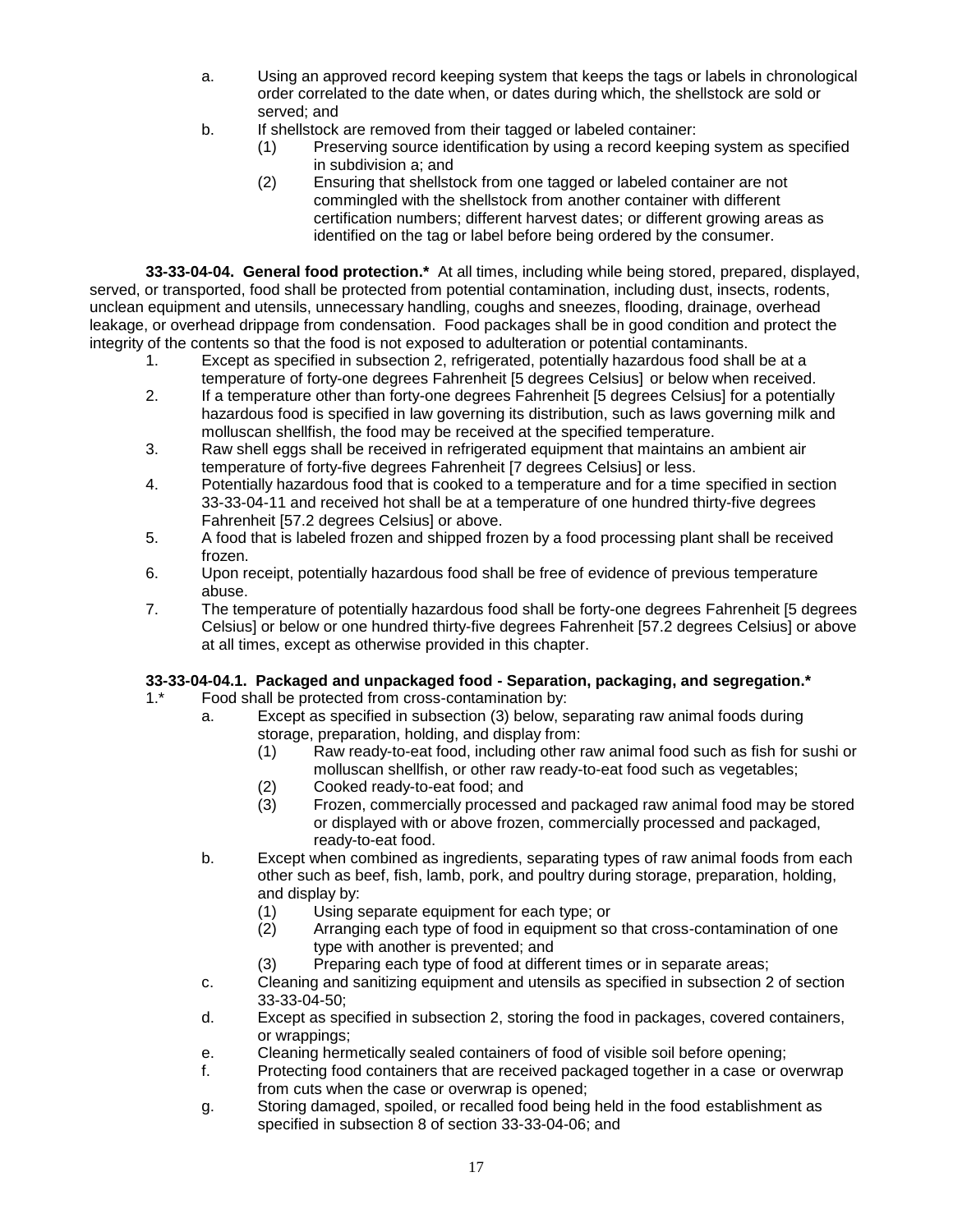a. Using an approved record keeping system that keeps the tags or labels in chronological order correlated to the date when, or dates during which, the shellstock are sold or served; and
b. If shellstock are removed from their tagged or labeled container:
   (1) Preserving source identification by using a record keeping system as specified in subdivision a; and
   (2) Ensuring that shellstock from one tagged or labeled container are not commingled with the shellstock from another container with different certification numbers; different harvest dates; or different growing areas as identified on the tag or label before being ordered by the consumer.

**33-33-04-04. General food protection.*** At all times, including while being stored, prepared, displayed, served, or transported, food shall be protected from potential contamination, including dust, insects, rodents, unclean equipment and utensils, unnecessary handling, coughs and sneezes, flooding, drainage, overhead leakage, or overhead drippage from condensation. Food packages shall be in good condition and protect the integrity of the contents so that the food is not exposed to adulteration or potential contaminants.

1. Except as specified in subsection 2, refrigerated, potentially hazardous food shall be at a temperature of forty-one degrees Fahrenheit [5 degrees Celsius] or below when received.
2. If a temperature other than forty-one degrees Fahrenheit [5 degrees Celsius] for a potentially hazardous food is specified in law governing its distribution, such as laws governing milk and molluscan shellfish, the food may be received at the specified temperature.
3. Raw shell eggs shall be received in refrigerated equipment that maintains an ambient air temperature of forty-five degrees Fahrenheit [7 degrees Celsius] or less.
4. Potentially hazardous food that is cooked to a temperature and for a time specified in section 33-33-04-11 and received hot shall be at a temperature of one hundred thirty-five degrees Fahrenheit [57.2 degrees Celsius] or above.
5. A food that is labeled frozen and shipped frozen by a food processing plant shall be received frozen.
6. Upon receipt, potentially hazardous food shall be free of evidence of previous temperature abuse.
7. The temperature of potentially hazardous food shall be forty-one degrees Fahrenheit [5 degrees Celsius] or below or one hundred thirty-five degrees Fahrenheit [57.2 degrees Celsius] or above at all times, except as otherwise provided in this chapter.

**33-33-04-04.1. Packaged and unpackaged food - Separation, packaging, and segregation.***

1.* Food shall be protected from cross-contamination by:
   a. Except as specified in subsection (3) below, separating raw animal foods during storage, preparation, holding, and display from:
      (1) Raw ready-to-eat food, including other raw animal food such as fish for sushi or molluscan shellfish, or other raw ready-to-eat food such as vegetables;
      (2) Cooked ready-to-eat food; and
      (3) Frozen, commercially processed and packaged raw animal food may be stored or displayed with or above frozen, commercially processed and packaged, ready-to-eat food.
   b. Except when combined as ingredients, separating types of raw animal foods from each other such as beef, fish, lamb, pork, and poultry during storage, preparation, holding, and display by:
      (1) Using separate equipment for each type; or
      (2) Arranging each type of food in equipment so that cross-contamination of one type with another is prevented; and
      (3) Preparing each type of food at different times or in separate areas;
   c. Cleaning and sanitizing equipment and utensils as specified in subsection 2 of section 33-33-04-50;
   d. Except as specified in subsection 2, storing the food in packages, covered containers, or wrappings;
   e. Cleaning hermetically sealed containers of food of visible soil before opening;
   f. Protecting food containers that are received packaged together in a case or overwrap from cuts when the case or overwrap is opened;
   g. Storing damaged, spoiled, or recalled food being held in the food establishment as specified in subsection 8 of section 33-33-04-06; and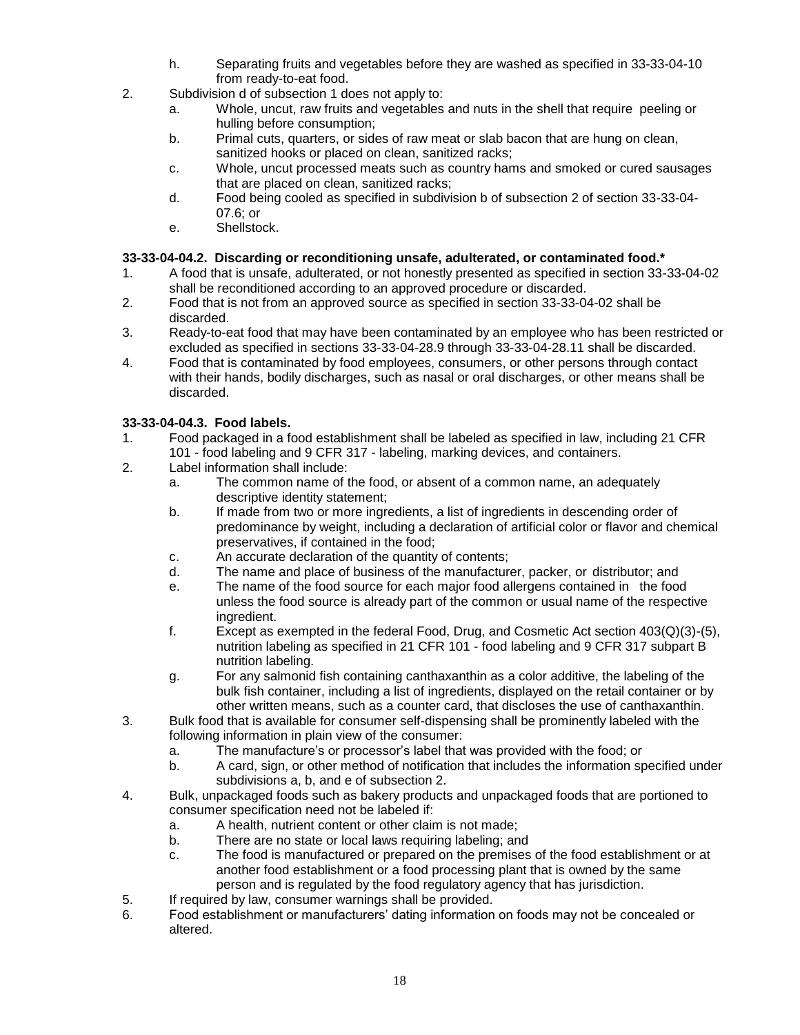h. Separating fruits and vegetables before they are washed as specified in 33-33-04-10 from ready-to-eat food.

2. Subdivision d of subsection 1 does not apply to:
   a. Whole, uncut, raw fruits and vegetables and nuts in the shell that require peeling or hulling before consumption;
   b. Primal cuts, quarters, or sides of raw meat or slab bacon that are hung on clean, sanitized hooks or placed on clean, sanitized racks;
   c. Whole, uncut processed meats such as country hams and smoked or cured sausages that are placed on clean, sanitized racks;
   d. Food being cooled as specified in subdivision b of subsection 2 of section 33-33-04-07.6; or
   e. Shellstock.

**33-33-04-04.2. Discarding or reconditioning unsafe, adulterated, or contaminated food.***

1. A food that is unsafe, adulterated, or not honestly presented as specified in section 33-33-04-02 shall be reconditioned according to an approved procedure or discarded.
2. Food that is not from an approved source as specified in section 33-33-04-02 shall be discarded.
3. Ready-to-eat food that may have been contaminated by an employee who has been restricted or excluded as specified in sections 33-33-04-28.9 through 33-33-04-28.11 shall be discarded.
4. Food that is contaminated by food employees, consumers, or other persons through contact with their hands, bodily discharges, such as nasal or oral discharges, or other means shall be discarded.

**33-33-04-04.3. Food labels.**

1. Food packaged in a food establishment shall be labeled as specified in law, including 21 CFR 101 - food labeling and 9 CFR 317 - labeling, marking devices, and containers.
2. Label information shall include:
   a. The common name of the food, or absent of a common name, an adequately descriptive identity statement;
   b. If made from two or more ingredients, a list of ingredients in descending order of predominance by weight, including a declaration of artificial color or flavor and chemical preservatives, if contained in the food;
   c. An accurate declaration of the quantity of contents;
   d. The name and place of business of the manufacturer, packer, or distributor; and
   e. The name of the food source for each major food allergens contained in the food unless the food source is already part of the common or usual name of the respective ingredient.
   f. Except as exempted in the federal Food, Drug, and Cosmetic Act section 403(Q)(3)-(5), nutrition labeling as specified in 21 CFR 101 - food labeling and 9 CFR 317 subpart B nutrition labeling.
   g. For any salmonid fish containing canthaxanthin as a color additive, the labeling of the bulk fish container, including a list of ingredients, displayed on the retail container or by other written means, such as a counter card, that discloses the use of canthaxanthin.
3. Bulk food that is available for consumer self-dispensing shall be prominently labeled with the following information in plain view of the consumer:
   a. The manufacture's or processor's label that was provided with the food; or
   b. A card, sign, or other method of notification that includes the information specified under subdivisions a, b, and e of subsection 2.
4. Bulk, unpackaged foods such as bakery products and unpackaged foods that are portioned to consumer specification need not be labeled if:
   a. A health, nutrient content or other claim is not made;
   b. There are no state or local laws requiring labeling; and
   c. The food is manufactured or prepared on the premises of the food establishment or at another food establishment or a food processing plant that is owned by the same person and is regulated by the food regulatory agency that has jurisdiction.
5. If required by law, consumer warnings shall be provided.
6. Food establishment or manufacturers' dating information on foods may not be concealed or altered.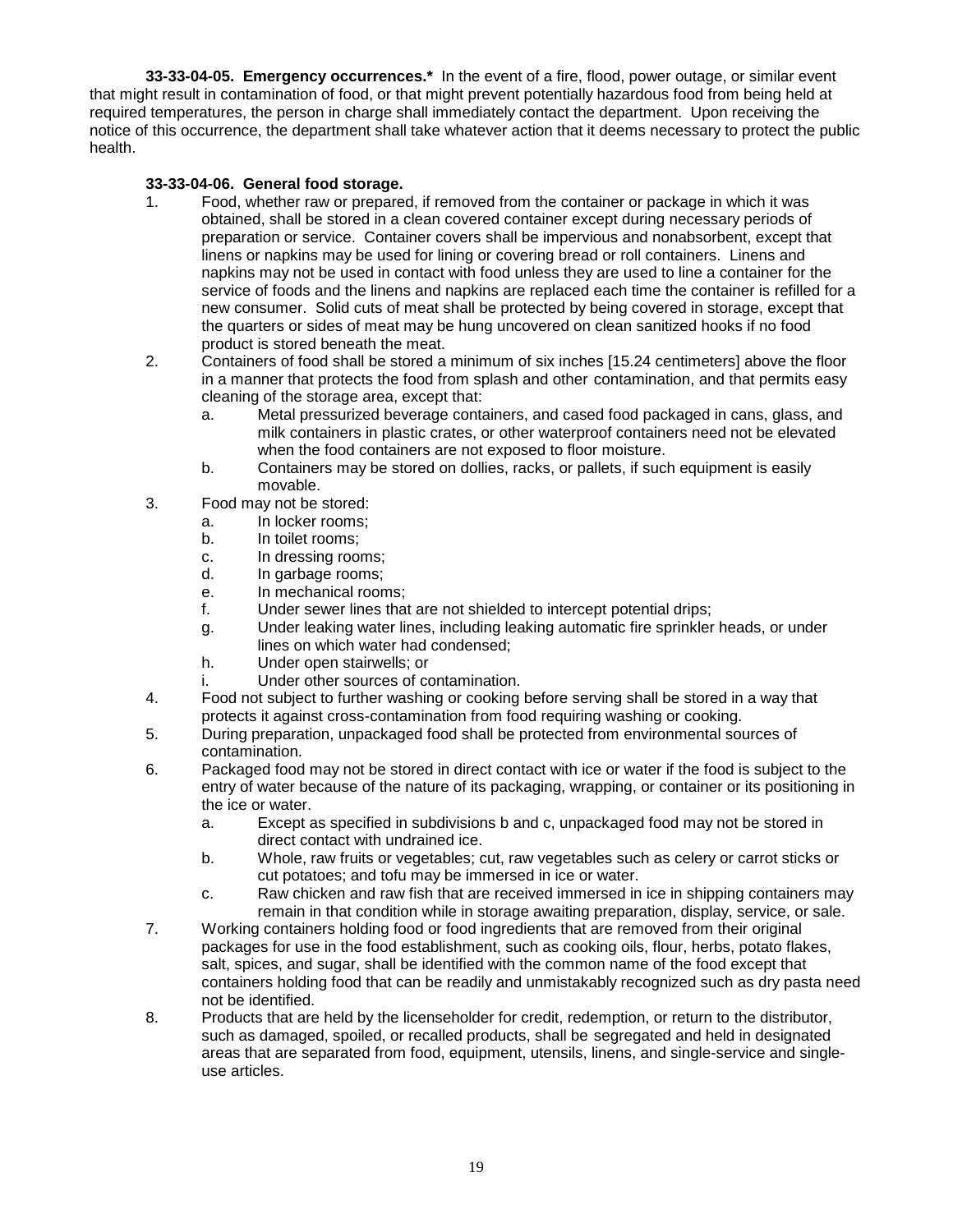**33-33-04-05. Emergency occurrences.*** In the event of a fire, flood, power outage, or similar event that might result in contamination of food, or that might prevent potentially hazardous food from being held at required temperatures, the person in charge shall immediately contact the department. Upon receiving the notice of this occurrence, the department shall take whatever action that it deems necessary to protect the public health.

**33-33-04-06. General food storage.**

1. Food, whether raw or prepared, if removed from the container or package in which it was obtained, shall be stored in a clean covered container except during necessary periods of preparation or service. Container covers shall be impervious and nonabsorbent, except that linens or napkins may be used for lining or covering bread or roll containers. Linens and napkins may not be used in contact with food unless they are used to line a container for the service of foods and the linens and napkins are replaced each time the container is refilled for a new consumer. Solid cuts of meat shall be protected by being covered in storage, except that the quarters or sides of meat may be hung uncovered on clean sanitized hooks if no food product is stored beneath the meat.
2. Containers of food shall be stored a minimum of six inches [15.24 centimeters] above the floor in a manner that protects the food from splash and other contamination, and that permits easy cleaning of the storage area, except that:
   a. Metal pressurized beverage containers, and cased food packaged in cans, glass, and milk containers in plastic crates, or other waterproof containers need not be elevated when the food containers are not exposed to floor moisture.
   b. Containers may be stored on dollies, racks, or pallets, if such equipment is easily movable.
3. Food may not be stored:
   a. In locker rooms;
   b. In toilet rooms;
   c. In dressing rooms;
   d. In garbage rooms;
   e. In mechanical rooms;
   f. Under sewer lines that are not shielded to intercept potential drips;
   g. Under leaking water lines, including leaking automatic fire sprinkler heads, or under lines on which water had condensed;
   h. Under open stairwells; or
   i. Under other sources of contamination.
4. Food not subject to further washing or cooking before serving shall be stored in a way that protects it against cross-contamination from food requiring washing or cooking.
5. During preparation, unpackaged food shall be protected from environmental sources of contamination.
6. Packaged food may not be stored in direct contact with ice or water if the food is subject to the entry of water because of the nature of its packaging, wrapping, or container or its positioning in the ice or water.
   a. Except as specified in subdivisions b and c, unpackaged food may not be stored in direct contact with undrained ice.
   b. Whole, raw fruits or vegetables; cut, raw vegetables such as celery or carrot sticks or cut potatoes; and tofu may be immersed in ice or water.
   c. Raw chicken and raw fish that are received immersed in ice in shipping containers may remain in that condition while in storage awaiting preparation, display, service, or sale.
7. Working containers holding food or food ingredients that are removed from their original packages for use in the food establishment, such as cooking oils, flour, herbs, potato flakes, salt, spices, and sugar, shall be identified with the common name of the food except that containers holding food that can be readily and unmistakably recognized such as dry pasta need not be identified.
8. Products that are held by the licenseholder for credit, redemption, or return to the distributor, such as damaged, spoiled, or recalled products, shall be segregated and held in designated areas that are separated from food, equipment, utensils, linens, and single-service and single-use articles.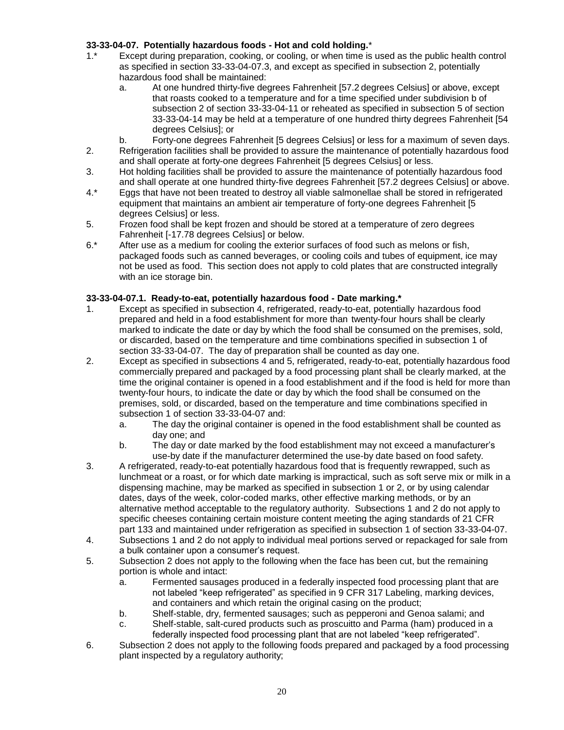**33-33-04-07. Potentially hazardous foods - Hot and cold holding.***

1.* Except during preparation, cooking, or cooling, or when time is used as the public health control as specified in section 33-33-04-07.3, and except as specified in subsection 2, potentially hazardous food shall be maintained:
   a. At one hundred thirty-five degrees Fahrenheit [57.2 degrees Celsius] or above, except that roasts cooked to a temperature and for a time specified under subdivision b of subsection 2 of section 33-33-04-11 or reheated as specified in subsection 5 of section 33-33-04-14 may be held at a temperature of one hundred thirty degrees Fahrenheit [54 degrees Celsius]; or
   b. Forty-one degrees Fahrenheit [5 degrees Celsius] or less for a maximum of seven days.
2. Refrigeration facilities shall be provided to assure the maintenance of potentially hazardous food and shall operate at forty-one degrees Fahrenheit [5 degrees Celsius] or less.
3. Hot holding facilities shall be provided to assure the maintenance of potentially hazardous food and shall operate at one hundred thirty-five degrees Fahrenheit [57.2 degrees Celsius] or above.
4.* Eggs that have not been treated to destroy all viable salmonellae shall be stored in refrigerated equipment that maintains an ambient air temperature of forty-one degrees Fahrenheit [5 degrees Celsius] or less.
5. Frozen food shall be kept frozen and should be stored at a temperature of zero degrees Fahrenheit [-17.78 degrees Celsius] or below.
6.* After use as a medium for cooling the exterior surfaces of food such as melons or fish, packaged foods such as canned beverages, or cooling coils and tubes of equipment, ice may not be used as food. This section does not apply to cold plates that are constructed integrally with an ice storage bin.

**33-33-04-07.1. Ready-to-eat, potentially hazardous food - Date marking.***

1. Except as specified in subsection 4, refrigerated, ready-to-eat, potentially hazardous food prepared and held in a food establishment for more than twenty-four hours shall be clearly marked to indicate the date or day by which the food shall be consumed on the premises, sold, or discarded, based on the temperature and time combinations specified in subsection 1 of section 33-33-04-07. The day of preparation shall be counted as day one.
2. Except as specified in subsections 4 and 5, refrigerated, ready-to-eat, potentially hazardous food commercially prepared and packaged by a food processing plant shall be clearly marked, at the time the original container is opened in a food establishment and if the food is held for more than twenty-four hours, to indicate the date or day by which the food shall be consumed on the premises, sold, or discarded, based on the temperature and time combinations specified in subsection 1 of section 33-33-04-07 and:
   a. The day the original container is opened in the food establishment shall be counted as day one; and
   b. The day or date marked by the food establishment may not exceed a manufacturer's use-by date if the manufacturer determined the use-by date based on food safety.
3. A refrigerated, ready-to-eat potentially hazardous food that is frequently rewrapped, such as lunchmeat or a roast, or for which date marking is impractical, such as soft serve mix or milk in a dispensing machine, may be marked as specified in subsection 1 or 2, or by using calendar dates, days of the week, color-coded marks, other effective marking methods, or by an alternative method acceptable to the regulatory authority. Subsections 1 and 2 do not apply to specific cheeses containing certain moisture content meeting the aging standards of 21 CFR part 133 and maintained under refrigeration as specified in subsection 1 of section 33-33-04-07.
4. Subsections 1 and 2 do not apply to individual meal portions served or repackaged for sale from a bulk container upon a consumer's request.
5. Subsection 2 does not apply to the following when the face has been cut, but the remaining portion is whole and intact:
   a. Fermented sausages produced in a federally inspected food processing plant that are not labeled "keep refrigerated" as specified in 9 CFR 317 Labeling, marking devices, and containers and which retain the original casing on the product;
   b. Shelf-stable, dry, fermented sausages; such as pepperoni and Genoa salami; and
   c. Shelf-stable, salt-cured products such as proscuitto and Parma (ham) produced in a federally inspected food processing plant that are not labeled "keep refrigerated".
6. Subsection 2 does not apply to the following foods prepared and packaged by a food processing plant inspected by a regulatory authority;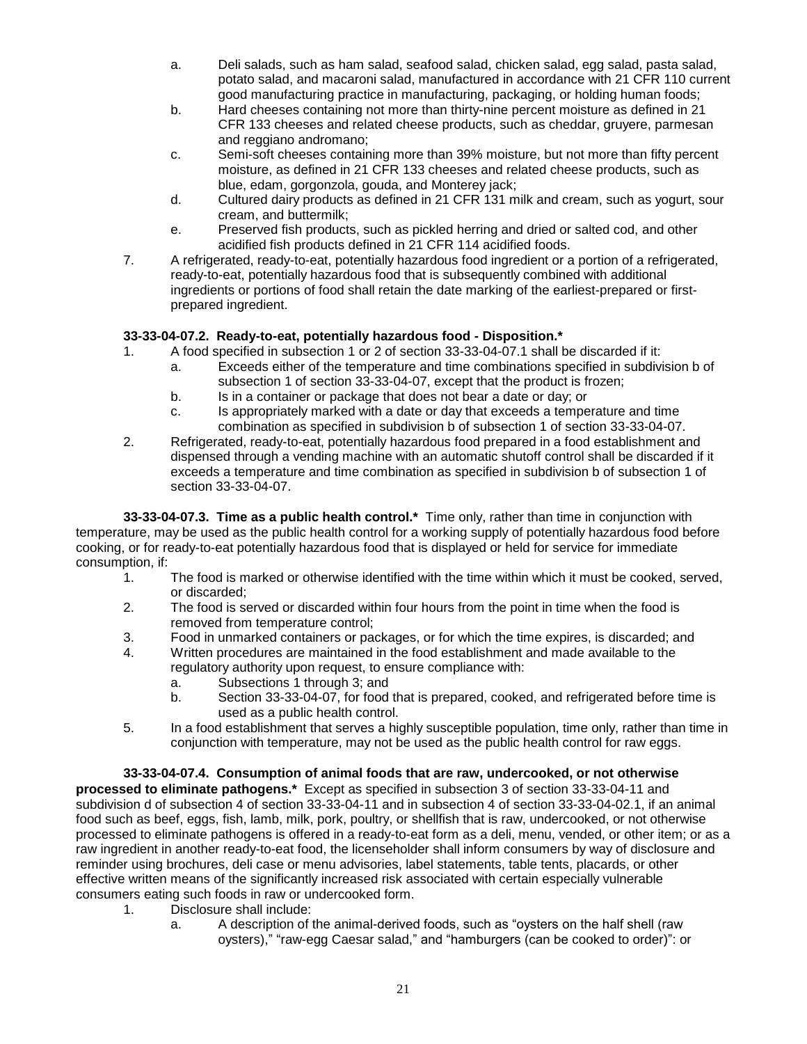a. Deli salads, such as ham salad, seafood salad, chicken salad, egg salad, pasta salad, potato salad, and macaroni salad, manufactured in accordance with 21 CFR 110 current good manufacturing practice in manufacturing, packaging, or holding human foods;
b. Hard cheeses containing not more than thirty-nine percent moisture as defined in 21 CFR 133 cheeses and related cheese products, such as cheddar, gruyere, parmesan and reggiano andromano;
c. Semi-soft cheeses containing more than 39% moisture, but not more than fifty percent moisture, as defined in 21 CFR 133 cheeses and related cheese products, such as blue, edam, gorgonzola, gouda, and Monterey jack;
d. Cultured dairy products as defined in 21 CFR 131 milk and cream, such as yogurt, sour cream, and buttermilk;
e. Preserved fish products, such as pickled herring and dried or salted cod, and other acidified fish products defined in 21 CFR 114 acidified foods.

7. A refrigerated, ready-to-eat, potentially hazardous food ingredient or a portion of a refrigerated, ready-to-eat, potentially hazardous food that is subsequently combined with additional ingredients or portions of food shall retain the date marking of the earliest-prepared or first-prepared ingredient.

**33-33-04-07.2. Ready-to-eat, potentially hazardous food - Disposition.***

1. A food specified in subsection 1 or 2 of section 33-33-04-07.1 shall be discarded if it:
   a. Exceeds either of the temperature and time combinations specified in subdivision b of subsection 1 of section 33-33-04-07, except that the product is frozen;
   b. Is in a container or package that does not bear a date or day; or
   c. Is appropriately marked with a date or day that exceeds a temperature and time combination as specified in subdivision b of subsection 1 of section 33-33-04-07.
2. Refrigerated, ready-to-eat, potentially hazardous food prepared in a food establishment and dispensed through a vending machine with an automatic shutoff control shall be discarded if it exceeds a temperature and time combination as specified in subdivision b of subsection 1 of section 33-33-04-07.

**33-33-04-07.3. Time as a public health control.*** Time only, rather than time in conjunction with temperature, may be used as the public health control for a working supply of potentially hazardous food before cooking, or for ready-to-eat potentially hazardous food that is displayed or held for service for immediate consumption, if:

1. The food is marked or otherwise identified with the time within which it must be cooked, served, or discarded;
2. The food is served or discarded within four hours from the point in time when the food is removed from temperature control;
3. Food in unmarked containers or packages, or for which the time expires, is discarded; and
4. Written procedures are maintained in the food establishment and made available to the regulatory authority upon request, to ensure compliance with:
   a. Subsections 1 through 3; and
   b. Section 33-33-04-07, for food that is prepared, cooked, and refrigerated before time is used as a public health control.
5. In a food establishment that serves a highly susceptible population, time only, rather than time in conjunction with temperature, may not be used as the public health control for raw eggs.

**33-33-04-07.4. Consumption of animal foods that are raw, undercooked, or not otherwise processed to eliminate pathogens.*** Except as specified in subsection 3 of section 33-33-04-11 and subdivision d of subsection 4 of section 33-33-04-11 and in subsection 4 of section 33-33-04-02.1, if an animal food such as beef, eggs, fish, lamb, milk, pork, poultry, or shellfish that is raw, undercooked, or not otherwise processed to eliminate pathogens is offered in a ready-to-eat form as a deli, menu, vended, or other item; or as a raw ingredient in another ready-to-eat food, the licenseholder shall inform consumers by way of disclosure and reminder using brochures, deli case or menu advisories, label statements, table tents, placards, or other effective written means of the significantly increased risk associated with certain especially vulnerable consumers eating such foods in raw or undercooked form.

1. Disclosure shall include:
   a. A description of the animal-derived foods, such as "oysters on the half shell (raw oysters)," "raw-egg Caesar salad," and "hamburgers (can be cooked to order)": or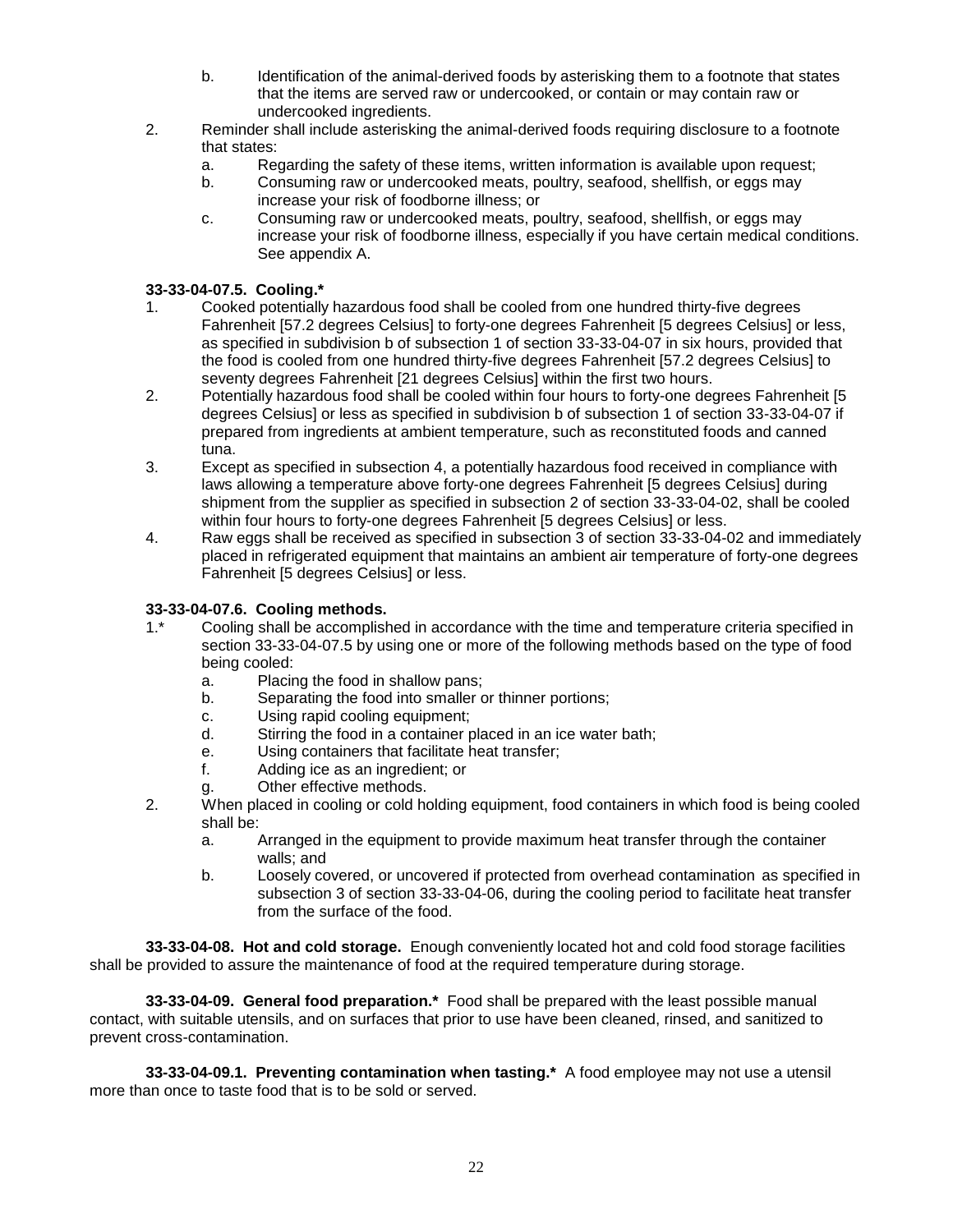b. Identification of the animal-derived foods by asterisking them to a footnote that states that the items are served raw or undercooked, or contain or may contain raw or undercooked ingredients.

2. Reminder shall include asterisking the animal-derived foods requiring disclosure to a footnote that states:
   a. Regarding the safety of these items, written information is available upon request;
   b. Consuming raw or undercooked meats, poultry, seafood, shellfish, or eggs may increase your risk of foodborne illness; or
   c. Consuming raw or undercooked meats, poultry, seafood, shellfish, or eggs may increase your risk of foodborne illness, especially if you have certain medical conditions. See appendix A.

**33-33-04-07.5. Cooling.***

1. Cooked potentially hazardous food shall be cooled from one hundred thirty-five degrees Fahrenheit [57.2 degrees Celsius] to forty-one degrees Fahrenheit [5 degrees Celsius] or less, as specified in subdivision b of subsection 1 of section 33-33-04-07 in six hours, provided that the food is cooled from one hundred thirty-five degrees Fahrenheit [57.2 degrees Celsius] to seventy degrees Fahrenheit [21 degrees Celsius] within the first two hours.
2. Potentially hazardous food shall be cooled within four hours to forty-one degrees Fahrenheit [5 degrees Celsius] or less as specified in subdivision b of subsection 1 of section 33-33-04-07 if prepared from ingredients at ambient temperature, such as reconstituted foods and canned tuna.
3. Except as specified in subsection 4, a potentially hazardous food received in compliance with laws allowing a temperature above forty-one degrees Fahrenheit [5 degrees Celsius] during shipment from the supplier as specified in subsection 2 of section 33-33-04-02, shall be cooled within four hours to forty-one degrees Fahrenheit [5 degrees Celsius] or less.
4. Raw eggs shall be received as specified in subsection 3 of section 33-33-04-02 and immediately placed in refrigerated equipment that maintains an ambient air temperature of forty-one degrees Fahrenheit [5 degrees Celsius] or less.

**33-33-04-07.6. Cooling methods.**

1.* Cooling shall be accomplished in accordance with the time and temperature criteria specified in section 33-33-04-07.5 by using one or more of the following methods based on the type of food being cooled:
   a. Placing the food in shallow pans;
   b. Separating the food into smaller or thinner portions;
   c. Using rapid cooling equipment;
   d. Stirring the food in a container placed in an ice water bath;
   e. Using containers that facilitate heat transfer;
   f. Adding ice as an ingredient; or
   g. Other effective methods.

2. When placed in cooling or cold holding equipment, food containers in which food is being cooled shall be:
   a. Arranged in the equipment to provide maximum heat transfer through the container walls; and
   b. Loosely covered, or uncovered if protected from overhead contamination as specified in subsection 3 of section 33-33-04-06, during the cooling period to facilitate heat transfer from the surface of the food.

**33-33-04-08. Hot and cold storage.** Enough conveniently located hot and cold food storage facilities shall be provided to assure the maintenance of food at the required temperature during storage.

**33-33-04-09. General food preparation.*** Food shall be prepared with the least possible manual contact, with suitable utensils, and on surfaces that prior to use have been cleaned, rinsed, and sanitized to prevent cross-contamination.

**33-33-04-09.1. Preventing contamination when tasting.*** A food employee may not use a utensil more than once to taste food that is to be sold or served.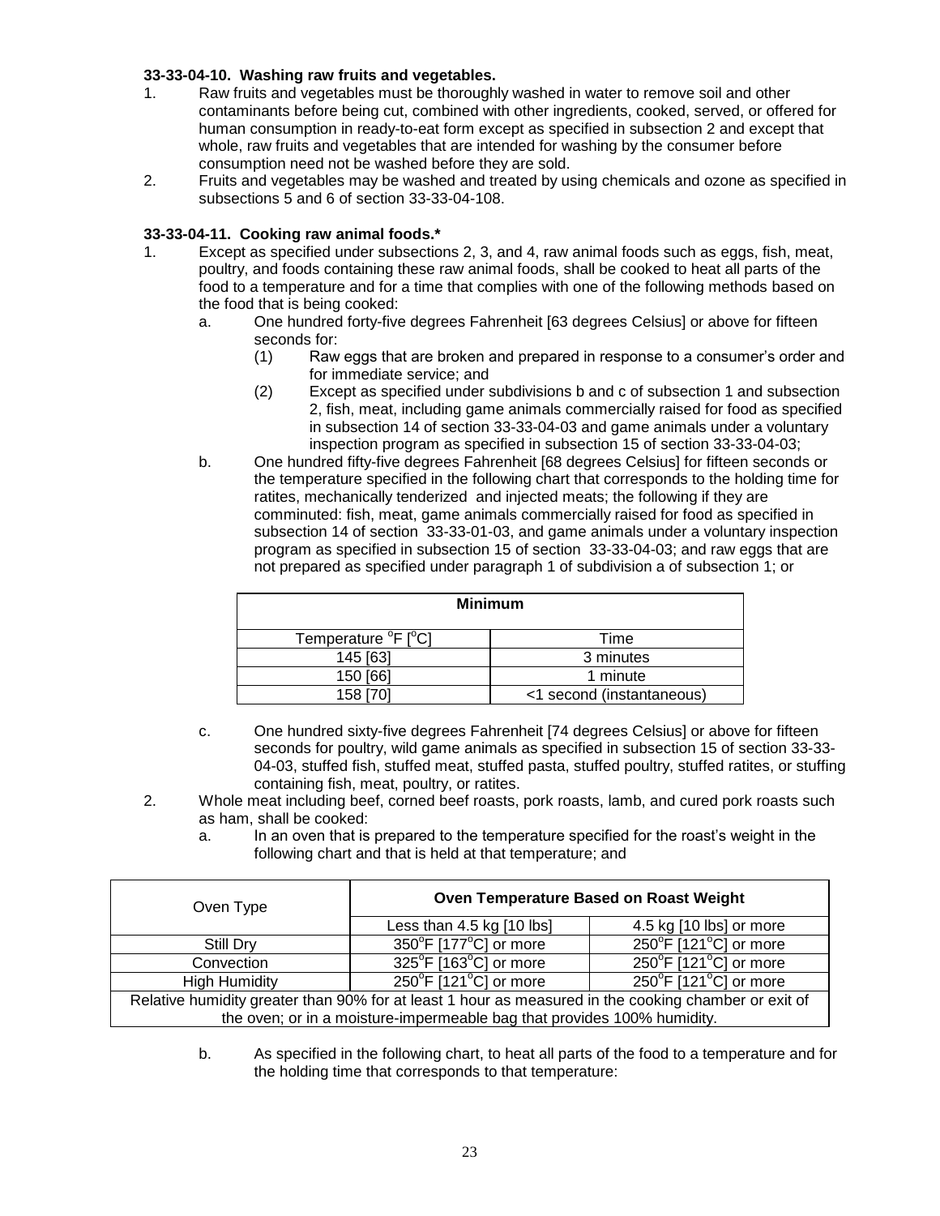**33-33-04-10. Washing raw fruits and vegetables.**

1. Raw fruits and vegetables must be thoroughly washed in water to remove soil and other contaminants before being cut, combined with other ingredients, cooked, served, or offered for human consumption in ready-to-eat form except as specified in subsection 2 and except that whole, raw fruits and vegetables that are intended for washing by the consumer before consumption need not be washed before they are sold.
2. Fruits and vegetables may be washed and treated by using chemicals and ozone as specified in subsections 5 and 6 of section 33-33-04-108.

**33-33-04-11. Cooking raw animal foods.***

1. Except as specified under subsections 2, 3, and 4, raw animal foods such as eggs, fish, meat, poultry, and foods containing these raw animal foods, shall be cooked to heat all parts of the food to a temperature and for a time that complies with one of the following methods based on the food that is being cooked:
   a. One hundred forty-five degrees Fahrenheit [63 degrees Celsius] or above for fifteen seconds for:
      (1) Raw eggs that are broken and prepared in response to a consumer's order and for immediate service; and
      (2) Except as specified under subdivisions b and c of subsection 1 and subsection 2, fish, meat, including game animals commercially raised for food as specified in subsection 14 of section 33-33-04-03 and game animals under a voluntary inspection program as specified in subsection 15 of section 33-33-04-03;
   b. One hundred fifty-five degrees Fahrenheit [68 degrees Celsius] for fifteen seconds or the temperature specified in the following chart that corresponds to the holding time for ratites, mechanically tenderized and injected meats; the following if they are comminuted: fish, meat, game animals commercially raised for food as specified in subsection 14 of section 33-33-01-03, and game animals under a voluntary inspection program as specified in subsection 15 of section 33-33-04-03; and raw eggs that are not prepared as specified under paragraph 1 of subdivision a of subsection 1; or

| Minimum | |
|---|---|
| Temperature °F [°C] | Time |
| 145 [63] | 3 minutes |
| 150 [66] | 1 minute |
| 158 [70] | <1 second (instantaneous) |

   c. One hundred sixty-five degrees Fahrenheit [74 degrees Celsius] or above for fifteen seconds for poultry, wild game animals as specified in subsection 15 of section 33-33-04-03, stuffed fish, stuffed meat, stuffed pasta, stuffed poultry, stuffed ratites, or stuffing containing fish, meat, poultry, or ratites.
2. Whole meat including beef, corned beef roasts, pork roasts, lamb, and cured pork roasts such as ham, shall be cooked:
   a. In an oven that is prepared to the temperature specified for the roast's weight in the following chart and that is held at that temperature; and

| Oven Type | Oven Temperature Based on Roast Weight | |
|---|---|---|
| | Less than 4.5 kg [10 lbs] | 4.5 kg [10 lbs] or more |
| Still Dry | 350°F [177°C] or more | 250°F [121°C] or more |
| Convection | 325°F [163°C] or more | 250°F [121°C] or more |
| High Humidity | 250°F [121°C] or more | 250°F [121°C] or more |
| Relative humidity greater than 90% for at least 1 hour as measured in the cooking chamber or exit of the oven; or in a moisture-impermeable bag that provides 100% humidity. | | |

   b. As specified in the following chart, to heat all parts of the food to a temperature and for the holding time that corresponds to that temperature: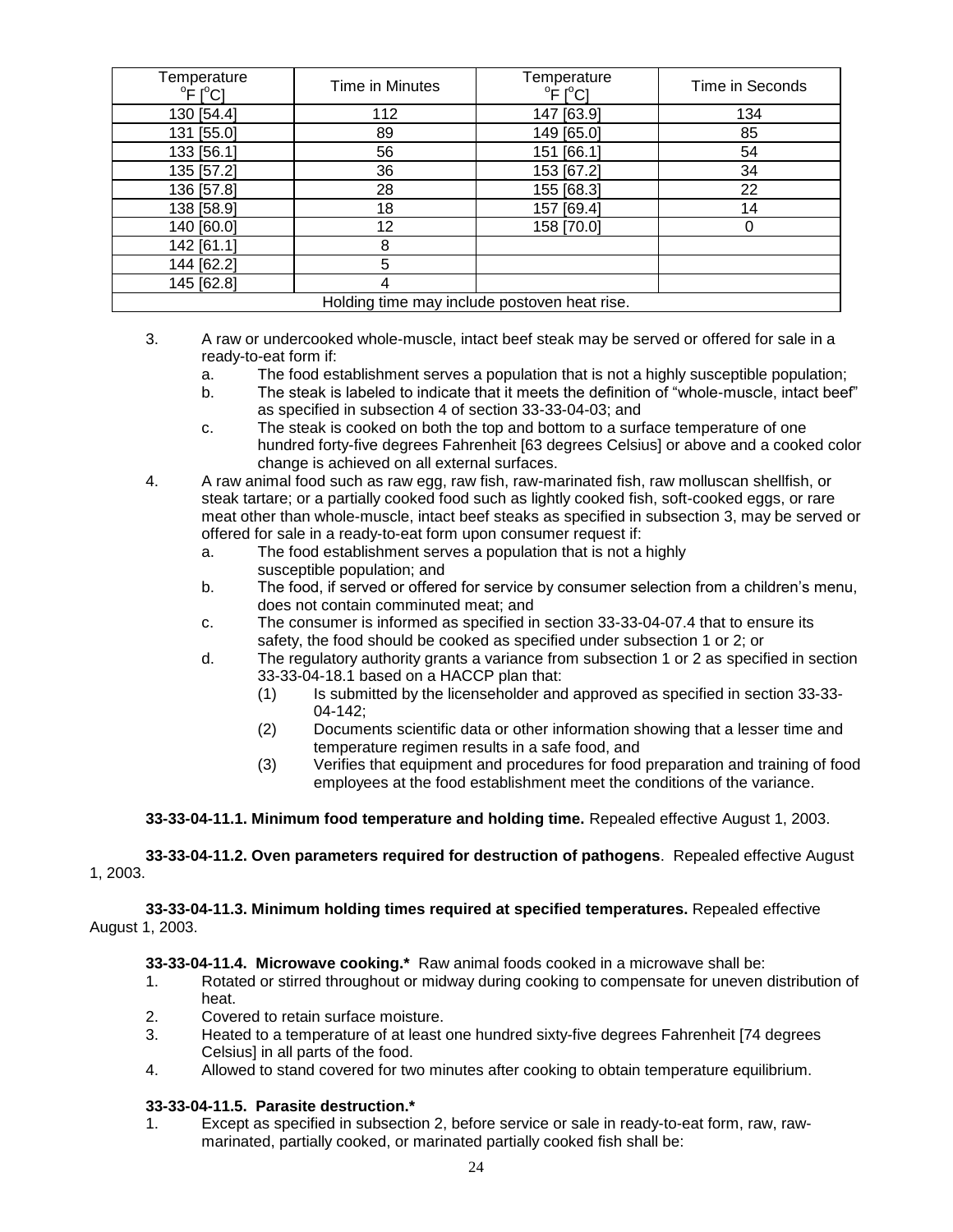| Temperature °F [°C] | Time in Minutes | Temperature °F [°C] | Time in Seconds |
|---|---|---|---|
| 130 [54.4] | 112 | 147 [63.9] | 134 |
| 131 [55.0] | 89 | 149 [65.0] | 85 |
| 133 [56.1] | 56 | 151 [66.1] | 54 |
| 135 [57.2] | 36 | 153 [67.2] | 34 |
| 136 [57.8] | 28 | 155 [68.3] | 22 |
| 138 [58.9] | 18 | 157 [69.4] | 14 |
| 140 [60.0] | 12 | 158 [70.0] | 0 |
| 142 [61.1] | 8 | | |
| 144 [62.2] | 5 | | |
| 145 [62.8] | 4 | | |
| Holding time may include postoven heat rise. | | | |

3. A raw or undercooked whole-muscle, intact beef steak may be served or offered for sale in a ready-to-eat form if:
   a. The food establishment serves a population that is not a highly susceptible population;
   b. The steak is labeled to indicate that it meets the definition of "whole-muscle, intact beef" as specified in subsection 4 of section 33-33-04-03; and
   c. The steak is cooked on both the top and bottom to a surface temperature of one hundred forty-five degrees Fahrenheit [63 degrees Celsius] or above and a cooked color change is achieved on all external surfaces.
4. A raw animal food such as raw egg, raw fish, raw-marinated fish, raw molluscan shellfish, or steak tartare; or a partially cooked food such as lightly cooked fish, soft-cooked eggs, or rare meat other than whole-muscle, intact beef steaks as specified in subsection 3, may be served or offered for sale in a ready-to-eat form upon consumer request if:
   a. The food establishment serves a population that is not a highly susceptible population; and
   b. The food, if served or offered for service by consumer selection from a children's menu, does not contain comminuted meat; and
   c. The consumer is informed as specified in section 33-33-04-07.4 that to ensure its safety, the food should be cooked as specified under subsection 1 or 2; or
   d. The regulatory authority grants a variance from subsection 1 or 2 as specified in section 33-33-04-18.1 based on a HACCP plan that:
      (1) Is submitted by the licenseholder and approved as specified in section 33-33-04-142;
      (2) Documents scientific data or other information showing that a lesser time and temperature regimen results in a safe food, and
      (3) Verifies that equipment and procedures for food preparation and training of food employees at the food establishment meet the conditions of the variance.

**33-33-04-11.1. Minimum food temperature and holding time.** Repealed effective August 1, 2003.

**33-33-04-11.2. Oven parameters required for destruction of pathogens**. Repealed effective August 1, 2003.

**33-33-04-11.3. Minimum holding times required at specified temperatures.** Repealed effective August 1, 2003.

**33-33-04-11.4. Microwave cooking.*** Raw animal foods cooked in a microwave shall be:

1. Rotated or stirred throughout or midway during cooking to compensate for uneven distribution of heat.
2. Covered to retain surface moisture.
3. Heated to a temperature of at least one hundred sixty-five degrees Fahrenheit [74 degrees Celsius] in all parts of the food.
4. Allowed to stand covered for two minutes after cooking to obtain temperature equilibrium.

**33-33-04-11.5. Parasite destruction.***

1. Except as specified in subsection 2, before service or sale in ready-to-eat form, raw, raw-marinated, partially cooked, or marinated partially cooked fish shall be: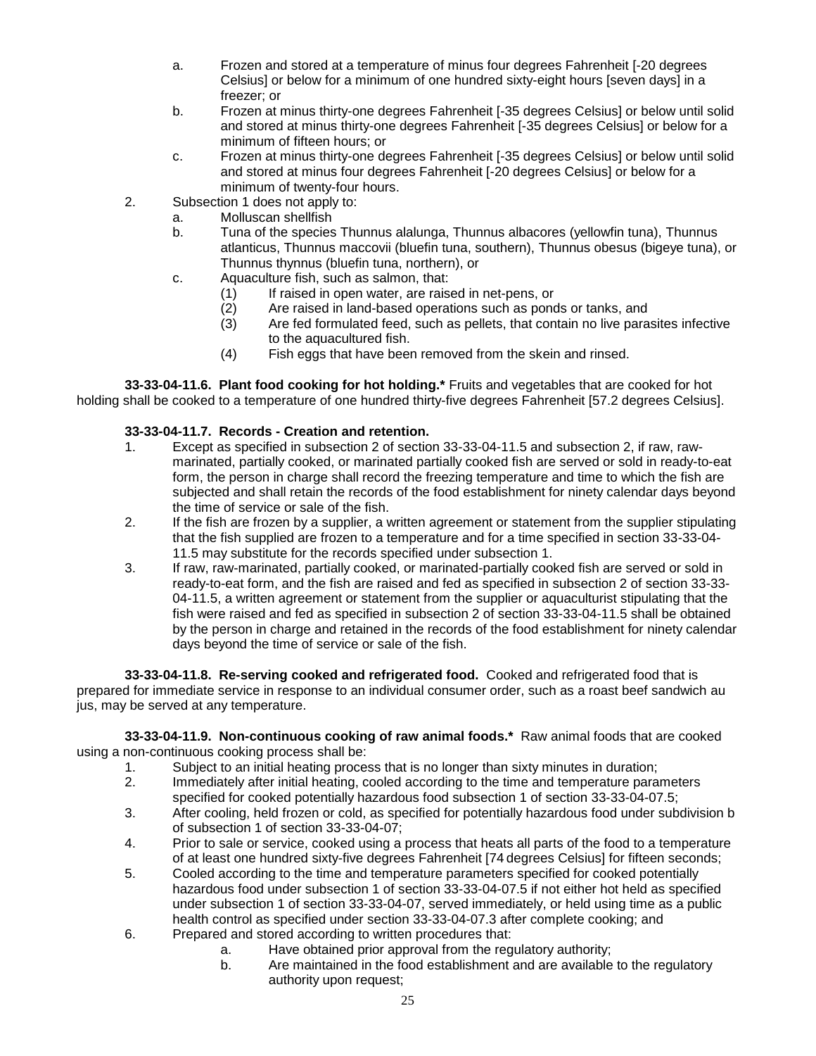a. Frozen and stored at a temperature of minus four degrees Fahrenheit [-20 degrees Celsius] or below for a minimum of one hundred sixty-eight hours [seven days] in a freezer; or
b. Frozen at minus thirty-one degrees Fahrenheit [-35 degrees Celsius] or below until solid and stored at minus thirty-one degrees Fahrenheit [-35 degrees Celsius] or below for a minimum of fifteen hours; or
c. Frozen at minus thirty-one degrees Fahrenheit [-35 degrees Celsius] or below until solid and stored at minus four degrees Fahrenheit [-20 degrees Celsius] or below for a minimum of twenty-four hours.

2. Subsection 1 does not apply to:
   a. Molluscan shellfish
   b. Tuna of the species Thunnus alalunga, Thunnus albacores (yellowfin tuna), Thunnus atlanticus, Thunnus maccovii (bluefin tuna, southern), Thunnus obesus (bigeye tuna), or Thunnus thynnus (bluefin tuna, northern), or
   c. Aquaculture fish, such as salmon, that:
      (1) If raised in open water, are raised in net-pens, or
      (2) Are raised in land-based operations such as ponds or tanks, and
      (3) Are fed formulated feed, such as pellets, that contain no live parasites infective to the aquacultured fish.
      (4) Fish eggs that have been removed from the skein and rinsed.

**33-33-04-11.6. Plant food cooking for hot holding.*** Fruits and vegetables that are cooked for hot holding shall be cooked to a temperature of one hundred thirty-five degrees Fahrenheit [57.2 degrees Celsius].

**33-33-04-11.7. Records - Creation and retention.**

1. Except as specified in subsection 2 of section 33-33-04-11.5 and subsection 2, if raw, raw-marinated, partially cooked, or marinated partially cooked fish are served or sold in ready-to-eat form, the person in charge shall record the freezing temperature and time to which the fish are subjected and shall retain the records of the food establishment for ninety calendar days beyond the time of service or sale of the fish.
2. If the fish are frozen by a supplier, a written agreement or statement from the supplier stipulating that the fish supplied are frozen to a temperature and for a time specified in section 33-33-04-11.5 may substitute for the records specified under subsection 1.
3. If raw, raw-marinated, partially cooked, or marinated-partially cooked fish are served or sold in ready-to-eat form, and the fish are raised and fed as specified in subsection 2 of section 33-33-04-11.5, a written agreement or statement from the supplier or aquaculturist stipulating that the fish were raised and fed as specified in subsection 2 of section 33-33-04-11.5 shall be obtained by the person in charge and retained in the records of the food establishment for ninety calendar days beyond the time of service or sale of the fish.

**33-33-04-11.8. Re-serving cooked and refrigerated food.** Cooked and refrigerated food that is prepared for immediate service in response to an individual consumer order, such as a roast beef sandwich au jus, may be served at any temperature.

**33-33-04-11.9. Non-continuous cooking of raw animal foods.*** Raw animal foods that are cooked using a non-continuous cooking process shall be:

1. Subject to an initial heating process that is no longer than sixty minutes in duration;
2. Immediately after initial heating, cooled according to the time and temperature parameters specified for cooked potentially hazardous food subsection 1 of section 33-33-04-07.5;
3. After cooling, held frozen or cold, as specified for potentially hazardous food under subdivision b of subsection 1 of section 33-33-04-07;
4. Prior to sale or service, cooked using a process that heats all parts of the food to a temperature of at least one hundred sixty-five degrees Fahrenheit [74 degrees Celsius] for fifteen seconds;
5. Cooled according to the time and temperature parameters specified for cooked potentially hazardous food under subsection 1 of section 33-33-04-07.5 if not either hot held as specified under subsection 1 of section 33-33-04-07, served immediately, or held using time as a public health control as specified under section 33-33-04-07.3 after complete cooking; and
6. Prepared and stored according to written procedures that:
   a. Have obtained prior approval from the regulatory authority;
   b. Are maintained in the food establishment and are available to the regulatory authority upon request;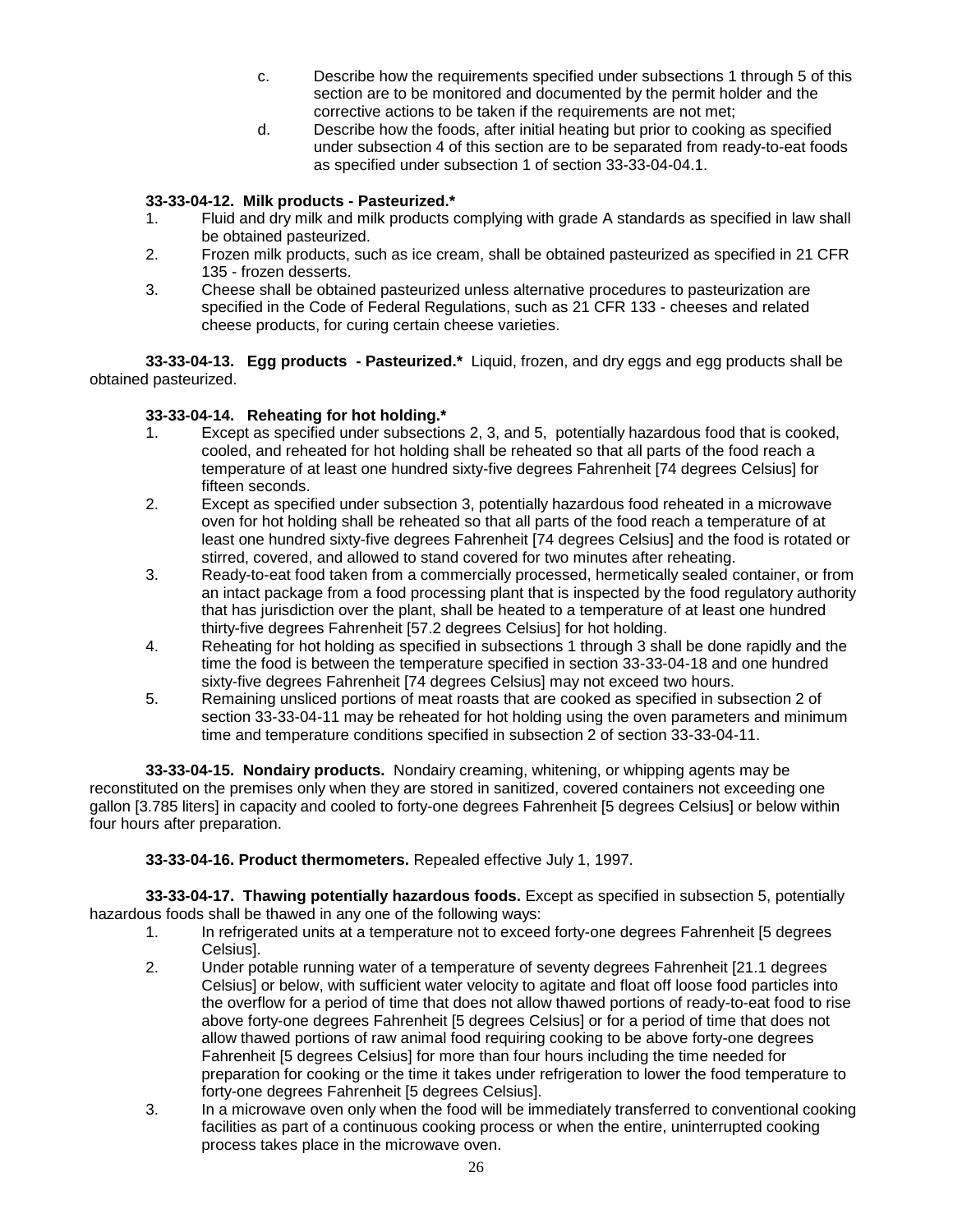c. Describe how the requirements specified under subsections 1 through 5 of this section are to be monitored and documented by the permit holder and the corrective actions to be taken if the requirements are not met;

d. Describe how the foods, after initial heating but prior to cooking as specified under subsection 4 of this section are to be separated from ready-to-eat foods as specified under subsection 1 of section 33-33-04-04.1.

**33-33-04-12. Milk products - Pasteurized.***

1. Fluid and dry milk and milk products complying with grade A standards as specified in law shall be obtained pasteurized.
2. Frozen milk products, such as ice cream, shall be obtained pasteurized as specified in 21 CFR 135 - frozen desserts.
3. Cheese shall be obtained pasteurized unless alternative procedures to pasteurization are specified in the Code of Federal Regulations, such as 21 CFR 133 - cheeses and related cheese products, for curing certain cheese varieties.

**33-33-04-13. Egg products - Pasteurized.*** Liquid, frozen, and dry eggs and egg products shall be obtained pasteurized.

**33-33-04-14. Reheating for hot holding.***

1. Except as specified under subsections 2, 3, and 5, potentially hazardous food that is cooked, cooled, and reheated for hot holding shall be reheated so that all parts of the food reach a temperature of at least one hundred sixty-five degrees Fahrenheit [74 degrees Celsius] for fifteen seconds.
2. Except as specified under subsection 3, potentially hazardous food reheated in a microwave oven for hot holding shall be reheated so that all parts of the food reach a temperature of at least one hundred sixty-five degrees Fahrenheit [74 degrees Celsius] and the food is rotated or stirred, covered, and allowed to stand covered for two minutes after reheating.
3. Ready-to-eat food taken from a commercially processed, hermetically sealed container, or from an intact package from a food processing plant that is inspected by the food regulatory authority that has jurisdiction over the plant, shall be heated to a temperature of at least one hundred thirty-five degrees Fahrenheit [57.2 degrees Celsius] for hot holding.
4. Reheating for hot holding as specified in subsections 1 through 3 shall be done rapidly and the time the food is between the temperature specified in section 33-33-04-18 and one hundred sixty-five degrees Fahrenheit [74 degrees Celsius] may not exceed two hours.
5. Remaining unsliced portions of meat roasts that are cooked as specified in subsection 2 of section 33-33-04-11 may be reheated for hot holding using the oven parameters and minimum time and temperature conditions specified in subsection 2 of section 33-33-04-11.

**33-33-04-15. Nondairy products.** Nondairy creaming, whitening, or whipping agents may be reconstituted on the premises only when they are stored in sanitized, covered containers not exceeding one gallon [3.785 liters] in capacity and cooled to forty-one degrees Fahrenheit [5 degrees Celsius] or below within four hours after preparation.

**33-33-04-16. Product thermometers.** Repealed effective July 1, 1997.

**33-33-04-17. Thawing potentially hazardous foods.** Except as specified in subsection 5, potentially hazardous foods shall be thawed in any one of the following ways:

1. In refrigerated units at a temperature not to exceed forty-one degrees Fahrenheit [5 degrees Celsius].
2. Under potable running water of a temperature of seventy degrees Fahrenheit [21.1 degrees Celsius] or below, with sufficient water velocity to agitate and float off loose food particles into the overflow for a period of time that does not allow thawed portions of ready-to-eat food to rise above forty-one degrees Fahrenheit [5 degrees Celsius] or for a period of time that does not allow thawed portions of raw animal food requiring cooking to be above forty-one degrees Fahrenheit [5 degrees Celsius] for more than four hours including the time needed for preparation for cooking or the time it takes under refrigeration to lower the food temperature to forty-one degrees Fahrenheit [5 degrees Celsius].
3. In a microwave oven only when the food will be immediately transferred to conventional cooking facilities as part of a continuous cooking process or when the entire, uninterrupted cooking process takes place in the microwave oven.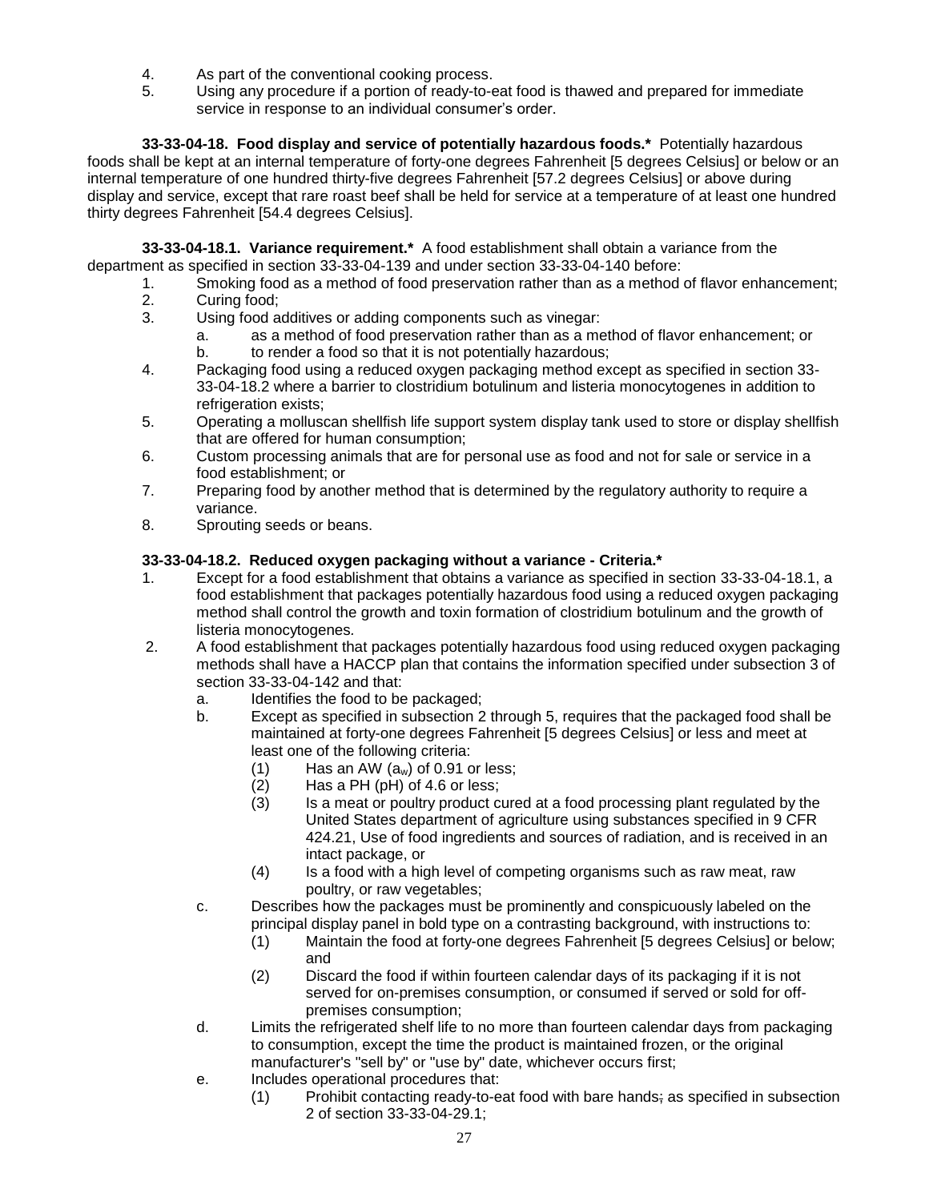4. As part of the conventional cooking process.
5. Using any procedure if a portion of ready-to-eat food is thawed and prepared for immediate service in response to an individual consumer's order.

**33-33-04-18. Food display and service of potentially hazardous foods.*** Potentially hazardous foods shall be kept at an internal temperature of forty-one degrees Fahrenheit [5 degrees Celsius] or below or an internal temperature of one hundred thirty-five degrees Fahrenheit [57.2 degrees Celsius] or above during display and service, except that rare roast beef shall be held for service at a temperature of at least one hundred thirty degrees Fahrenheit [54.4 degrees Celsius].

**33-33-04-18.1. Variance requirement.*** A food establishment shall obtain a variance from the department as specified in section 33-33-04-139 and under section 33-33-04-140 before:

1. Smoking food as a method of food preservation rather than as a method of flavor enhancement;
2. Curing food;
3. Using food additives or adding components such as vinegar:
   a. as a method of food preservation rather than as a method of flavor enhancement; or
   b. to render a food so that it is not potentially hazardous;
4. Packaging food using a reduced oxygen packaging method except as specified in section 33-33-04-18.2 where a barrier to clostridium botulinum and listeria monocytogenes in addition to refrigeration exists;
5. Operating a molluscan shellfish life support system display tank used to store or display shellfish that are offered for human consumption;
6. Custom processing animals that are for personal use as food and not for sale or service in a food establishment; or
7. Preparing food by another method that is determined by the regulatory authority to require a variance.
8. Sprouting seeds or beans.

**33-33-04-18.2. Reduced oxygen packaging without a variance - Criteria.***

1. Except for a food establishment that obtains a variance as specified in section 33-33-04-18.1, a food establishment that packages potentially hazardous food using a reduced oxygen packaging method shall control the growth and toxin formation of clostridium botulinum and the growth of listeria monocytogenes.
2. A food establishment that packages potentially hazardous food using reduced oxygen packaging methods shall have a HACCP plan that contains the information specified under subsection 3 of section 33-33-04-142 and that:
   a. Identifies the food to be packaged;
   b. Except as specified in subsection 2 through 5, requires that the packaged food shall be maintained at forty-one degrees Fahrenheit [5 degrees Celsius] or less and meet at least one of the following criteria:
      (1) Has an AW ($a_w$) of 0.91 or less;
      (2) Has a PH (pH) of 4.6 or less;
      (3) Is a meat or poultry product cured at a food processing plant regulated by the United States department of agriculture using substances specified in 9 CFR 424.21, Use of food ingredients and sources of radiation, and is received in an intact package, or
      (4) Is a food with a high level of competing organisms such as raw meat, raw poultry, or raw vegetables;
   c. Describes how the packages must be prominently and conspicuously labeled on the principal display panel in bold type on a contrasting background, with instructions to:
      (1) Maintain the food at forty-one degrees Fahrenheit [5 degrees Celsius] or below; and
      (2) Discard the food if within fourteen calendar days of its packaging if it is not served for on-premises consumption, or consumed if served or sold for off-premises consumption;
   d. Limits the refrigerated shelf life to no more than fourteen calendar days from packaging to consumption, except the time the product is maintained frozen, or the original manufacturer's "sell by" or "use by" date, whichever occurs first;
   e. Includes operational procedures that:
      (1) Prohibit contacting ready-to-eat food with bare hands, as specified in subsection 2 of section 33-33-04-29.1;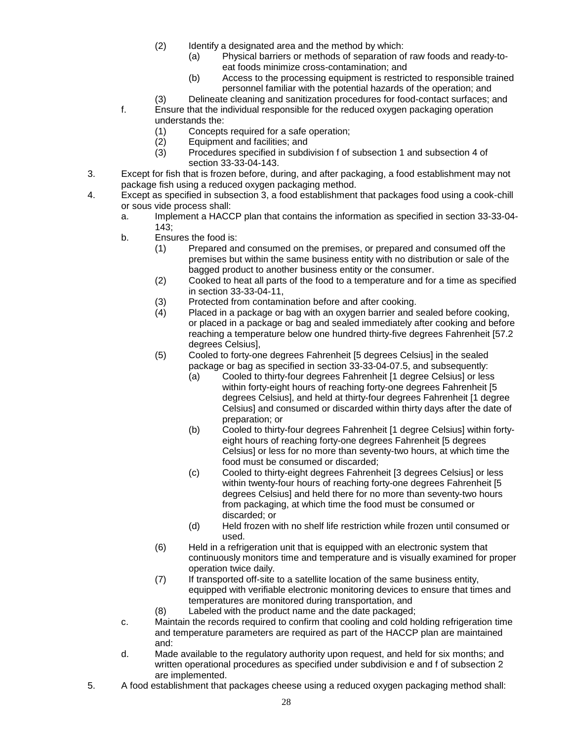(2) Identify a designated area and the method by which:

(a) Physical barriers or methods of separation of raw foods and ready-to-eat foods minimize cross-contamination; and

(b) Access to the processing equipment is restricted to responsible trained personnel familiar with the potential hazards of the operation; and

(3) Delineate cleaning and sanitization procedures for food-contact surfaces; and

f. Ensure that the individual responsible for the reduced oxygen packaging operation understands the:

(1) Concepts required for a safe operation;

(2) Equipment and facilities; and

(3) Procedures specified in subdivision f of subsection 1 and subsection 4 of section 33-33-04-143.

3. Except for fish that is frozen before, during, and after packaging, a food establishment may not package fish using a reduced oxygen packaging method.

4. Except as specified in subsection 3, a food establishment that packages food using a cook-chill or sous vide process shall:

a. Implement a HACCP plan that contains the information as specified in section 33-33-04-143;

b. Ensures the food is:

(1) Prepared and consumed on the premises, or prepared and consumed off the premises but within the same business entity with no distribution or sale of the bagged product to another business entity or the consumer.

(2) Cooked to heat all parts of the food to a temperature and for a time as specified in section 33-33-04-11,

(3) Protected from contamination before and after cooking.

(4) Placed in a package or bag with an oxygen barrier and sealed before cooking, or placed in a package or bag and sealed immediately after cooking and before reaching a temperature below one hundred thirty-five degrees Fahrenheit [57.2 degrees Celsius],

(5) Cooled to forty-one degrees Fahrenheit [5 degrees Celsius] in the sealed package or bag as specified in section 33-33-04-07.5, and subsequently:

(a) Cooled to thirty-four degrees Fahrenheit [1 degree Celsius] or less within forty-eight hours of reaching forty-one degrees Fahrenheit [5 degrees Celsius], and held at thirty-four degrees Fahrenheit [1 degree Celsius] and consumed or discarded within thirty days after the date of preparation; or

(b) Cooled to thirty-four degrees Fahrenheit [1 degree Celsius] within forty-eight hours of reaching forty-one degrees Fahrenheit [5 degrees Celsius] or less for no more than seventy-two hours, at which time the food must be consumed or discarded;

(c) Cooled to thirty-eight degrees Fahrenheit [3 degrees Celsius] or less within twenty-four hours of reaching forty-one degrees Fahrenheit [5 degrees Celsius] and held there for no more than seventy-two hours from packaging, at which time the food must be consumed or discarded; or

(d) Held frozen with no shelf life restriction while frozen until consumed or used.

(6) Held in a refrigeration unit that is equipped with an electronic system that continuously monitors time and temperature and is visually examined for proper operation twice daily.

(7) If transported off-site to a satellite location of the same business entity, equipped with verifiable electronic monitoring devices to ensure that times and temperatures are monitored during transportation, and

(8) Labeled with the product name and the date packaged;

c. Maintain the records required to confirm that cooling and cold holding refrigeration time and temperature parameters are required as part of the HACCP plan are maintained and:

d. Made available to the regulatory authority upon request, and held for six months; and written operational procedures as specified under subdivision e and f of subsection 2 are implemented.

5. A food establishment that packages cheese using a reduced oxygen packaging method shall: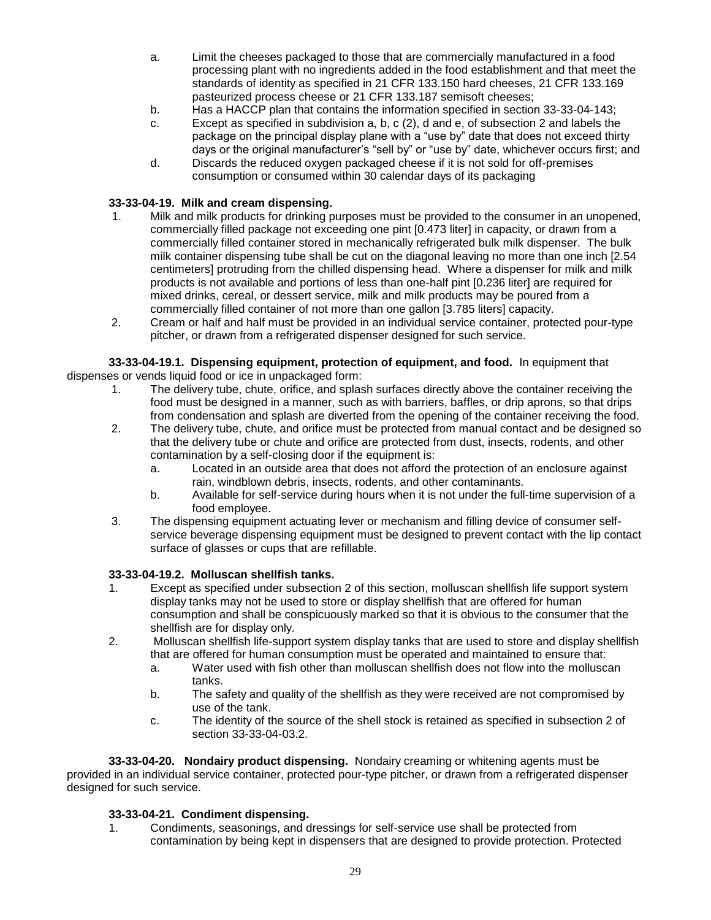a. Limit the cheeses packaged to those that are commercially manufactured in a food processing plant with no ingredients added in the food establishment and that meet the standards of identity as specified in 21 CFR 133.150 hard cheeses, 21 CFR 133.169 pasteurized process cheese or 21 CFR 133.187 semisoft cheeses;
b. Has a HACCP plan that contains the information specified in section 33-33-04-143;
c. Except as specified in subdivision a, b, c (2), d and e, of subsection 2 and labels the package on the principal display plane with a "use by" date that does not exceed thirty days or the original manufacturer's "sell by" or "use by" date, whichever occurs first; and
d. Discards the reduced oxygen packaged cheese if it is not sold for off-premises consumption or consumed within 30 calendar days of its packaging

**33-33-04-19. Milk and cream dispensing.**

1. Milk and milk products for drinking purposes must be provided to the consumer in an unopened, commercially filled package not exceeding one pint [0.473 liter] in capacity, or drawn from a commercially filled container stored in mechanically refrigerated bulk milk dispenser. The bulk milk container dispensing tube shall be cut on the diagonal leaving no more than one inch [2.54 centimeters] protruding from the chilled dispensing head. Where a dispenser for milk and milk products is not available and portions of less than one-half pint [0.236 liter] are required for mixed drinks, cereal, or dessert service, milk and milk products may be poured from a commercially filled container of not more than one gallon [3.785 liters] capacity.
2. Cream or half and half must be provided in an individual service container, protected pour-type pitcher, or drawn from a refrigerated dispenser designed for such service.

**33-33-04-19.1. Dispensing equipment, protection of equipment, and food.** In equipment that dispenses or vends liquid food or ice in unpackaged form:

1. The delivery tube, chute, orifice, and splash surfaces directly above the container receiving the food must be designed in a manner, such as with barriers, baffles, or drip aprons, so that drips from condensation and splash are diverted from the opening of the container receiving the food.
2. The delivery tube, chute, and orifice must be protected from manual contact and be designed so that the delivery tube or chute and orifice are protected from dust, insects, rodents, and other contamination by a self-closing door if the equipment is:
   a. Located in an outside area that does not afford the protection of an enclosure against rain, windblown debris, insects, rodents, and other contaminants.
   b. Available for self-service during hours when it is not under the full-time supervision of a food employee.
3. The dispensing equipment actuating lever or mechanism and filling device of consumer self-service beverage dispensing equipment must be designed to prevent contact with the lip contact surface of glasses or cups that are refillable.

**33-33-04-19.2. Molluscan shellfish tanks.**

1. Except as specified under subsection 2 of this section, molluscan shellfish life support system display tanks may not be used to store or display shellfish that are offered for human consumption and shall be conspicuously marked so that it is obvious to the consumer that the shellfish are for display only.
2. Molluscan shellfish life-support system display tanks that are used to store and display shellfish that are offered for human consumption must be operated and maintained to ensure that:
   a. Water used with fish other than molluscan shellfish does not flow into the molluscan tanks.
   b. The safety and quality of the shellfish as they were received are not compromised by use of the tank.
   c. The identity of the source of the shell stock is retained as specified in subsection 2 of section 33-33-04-03.2.

**33-33-04-20. Nondairy product dispensing.** Nondairy creaming or whitening agents must be provided in an individual service container, protected pour-type pitcher, or drawn from a refrigerated dispenser designed for such service.

**33-33-04-21. Condiment dispensing.**

1. Condiments, seasonings, and dressings for self-service use shall be protected from contamination by being kept in dispensers that are designed to provide protection. Protected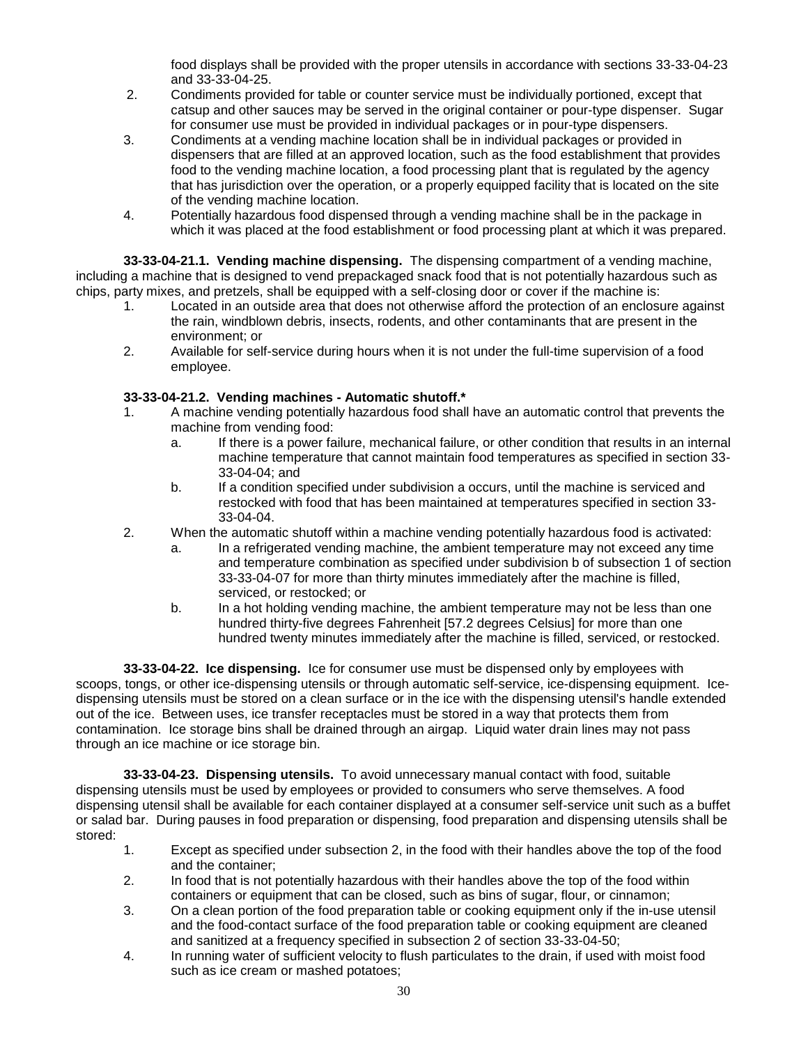food displays shall be provided with the proper utensils in accordance with sections 33-33-04-23 and 33-33-04-25.

2. Condiments provided for table or counter service must be individually portioned, except that catsup and other sauces may be served in the original container or pour-type dispenser. Sugar for consumer use must be provided in individual packages or in pour-type dispensers.
3. Condiments at a vending machine location shall be in individual packages or provided in dispensers that are filled at an approved location, such as the food establishment that provides food to the vending machine location, a food processing plant that is regulated by the agency that has jurisdiction over the operation, or a properly equipped facility that is located on the site of the vending machine location.
4. Potentially hazardous food dispensed through a vending machine shall be in the package in which it was placed at the food establishment or food processing plant at which it was prepared.

**33-33-04-21.1. Vending machine dispensing.** The dispensing compartment of a vending machine, including a machine that is designed to vend prepackaged snack food that is not potentially hazardous such as chips, party mixes, and pretzels, shall be equipped with a self-closing door or cover if the machine is:

1. Located in an outside area that does not otherwise afford the protection of an enclosure against the rain, windblown debris, insects, rodents, and other contaminants that are present in the environment; or
2. Available for self-service during hours when it is not under the full-time supervision of a food employee.

**33-33-04-21.2. Vending machines - Automatic shutoff.***

1. A machine vending potentially hazardous food shall have an automatic control that prevents the machine from vending food:
   a. If there is a power failure, mechanical failure, or other condition that results in an internal machine temperature that cannot maintain food temperatures as specified in section 33-33-04-04; and
   b. If a condition specified under subdivision a occurs, until the machine is serviced and restocked with food that has been maintained at temperatures specified in section 33-33-04-04.
2. When the automatic shutoff within a machine vending potentially hazardous food is activated:
   a. In a refrigerated vending machine, the ambient temperature may not exceed any time and temperature combination as specified under subdivision b of subsection 1 of section 33-33-04-07 for more than thirty minutes immediately after the machine is filled, serviced, or restocked; or
   b. In a hot holding vending machine, the ambient temperature may not be less than one hundred thirty-five degrees Fahrenheit [57.2 degrees Celsius] for more than one hundred twenty minutes immediately after the machine is filled, serviced, or restocked.

**33-33-04-22. Ice dispensing.** Ice for consumer use must be dispensed only by employees with scoops, tongs, or other ice-dispensing utensils or through automatic self-service, ice-dispensing equipment. Ice-dispensing utensils must be stored on a clean surface or in the ice with the dispensing utensil's handle extended out of the ice. Between uses, ice transfer receptacles must be stored in a way that protects them from contamination. Ice storage bins shall be drained through an airgap. Liquid water drain lines may not pass through an ice machine or ice storage bin.

**33-33-04-23. Dispensing utensils.** To avoid unnecessary manual contact with food, suitable dispensing utensils must be used by employees or provided to consumers who serve themselves. A food dispensing utensil shall be available for each container displayed at a consumer self-service unit such as a buffet or salad bar. During pauses in food preparation or dispensing, food preparation and dispensing utensils shall be stored:

1. Except as specified under subsection 2, in the food with their handles above the top of the food and the container;
2. In food that is not potentially hazardous with their handles above the top of the food within containers or equipment that can be closed, such as bins of sugar, flour, or cinnamon;
3. On a clean portion of the food preparation table or cooking equipment only if the in-use utensil and the food-contact surface of the food preparation table or cooking equipment are cleaned and sanitized at a frequency specified in subsection 2 of section 33-33-04-50;
4. In running water of sufficient velocity to flush particulates to the drain, if used with moist food such as ice cream or mashed potatoes;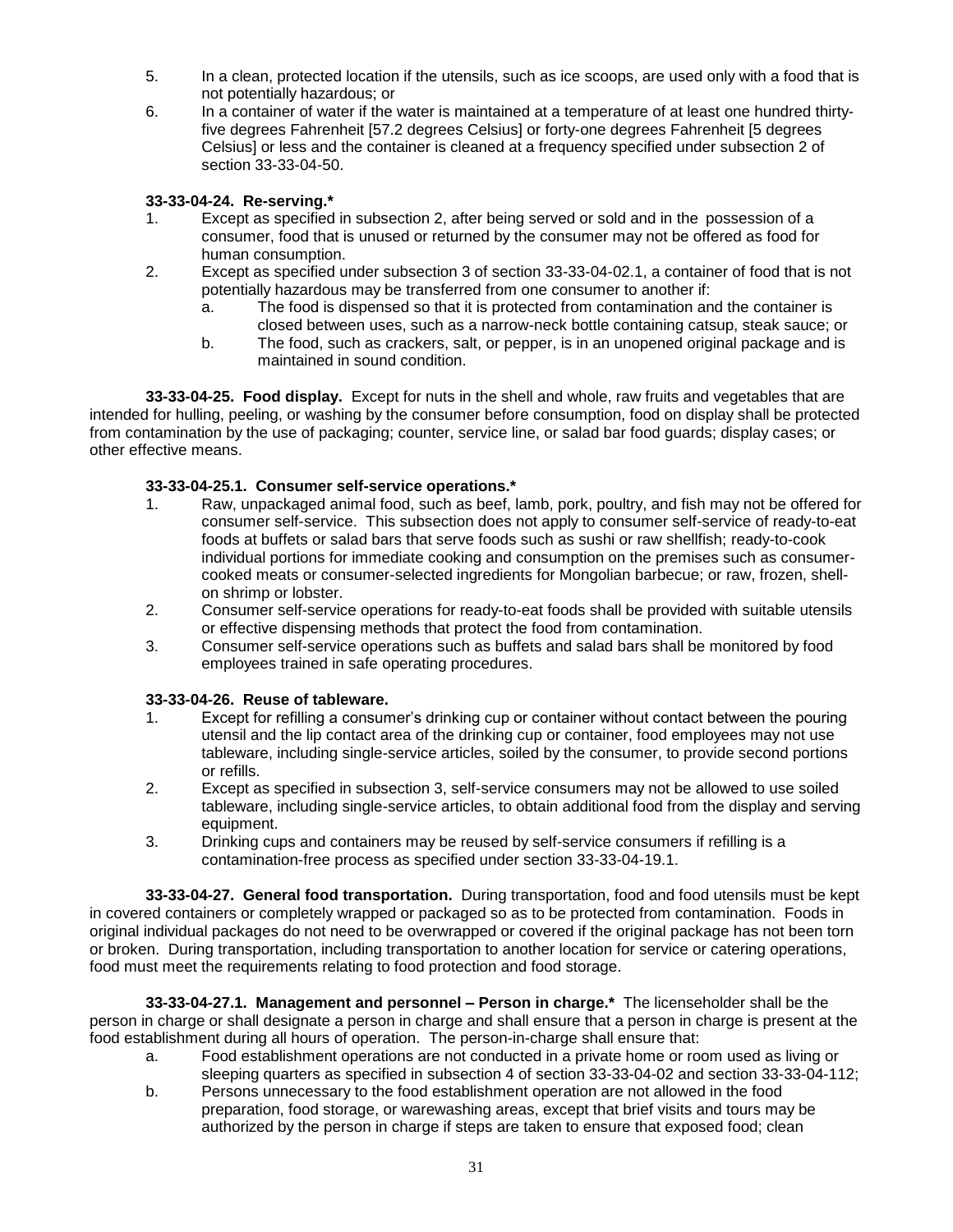5. In a clean, protected location if the utensils, such as ice scoops, are used only with a food that is not potentially hazardous; or
6. In a container of water if the water is maintained at a temperature of at least one hundred thirty-five degrees Fahrenheit [57.2 degrees Celsius] or forty-one degrees Fahrenheit [5 degrees Celsius] or less and the container is cleaned at a frequency specified under subsection 2 of section 33-33-04-50.

**33-33-04-24. Re-serving.***

1. Except as specified in subsection 2, after being served or sold and in the possession of a consumer, food that is unused or returned by the consumer may not be offered as food for human consumption.
2. Except as specified under subsection 3 of section 33-33-04-02.1, a container of food that is not potentially hazardous may be transferred from one consumer to another if:
   a. The food is dispensed so that it is protected from contamination and the container is closed between uses, such as a narrow-neck bottle containing catsup, steak sauce; or
   b. The food, such as crackers, salt, or pepper, is in an unopened original package and is maintained in sound condition.

**33-33-04-25. Food display.** Except for nuts in the shell and whole, raw fruits and vegetables that are intended for hulling, peeling, or washing by the consumer before consumption, food on display shall be protected from contamination by the use of packaging; counter, service line, or salad bar food guards; display cases; or other effective means.

**33-33-04-25.1. Consumer self-service operations.***

1. Raw, unpackaged animal food, such as beef, lamb, pork, poultry, and fish may not be offered for consumer self-service. This subsection does not apply to consumer self-service of ready-to-eat foods at buffets or salad bars that serve foods such as sushi or raw shellfish; ready-to-cook individual portions for immediate cooking and consumption on the premises such as consumer-cooked meats or consumer-selected ingredients for Mongolian barbecue; or raw, frozen, shell-on shrimp or lobster.
2. Consumer self-service operations for ready-to-eat foods shall be provided with suitable utensils or effective dispensing methods that protect the food from contamination.
3. Consumer self-service operations such as buffets and salad bars shall be monitored by food employees trained in safe operating procedures.

**33-33-04-26. Reuse of tableware.**

1. Except for refilling a consumer's drinking cup or container without contact between the pouring utensil and the lip contact area of the drinking cup or container, food employees may not use tableware, including single-service articles, soiled by the consumer, to provide second portions or refills.
2. Except as specified in subsection 3, self-service consumers may not be allowed to use soiled tableware, including single-service articles, to obtain additional food from the display and serving equipment.
3. Drinking cups and containers may be reused by self-service consumers if refilling is a contamination-free process as specified under section 33-33-04-19.1.

**33-33-04-27. General food transportation.** During transportation, food and food utensils must be kept in covered containers or completely wrapped or packaged so as to be protected from contamination. Foods in original individual packages do not need to be overwrapped or covered if the original package has not been torn or broken. During transportation, including transportation to another location for service or catering operations, food must meet the requirements relating to food protection and food storage.

**33-33-04-27.1. Management and personnel – Person in charge.*** The licenseholder shall be the person in charge or shall designate a person in charge and shall ensure that a person in charge is present at the food establishment during all hours of operation. The person-in-charge shall ensure that:

a. Food establishment operations are not conducted in a private home or room used as living or sleeping quarters as specified in subsection 4 of section 33-33-04-02 and section 33-33-04-112;
b. Persons unnecessary to the food establishment operation are not allowed in the food preparation, food storage, or warewashing areas, except that brief visits and tours may be authorized by the person in charge if steps are taken to ensure that exposed food; clean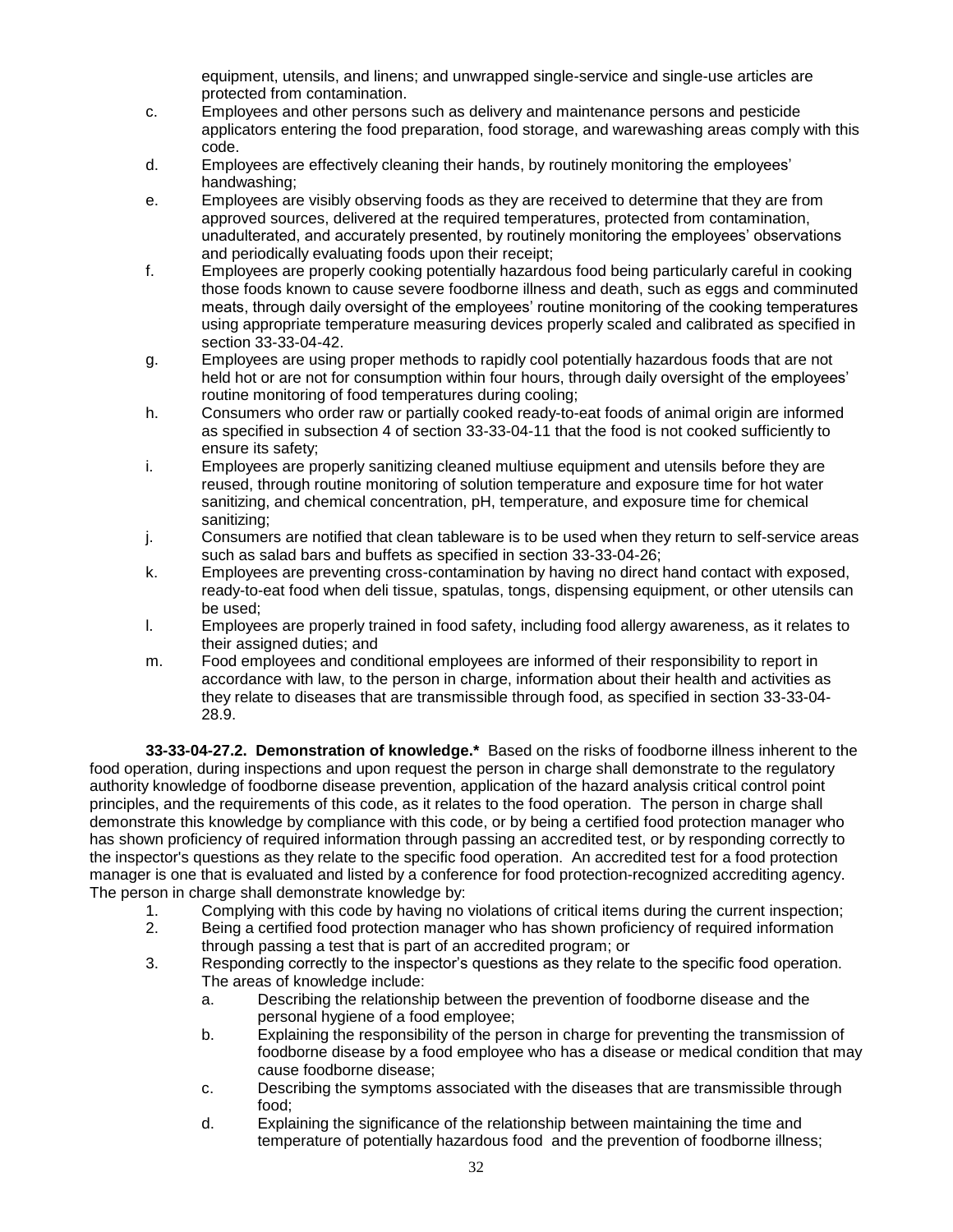equipment, utensils, and linens; and unwrapped single-service and single-use articles are protected from contamination.

c. Employees and other persons such as delivery and maintenance persons and pesticide applicators entering the food preparation, food storage, and warewashing areas comply with this code.

d. Employees are effectively cleaning their hands, by routinely monitoring the employees' handwashing;

e. Employees are visibly observing foods as they are received to determine that they are from approved sources, delivered at the required temperatures, protected from contamination, unadulterated, and accurately presented, by routinely monitoring the employees' observations and periodically evaluating foods upon their receipt;

f. Employees are properly cooking potentially hazardous food being particularly careful in cooking those foods known to cause severe foodborne illness and death, such as eggs and comminuted meats, through daily oversight of the employees' routine monitoring of the cooking temperatures using appropriate temperature measuring devices properly scaled and calibrated as specified in section 33-33-04-42.

g. Employees are using proper methods to rapidly cool potentially hazardous foods that are not held hot or are not for consumption within four hours, through daily oversight of the employees' routine monitoring of food temperatures during cooling;

h. Consumers who order raw or partially cooked ready-to-eat foods of animal origin are informed as specified in subsection 4 of section 33-33-04-11 that the food is not cooked sufficiently to ensure its safety;

i. Employees are properly sanitizing cleaned multiuse equipment and utensils before they are reused, through routine monitoring of solution temperature and exposure time for hot water sanitizing, and chemical concentration, pH, temperature, and exposure time for chemical sanitizing;

j. Consumers are notified that clean tableware is to be used when they return to self-service areas such as salad bars and buffets as specified in section 33-33-04-26;

k. Employees are preventing cross-contamination by having no direct hand contact with exposed, ready-to-eat food when deli tissue, spatulas, tongs, dispensing equipment, or other utensils can be used;

l. Employees are properly trained in food safety, including food allergy awareness, as it relates to their assigned duties; and

m. Food employees and conditional employees are informed of their responsibility to report in accordance with law, to the person in charge, information about their health and activities as they relate to diseases that are transmissible through food, as specified in section 33-33-04-28.9.

**33-33-04-27.2. Demonstration of knowledge.*** Based on the risks of foodborne illness inherent to the food operation, during inspections and upon request the person in charge shall demonstrate to the regulatory authority knowledge of foodborne disease prevention, application of the hazard analysis critical control point principles, and the requirements of this code, as it relates to the food operation. The person in charge shall demonstrate this knowledge by compliance with this code, or by being a certified food protection manager who has shown proficiency of required information through passing an accredited test, or by responding correctly to the inspector's questions as they relate to the specific food operation. An accredited test for a food protection manager is one that is evaluated and listed by a conference for food protection-recognized accrediting agency. The person in charge shall demonstrate knowledge by:

1. Complying with this code by having no violations of critical items during the current inspection;

2. Being a certified food protection manager who has shown proficiency of required information through passing a test that is part of an accredited program; or

3. Responding correctly to the inspector's questions as they relate to the specific food operation. The areas of knowledge include:

   a. Describing the relationship between the prevention of foodborne disease and the personal hygiene of a food employee;

   b. Explaining the responsibility of the person in charge for preventing the transmission of foodborne disease by a food employee who has a disease or medical condition that may cause foodborne disease;

   c. Describing the symptoms associated with the diseases that are transmissible through food;

   d. Explaining the significance of the relationship between maintaining the time and temperature of potentially hazardous food and the prevention of foodborne illness;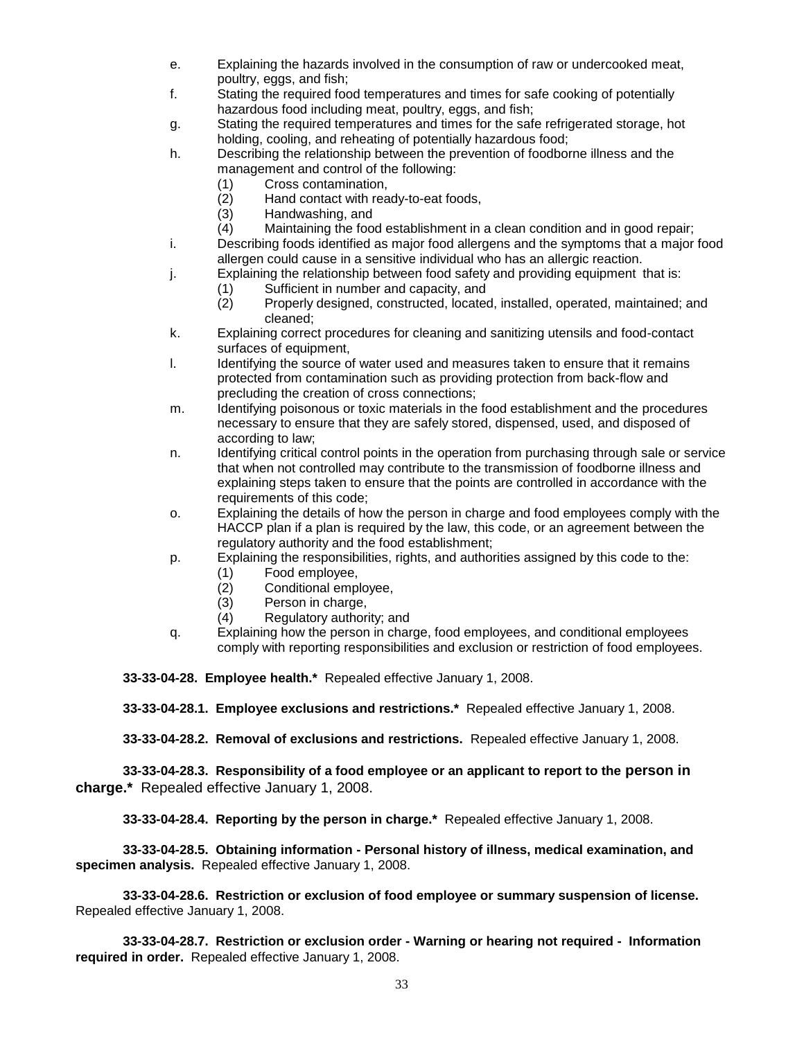e. Explaining the hazards involved in the consumption of raw or undercooked meat, poultry, eggs, and fish;
f. Stating the required food temperatures and times for safe cooking of potentially hazardous food including meat, poultry, eggs, and fish;
g. Stating the required temperatures and times for the safe refrigerated storage, hot holding, cooling, and reheating of potentially hazardous food;
h. Describing the relationship between the prevention of foodborne illness and the management and control of the following:
    (1) Cross contamination,
    (2) Hand contact with ready-to-eat foods,
    (3) Handwashing, and
    (4) Maintaining the food establishment in a clean condition and in good repair;
i. Describing foods identified as major food allergens and the symptoms that a major food allergen could cause in a sensitive individual who has an allergic reaction.
j. Explaining the relationship between food safety and providing equipment that is:
    (1) Sufficient in number and capacity, and
    (2) Properly designed, constructed, located, installed, operated, maintained; and cleaned;
k. Explaining correct procedures for cleaning and sanitizing utensils and food-contact surfaces of equipment,
l. Identifying the source of water used and measures taken to ensure that it remains protected from contamination such as providing protection from back-flow and precluding the creation of cross connections;
m. Identifying poisonous or toxic materials in the food establishment and the procedures necessary to ensure that they are safely stored, dispensed, used, and disposed of according to law;
n. Identifying critical control points in the operation from purchasing through sale or service that when not controlled may contribute to the transmission of foodborne illness and explaining steps taken to ensure that the points are controlled in accordance with the requirements of this code;
o. Explaining the details of how the person in charge and food employees comply with the HACCP plan if a plan is required by the law, this code, or an agreement between the regulatory authority and the food establishment;
p. Explaining the responsibilities, rights, and authorities assigned by this code to the:
    (1) Food employee,
    (2) Conditional employee,
    (3) Person in charge,
    (4) Regulatory authority; and
q. Explaining how the person in charge, food employees, and conditional employees comply with reporting responsibilities and exclusion or restriction of food employees.

**33-33-04-28. Employee health.*** Repealed effective January 1, 2008.

**33-33-04-28.1. Employee exclusions and restrictions.*** Repealed effective January 1, 2008.

**33-33-04-28.2. Removal of exclusions and restrictions.** Repealed effective January 1, 2008.

**33-33-04-28.3. Responsibility of a food employee or an applicant to report to the person in charge.*** Repealed effective January 1, 2008.

**33-33-04-28.4. Reporting by the person in charge.*** Repealed effective January 1, 2008.

**33-33-04-28.5. Obtaining information - Personal history of illness, medical examination, and specimen analysis.** Repealed effective January 1, 2008.

**33-33-04-28.6. Restriction or exclusion of food employee or summary suspension of license.** Repealed effective January 1, 2008.

**33-33-04-28.7. Restriction or exclusion order - Warning or hearing not required - Information required in order.** Repealed effective January 1, 2008.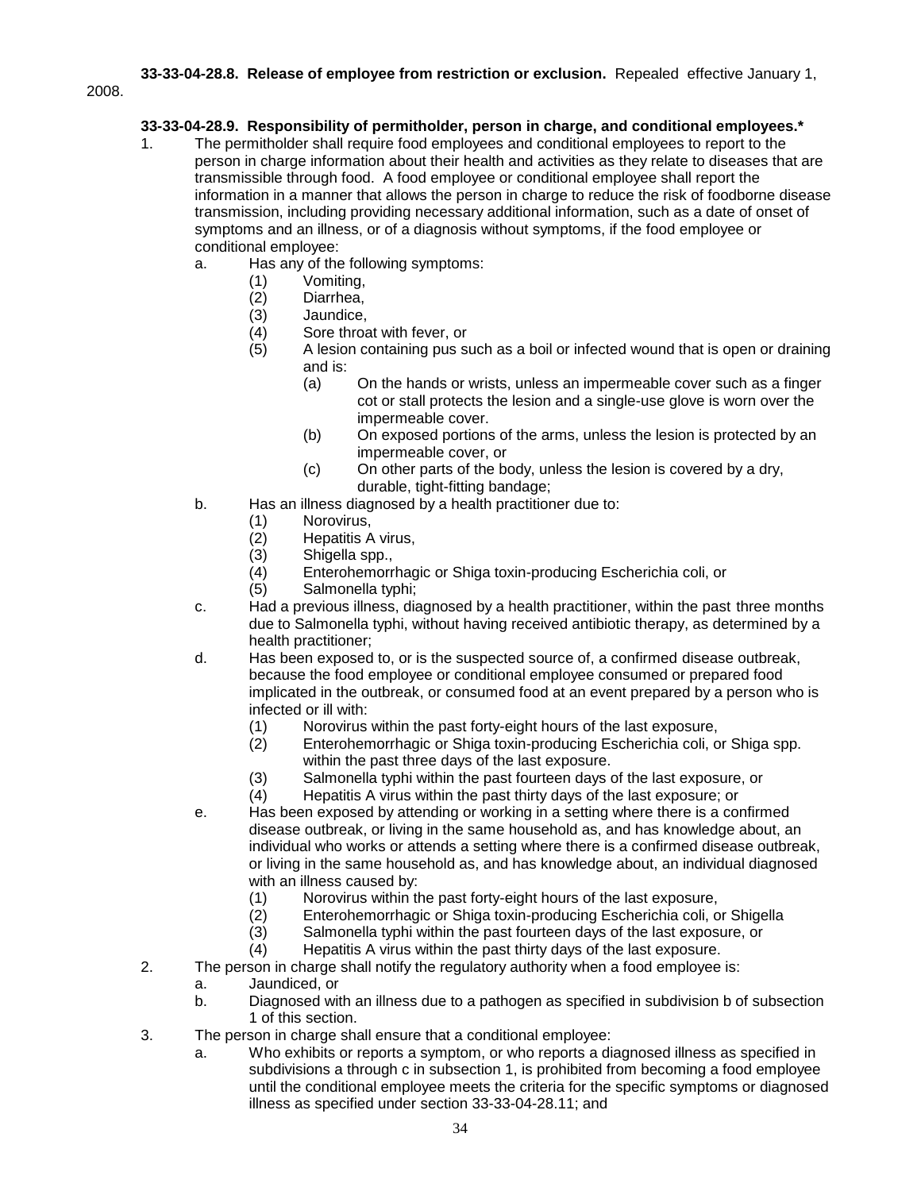**33-33-04-28.8. Release of employee from restriction or exclusion.** Repealed effective January 1, 2008.

**33-33-04-28.9. Responsibility of permitholder, person in charge, and conditional employees.***

1. The permitholder shall require food employees and conditional employees to report to the person in charge information about their health and activities as they relate to diseases that are transmissible through food. A food employee or conditional employee shall report the information in a manner that allows the person in charge to reduce the risk of foodborne disease transmission, including providing necessary additional information, such as a date of onset of symptoms and an illness, or of a diagnosis without symptoms, if the food employee or conditional employee:
   a. Has any of the following symptoms:
      (1) Vomiting,
      (2) Diarrhea,
      (3) Jaundice,
      (4) Sore throat with fever, or
      (5) A lesion containing pus such as a boil or infected wound that is open or draining and is:
         (a) On the hands or wrists, unless an impermeable cover such as a finger cot or stall protects the lesion and a single-use glove is worn over the impermeable cover.
         (b) On exposed portions of the arms, unless the lesion is protected by an impermeable cover, or
         (c) On other parts of the body, unless the lesion is covered by a dry, durable, tight-fitting bandage;
   b. Has an illness diagnosed by a health practitioner due to:
      (1) Norovirus,
      (2) Hepatitis A virus,
      (3) Shigella spp.,
      (4) Enterohemorrhagic or Shiga toxin-producing Escherichia coli, or
      (5) Salmonella typhi;
   c. Had a previous illness, diagnosed by a health practitioner, within the past three months due to Salmonella typhi, without having received antibiotic therapy, as determined by a health practitioner;
   d. Has been exposed to, or is the suspected source of, a confirmed disease outbreak, because the food employee or conditional employee consumed or prepared food implicated in the outbreak, or consumed food at an event prepared by a person who is infected or ill with:
      (1) Norovirus within the past forty-eight hours of the last exposure,
      (2) Enterohemorrhagic or Shiga toxin-producing Escherichia coli, or Shiga spp. within the past three days of the last exposure.
      (3) Salmonella typhi within the past fourteen days of the last exposure, or
      (4) Hepatitis A virus within the past thirty days of the last exposure; or
   e. Has been exposed by attending or working in a setting where there is a confirmed disease outbreak, or living in the same household as, and has knowledge about, an individual who works or attends a setting where there is a confirmed disease outbreak, or living in the same household as, and has knowledge about, an individual diagnosed with an illness caused by:
      (1) Norovirus within the past forty-eight hours of the last exposure,
      (2) Enterohemorrhagic or Shiga toxin-producing Escherichia coli, or Shigella
      (3) Salmonella typhi within the past fourteen days of the last exposure, or
      (4) Hepatitis A virus within the past thirty days of the last exposure.
2. The person in charge shall notify the regulatory authority when a food employee is:
   a. Jaundiced, or
   b. Diagnosed with an illness due to a pathogen as specified in subdivision b of subsection 1 of this section.
3. The person in charge shall ensure that a conditional employee:
   a. Who exhibits or reports a symptom, or who reports a diagnosed illness as specified in subdivisions a through c in subsection 1, is prohibited from becoming a food employee until the conditional employee meets the criteria for the specific symptoms or diagnosed illness as specified under section 33-33-04-28.11; and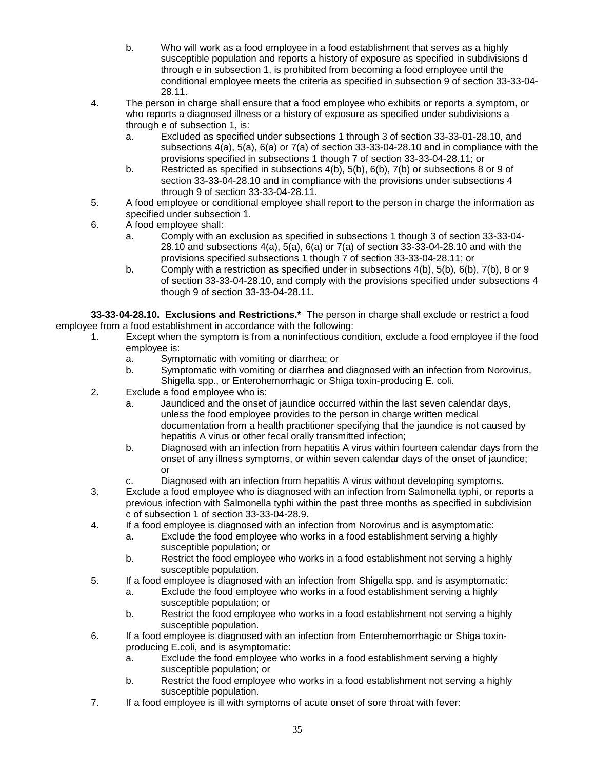b. Who will work as a food employee in a food establishment that serves as a highly susceptible population and reports a history of exposure as specified in subdivisions d through e in subsection 1, is prohibited from becoming a food employee until the conditional employee meets the criteria as specified in subsection 9 of section 33-33-04-28.11.

4. The person in charge shall ensure that a food employee who exhibits or reports a symptom, or who reports a diagnosed illness or a history of exposure as specified under subdivisions a through e of subsection 1, is:
   a. Excluded as specified under subsections 1 through 3 of section 33-33-01-28.10, and subsections 4(a), 5(a), 6(a) or 7(a) of section 33-33-04-28.10 and in compliance with the provisions specified in subsections 1 though 7 of section 33-33-04-28.11; or
   b. Restricted as specified in subsections 4(b), 5(b), 6(b), 7(b) or subsections 8 or 9 of section 33-33-04-28.10 and in compliance with the provisions under subsections 4 through 9 of section 33-33-04-28.11.
5. A food employee or conditional employee shall report to the person in charge the information as specified under subsection 1.
6. A food employee shall:
   a. Comply with an exclusion as specified in subsections 1 though 3 of section 33-33-04-28.10 and subsections 4(a), 5(a), 6(a) or 7(a) of section 33-33-04-28.10 and with the provisions specified subsections 1 though 7 of section 33-33-04-28.11; or
   b. Comply with a restriction as specified under in subsections 4(b), 5(b), 6(b), 7(b), 8 or 9 of section 33-33-04-28.10, and comply with the provisions specified under subsections 4 though 9 of section 33-33-04-28.11.

**33-33-04-28.10. Exclusions and Restrictions.*** The person in charge shall exclude or restrict a food employee from a food establishment in accordance with the following:

1. Except when the symptom is from a noninfectious condition, exclude a food employee if the food employee is:
   a. Symptomatic with vomiting or diarrhea; or
   b. Symptomatic with vomiting or diarrhea and diagnosed with an infection from Norovirus, Shigella spp., or Enterohemorrhagic or Shiga toxin-producing E. coli.
2. Exclude a food employee who is:
   a. Jaundiced and the onset of jaundice occurred within the last seven calendar days, unless the food employee provides to the person in charge written medical documentation from a health practitioner specifying that the jaundice is not caused by hepatitis A virus or other fecal orally transmitted infection;
   b. Diagnosed with an infection from hepatitis A virus within fourteen calendar days from the onset of any illness symptoms, or within seven calendar days of the onset of jaundice; or
   c. Diagnosed with an infection from hepatitis A virus without developing symptoms.
3. Exclude a food employee who is diagnosed with an infection from Salmonella typhi, or reports a previous infection with Salmonella typhi within the past three months as specified in subdivision c of subsection 1 of section 33-33-04-28.9.
4. If a food employee is diagnosed with an infection from Norovirus and is asymptomatic:
   a. Exclude the food employee who works in a food establishment serving a highly susceptible population; or
   b. Restrict the food employee who works in a food establishment not serving a highly susceptible population.
5. If a food employee is diagnosed with an infection from Shigella spp. and is asymptomatic:
   a. Exclude the food employee who works in a food establishment serving a highly susceptible population; or
   b. Restrict the food employee who works in a food establishment not serving a highly susceptible population.
6. If a food employee is diagnosed with an infection from Enterohemorrhagic or Shiga toxin-producing E.coli, and is asymptomatic:
   a. Exclude the food employee who works in a food establishment serving a highly susceptible population; or
   b. Restrict the food employee who works in a food establishment not serving a highly susceptible population.
7. If a food employee is ill with symptoms of acute onset of sore throat with fever: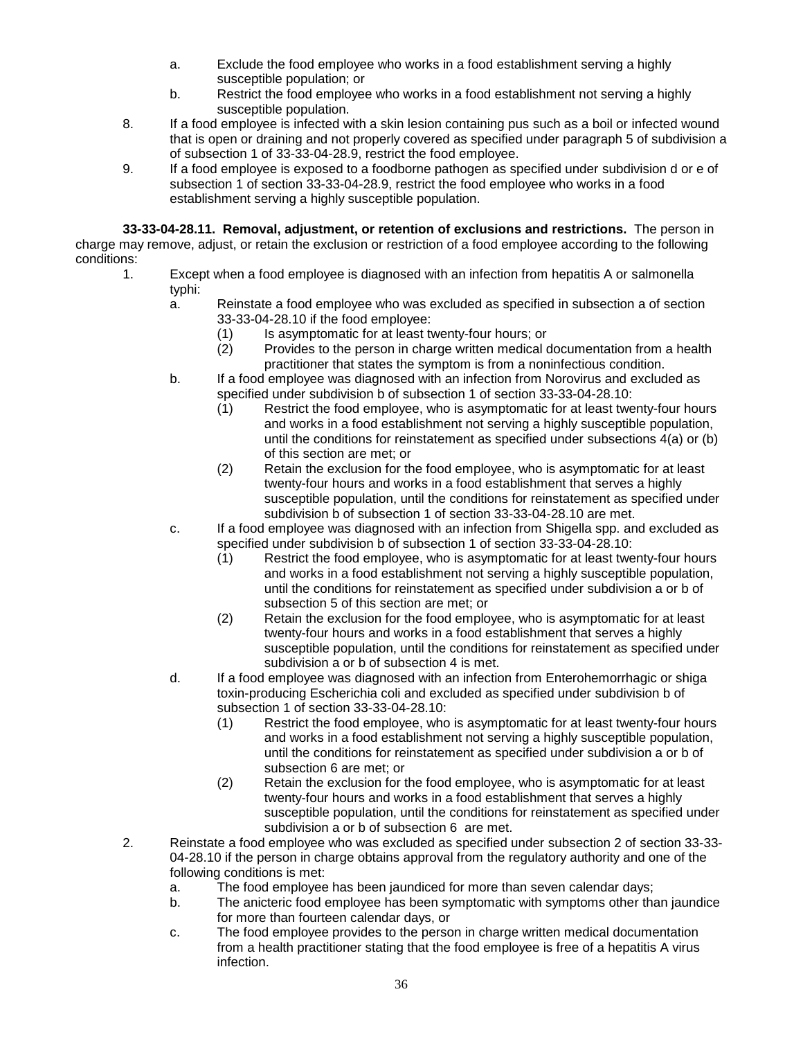a. Exclude the food employee who works in a food establishment serving a highly susceptible population; or
b. Restrict the food employee who works in a food establishment not serving a highly susceptible population.

8. If a food employee is infected with a skin lesion containing pus such as a boil or infected wound that is open or draining and not properly covered as specified under paragraph 5 of subdivision a of subsection 1 of 33-33-04-28.9, restrict the food employee.
9. If a food employee is exposed to a foodborne pathogen as specified under subdivision d or e of subsection 1 of section 33-33-04-28.9, restrict the food employee who works in a food establishment serving a highly susceptible population.

**33-33-04-28.11. Removal, adjustment, or retention of exclusions and restrictions.** The person in charge may remove, adjust, or retain the exclusion or restriction of a food employee according to the following conditions:

1. Except when a food employee is diagnosed with an infection from hepatitis A or salmonella typhi:
   a. Reinstate a food employee who was excluded as specified in subsection a of section 33-33-04-28.10 if the food employee:
      (1) Is asymptomatic for at least twenty-four hours; or
      (2) Provides to the person in charge written medical documentation from a health practitioner that states the symptom is from a noninfectious condition.
   b. If a food employee was diagnosed with an infection from Norovirus and excluded as specified under subdivision b of subsection 1 of section 33-33-04-28.10:
      (1) Restrict the food employee, who is asymptomatic for at least twenty-four hours and works in a food establishment not serving a highly susceptible population, until the conditions for reinstatement as specified under subsections 4(a) or (b) of this section are met; or
      (2) Retain the exclusion for the food employee, who is asymptomatic for at least twenty-four hours and works in a food establishment that serves a highly susceptible population, until the conditions for reinstatement as specified under subdivision b of subsection 1 of section 33-33-04-28.10 are met.
   c. If a food employee was diagnosed with an infection from Shigella spp. and excluded as specified under subdivision b of subsection 1 of section 33-33-04-28.10:
      (1) Restrict the food employee, who is asymptomatic for at least twenty-four hours and works in a food establishment not serving a highly susceptible population, until the conditions for reinstatement as specified under subdivision a or b of subsection 5 of this section are met; or
      (2) Retain the exclusion for the food employee, who is asymptomatic for at least twenty-four hours and works in a food establishment that serves a highly susceptible population, until the conditions for reinstatement as specified under subdivision a or b of subsection 4 is met.
   d. If a food employee was diagnosed with an infection from Enterohemorrhagic or shiga toxin-producing Escherichia coli and excluded as specified under subdivision b of subsection 1 of section 33-33-04-28.10:
      (1) Restrict the food employee, who is asymptomatic for at least twenty-four hours and works in a food establishment not serving a highly susceptible population, until the conditions for reinstatement as specified under subdivision a or b of subsection 6 are met; or
      (2) Retain the exclusion for the food employee, who is asymptomatic for at least twenty-four hours and works in a food establishment that serves a highly susceptible population, until the conditions for reinstatement as specified under subdivision a or b of subsection 6 are met.
2. Reinstate a food employee who was excluded as specified under subsection 2 of section 33-33-04-28.10 if the person in charge obtains approval from the regulatory authority and one of the following conditions is met:
   a. The food employee has been jaundiced for more than seven calendar days;
   b. The anicteric food employee has been symptomatic with symptoms other than jaundice for more than fourteen calendar days, or
   c. The food employee provides to the person in charge written medical documentation from a health practitioner stating that the food employee is free of a hepatitis A virus infection.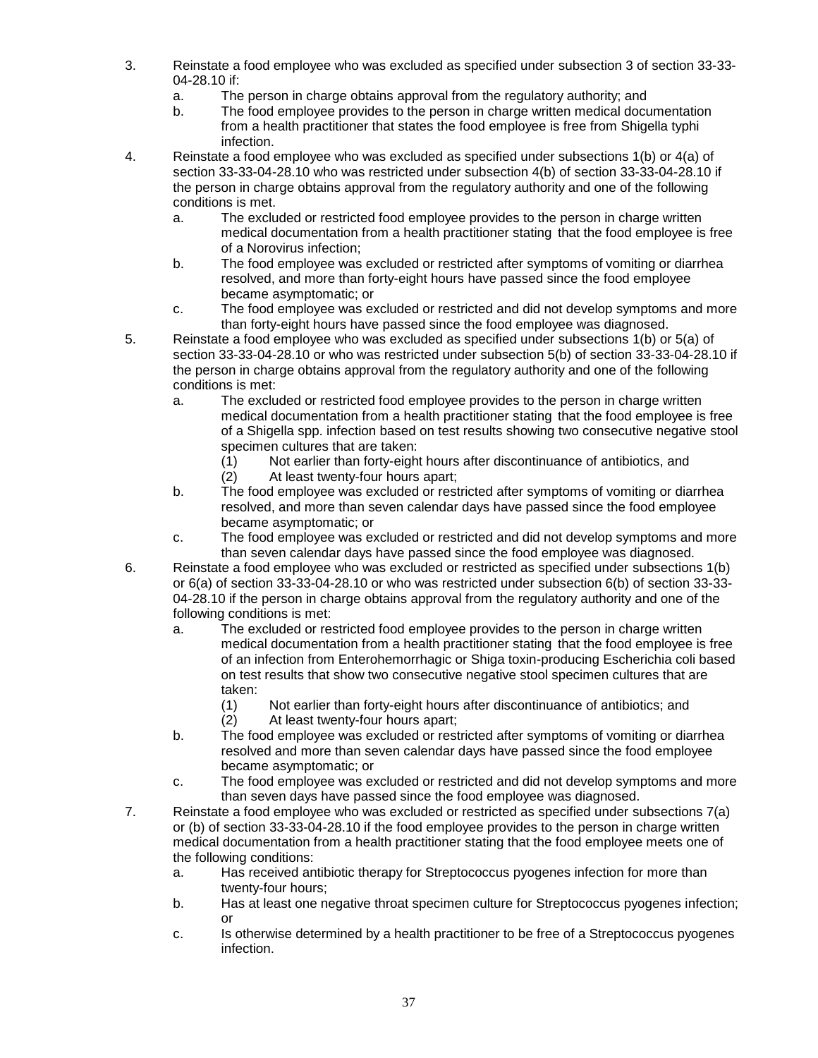3. Reinstate a food employee who was excluded as specified under subsection 3 of section 33-33-04-28.10 if:
   a. The person in charge obtains approval from the regulatory authority; and
   b. The food employee provides to the person in charge written medical documentation from a health practitioner that states the food employee is free from Shigella typhi infection.
4. Reinstate a food employee who was excluded as specified under subsections 1(b) or 4(a) of section 33-33-04-28.10 who was restricted under subsection 4(b) of section 33-33-04-28.10 if the person in charge obtains approval from the regulatory authority and one of the following conditions is met.
   a. The excluded or restricted food employee provides to the person in charge written medical documentation from a health practitioner stating that the food employee is free of a Norovirus infection;
   b. The food employee was excluded or restricted after symptoms of vomiting or diarrhea resolved, and more than forty-eight hours have passed since the food employee became asymptomatic; or
   c. The food employee was excluded or restricted and did not develop symptoms and more than forty-eight hours have passed since the food employee was diagnosed.
5. Reinstate a food employee who was excluded as specified under subsections 1(b) or 5(a) of section 33-33-04-28.10 or who was restricted under subsection 5(b) of section 33-33-04-28.10 if the person in charge obtains approval from the regulatory authority and one of the following conditions is met:
   a. The excluded or restricted food employee provides to the person in charge written medical documentation from a health practitioner stating that the food employee is free of a Shigella spp. infection based on test results showing two consecutive negative stool specimen cultures that are taken:
      (1) Not earlier than forty-eight hours after discontinuance of antibiotics, and
      (2) At least twenty-four hours apart;
   b. The food employee was excluded or restricted after symptoms of vomiting or diarrhea resolved, and more than seven calendar days have passed since the food employee became asymptomatic; or
   c. The food employee was excluded or restricted and did not develop symptoms and more than seven calendar days have passed since the food employee was diagnosed.
6. Reinstate a food employee who was excluded or restricted as specified under subsections 1(b) or 6(a) of section 33-33-04-28.10 or who was restricted under subsection 6(b) of section 33-33-04-28.10 if the person in charge obtains approval from the regulatory authority and one of the following conditions is met:
   a. The excluded or restricted food employee provides to the person in charge written medical documentation from a health practitioner stating that the food employee is free of an infection from Enterohemorrhagic or Shiga toxin-producing Escherichia coli based on test results that show two consecutive negative stool specimen cultures that are taken:
      (1) Not earlier than forty-eight hours after discontinuance of antibiotics; and
      (2) At least twenty-four hours apart;
   b. The food employee was excluded or restricted after symptoms of vomiting or diarrhea resolved and more than seven calendar days have passed since the food employee became asymptomatic; or
   c. The food employee was excluded or restricted and did not develop symptoms and more than seven days have passed since the food employee was diagnosed.
7. Reinstate a food employee who was excluded or restricted as specified under subsections 7(a) or (b) of section 33-33-04-28.10 if the food employee provides to the person in charge written medical documentation from a health practitioner stating that the food employee meets one of the following conditions:
   a. Has received antibiotic therapy for Streptococcus pyogenes infection for more than twenty-four hours;
   b. Has at least one negative throat specimen culture for Streptococcus pyogenes infection; or
   c. Is otherwise determined by a health practitioner to be free of a Streptococcus pyogenes infection.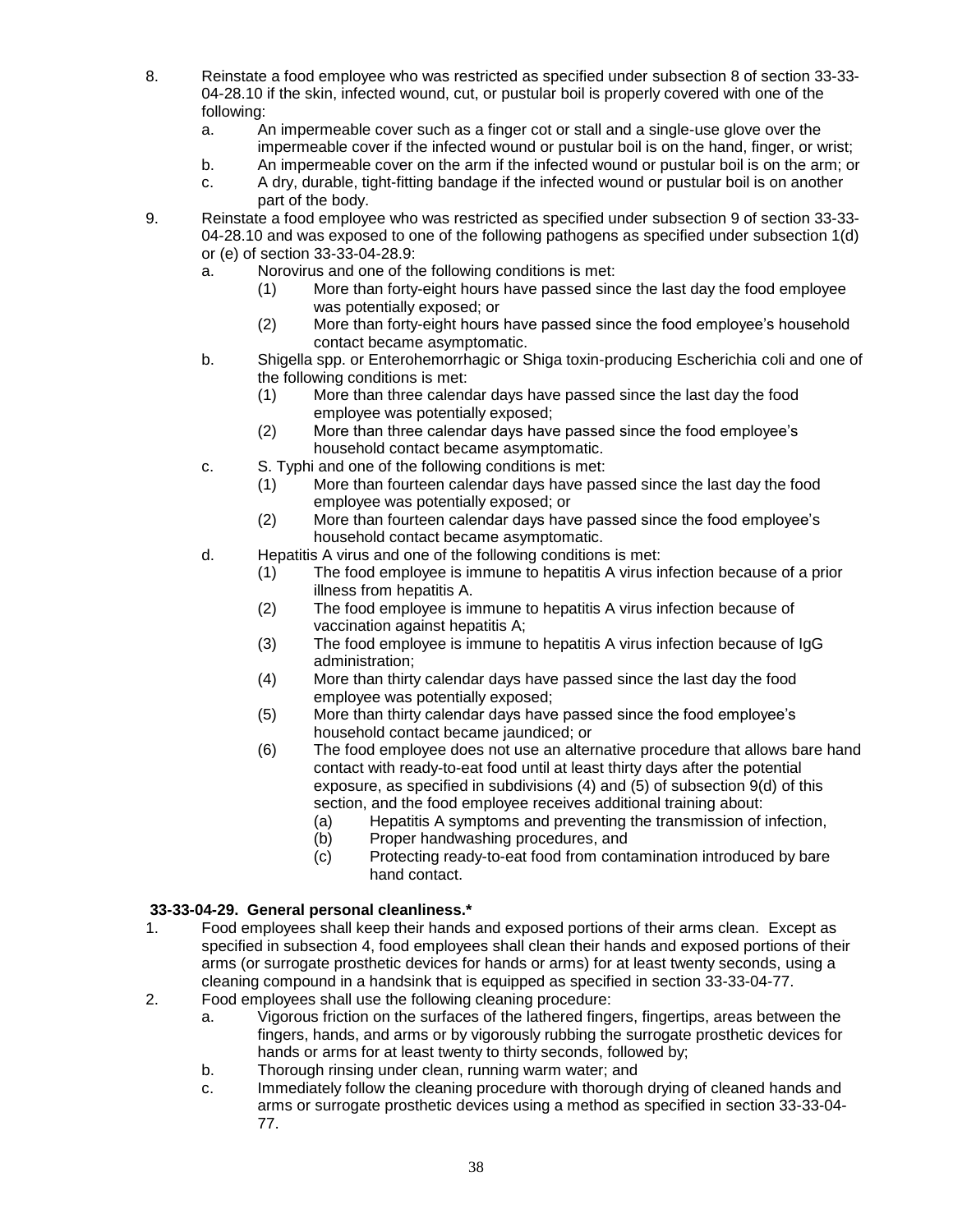8. Reinstate a food employee who was restricted as specified under subsection 8 of section 33-33-04-28.10 if the skin, infected wound, cut, or pustular boil is properly covered with one of the following:
   a. An impermeable cover such as a finger cot or stall and a single-use glove over the impermeable cover if the infected wound or pustular boil is on the hand, finger, or wrist;
   b. An impermeable cover on the arm if the infected wound or pustular boil is on the arm; or
   c. A dry, durable, tight-fitting bandage if the infected wound or pustular boil is on another part of the body.
9. Reinstate a food employee who was restricted as specified under subsection 9 of section 33-33-04-28.10 and was exposed to one of the following pathogens as specified under subsection 1(d) or (e) of section 33-33-04-28.9:
   a. Norovirus and one of the following conditions is met:
      (1) More than forty-eight hours have passed since the last day the food employee was potentially exposed; or
      (2) More than forty-eight hours have passed since the food employee's household contact became asymptomatic.
   b. Shigella spp. or Enterohemorrhagic or Shiga toxin-producing Escherichia coli and one of the following conditions is met:
      (1) More than three calendar days have passed since the last day the food employee was potentially exposed;
      (2) More than three calendar days have passed since the food employee's household contact became asymptomatic.
   c. S. Typhi and one of the following conditions is met:
      (1) More than fourteen calendar days have passed since the last day the food employee was potentially exposed; or
      (2) More than fourteen calendar days have passed since the food employee's household contact became asymptomatic.
   d. Hepatitis A virus and one of the following conditions is met:
      (1) The food employee is immune to hepatitis A virus infection because of a prior illness from hepatitis A.
      (2) The food employee is immune to hepatitis A virus infection because of vaccination against hepatitis A;
      (3) The food employee is immune to hepatitis A virus infection because of IgG administration;
      (4) More than thirty calendar days have passed since the last day the food employee was potentially exposed;
      (5) More than thirty calendar days have passed since the food employee's household contact became jaundiced; or
      (6) The food employee does not use an alternative procedure that allows bare hand contact with ready-to-eat food until at least thirty days after the potential exposure, as specified in subdivisions (4) and (5) of subsection 9(d) of this section, and the food employee receives additional training about:
         (a) Hepatitis A symptoms and preventing the transmission of infection,
         (b) Proper handwashing procedures, and
         (c) Protecting ready-to-eat food from contamination introduced by bare hand contact.

**33-33-04-29. General personal cleanliness.***

1. Food employees shall keep their hands and exposed portions of their arms clean. Except as specified in subsection 4, food employees shall clean their hands and exposed portions of their arms (or surrogate prosthetic devices for hands or arms) for at least twenty seconds, using a cleaning compound in a handsink that is equipped as specified in section 33-33-04-77.
2. Food employees shall use the following cleaning procedure:
   a. Vigorous friction on the surfaces of the lathered fingers, fingertips, areas between the fingers, hands, and arms or by vigorously rubbing the surrogate prosthetic devices for hands or arms for at least twenty to thirty seconds, followed by;
   b. Thorough rinsing under clean, running warm water; and
   c. Immediately follow the cleaning procedure with thorough drying of cleaned hands and arms or surrogate prosthetic devices using a method as specified in section 33-33-04-77.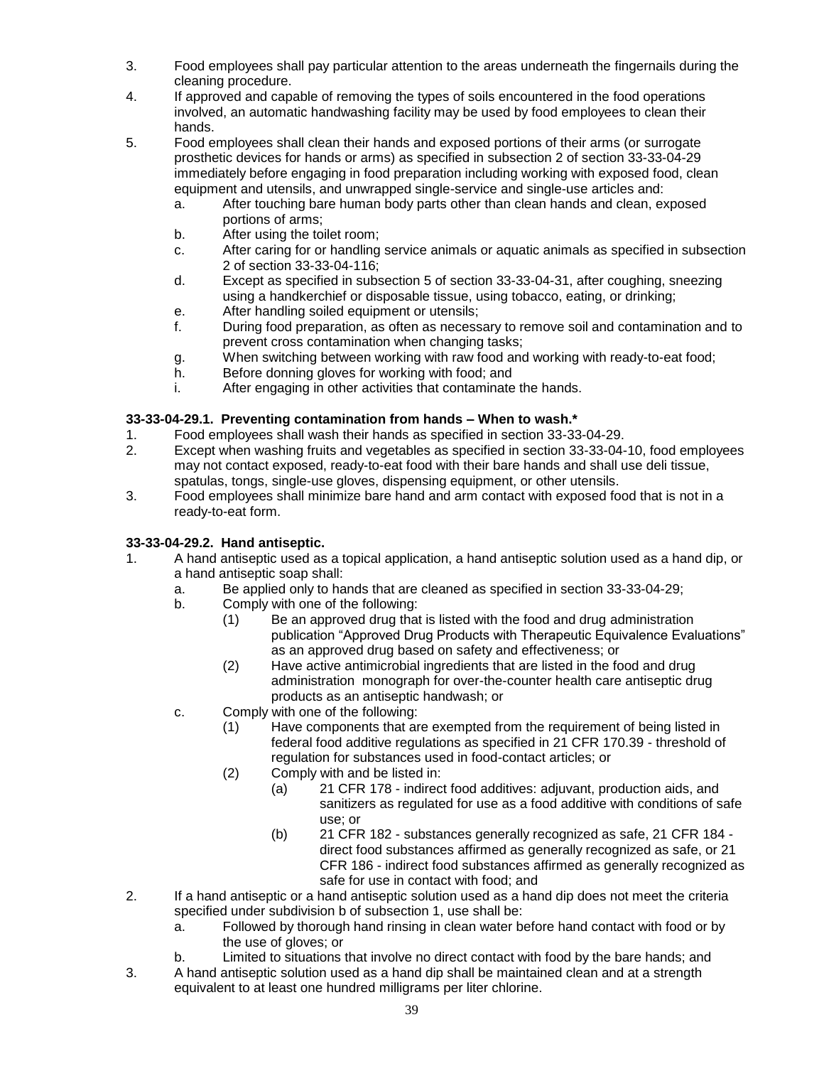3. Food employees shall pay particular attention to the areas underneath the fingernails during the cleaning procedure.
4. If approved and capable of removing the types of soils encountered in the food operations involved, an automatic handwashing facility may be used by food employees to clean their hands.
5. Food employees shall clean their hands and exposed portions of their arms (or surrogate prosthetic devices for hands or arms) as specified in subsection 2 of section 33-33-04-29 immediately before engaging in food preparation including working with exposed food, clean equipment and utensils, and unwrapped single-service and single-use articles and:
   a. After touching bare human body parts other than clean hands and clean, exposed portions of arms;
   b. After using the toilet room;
   c. After caring for or handling service animals or aquatic animals as specified in subsection 2 of section 33-33-04-116;
   d. Except as specified in subsection 5 of section 33-33-04-31, after coughing, sneezing using a handkerchief or disposable tissue, using tobacco, eating, or drinking;
   e. After handling soiled equipment or utensils;
   f. During food preparation, as often as necessary to remove soil and contamination and to prevent cross contamination when changing tasks;
   g. When switching between working with raw food and working with ready-to-eat food;
   h. Before donning gloves for working with food; and
   i. After engaging in other activities that contaminate the hands.

**33-33-04-29.1. Preventing contamination from hands – When to wash.***

1. Food employees shall wash their hands as specified in section 33-33-04-29.
2. Except when washing fruits and vegetables as specified in section 33-33-04-10, food employees may not contact exposed, ready-to-eat food with their bare hands and shall use deli tissue, spatulas, tongs, single-use gloves, dispensing equipment, or other utensils.
3. Food employees shall minimize bare hand and arm contact with exposed food that is not in a ready-to-eat form.

**33-33-04-29.2. Hand antiseptic.**

1. A hand antiseptic used as a topical application, a hand antiseptic solution used as a hand dip, or a hand antiseptic soap shall:
   a. Be applied only to hands that are cleaned as specified in section 33-33-04-29;
   b. Comply with one of the following:
      (1) Be an approved drug that is listed with the food and drug administration publication "Approved Drug Products with Therapeutic Equivalence Evaluations" as an approved drug based on safety and effectiveness; or
      (2) Have active antimicrobial ingredients that are listed in the food and drug administration monograph for over-the-counter health care antiseptic drug products as an antiseptic handwash; or
   c. Comply with one of the following:
      (1) Have components that are exempted from the requirement of being listed in federal food additive regulations as specified in 21 CFR 170.39 - threshold of regulation for substances used in food-contact articles; or
      (2) Comply with and be listed in:
         (a) 21 CFR 178 - indirect food additives: adjuvant, production aids, and sanitizers as regulated for use as a food additive with conditions of safe use; or
         (b) 21 CFR 182 - substances generally recognized as safe, 21 CFR 184 - direct food substances affirmed as generally recognized as safe, or 21 CFR 186 - indirect food substances affirmed as generally recognized as safe for use in contact with food; and
2. If a hand antiseptic or a hand antiseptic solution used as a hand dip does not meet the criteria specified under subdivision b of subsection 1, use shall be:
   a. Followed by thorough hand rinsing in clean water before hand contact with food or by the use of gloves; or
   b. Limited to situations that involve no direct contact with food by the bare hands; and
3. A hand antiseptic solution used as a hand dip shall be maintained clean and at a strength equivalent to at least one hundred milligrams per liter chlorine.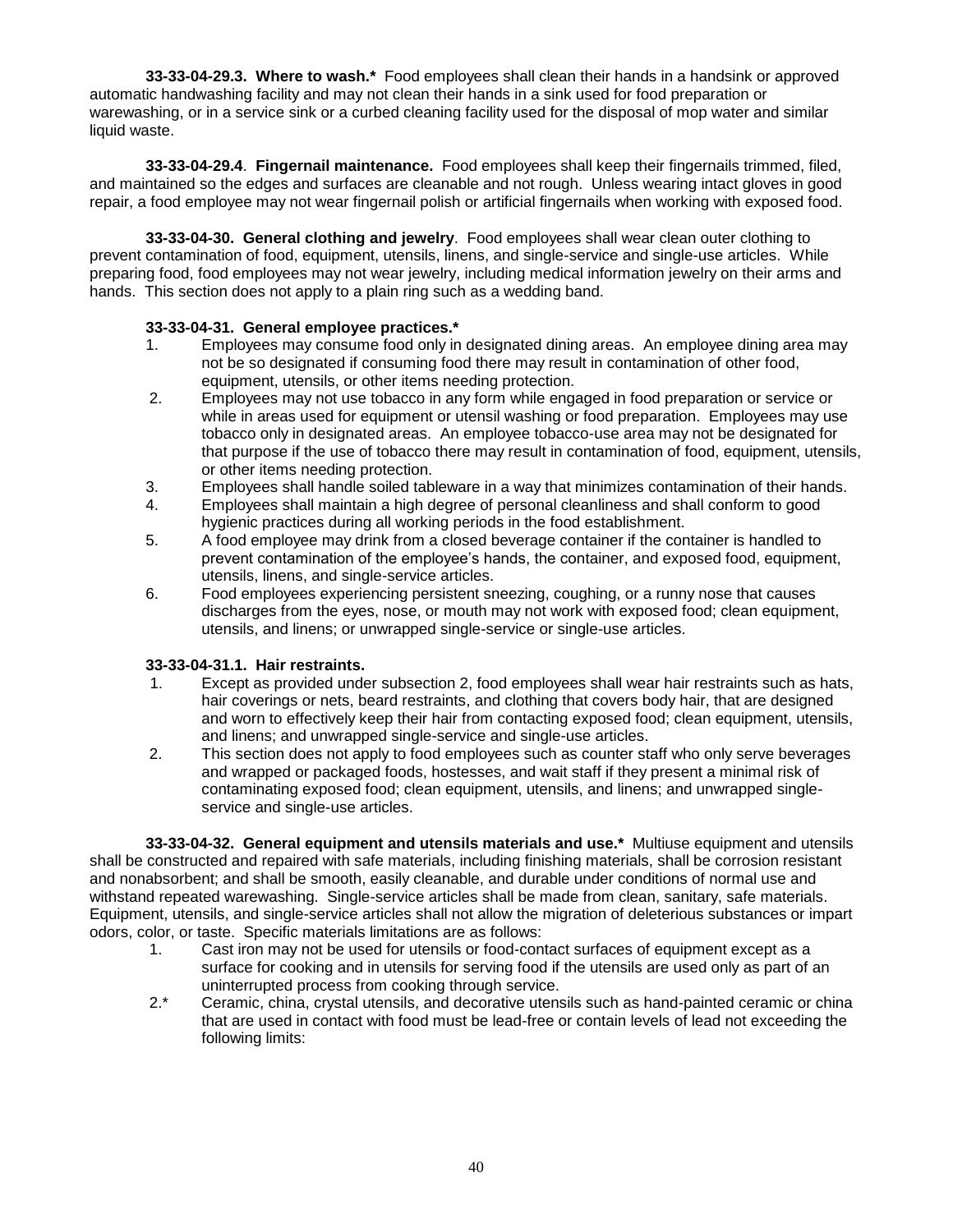**33-33-04-29.3. Where to wash.*** Food employees shall clean their hands in a handsink or approved automatic handwashing facility and may not clean their hands in a sink used for food preparation or warewashing, or in a service sink or a curbed cleaning facility used for the disposal of mop water and similar liquid waste.

**33-33-04-29.4**. **Fingernail maintenance.** Food employees shall keep their fingernails trimmed, filed, and maintained so the edges and surfaces are cleanable and not rough. Unless wearing intact gloves in good repair, a food employee may not wear fingernail polish or artificial fingernails when working with exposed food.

**33-33-04-30. General clothing and jewelry**. Food employees shall wear clean outer clothing to prevent contamination of food, equipment, utensils, linens, and single-service and single-use articles. While preparing food, food employees may not wear jewelry, including medical information jewelry on their arms and hands. This section does not apply to a plain ring such as a wedding band.

**33-33-04-31. General employee practices.***

1. Employees may consume food only in designated dining areas. An employee dining area may not be so designated if consuming food there may result in contamination of other food, equipment, utensils, or other items needing protection.
2. Employees may not use tobacco in any form while engaged in food preparation or service or while in areas used for equipment or utensil washing or food preparation. Employees may use tobacco only in designated areas. An employee tobacco-use area may not be designated for that purpose if the use of tobacco there may result in contamination of food, equipment, utensils, or other items needing protection.
3. Employees shall handle soiled tableware in a way that minimizes contamination of their hands.
4. Employees shall maintain a high degree of personal cleanliness and shall conform to good hygienic practices during all working periods in the food establishment.
5. A food employee may drink from a closed beverage container if the container is handled to prevent contamination of the employee's hands, the container, and exposed food, equipment, utensils, linens, and single-service articles.
6. Food employees experiencing persistent sneezing, coughing, or a runny nose that causes discharges from the eyes, nose, or mouth may not work with exposed food; clean equipment, utensils, and linens; or unwrapped single-service or single-use articles.

**33-33-04-31.1. Hair restraints.**

1. Except as provided under subsection 2, food employees shall wear hair restraints such as hats, hair coverings or nets, beard restraints, and clothing that covers body hair, that are designed and worn to effectively keep their hair from contacting exposed food; clean equipment, utensils, and linens; and unwrapped single-service and single-use articles.
2. This section does not apply to food employees such as counter staff who only serve beverages and wrapped or packaged foods, hostesses, and wait staff if they present a minimal risk of contaminating exposed food; clean equipment, utensils, and linens; and unwrapped single-service and single-use articles.

**33-33-04-32. General equipment and utensils materials and use.*** Multiuse equipment and utensils shall be constructed and repaired with safe materials, including finishing materials, shall be corrosion resistant and nonabsorbent; and shall be smooth, easily cleanable, and durable under conditions of normal use and withstand repeated warewashing. Single-service articles shall be made from clean, sanitary, safe materials. Equipment, utensils, and single-service articles shall not allow the migration of deleterious substances or impart odors, color, or taste. Specific materials limitations are as follows:

1. Cast iron may not be used for utensils or food-contact surfaces of equipment except as a surface for cooking and in utensils for serving food if the utensils are used only as part of an uninterrupted process from cooking through service.

2.* Ceramic, china, crystal utensils, and decorative utensils such as hand-painted ceramic or china that are used in contact with food must be lead-free or contain levels of lead not exceeding the following limits: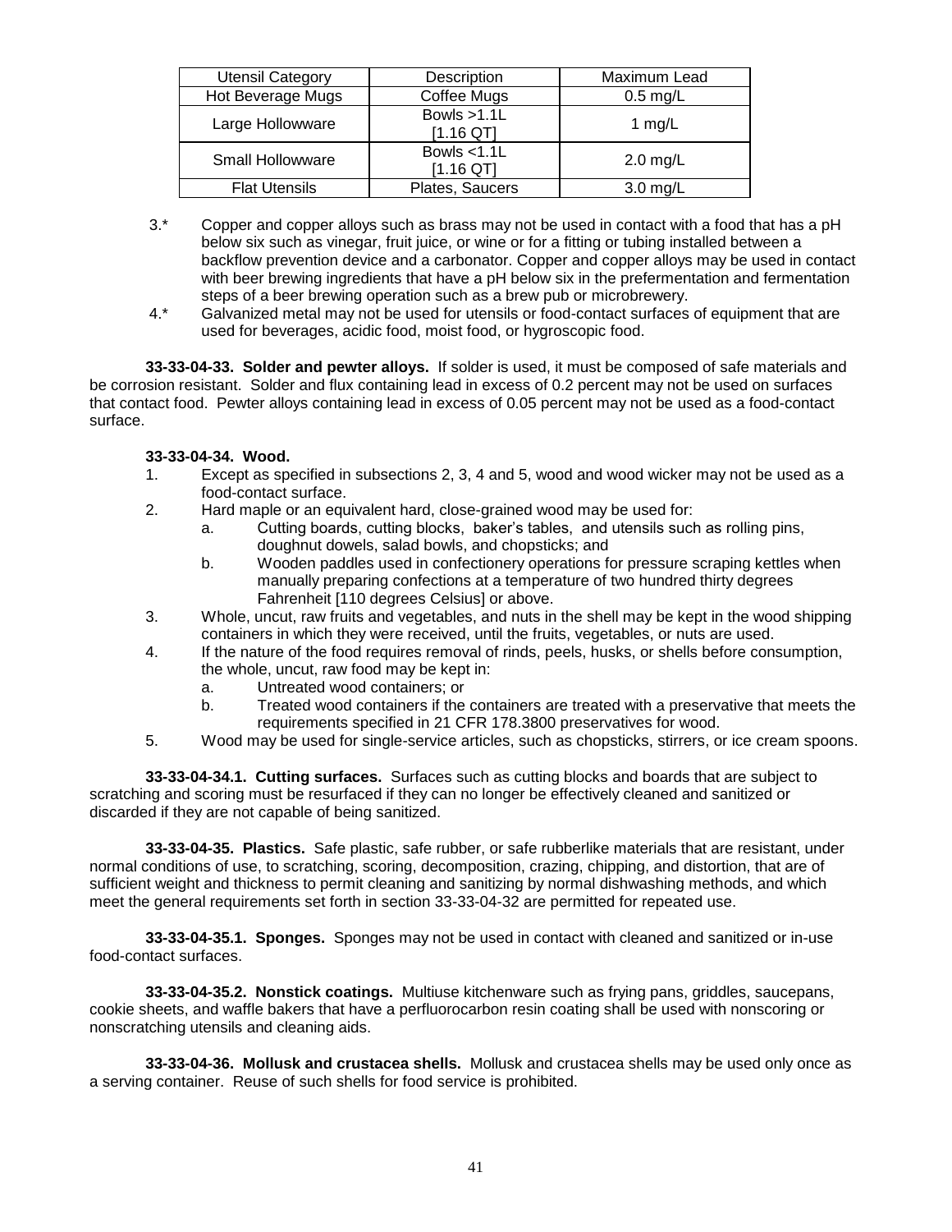| Utensil Category | Description | Maximum Lead |
|---|---|---|
| Hot Beverage Mugs | Coffee Mugs | 0.5 mg/L |
| Large Hollowware | Bowls >1.1L [1.16 QT] | 1 mg/L |
| Small Hollowware | Bowls <1.1L [1.16 QT] | 2.0 mg/L |
| Flat Utensils | Plates, Saucers | 3.0 mg/L |

3.* Copper and copper alloys such as brass may not be used in contact with a food that has a pH below six such as vinegar, fruit juice, or wine or for a fitting or tubing installed between a backflow prevention device and a carbonator. Copper and copper alloys may be used in contact with beer brewing ingredients that have a pH below six in the prefermentation and fermentation steps of a beer brewing operation such as a brew pub or microbrewery.

4.* Galvanized metal may not be used for utensils or food-contact surfaces of equipment that are used for beverages, acidic food, moist food, or hygroscopic food.

**33-33-04-33. Solder and pewter alloys.** If solder is used, it must be composed of safe materials and be corrosion resistant. Solder and flux containing lead in excess of 0.2 percent may not be used on surfaces that contact food. Pewter alloys containing lead in excess of 0.05 percent may not be used as a food-contact surface.

**33-33-04-34. Wood.**

1. Except as specified in subsections 2, 3, 4 and 5, wood and wood wicker may not be used as a food-contact surface.
2. Hard maple or an equivalent hard, close-grained wood may be used for:
   a. Cutting boards, cutting blocks, baker's tables, and utensils such as rolling pins, doughnut dowels, salad bowls, and chopsticks; and
   b. Wooden paddles used in confectionery operations for pressure scraping kettles when manually preparing confections at a temperature of two hundred thirty degrees Fahrenheit [110 degrees Celsius] or above.
3. Whole, uncut, raw fruits and vegetables, and nuts in the shell may be kept in the wood shipping containers in which they were received, until the fruits, vegetables, or nuts are used.
4. If the nature of the food requires removal of rinds, peels, husks, or shells before consumption, the whole, uncut, raw food may be kept in:
   a. Untreated wood containers; or
   b. Treated wood containers if the containers are treated with a preservative that meets the requirements specified in 21 CFR 178.3800 preservatives for wood.
5. Wood may be used for single-service articles, such as chopsticks, stirrers, or ice cream spoons.

**33-33-04-34.1. Cutting surfaces.** Surfaces such as cutting blocks and boards that are subject to scratching and scoring must be resurfaced if they can no longer be effectively cleaned and sanitized or discarded if they are not capable of being sanitized.

**33-33-04-35. Plastics.** Safe plastic, safe rubber, or safe rubberlike materials that are resistant, under normal conditions of use, to scratching, scoring, decomposition, crazing, chipping, and distortion, that are of sufficient weight and thickness to permit cleaning and sanitizing by normal dishwashing methods, and which meet the general requirements set forth in section 33-33-04-32 are permitted for repeated use.

**33-33-04-35.1. Sponges.** Sponges may not be used in contact with cleaned and sanitized or in-use food-contact surfaces.

**33-33-04-35.2. Nonstick coatings.** Multiuse kitchenware such as frying pans, griddles, saucepans, cookie sheets, and waffle bakers that have a perfluorocarbon resin coating shall be used with nonscoring or nonscratching utensils and cleaning aids.

**33-33-04-36. Mollusk and crustacea shells.** Mollusk and crustacea shells may be used only once as a serving container. Reuse of such shells for food service is prohibited.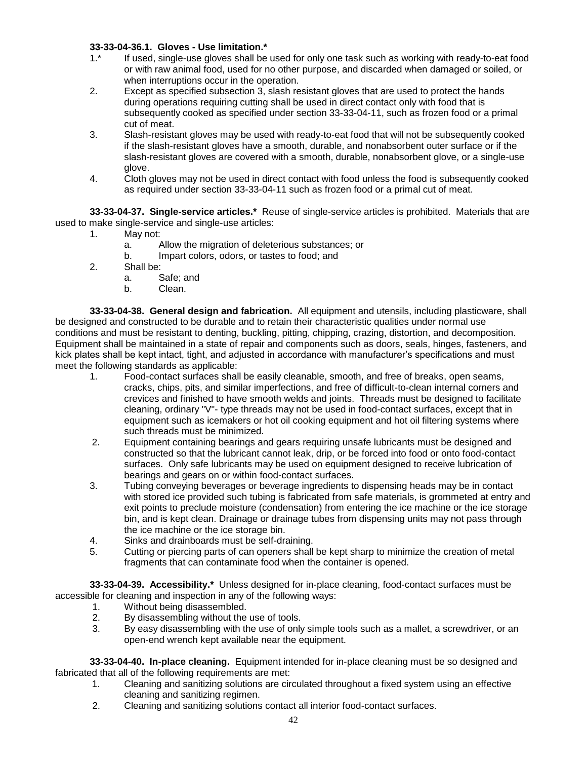**33-33-04-36.1. Gloves - Use limitation.***

1.* If used, single-use gloves shall be used for only one task such as working with ready-to-eat food or with raw animal food, used for no other purpose, and discarded when damaged or soiled, or when interruptions occur in the operation.
2. Except as specified subsection 3, slash resistant gloves that are used to protect the hands during operations requiring cutting shall be used in direct contact only with food that is subsequently cooked as specified under section 33-33-04-11, such as frozen food or a primal cut of meat.
3. Slash-resistant gloves may be used with ready-to-eat food that will not be subsequently cooked if the slash-resistant gloves have a smooth, durable, and nonabsorbent outer surface or if the slash-resistant gloves are covered with a smooth, durable, nonabsorbent glove, or a single-use glove.
4. Cloth gloves may not be used in direct contact with food unless the food is subsequently cooked as required under section 33-33-04-11 such as frozen food or a primal cut of meat.

**33-33-04-37. Single-service articles.*** Reuse of single-service articles is prohibited. Materials that are used to make single-service and single-use articles:

1. May not:
   a. Allow the migration of deleterious substances; or
   b. Impart colors, odors, or tastes to food; and
2. Shall be:
   a. Safe; and
   b. Clean.

**33-33-04-38. General design and fabrication.** All equipment and utensils, including plasticware, shall be designed and constructed to be durable and to retain their characteristic qualities under normal use conditions and must be resistant to denting, buckling, pitting, chipping, crazing, distortion, and decomposition. Equipment shall be maintained in a state of repair and components such as doors, seals, hinges, fasteners, and kick plates shall be kept intact, tight, and adjusted in accordance with manufacturer's specifications and must meet the following standards as applicable:

1. Food-contact surfaces shall be easily cleanable, smooth, and free of breaks, open seams, cracks, chips, pits, and similar imperfections, and free of difficult-to-clean internal corners and crevices and finished to have smooth welds and joints. Threads must be designed to facilitate cleaning, ordinary "V"- type threads may not be used in food-contact surfaces, except that in equipment such as icemakers or hot oil cooking equipment and hot oil filtering systems where such threads must be minimized.
2. Equipment containing bearings and gears requiring unsafe lubricants must be designed and constructed so that the lubricant cannot leak, drip, or be forced into food or onto food-contact surfaces. Only safe lubricants may be used on equipment designed to receive lubrication of bearings and gears on or within food-contact surfaces.
3. Tubing conveying beverages or beverage ingredients to dispensing heads may be in contact with stored ice provided such tubing is fabricated from safe materials, is grommeted at entry and exit points to preclude moisture (condensation) from entering the ice machine or the ice storage bin, and is kept clean. Drainage or drainage tubes from dispensing units may not pass through the ice machine or the ice storage bin.
4. Sinks and drainboards must be self-draining.
5. Cutting or piercing parts of can openers shall be kept sharp to minimize the creation of metal fragments that can contaminate food when the container is opened.

**33-33-04-39. Accessibility.*** Unless designed for in-place cleaning, food-contact surfaces must be accessible for cleaning and inspection in any of the following ways:

1. Without being disassembled.
2. By disassembling without the use of tools.
3. By easy disassembling with the use of only simple tools such as a mallet, a screwdriver, or an open-end wrench kept available near the equipment.

**33-33-04-40. In-place cleaning.** Equipment intended for in-place cleaning must be so designed and fabricated that all of the following requirements are met:

1. Cleaning and sanitizing solutions are circulated throughout a fixed system using an effective cleaning and sanitizing regimen.
2. Cleaning and sanitizing solutions contact all interior food-contact surfaces.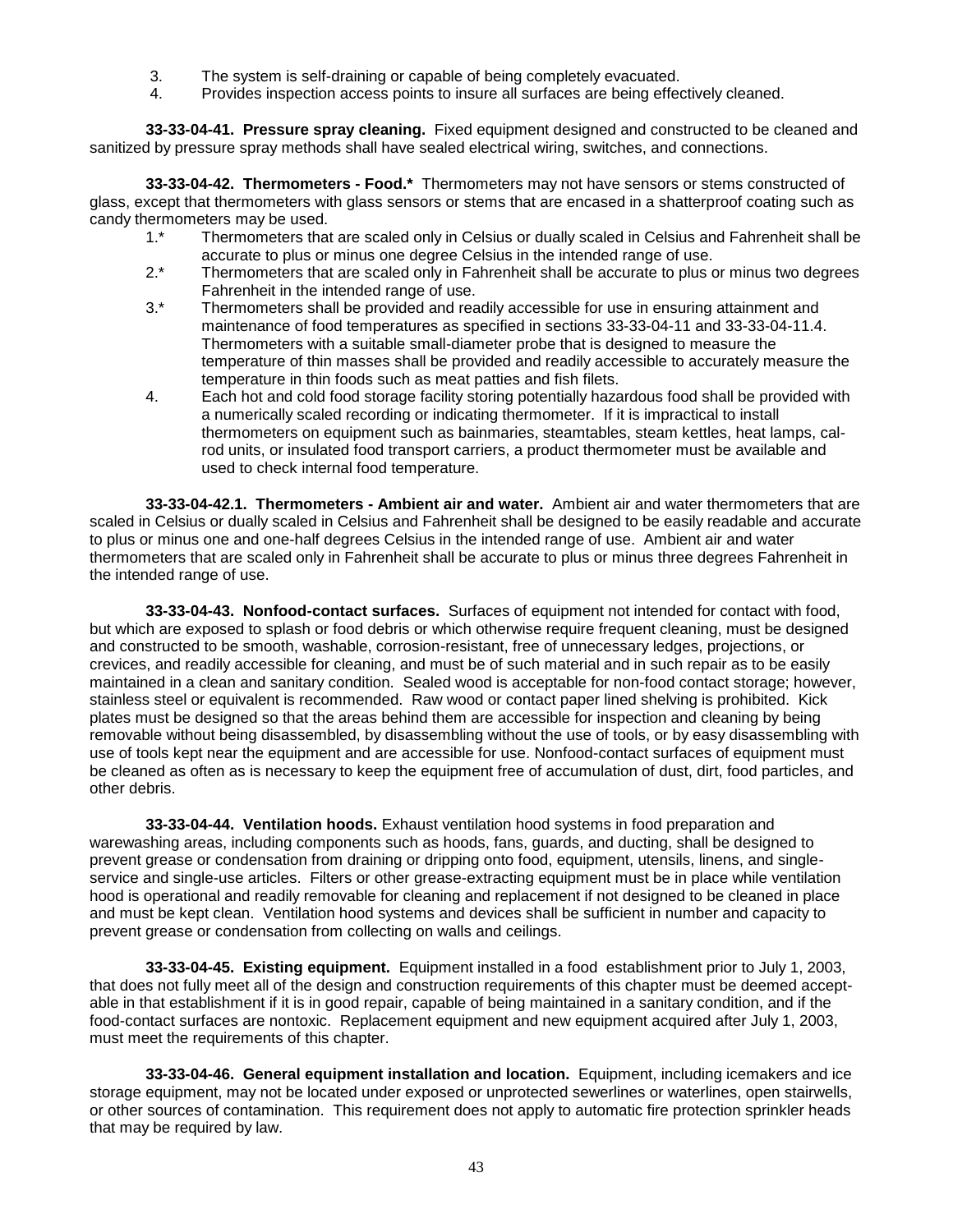3. The system is self-draining or capable of being completely evacuated.
4. Provides inspection access points to insure all surfaces are being effectively cleaned.

**33-33-04-41. Pressure spray cleaning.** Fixed equipment designed and constructed to be cleaned and sanitized by pressure spray methods shall have sealed electrical wiring, switches, and connections.

**33-33-04-42. Thermometers - Food.*** Thermometers may not have sensors or stems constructed of glass, except that thermometers with glass sensors or stems that are encased in a shatterproof coating such as candy thermometers may be used.

1.* Thermometers that are scaled only in Celsius or dually scaled in Celsius and Fahrenheit shall be accurate to plus or minus one degree Celsius in the intended range of use.
2.* Thermometers that are scaled only in Fahrenheit shall be accurate to plus or minus two degrees Fahrenheit in the intended range of use.
3.* Thermometers shall be provided and readily accessible for use in ensuring attainment and maintenance of food temperatures as specified in sections 33-33-04-11 and 33-33-04-11.4. Thermometers with a suitable small-diameter probe that is designed to measure the temperature of thin masses shall be provided and readily accessible to accurately measure the temperature in thin foods such as meat patties and fish filets.
4. Each hot and cold food storage facility storing potentially hazardous food shall be provided with a numerically scaled recording or indicating thermometer. If it is impractical to install thermometers on equipment such as bainmaries, steamtables, steam kettles, heat lamps, cal-rod units, or insulated food transport carriers, a product thermometer must be available and used to check internal food temperature.

**33-33-04-42.1. Thermometers - Ambient air and water.** Ambient air and water thermometers that are scaled in Celsius or dually scaled in Celsius and Fahrenheit shall be designed to be easily readable and accurate to plus or minus one and one-half degrees Celsius in the intended range of use. Ambient air and water thermometers that are scaled only in Fahrenheit shall be accurate to plus or minus three degrees Fahrenheit in the intended range of use.

**33-33-04-43. Nonfood-contact surfaces.** Surfaces of equipment not intended for contact with food, but which are exposed to splash or food debris or which otherwise require frequent cleaning, must be designed and constructed to be smooth, washable, corrosion-resistant, free of unnecessary ledges, projections, or crevices, and readily accessible for cleaning, and must be of such material and in such repair as to be easily maintained in a clean and sanitary condition. Sealed wood is acceptable for non-food contact storage; however, stainless steel or equivalent is recommended. Raw wood or contact paper lined shelving is prohibited. Kick plates must be designed so that the areas behind them are accessible for inspection and cleaning by being removable without being disassembled, by disassembling without the use of tools, or by easy disassembling with use of tools kept near the equipment and are accessible for use. Nonfood-contact surfaces of equipment must be cleaned as often as is necessary to keep the equipment free of accumulation of dust, dirt, food particles, and other debris.

**33-33-04-44. Ventilation hoods.** Exhaust ventilation hood systems in food preparation and warewashing areas, including components such as hoods, fans, guards, and ducting, shall be designed to prevent grease or condensation from draining or dripping onto food, equipment, utensils, linens, and single-service and single-use articles. Filters or other grease-extracting equipment must be in place while ventilation hood is operational and readily removable for cleaning and replacement if not designed to be cleaned in place and must be kept clean. Ventilation hood systems and devices shall be sufficient in number and capacity to prevent grease or condensation from collecting on walls and ceilings.

**33-33-04-45. Existing equipment.** Equipment installed in a food establishment prior to July 1, 2003, that does not fully meet all of the design and construction requirements of this chapter must be deemed acceptable in that establishment if it is in good repair, capable of being maintained in a sanitary condition, and if the food-contact surfaces are nontoxic. Replacement equipment and new equipment acquired after July 1, 2003, must meet the requirements of this chapter.

**33-33-04-46. General equipment installation and location.** Equipment, including icemakers and ice storage equipment, may not be located under exposed or unprotected sewerlines or waterlines, open stairwells, or other sources of contamination. This requirement does not apply to automatic fire protection sprinkler heads that may be required by law.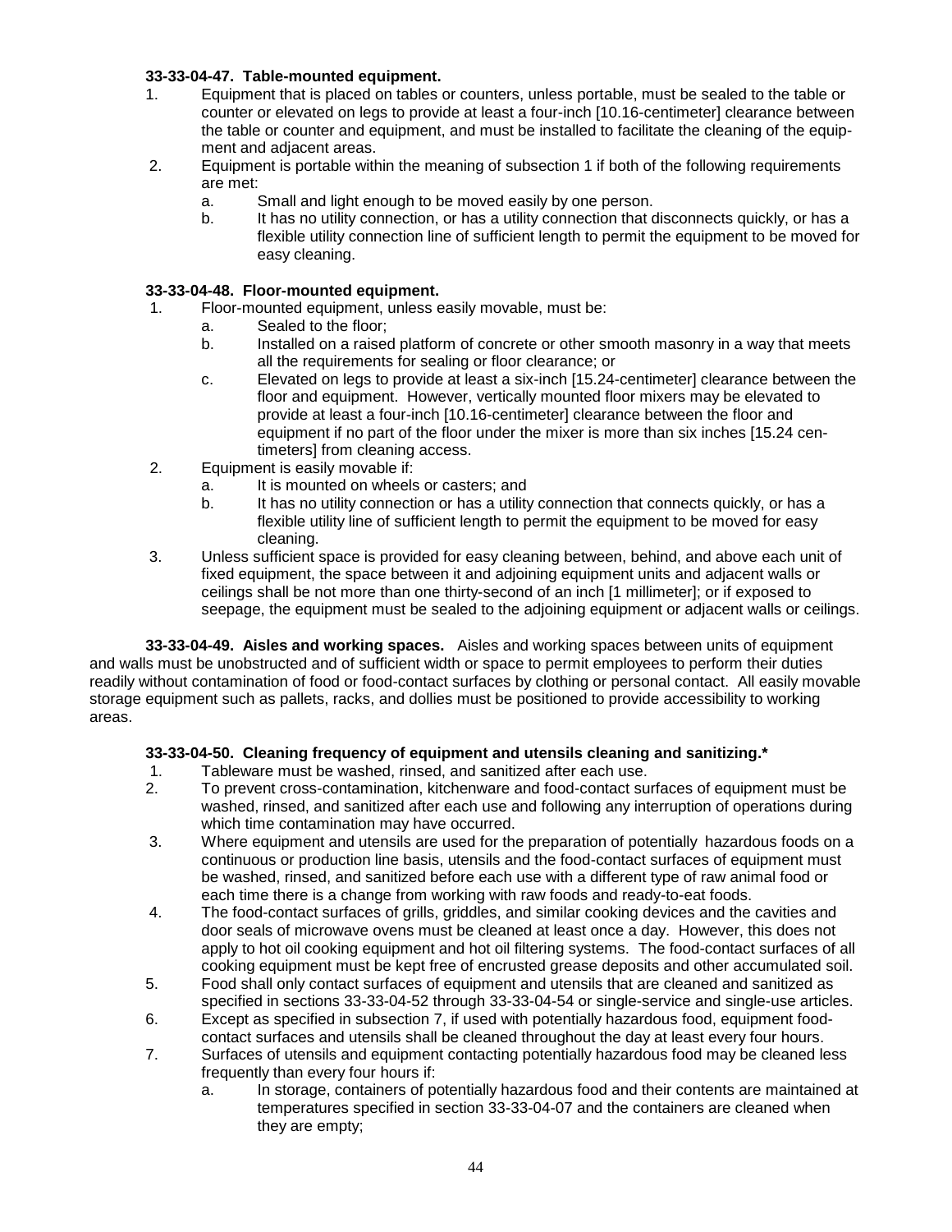**33-33-04-47. Table-mounted equipment.**

1. Equipment that is placed on tables or counters, unless portable, must be sealed to the table or counter or elevated on legs to provide at least a four-inch [10.16-centimeter] clearance between the table or counter and equipment, and must be installed to facilitate the cleaning of the equipment and adjacent areas.
2. Equipment is portable within the meaning of subsection 1 if both of the following requirements are met:
   a. Small and light enough to be moved easily by one person.
   b. It has no utility connection, or has a utility connection that disconnects quickly, or has a flexible utility connection line of sufficient length to permit the equipment to be moved for easy cleaning.

**33-33-04-48. Floor-mounted equipment.**

1. Floor-mounted equipment, unless easily movable, must be:
   a. Sealed to the floor;
   b. Installed on a raised platform of concrete or other smooth masonry in a way that meets all the requirements for sealing or floor clearance; or
   c. Elevated on legs to provide at least a six-inch [15.24-centimeter] clearance between the floor and equipment. However, vertically mounted floor mixers may be elevated to provide at least a four-inch [10.16-centimeter] clearance between the floor and equipment if no part of the floor under the mixer is more than six inches [15.24 centimeters] from cleaning access.
2. Equipment is easily movable if:
   a. It is mounted on wheels or casters; and
   b. It has no utility connection or has a utility connection that connects quickly, or has a flexible utility line of sufficient length to permit the equipment to be moved for easy cleaning.
3. Unless sufficient space is provided for easy cleaning between, behind, and above each unit of fixed equipment, the space between it and adjoining equipment units and adjacent walls or ceilings shall be not more than one thirty-second of an inch [1 millimeter]; or if exposed to seepage, the equipment must be sealed to the adjoining equipment or adjacent walls or ceilings.

**33-33-04-49. Aisles and working spaces.** Aisles and working spaces between units of equipment and walls must be unobstructed and of sufficient width or space to permit employees to perform their duties readily without contamination of food or food-contact surfaces by clothing or personal contact. All easily movable storage equipment such as pallets, racks, and dollies must be positioned to provide accessibility to working areas.

**33-33-04-50. Cleaning frequency of equipment and utensils cleaning and sanitizing.***

1. Tableware must be washed, rinsed, and sanitized after each use.
2. To prevent cross-contamination, kitchenware and food-contact surfaces of equipment must be washed, rinsed, and sanitized after each use and following any interruption of operations during which time contamination may have occurred.
3. Where equipment and utensils are used for the preparation of potentially hazardous foods on a continuous or production line basis, utensils and the food-contact surfaces of equipment must be washed, rinsed, and sanitized before each use with a different type of raw animal food or each time there is a change from working with raw foods and ready-to-eat foods.
4. The food-contact surfaces of grills, griddles, and similar cooking devices and the cavities and door seals of microwave ovens must be cleaned at least once a day. However, this does not apply to hot oil cooking equipment and hot oil filtering systems. The food-contact surfaces of all cooking equipment must be kept free of encrusted grease deposits and other accumulated soil.
5. Food shall only contact surfaces of equipment and utensils that are cleaned and sanitized as specified in sections 33-33-04-52 through 33-33-04-54 or single-service and single-use articles.
6. Except as specified in subsection 7, if used with potentially hazardous food, equipment food-contact surfaces and utensils shall be cleaned throughout the day at least every four hours.
7. Surfaces of utensils and equipment contacting potentially hazardous food may be cleaned less frequently than every four hours if:
   a. In storage, containers of potentially hazardous food and their contents are maintained at temperatures specified in section 33-33-04-07 and the containers are cleaned when they are empty;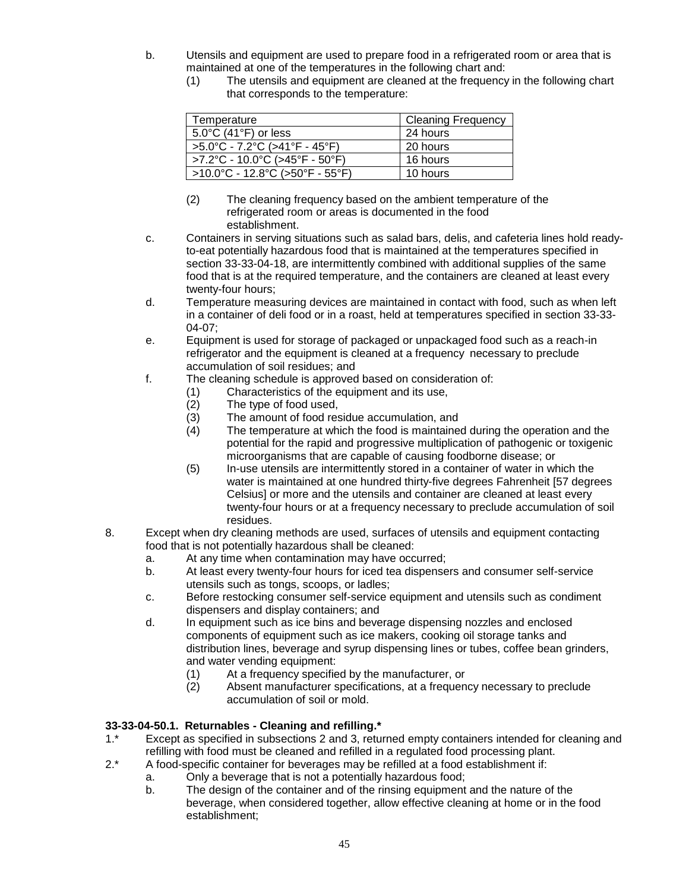b. Utensils and equipment are used to prepare food in a refrigerated room or area that is maintained at one of the temperatures in the following chart and:
   (1) The utensils and equipment are cleaned at the frequency in the following chart that corresponds to the temperature:

| Temperature | Cleaning Frequency |
|---|---|
| 5.0°C (41°F) or less | 24 hours |
| >5.0°C - 7.2°C (>41°F - 45°F) | 20 hours |
| >7.2°C - 10.0°C (>45°F - 50°F) | 16 hours |
| >10.0°C - 12.8°C (>50°F - 55°F) | 10 hours |

   (2) The cleaning frequency based on the ambient temperature of the refrigerated room or areas is documented in the food establishment.

c. Containers in serving situations such as salad bars, delis, and cafeteria lines hold ready-to-eat potentially hazardous food that is maintained at the temperatures specified in section 33-33-04-18, are intermittently combined with additional supplies of the same food that is at the required temperature, and the containers are cleaned at least every twenty-four hours;

d. Temperature measuring devices are maintained in contact with food, such as when left in a container of deli food or in a roast, held at temperatures specified in section 33-33-04-07;

e. Equipment is used for storage of packaged or unpackaged food such as a reach-in refrigerator and the equipment is cleaned at a frequency necessary to preclude accumulation of soil residues; and

f. The cleaning schedule is approved based on consideration of:
   (1) Characteristics of the equipment and its use,
   (2) The type of food used,
   (3) The amount of food residue accumulation, and
   (4) The temperature at which the food is maintained during the operation and the potential for the rapid and progressive multiplication of pathogenic or toxigenic microorganisms that are capable of causing foodborne disease; or
   (5) In-use utensils are intermittently stored in a container of water in which the water is maintained at one hundred thirty-five degrees Fahrenheit [57 degrees Celsius] or more and the utensils and container are cleaned at least every twenty-four hours or at a frequency necessary to preclude accumulation of soil residues.

8. Except when dry cleaning methods are used, surfaces of utensils and equipment contacting food that is not potentially hazardous shall be cleaned:
   a. At any time when contamination may have occurred;
   b. At least every twenty-four hours for iced tea dispensers and consumer self-service utensils such as tongs, scoops, or ladles;
   c. Before restocking consumer self-service equipment and utensils such as condiment dispensers and display containers; and
   d. In equipment such as ice bins and beverage dispensing nozzles and enclosed components of equipment such as ice makers, cooking oil storage tanks and distribution lines, beverage and syrup dispensing lines or tubes, coffee bean grinders, and water vending equipment:
      (1) At a frequency specified by the manufacturer, or
      (2) Absent manufacturer specifications, at a frequency necessary to preclude accumulation of soil or mold.

**33-33-04-50.1. Returnables - Cleaning and refilling.***

1.* Except as specified in subsections 2 and 3, returned empty containers intended for cleaning and refilling with food must be cleaned and refilled in a regulated food processing plant.

2.* A food-specific container for beverages may be refilled at a food establishment if:
   a. Only a beverage that is not a potentially hazardous food;
   b. The design of the container and of the rinsing equipment and the nature of the beverage, when considered together, allow effective cleaning at home or in the food establishment;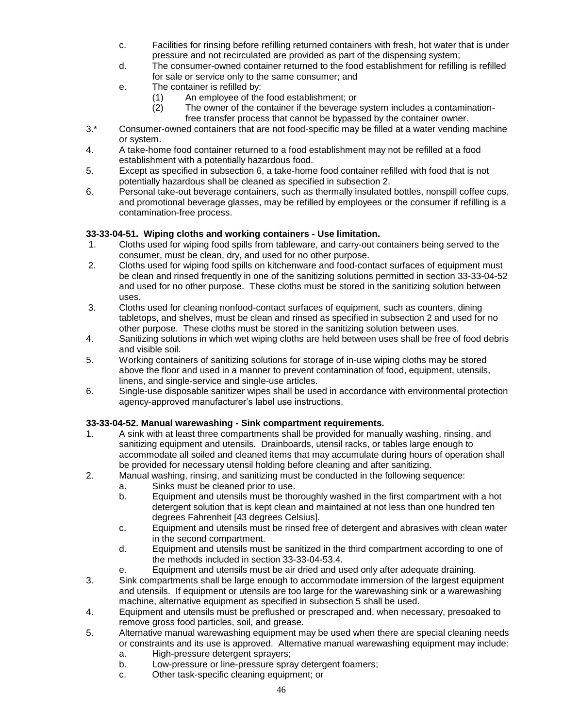c. Facilities for rinsing before refilling returned containers with fresh, hot water that is under pressure and not recirculated are provided as part of the dispensing system;
d. The consumer-owned container returned to the food establishment for refilling is refilled for sale or service only to the same consumer; and
e. The container is refilled by:
   (1) An employee of the food establishment; or
   (2) The owner of the container if the beverage system includes a contamination-free transfer process that cannot be bypassed by the container owner.

3.* Consumer-owned containers that are not food-specific may be filled at a water vending machine or system.

4. A take-home food container returned to a food establishment may not be refilled at a food establishment with a potentially hazardous food.

5. Except as specified in subsection 6, a take-home food container refilled with food that is not potentially hazardous shall be cleaned as specified in subsection 2.

6. Personal take-out beverage containers, such as thermally insulated bottles, nonspill coffee cups, and promotional beverage glasses, may be refilled by employees or the consumer if refilling is a contamination-free process.

**33-33-04-51. Wiping cloths and working containers - Use limitation.**

1. Cloths used for wiping food spills from tableware, and carry-out containers being served to the consumer, must be clean, dry, and used for no other purpose.
2. Cloths used for wiping food spills on kitchenware and food-contact surfaces of equipment must be clean and rinsed frequently in one of the sanitizing solutions permitted in section 33-33-04-52 and used for no other purpose. These cloths must be stored in the sanitizing solution between uses.
3. Cloths used for cleaning nonfood-contact surfaces of equipment, such as counters, dining tabletops, and shelves, must be clean and rinsed as specified in subsection 2 and used for no other purpose. These cloths must be stored in the sanitizing solution between uses.
4. Sanitizing solutions in which wet wiping cloths are held between uses shall be free of food debris and visible soil.
5. Working containers of sanitizing solutions for storage of in-use wiping cloths may be stored above the floor and used in a manner to prevent contamination of food, equipment, utensils, linens, and single-service and single-use articles.
6. Single-use disposable sanitizer wipes shall be used in accordance with environmental protection agency-approved manufacturer's label use instructions.

**33-33-04-52. Manual warewashing - Sink compartment requirements.**

1. A sink with at least three compartments shall be provided for manually washing, rinsing, and sanitizing equipment and utensils. Drainboards, utensil racks, or tables large enough to accommodate all soiled and cleaned items that may accumulate during hours of operation shall be provided for necessary utensil holding before cleaning and after sanitizing.
2. Manual washing, rinsing, and sanitizing must be conducted in the following sequence:
   a. Sinks must be cleaned prior to use.
   b. Equipment and utensils must be thoroughly washed in the first compartment with a hot detergent solution that is kept clean and maintained at not less than one hundred ten degrees Fahrenheit [43 degrees Celsius].
   c. Equipment and utensils must be rinsed free of detergent and abrasives with clean water in the second compartment.
   d. Equipment and utensils must be sanitized in the third compartment according to one of the methods included in section 33-33-04-53.4.
   e. Equipment and utensils must be air dried and used only after adequate draining.
3. Sink compartments shall be large enough to accommodate immersion of the largest equipment and utensils. If equipment or utensils are too large for the warewashing sink or a warewashing machine, alternative equipment as specified in subsection 5 shall be used.
4. Equipment and utensils must be preflushed or prescraped and, when necessary, presoaked to remove gross food particles, soil, and grease.
5. Alternative manual warewashing equipment may be used when there are special cleaning needs or constraints and its use is approved. Alternative manual warewashing equipment may include:
   a. High-pressure detergent sprayers;
   b. Low-pressure or line-pressure spray detergent foamers;
   c. Other task-specific cleaning equipment; or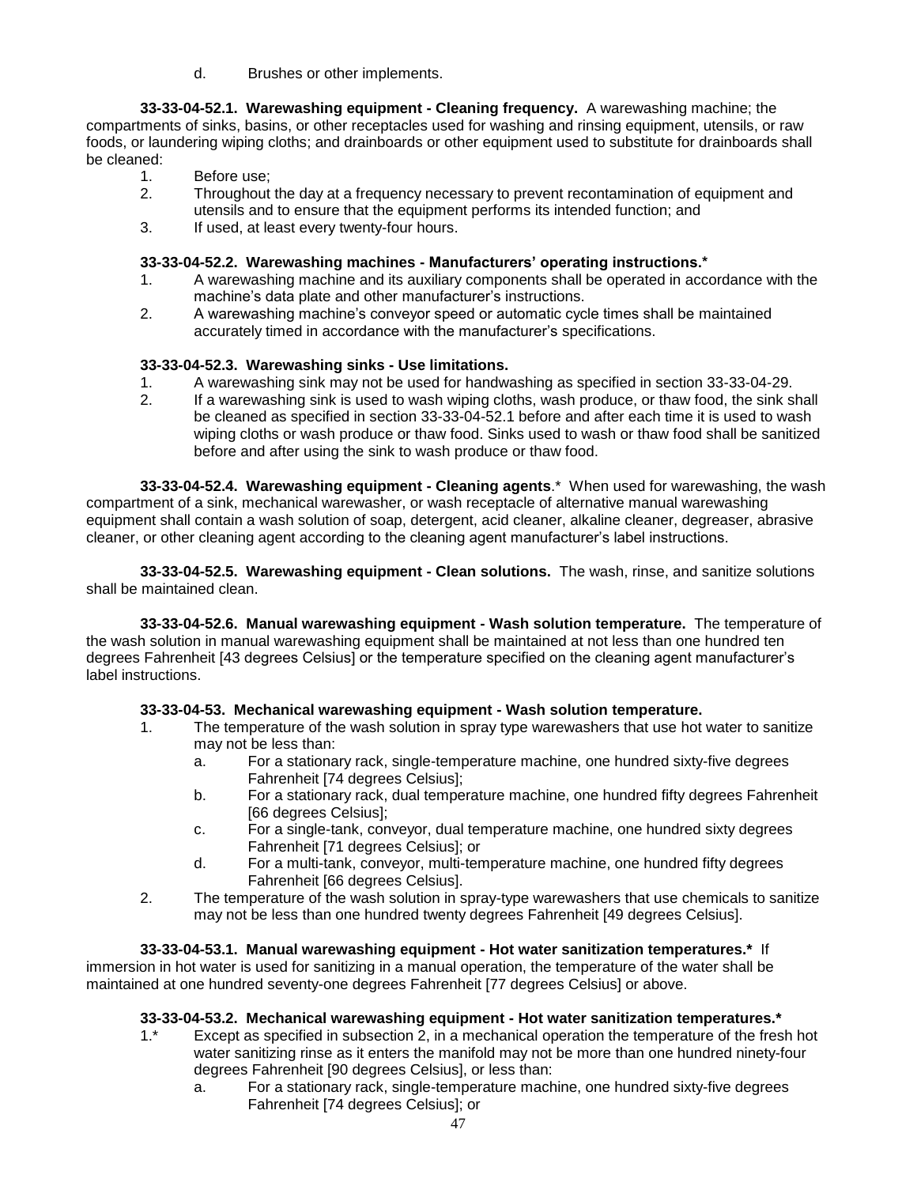d. Brushes or other implements.

**33-33-04-52.1. Warewashing equipment - Cleaning frequency.** A warewashing machine; the compartments of sinks, basins, or other receptacles used for washing and rinsing equipment, utensils, or raw foods, or laundering wiping cloths; and drainboards or other equipment used to substitute for drainboards shall be cleaned:

1. Before use;
2. Throughout the day at a frequency necessary to prevent recontamination of equipment and utensils and to ensure that the equipment performs its intended function; and
3. If used, at least every twenty-four hours.

**33-33-04-52.2. Warewashing machines - Manufacturers' operating instructions.***

1. A warewashing machine and its auxiliary components shall be operated in accordance with the machine's data plate and other manufacturer's instructions.
2. A warewashing machine's conveyor speed or automatic cycle times shall be maintained accurately timed in accordance with the manufacturer's specifications.

**33-33-04-52.3. Warewashing sinks - Use limitations.**

1. A warewashing sink may not be used for handwashing as specified in section 33-33-04-29.
2. If a warewashing sink is used to wash wiping cloths, wash produce, or thaw food, the sink shall be cleaned as specified in section 33-33-04-52.1 before and after each time it is used to wash wiping cloths or wash produce or thaw food. Sinks used to wash or thaw food shall be sanitized before and after using the sink to wash produce or thaw food.

**33-33-04-52.4. Warewashing equipment - Cleaning agents**.* When used for warewashing, the wash compartment of a sink, mechanical warewasher, or wash receptacle of alternative manual warewashing equipment shall contain a wash solution of soap, detergent, acid cleaner, alkaline cleaner, degreaser, abrasive cleaner, or other cleaning agent according to the cleaning agent manufacturer's label instructions.

**33-33-04-52.5. Warewashing equipment - Clean solutions.** The wash, rinse, and sanitize solutions shall be maintained clean.

**33-33-04-52.6. Manual warewashing equipment - Wash solution temperature.** The temperature of the wash solution in manual warewashing equipment shall be maintained at not less than one hundred ten degrees Fahrenheit [43 degrees Celsius] or the temperature specified on the cleaning agent manufacturer's label instructions.

**33-33-04-53. Mechanical warewashing equipment - Wash solution temperature.**

1. The temperature of the wash solution in spray type warewashers that use hot water to sanitize may not be less than:
   a. For a stationary rack, single-temperature machine, one hundred sixty-five degrees Fahrenheit [74 degrees Celsius];
   b. For a stationary rack, dual temperature machine, one hundred fifty degrees Fahrenheit [66 degrees Celsius];
   c. For a single-tank, conveyor, dual temperature machine, one hundred sixty degrees Fahrenheit [71 degrees Celsius]; or
   d. For a multi-tank, conveyor, multi-temperature machine, one hundred fifty degrees Fahrenheit [66 degrees Celsius].
2. The temperature of the wash solution in spray-type warewashers that use chemicals to sanitize may not be less than one hundred twenty degrees Fahrenheit [49 degrees Celsius].

**33-33-04-53.1. Manual warewashing equipment - Hot water sanitization temperatures.*** If immersion in hot water is used for sanitizing in a manual operation, the temperature of the water shall be maintained at one hundred seventy-one degrees Fahrenheit [77 degrees Celsius] or above.

**33-33-04-53.2. Mechanical warewashing equipment - Hot water sanitization temperatures.***

1.* Except as specified in subsection 2, in a mechanical operation the temperature of the fresh hot water sanitizing rinse as it enters the manifold may not be more than one hundred ninety-four degrees Fahrenheit [90 degrees Celsius], or less than:
   a. For a stationary rack, single-temperature machine, one hundred sixty-five degrees Fahrenheit [74 degrees Celsius]; or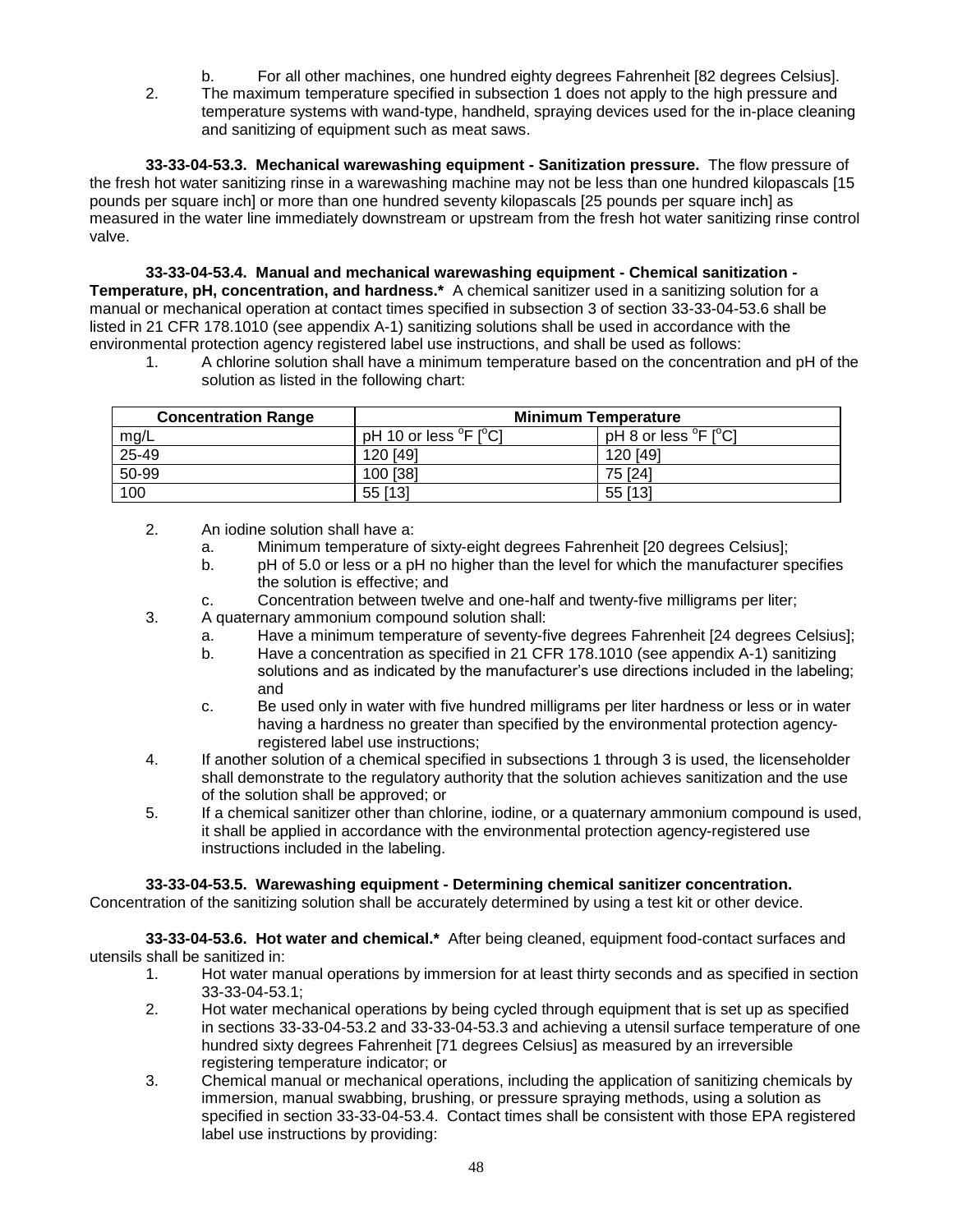b. For all other machines, one hundred eighty degrees Fahrenheit [82 degrees Celsius].

2. The maximum temperature specified in subsection 1 does not apply to the high pressure and temperature systems with wand-type, handheld, spraying devices used for the in-place cleaning and sanitizing of equipment such as meat saws.

**33-33-04-53.3. Mechanical warewashing equipment - Sanitization pressure.** The flow pressure of the fresh hot water sanitizing rinse in a warewashing machine may not be less than one hundred kilopascals [15 pounds per square inch] or more than one hundred seventy kilopascals [25 pounds per square inch] as measured in the water line immediately downstream or upstream from the fresh hot water sanitizing rinse control valve.

**33-33-04-53.4. Manual and mechanical warewashing equipment - Chemical sanitization - Temperature, pH, concentration, and hardness.*** A chemical sanitizer used in a sanitizing solution for a manual or mechanical operation at contact times specified in subsection 3 of section 33-33-04-53.6 shall be listed in 21 CFR 178.1010 (see appendix A-1) sanitizing solutions shall be used in accordance with the environmental protection agency registered label use instructions, and shall be used as follows:

1. A chlorine solution shall have a minimum temperature based on the concentration and pH of the solution as listed in the following chart:

| Concentration Range | Minimum Temperature | |
|---|---|---|
| mg/L | pH 10 or less °F [°C] | pH 8 or less °F [°C] |
| 25-49 | 120 [49] | 120 [49] |
| 50-99 | 100 [38] | 75 [24] |
| 100 | 55 [13] | 55 [13] |

2. An iodine solution shall have a:
   a. Minimum temperature of sixty-eight degrees Fahrenheit [20 degrees Celsius];
   b. pH of 5.0 or less or a pH no higher than the level for which the manufacturer specifies the solution is effective; and
   c. Concentration between twelve and one-half and twenty-five milligrams per liter;
3. A quaternary ammonium compound solution shall:
   a. Have a minimum temperature of seventy-five degrees Fahrenheit [24 degrees Celsius];
   b. Have a concentration as specified in 21 CFR 178.1010 (see appendix A-1) sanitizing solutions and as indicated by the manufacturer's use directions included in the labeling; and
   c. Be used only in water with five hundred milligrams per liter hardness or less or in water having a hardness no greater than specified by the environmental protection agency-registered label use instructions;
4. If another solution of a chemical specified in subsections 1 through 3 is used, the licenseholder shall demonstrate to the regulatory authority that the solution achieves sanitization and the use of the solution shall be approved; or
5. If a chemical sanitizer other than chlorine, iodine, or a quaternary ammonium compound is used, it shall be applied in accordance with the environmental protection agency-registered use instructions included in the labeling.

**33-33-04-53.5. Warewashing equipment - Determining chemical sanitizer concentration.** Concentration of the sanitizing solution shall be accurately determined by using a test kit or other device.

**33-33-04-53.6. Hot water and chemical.*** After being cleaned, equipment food-contact surfaces and utensils shall be sanitized in:

1. Hot water manual operations by immersion for at least thirty seconds and as specified in section 33-33-04-53.1;
2. Hot water mechanical operations by being cycled through equipment that is set up as specified in sections 33-33-04-53.2 and 33-33-04-53.3 and achieving a utensil surface temperature of one hundred sixty degrees Fahrenheit [71 degrees Celsius] as measured by an irreversible registering temperature indicator; or
3. Chemical manual or mechanical operations, including the application of sanitizing chemicals by immersion, manual swabbing, brushing, or pressure spraying methods, using a solution as specified in section 33-33-04-53.4. Contact times shall be consistent with those EPA registered label use instructions by providing: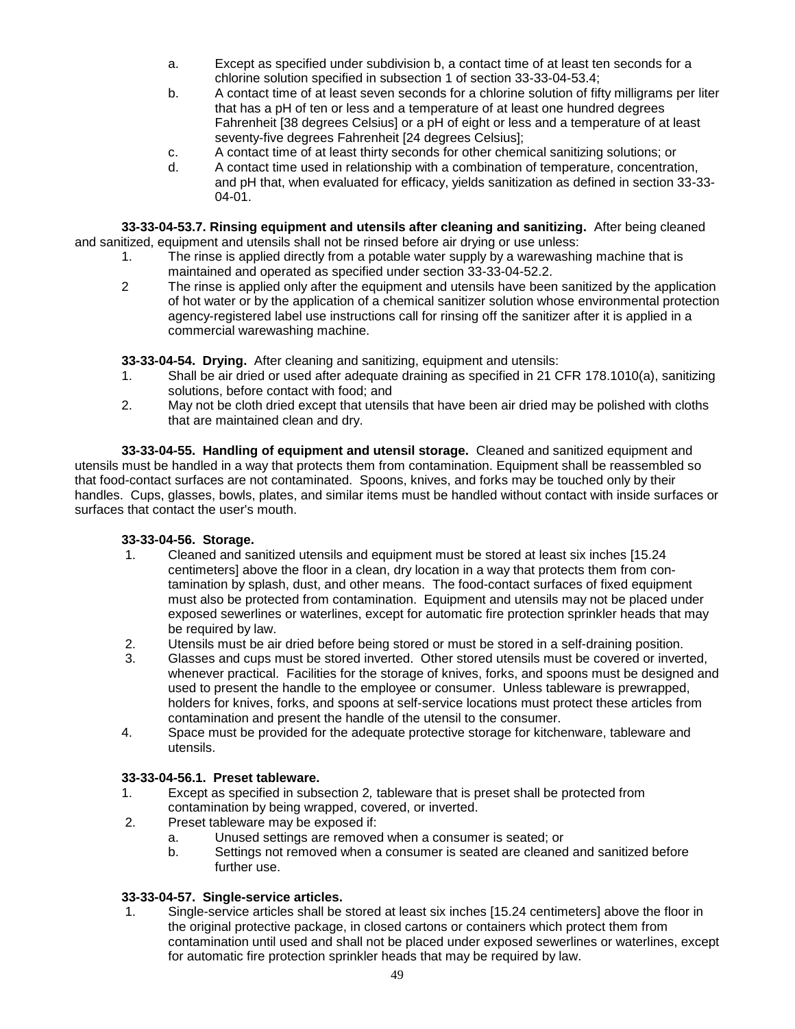a. Except as specified under subdivision b, a contact time of at least ten seconds for a chlorine solution specified in subsection 1 of section 33-33-04-53.4;
b. A contact time of at least seven seconds for a chlorine solution of fifty milligrams per liter that has a pH of ten or less and a temperature of at least one hundred degrees Fahrenheit [38 degrees Celsius] or a pH of eight or less and a temperature of at least seventy-five degrees Fahrenheit [24 degrees Celsius];
c. A contact time of at least thirty seconds for other chemical sanitizing solutions; or
d. A contact time used in relationship with a combination of temperature, concentration, and pH that, when evaluated for efficacy, yields sanitization as defined in section 33-33-04-01.

**33-33-04-53.7. Rinsing equipment and utensils after cleaning and sanitizing.** After being cleaned and sanitized, equipment and utensils shall not be rinsed before air drying or use unless:

1. The rinse is applied directly from a potable water supply by a warewashing machine that is maintained and operated as specified under section 33-33-04-52.2.
2 The rinse is applied only after the equipment and utensils have been sanitized by the application of hot water or by the application of a chemical sanitizer solution whose environmental protection agency-registered label use instructions call for rinsing off the sanitizer after it is applied in a commercial warewashing machine.

**33-33-04-54. Drying.** After cleaning and sanitizing, equipment and utensils:

1. Shall be air dried or used after adequate draining as specified in 21 CFR 178.1010(a), sanitizing solutions, before contact with food; and
2. May not be cloth dried except that utensils that have been air dried may be polished with cloths that are maintained clean and dry.

**33-33-04-55. Handling of equipment and utensil storage.** Cleaned and sanitized equipment and utensils must be handled in a way that protects them from contamination. Equipment shall be reassembled so that food-contact surfaces are not contaminated. Spoons, knives, and forks may be touched only by their handles. Cups, glasses, bowls, plates, and similar items must be handled without contact with inside surfaces or surfaces that contact the user's mouth.

**33-33-04-56. Storage.**

1. Cleaned and sanitized utensils and equipment must be stored at least six inches [15.24 centimeters] above the floor in a clean, dry location in a way that protects them from contamination by splash, dust, and other means. The food-contact surfaces of fixed equipment must also be protected from contamination. Equipment and utensils may not be placed under exposed sewerlines or waterlines, except for automatic fire protection sprinkler heads that may be required by law.
2. Utensils must be air dried before being stored or must be stored in a self-draining position.
3. Glasses and cups must be stored inverted. Other stored utensils must be covered or inverted, whenever practical. Facilities for the storage of knives, forks, and spoons must be designed and used to present the handle to the employee or consumer. Unless tableware is prewrapped, holders for knives, forks, and spoons at self-service locations must protect these articles from contamination and present the handle of the utensil to the consumer.
4. Space must be provided for the adequate protective storage for kitchenware, tableware and utensils.

**33-33-04-56.1. Preset tableware.**

1. Except as specified in subsection 2, tableware that is preset shall be protected from contamination by being wrapped, covered, or inverted.
2. Preset tableware may be exposed if:
   a. Unused settings are removed when a consumer is seated; or
   b. Settings not removed when a consumer is seated are cleaned and sanitized before further use.

**33-33-04-57. Single-service articles.**

1. Single-service articles shall be stored at least six inches [15.24 centimeters] above the floor in the original protective package, in closed cartons or containers which protect them from contamination until used and shall not be placed under exposed sewerlines or waterlines, except for automatic fire protection sprinkler heads that may be required by law.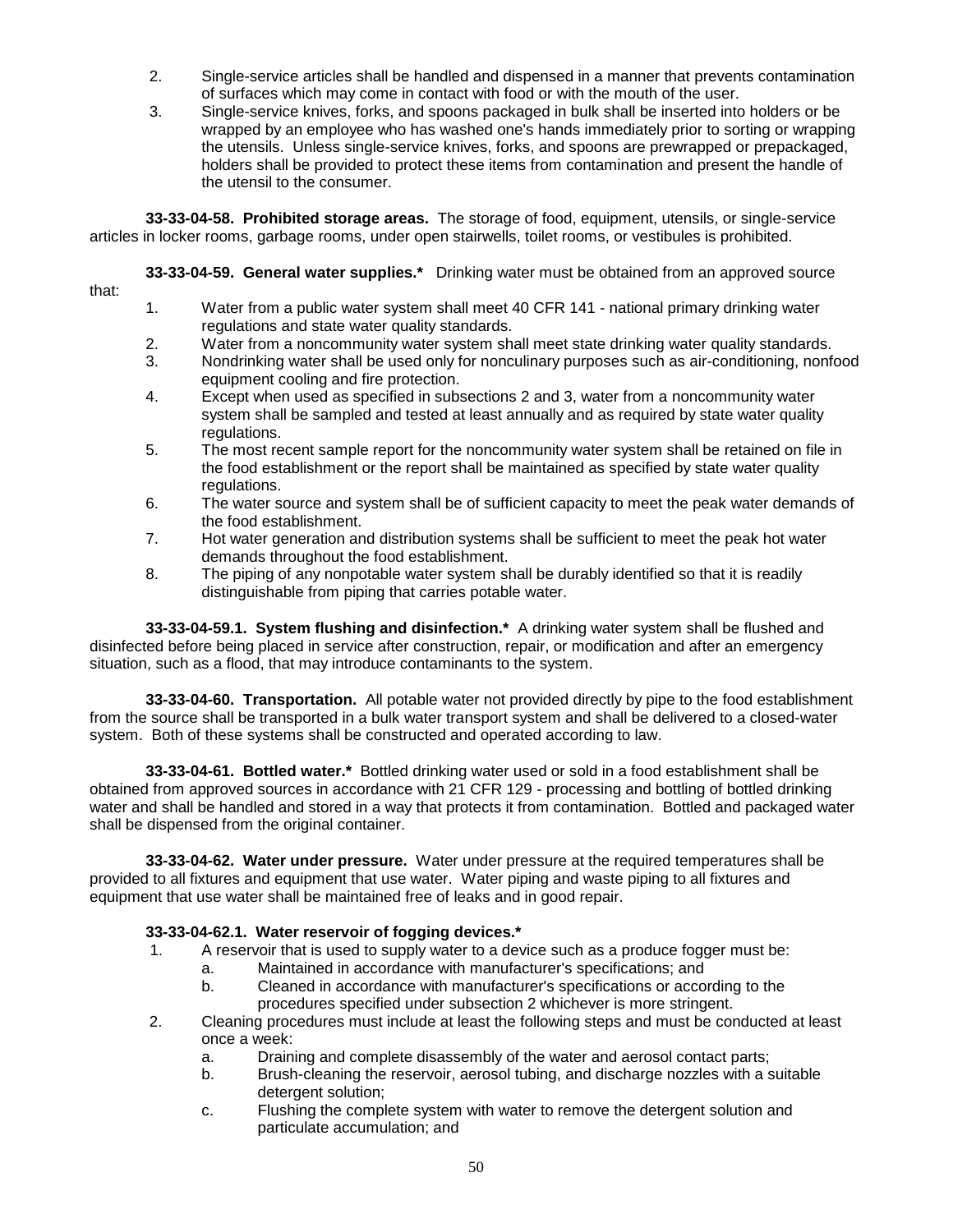2. Single-service articles shall be handled and dispensed in a manner that prevents contamination of surfaces which may come in contact with food or with the mouth of the user.
3. Single-service knives, forks, and spoons packaged in bulk shall be inserted into holders or be wrapped by an employee who has washed one's hands immediately prior to sorting or wrapping the utensils. Unless single-service knives, forks, and spoons are prewrapped or prepackaged, holders shall be provided to protect these items from contamination and present the handle of the utensil to the consumer.

**33-33-04-58. Prohibited storage areas.** The storage of food, equipment, utensils, or single-service articles in locker rooms, garbage rooms, under open stairwells, toilet rooms, or vestibules is prohibited.

**33-33-04-59. General water supplies.*** Drinking water must be obtained from an approved source that:

1. Water from a public water system shall meet 40 CFR 141 - national primary drinking water regulations and state water quality standards.
2. Water from a noncommunity water system shall meet state drinking water quality standards.
3. Nondrinking water shall be used only for nonculinary purposes such as air-conditioning, nonfood equipment cooling and fire protection.
4. Except when used as specified in subsections 2 and 3, water from a noncommunity water system shall be sampled and tested at least annually and as required by state water quality regulations.
5. The most recent sample report for the noncommunity water system shall be retained on file in the food establishment or the report shall be maintained as specified by state water quality regulations.
6. The water source and system shall be of sufficient capacity to meet the peak water demands of the food establishment.
7. Hot water generation and distribution systems shall be sufficient to meet the peak hot water demands throughout the food establishment.
8. The piping of any nonpotable water system shall be durably identified so that it is readily distinguishable from piping that carries potable water.

**33-33-04-59.1. System flushing and disinfection.*** A drinking water system shall be flushed and disinfected before being placed in service after construction, repair, or modification and after an emergency situation, such as a flood, that may introduce contaminants to the system.

**33-33-04-60. Transportation.** All potable water not provided directly by pipe to the food establishment from the source shall be transported in a bulk water transport system and shall be delivered to a closed-water system. Both of these systems shall be constructed and operated according to law.

**33-33-04-61. Bottled water.*** Bottled drinking water used or sold in a food establishment shall be obtained from approved sources in accordance with 21 CFR 129 - processing and bottling of bottled drinking water and shall be handled and stored in a way that protects it from contamination. Bottled and packaged water shall be dispensed from the original container.

**33-33-04-62. Water under pressure.** Water under pressure at the required temperatures shall be provided to all fixtures and equipment that use water. Water piping and waste piping to all fixtures and equipment that use water shall be maintained free of leaks and in good repair.

**33-33-04-62.1. Water reservoir of fogging devices.***

1. A reservoir that is used to supply water to a device such as a produce fogger must be:
   a. Maintained in accordance with manufacturer's specifications; and
   b. Cleaned in accordance with manufacturer's specifications or according to the procedures specified under subsection 2 whichever is more stringent.
2. Cleaning procedures must include at least the following steps and must be conducted at least once a week:
   a. Draining and complete disassembly of the water and aerosol contact parts;
   b. Brush-cleaning the reservoir, aerosol tubing, and discharge nozzles with a suitable detergent solution;
   c. Flushing the complete system with water to remove the detergent solution and particulate accumulation; and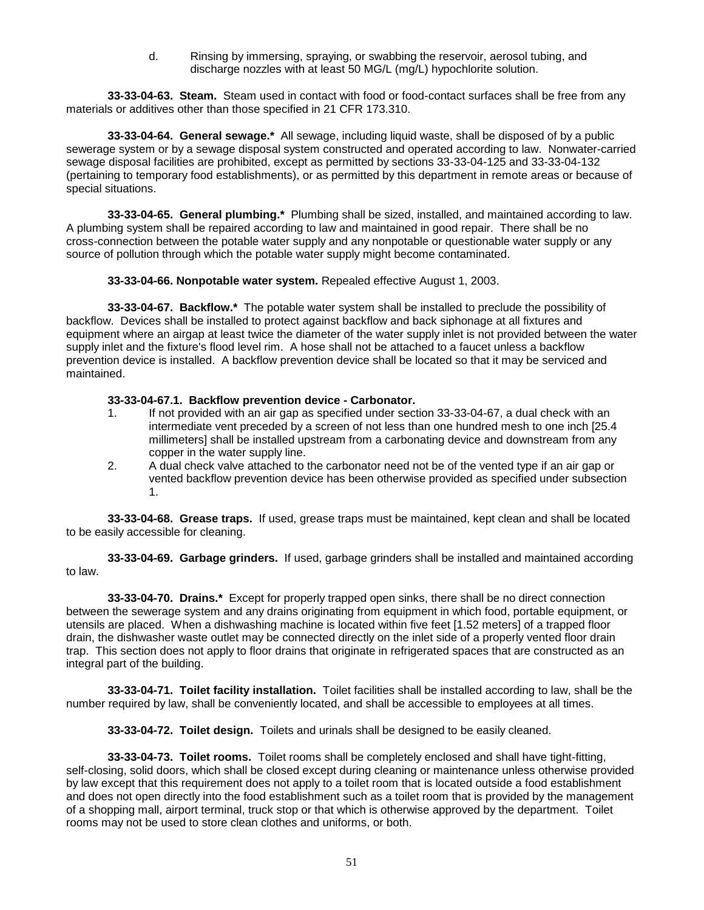d. Rinsing by immersing, spraying, or swabbing the reservoir, aerosol tubing, and discharge nozzles with at least 50 MG/L (mg/L) hypochlorite solution.

**33-33-04-63. Steam.** Steam used in contact with food or food-contact surfaces shall be free from any materials or additives other than those specified in 21 CFR 173.310.

**33-33-04-64. General sewage.*** All sewage, including liquid waste, shall be disposed of by a public sewerage system or by a sewage disposal system constructed and operated according to law. Nonwater-carried sewage disposal facilities are prohibited, except as permitted by sections 33-33-04-125 and 33-33-04-132 (pertaining to temporary food establishments), or as permitted by this department in remote areas or because of special situations.

**33-33-04-65. General plumbing.*** Plumbing shall be sized, installed, and maintained according to law. A plumbing system shall be repaired according to law and maintained in good repair. There shall be no cross-connection between the potable water supply and any nonpotable or questionable water supply or any source of pollution through which the potable water supply might become contaminated.

**33-33-04-66. Nonpotable water system.** Repealed effective August 1, 2003.

**33-33-04-67. Backflow.*** The potable water system shall be installed to preclude the possibility of backflow. Devices shall be installed to protect against backflow and back siphonage at all fixtures and equipment where an airgap at least twice the diameter of the water supply inlet is not provided between the water supply inlet and the fixture's flood level rim. A hose shall not be attached to a faucet unless a backflow prevention device is installed. A backflow prevention device shall be located so that it may be serviced and maintained.

**33-33-04-67.1. Backflow prevention device - Carbonator.**

1. If not provided with an air gap as specified under section 33-33-04-67, a dual check with an intermediate vent preceded by a screen of not less than one hundred mesh to one inch [25.4 millimeters] shall be installed upstream from a carbonating device and downstream from any copper in the water supply line.
2. A dual check valve attached to the carbonator need not be of the vented type if an air gap or vented backflow prevention device has been otherwise provided as specified under subsection 1.

**33-33-04-68. Grease traps.** If used, grease traps must be maintained, kept clean and shall be located to be easily accessible for cleaning.

**33-33-04-69. Garbage grinders.** If used, garbage grinders shall be installed and maintained according to law.

**33-33-04-70. Drains.*** Except for properly trapped open sinks, there shall be no direct connection between the sewerage system and any drains originating from equipment in which food, portable equipment, or utensils are placed. When a dishwashing machine is located within five feet [1.52 meters] of a trapped floor drain, the dishwasher waste outlet may be connected directly on the inlet side of a properly vented floor drain trap. This section does not apply to floor drains that originate in refrigerated spaces that are constructed as an integral part of the building.

**33-33-04-71. Toilet facility installation.** Toilet facilities shall be installed according to law, shall be the number required by law, shall be conveniently located, and shall be accessible to employees at all times.

**33-33-04-72. Toilet design.** Toilets and urinals shall be designed to be easily cleaned.

**33-33-04-73. Toilet rooms.** Toilet rooms shall be completely enclosed and shall have tight-fitting, self-closing, solid doors, which shall be closed except during cleaning or maintenance unless otherwise provided by law except that this requirement does not apply to a toilet room that is located outside a food establishment and does not open directly into the food establishment such as a toilet room that is provided by the management of a shopping mall, airport terminal, truck stop or that which is otherwise approved by the department. Toilet rooms may not be used to store clean clothes and uniforms, or both.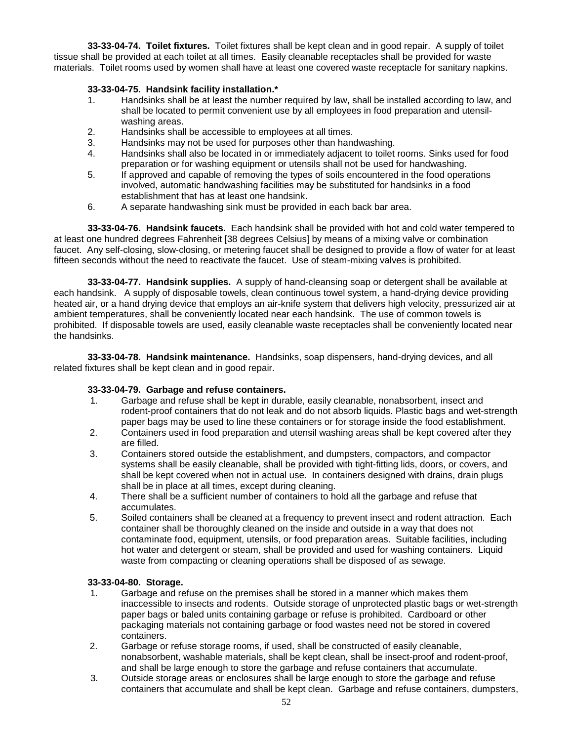**33-33-04-74. Toilet fixtures.** Toilet fixtures shall be kept clean and in good repair. A supply of toilet tissue shall be provided at each toilet at all times. Easily cleanable receptacles shall be provided for waste materials. Toilet rooms used by women shall have at least one covered waste receptacle for sanitary napkins.

**33-33-04-75. Handsink facility installation.***

1. Handsinks shall be at least the number required by law, shall be installed according to law, and shall be located to permit convenient use by all employees in food preparation and utensil-washing areas.
2. Handsinks shall be accessible to employees at all times.
3. Handsinks may not be used for purposes other than handwashing.
4. Handsinks shall also be located in or immediately adjacent to toilet rooms. Sinks used for food preparation or for washing equipment or utensils shall not be used for handwashing.
5. If approved and capable of removing the types of soils encountered in the food operations involved, automatic handwashing facilities may be substituted for handsinks in a food establishment that has at least one handsink.
6. A separate handwashing sink must be provided in each back bar area.

**33-33-04-76. Handsink faucets.** Each handsink shall be provided with hot and cold water tempered to at least one hundred degrees Fahrenheit [38 degrees Celsius] by means of a mixing valve or combination faucet. Any self-closing, slow-closing, or metering faucet shall be designed to provide a flow of water for at least fifteen seconds without the need to reactivate the faucet. Use of steam-mixing valves is prohibited.

**33-33-04-77. Handsink supplies.** A supply of hand-cleansing soap or detergent shall be available at each handsink. A supply of disposable towels, clean continuous towel system, a hand-drying device providing heated air, or a hand drying device that employs an air-knife system that delivers high velocity, pressurized air at ambient temperatures, shall be conveniently located near each handsink. The use of common towels is prohibited. If disposable towels are used, easily cleanable waste receptacles shall be conveniently located near the handsinks.

**33-33-04-78. Handsink maintenance.** Handsinks, soap dispensers, hand-drying devices, and all related fixtures shall be kept clean and in good repair.

**33-33-04-79. Garbage and refuse containers.**

1. Garbage and refuse shall be kept in durable, easily cleanable, nonabsorbent, insect and rodent-proof containers that do not leak and do not absorb liquids. Plastic bags and wet-strength paper bags may be used to line these containers or for storage inside the food establishment.
2. Containers used in food preparation and utensil washing areas shall be kept covered after they are filled.
3. Containers stored outside the establishment, and dumpsters, compactors, and compactor systems shall be easily cleanable, shall be provided with tight-fitting lids, doors, or covers, and shall be kept covered when not in actual use. In containers designed with drains, drain plugs shall be in place at all times, except during cleaning.
4. There shall be a sufficient number of containers to hold all the garbage and refuse that accumulates.
5. Soiled containers shall be cleaned at a frequency to prevent insect and rodent attraction. Each container shall be thoroughly cleaned on the inside and outside in a way that does not contaminate food, equipment, utensils, or food preparation areas. Suitable facilities, including hot water and detergent or steam, shall be provided and used for washing containers. Liquid waste from compacting or cleaning operations shall be disposed of as sewage.

**33-33-04-80. Storage.**

1. Garbage and refuse on the premises shall be stored in a manner which makes them inaccessible to insects and rodents. Outside storage of unprotected plastic bags or wet-strength paper bags or baled units containing garbage or refuse is prohibited. Cardboard or other packaging materials not containing garbage or food wastes need not be stored in covered containers.
2. Garbage or refuse storage rooms, if used, shall be constructed of easily cleanable, nonabsorbent, washable materials, shall be kept clean, shall be insect-proof and rodent-proof, and shall be large enough to store the garbage and refuse containers that accumulate.
3. Outside storage areas or enclosures shall be large enough to store the garbage and refuse containers that accumulate and shall be kept clean. Garbage and refuse containers, dumpsters,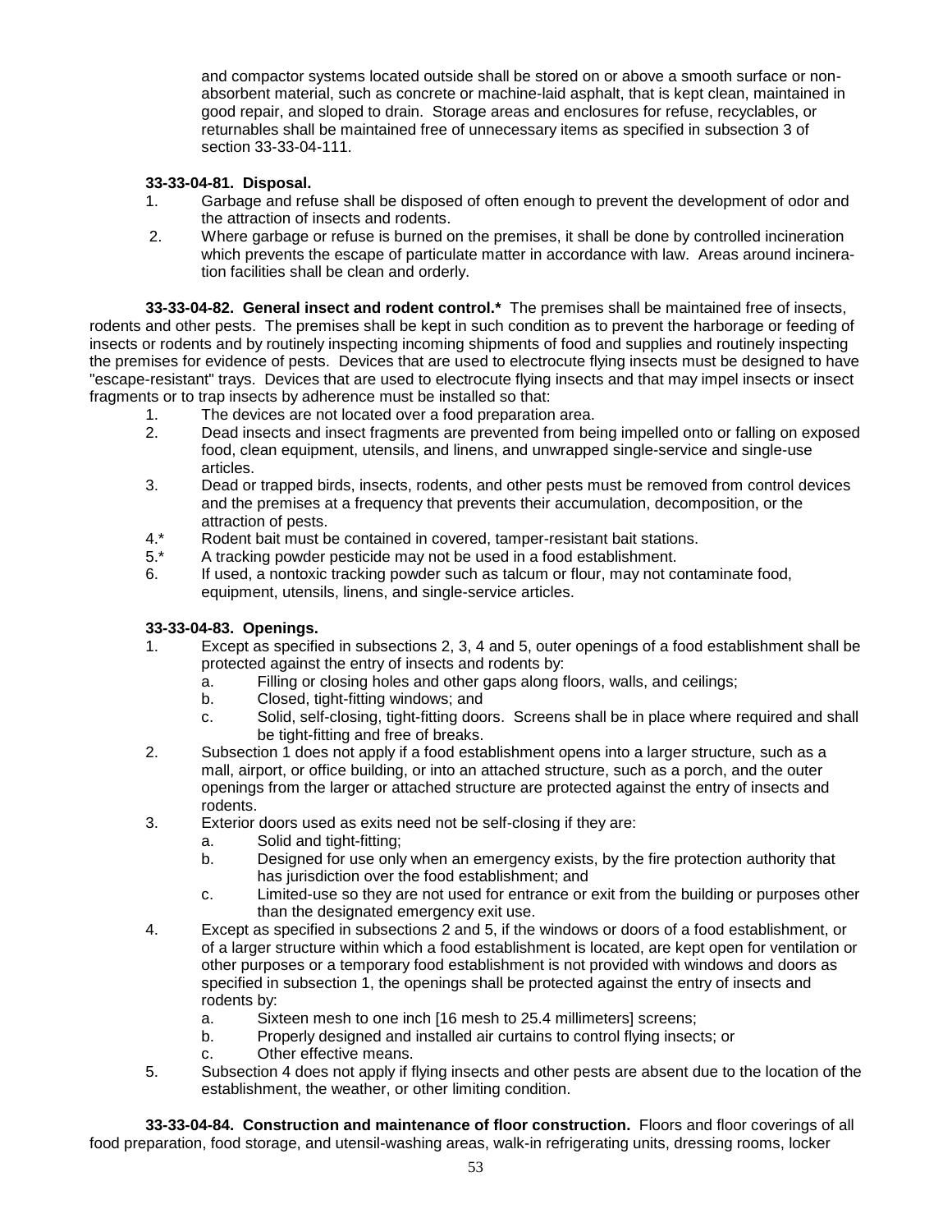and compactor systems located outside shall be stored on or above a smooth surface or nonabsorbent material, such as concrete or machine-laid asphalt, that is kept clean, maintained in good repair, and sloped to drain. Storage areas and enclosures for refuse, recyclables, or returnables shall be maintained free of unnecessary items as specified in subsection 3 of section 33-33-04-111.

**33-33-04-81. Disposal.**

1. Garbage and refuse shall be disposed of often enough to prevent the development of odor and the attraction of insects and rodents.
2. Where garbage or refuse is burned on the premises, it shall be done by controlled incineration which prevents the escape of particulate matter in accordance with law. Areas around incineration facilities shall be clean and orderly.

**33-33-04-82. General insect and rodent control.*** The premises shall be maintained free of insects, rodents and other pests. The premises shall be kept in such condition as to prevent the harborage or feeding of insects or rodents and by routinely inspecting incoming shipments of food and supplies and routinely inspecting the premises for evidence of pests. Devices that are used to electrocute flying insects must be designed to have "escape-resistant" trays. Devices that are used to electrocute flying insects and that may impel insects or insect fragments or to trap insects by adherence must be installed so that:

1. The devices are not located over a food preparation area.
2. Dead insects and insect fragments are prevented from being impelled onto or falling on exposed food, clean equipment, utensils, and linens, and unwrapped single-service and single-use articles.
3. Dead or trapped birds, insects, rodents, and other pests must be removed from control devices and the premises at a frequency that prevents their accumulation, decomposition, or the attraction of pests.

4.* Rodent bait must be contained in covered, tamper-resistant bait stations.

5.* A tracking powder pesticide may not be used in a food establishment.

6. If used, a nontoxic tracking powder such as talcum or flour, may not contaminate food, equipment, utensils, linens, and single-service articles.

**33-33-04-83. Openings.**

1. Except as specified in subsections 2, 3, 4 and 5, outer openings of a food establishment shall be protected against the entry of insects and rodents by:
   a. Filling or closing holes and other gaps along floors, walls, and ceilings;
   b. Closed, tight-fitting windows; and
   c. Solid, self-closing, tight-fitting doors. Screens shall be in place where required and shall be tight-fitting and free of breaks.
2. Subsection 1 does not apply if a food establishment opens into a larger structure, such as a mall, airport, or office building, or into an attached structure, such as a porch, and the outer openings from the larger or attached structure are protected against the entry of insects and rodents.
3. Exterior doors used as exits need not be self-closing if they are:
   a. Solid and tight-fitting;
   b. Designed for use only when an emergency exists, by the fire protection authority that has jurisdiction over the food establishment; and
   c. Limited-use so they are not used for entrance or exit from the building or purposes other than the designated emergency exit use.
4. Except as specified in subsections 2 and 5, if the windows or doors of a food establishment, or of a larger structure within which a food establishment is located, are kept open for ventilation or other purposes or a temporary food establishment is not provided with windows and doors as specified in subsection 1, the openings shall be protected against the entry of insects and rodents by:
   a. Sixteen mesh to one inch [16 mesh to 25.4 millimeters] screens;
   b. Properly designed and installed air curtains to control flying insects; or
   c. Other effective means.
5. Subsection 4 does not apply if flying insects and other pests are absent due to the location of the establishment, the weather, or other limiting condition.

**33-33-04-84. Construction and maintenance of floor construction.** Floors and floor coverings of all food preparation, food storage, and utensil-washing areas, walk-in refrigerating units, dressing rooms, locker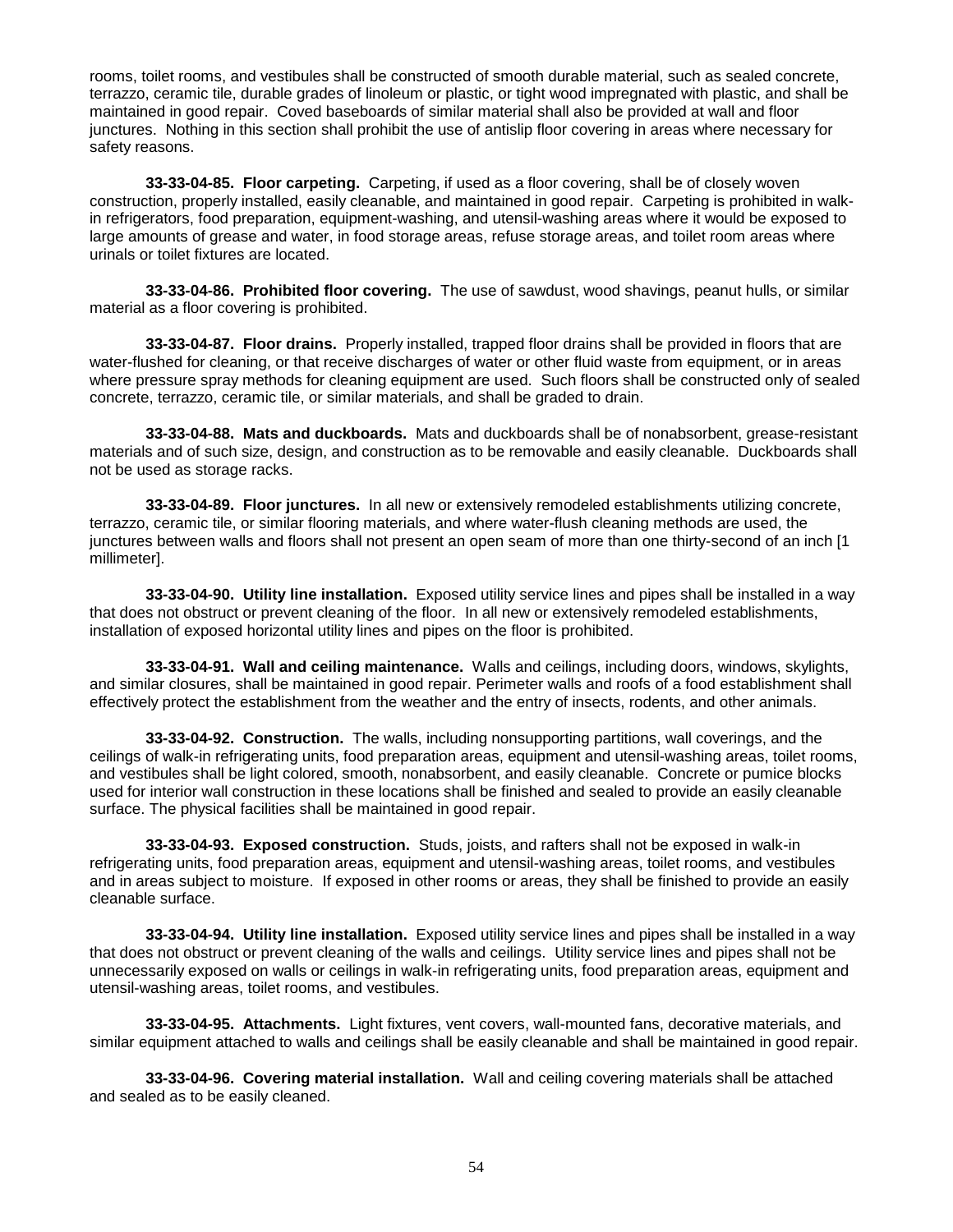rooms, toilet rooms, and vestibules shall be constructed of smooth durable material, such as sealed concrete, terrazzo, ceramic tile, durable grades of linoleum or plastic, or tight wood impregnated with plastic, and shall be maintained in good repair. Coved baseboards of similar material shall also be provided at wall and floor junctures. Nothing in this section shall prohibit the use of antislip floor covering in areas where necessary for safety reasons.

**33-33-04-85. Floor carpeting.** Carpeting, if used as a floor covering, shall be of closely woven construction, properly installed, easily cleanable, and maintained in good repair. Carpeting is prohibited in walk-in refrigerators, food preparation, equipment-washing, and utensil-washing areas where it would be exposed to large amounts of grease and water, in food storage areas, refuse storage areas, and toilet room areas where urinals or toilet fixtures are located.

**33-33-04-86. Prohibited floor covering.** The use of sawdust, wood shavings, peanut hulls, or similar material as a floor covering is prohibited.

**33-33-04-87. Floor drains.** Properly installed, trapped floor drains shall be provided in floors that are water-flushed for cleaning, or that receive discharges of water or other fluid waste from equipment, or in areas where pressure spray methods for cleaning equipment are used. Such floors shall be constructed only of sealed concrete, terrazzo, ceramic tile, or similar materials, and shall be graded to drain.

**33-33-04-88. Mats and duckboards.** Mats and duckboards shall be of nonabsorbent, grease-resistant materials and of such size, design, and construction as to be removable and easily cleanable. Duckboards shall not be used as storage racks.

**33-33-04-89. Floor junctures.** In all new or extensively remodeled establishments utilizing concrete, terrazzo, ceramic tile, or similar flooring materials, and where water-flush cleaning methods are used, the junctures between walls and floors shall not present an open seam of more than one thirty-second of an inch [1 millimeter].

**33-33-04-90. Utility line installation.** Exposed utility service lines and pipes shall be installed in a way that does not obstruct or prevent cleaning of the floor. In all new or extensively remodeled establishments, installation of exposed horizontal utility lines and pipes on the floor is prohibited.

**33-33-04-91. Wall and ceiling maintenance.** Walls and ceilings, including doors, windows, skylights, and similar closures, shall be maintained in good repair. Perimeter walls and roofs of a food establishment shall effectively protect the establishment from the weather and the entry of insects, rodents, and other animals.

**33-33-04-92. Construction.** The walls, including nonsupporting partitions, wall coverings, and the ceilings of walk-in refrigerating units, food preparation areas, equipment and utensil-washing areas, toilet rooms, and vestibules shall be light colored, smooth, nonabsorbent, and easily cleanable. Concrete or pumice blocks used for interior wall construction in these locations shall be finished and sealed to provide an easily cleanable surface. The physical facilities shall be maintained in good repair.

**33-33-04-93. Exposed construction.** Studs, joists, and rafters shall not be exposed in walk-in refrigerating units, food preparation areas, equipment and utensil-washing areas, toilet rooms, and vestibules and in areas subject to moisture. If exposed in other rooms or areas, they shall be finished to provide an easily cleanable surface.

**33-33-04-94. Utility line installation.** Exposed utility service lines and pipes shall be installed in a way that does not obstruct or prevent cleaning of the walls and ceilings. Utility service lines and pipes shall not be unnecessarily exposed on walls or ceilings in walk-in refrigerating units, food preparation areas, equipment and utensil-washing areas, toilet rooms, and vestibules.

**33-33-04-95. Attachments.** Light fixtures, vent covers, wall-mounted fans, decorative materials, and similar equipment attached to walls and ceilings shall be easily cleanable and shall be maintained in good repair.

**33-33-04-96. Covering material installation.** Wall and ceiling covering materials shall be attached and sealed as to be easily cleaned.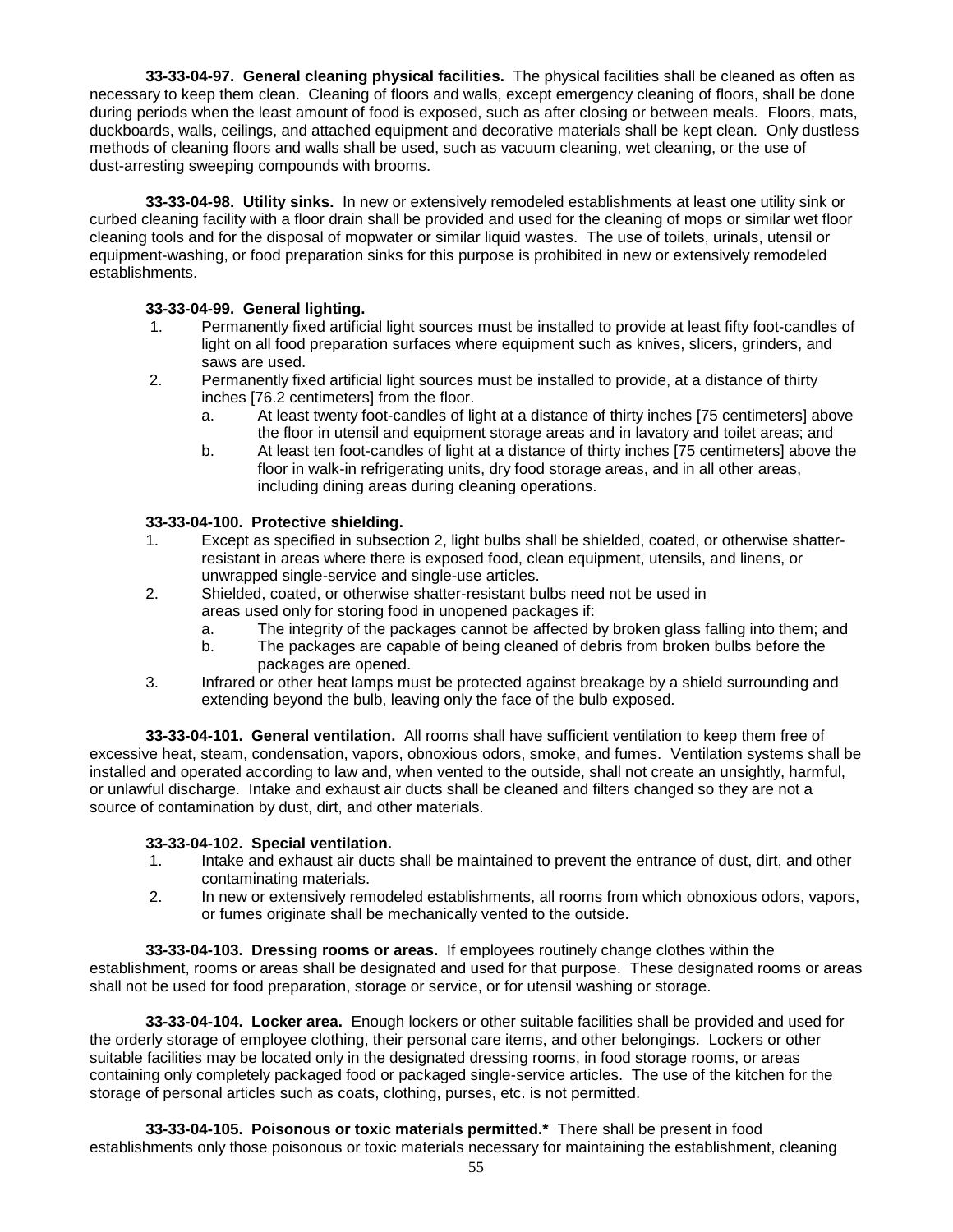**33-33-04-97. General cleaning physical facilities.** The physical facilities shall be cleaned as often as necessary to keep them clean. Cleaning of floors and walls, except emergency cleaning of floors, shall be done during periods when the least amount of food is exposed, such as after closing or between meals. Floors, mats, duckboards, walls, ceilings, and attached equipment and decorative materials shall be kept clean. Only dustless methods of cleaning floors and walls shall be used, such as vacuum cleaning, wet cleaning, or the use of dust-arresting sweeping compounds with brooms.

**33-33-04-98. Utility sinks.** In new or extensively remodeled establishments at least one utility sink or curbed cleaning facility with a floor drain shall be provided and used for the cleaning of mops or similar wet floor cleaning tools and for the disposal of mopwater or similar liquid wastes. The use of toilets, urinals, utensil or equipment-washing, or food preparation sinks for this purpose is prohibited in new or extensively remodeled establishments.

**33-33-04-99. General lighting.**

1. Permanently fixed artificial light sources must be installed to provide at least fifty foot-candles of light on all food preparation surfaces where equipment such as knives, slicers, grinders, and saws are used.
2. Permanently fixed artificial light sources must be installed to provide, at a distance of thirty inches [76.2 centimeters] from the floor.
   a. At least twenty foot-candles of light at a distance of thirty inches [75 centimeters] above the floor in utensil and equipment storage areas and in lavatory and toilet areas; and
   b. At least ten foot-candles of light at a distance of thirty inches [75 centimeters] above the floor in walk-in refrigerating units, dry food storage areas, and in all other areas, including dining areas during cleaning operations.

**33-33-04-100. Protective shielding.**

1. Except as specified in subsection 2, light bulbs shall be shielded, coated, or otherwise shatter-resistant in areas where there is exposed food, clean equipment, utensils, and linens, or unwrapped single-service and single-use articles.
2. Shielded, coated, or otherwise shatter-resistant bulbs need not be used in areas used only for storing food in unopened packages if:
   a. The integrity of the packages cannot be affected by broken glass falling into them; and
   b. The packages are capable of being cleaned of debris from broken bulbs before the packages are opened.
3. Infrared or other heat lamps must be protected against breakage by a shield surrounding and extending beyond the bulb, leaving only the face of the bulb exposed.

**33-33-04-101. General ventilation.** All rooms shall have sufficient ventilation to keep them free of excessive heat, steam, condensation, vapors, obnoxious odors, smoke, and fumes. Ventilation systems shall be installed and operated according to law and, when vented to the outside, shall not create an unsightly, harmful, or unlawful discharge. Intake and exhaust air ducts shall be cleaned and filters changed so they are not a source of contamination by dust, dirt, and other materials.

**33-33-04-102. Special ventilation.**

1. Intake and exhaust air ducts shall be maintained to prevent the entrance of dust, dirt, and other contaminating materials.
2. In new or extensively remodeled establishments, all rooms from which obnoxious odors, vapors, or fumes originate shall be mechanically vented to the outside.

**33-33-04-103. Dressing rooms or areas.** If employees routinely change clothes within the establishment, rooms or areas shall be designated and used for that purpose. These designated rooms or areas shall not be used for food preparation, storage or service, or for utensil washing or storage.

**33-33-04-104. Locker area.** Enough lockers or other suitable facilities shall be provided and used for the orderly storage of employee clothing, their personal care items, and other belongings. Lockers or other suitable facilities may be located only in the designated dressing rooms, in food storage rooms, or areas containing only completely packaged food or packaged single-service articles. The use of the kitchen for the storage of personal articles such as coats, clothing, purses, etc. is not permitted.

**33-33-04-105. Poisonous or toxic materials permitted.*** There shall be present in food establishments only those poisonous or toxic materials necessary for maintaining the establishment, cleaning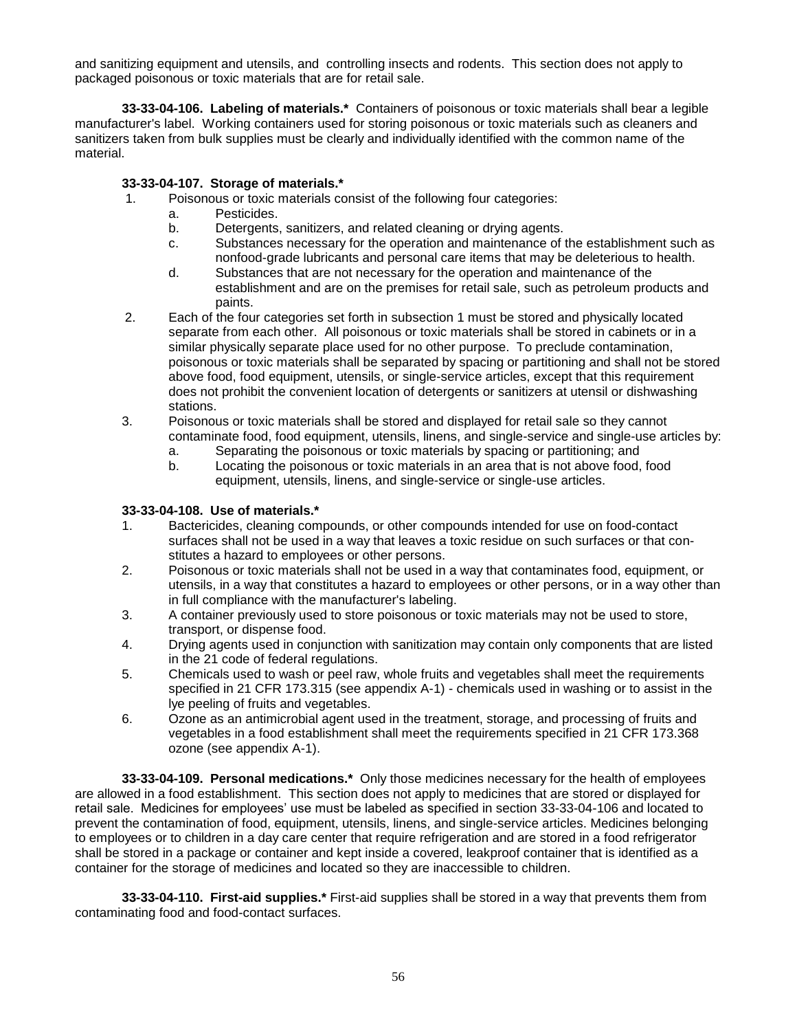and sanitizing equipment and utensils, and controlling insects and rodents. This section does not apply to packaged poisonous or toxic materials that are for retail sale.

**33-33-04-106. Labeling of materials.*** Containers of poisonous or toxic materials shall bear a legible manufacturer's label. Working containers used for storing poisonous or toxic materials such as cleaners and sanitizers taken from bulk supplies must be clearly and individually identified with the common name of the material.

**33-33-04-107. Storage of materials.***

1. Poisonous or toxic materials consist of the following four categories:
   a. Pesticides.
   b. Detergents, sanitizers, and related cleaning or drying agents.
   c. Substances necessary for the operation and maintenance of the establishment such as nonfood-grade lubricants and personal care items that may be deleterious to health.
   d. Substances that are not necessary for the operation and maintenance of the establishment and are on the premises for retail sale, such as petroleum products and paints.
2. Each of the four categories set forth in subsection 1 must be stored and physically located separate from each other. All poisonous or toxic materials shall be stored in cabinets or in a similar physically separate place used for no other purpose. To preclude contamination, poisonous or toxic materials shall be separated by spacing or partitioning and shall not be stored above food, food equipment, utensils, or single-service articles, except that this requirement does not prohibit the convenient location of detergents or sanitizers at utensil or dishwashing stations.
3. Poisonous or toxic materials shall be stored and displayed for retail sale so they cannot contaminate food, food equipment, utensils, linens, and single-service and single-use articles by:
   a. Separating the poisonous or toxic materials by spacing or partitioning; and
   b. Locating the poisonous or toxic materials in an area that is not above food, food equipment, utensils, linens, and single-service or single-use articles.

**33-33-04-108. Use of materials.***

1. Bactericides, cleaning compounds, or other compounds intended for use on food-contact surfaces shall not be used in a way that leaves a toxic residue on such surfaces or that constitutes a hazard to employees or other persons.
2. Poisonous or toxic materials shall not be used in a way that contaminates food, equipment, or utensils, in a way that constitutes a hazard to employees or other persons, or in a way other than in full compliance with the manufacturer's labeling.
3. A container previously used to store poisonous or toxic materials may not be used to store, transport, or dispense food.
4. Drying agents used in conjunction with sanitization may contain only components that are listed in the 21 code of federal regulations.
5. Chemicals used to wash or peel raw, whole fruits and vegetables shall meet the requirements specified in 21 CFR 173.315 (see appendix A-1) - chemicals used in washing or to assist in the lye peeling of fruits and vegetables.
6. Ozone as an antimicrobial agent used in the treatment, storage, and processing of fruits and vegetables in a food establishment shall meet the requirements specified in 21 CFR 173.368 ozone (see appendix A-1).

**33-33-04-109. Personal medications.*** Only those medicines necessary for the health of employees are allowed in a food establishment. This section does not apply to medicines that are stored or displayed for retail sale. Medicines for employees' use must be labeled as specified in section 33-33-04-106 and located to prevent the contamination of food, equipment, utensils, linens, and single-service articles. Medicines belonging to employees or to children in a day care center that require refrigeration and are stored in a food refrigerator shall be stored in a package or container and kept inside a covered, leakproof container that is identified as a container for the storage of medicines and located so they are inaccessible to children.

**33-33-04-110. First-aid supplies.*** First-aid supplies shall be stored in a way that prevents them from contaminating food and food-contact surfaces.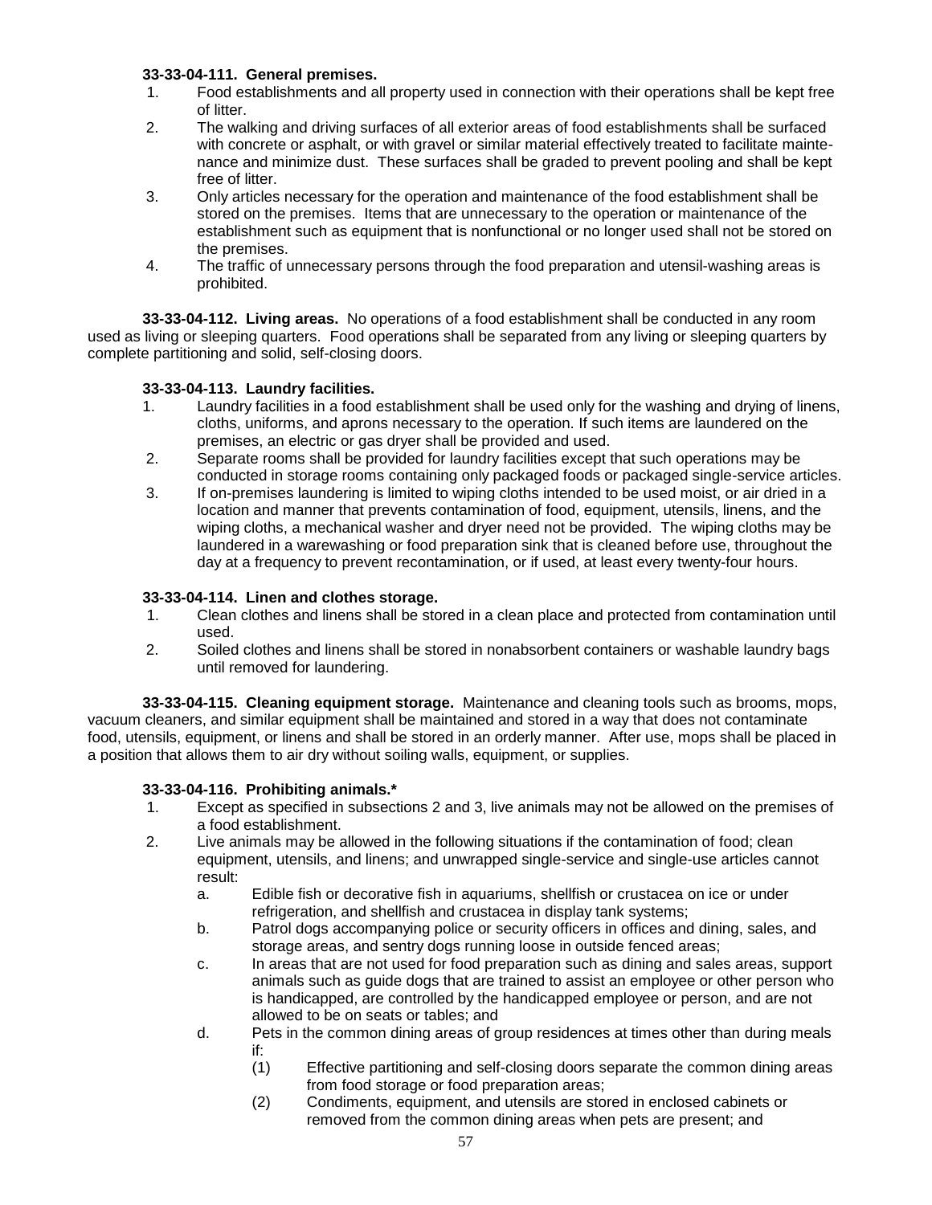**33-33-04-111. General premises.**

1. Food establishments and all property used in connection with their operations shall be kept free of litter.
2. The walking and driving surfaces of all exterior areas of food establishments shall be surfaced with concrete or asphalt, or with gravel or similar material effectively treated to facilitate maintenance and minimize dust. These surfaces shall be graded to prevent pooling and shall be kept free of litter.
3. Only articles necessary for the operation and maintenance of the food establishment shall be stored on the premises. Items that are unnecessary to the operation or maintenance of the establishment such as equipment that is nonfunctional or no longer used shall not be stored on the premises.
4. The traffic of unnecessary persons through the food preparation and utensil-washing areas is prohibited.

**33-33-04-112. Living areas.** No operations of a food establishment shall be conducted in any room used as living or sleeping quarters. Food operations shall be separated from any living or sleeping quarters by complete partitioning and solid, self-closing doors.

**33-33-04-113. Laundry facilities.**

1. Laundry facilities in a food establishment shall be used only for the washing and drying of linens, cloths, uniforms, and aprons necessary to the operation. If such items are laundered on the premises, an electric or gas dryer shall be provided and used.
2. Separate rooms shall be provided for laundry facilities except that such operations may be conducted in storage rooms containing only packaged foods or packaged single-service articles.
3. If on-premises laundering is limited to wiping cloths intended to be used moist, or air dried in a location and manner that prevents contamination of food, equipment, utensils, linens, and the wiping cloths, a mechanical washer and dryer need not be provided. The wiping cloths may be laundered in a warewashing or food preparation sink that is cleaned before use, throughout the day at a frequency to prevent recontamination, or if used, at least every twenty-four hours.

**33-33-04-114. Linen and clothes storage.**

1. Clean clothes and linens shall be stored in a clean place and protected from contamination until used.
2. Soiled clothes and linens shall be stored in nonabsorbent containers or washable laundry bags until removed for laundering.

**33-33-04-115. Cleaning equipment storage.** Maintenance and cleaning tools such as brooms, mops, vacuum cleaners, and similar equipment shall be maintained and stored in a way that does not contaminate food, utensils, equipment, or linens and shall be stored in an orderly manner. After use, mops shall be placed in a position that allows them to air dry without soiling walls, equipment, or supplies.

**33-33-04-116. Prohibiting animals.***

1. Except as specified in subsections 2 and 3, live animals may not be allowed on the premises of a food establishment.
2. Live animals may be allowed in the following situations if the contamination of food; clean equipment, utensils, and linens; and unwrapped single-service and single-use articles cannot result:
   a. Edible fish or decorative fish in aquariums, shellfish or crustacea on ice or under refrigeration, and shellfish and crustacea in display tank systems;
   b. Patrol dogs accompanying police or security officers in offices and dining, sales, and storage areas, and sentry dogs running loose in outside fenced areas;
   c. In areas that are not used for food preparation such as dining and sales areas, support animals such as guide dogs that are trained to assist an employee or other person who is handicapped, are controlled by the handicapped employee or person, and are not allowed to be on seats or tables; and
   d. Pets in the common dining areas of group residences at times other than during meals if:
      (1) Effective partitioning and self-closing doors separate the common dining areas from food storage or food preparation areas;
      (2) Condiments, equipment, and utensils are stored in enclosed cabinets or removed from the common dining areas when pets are present; and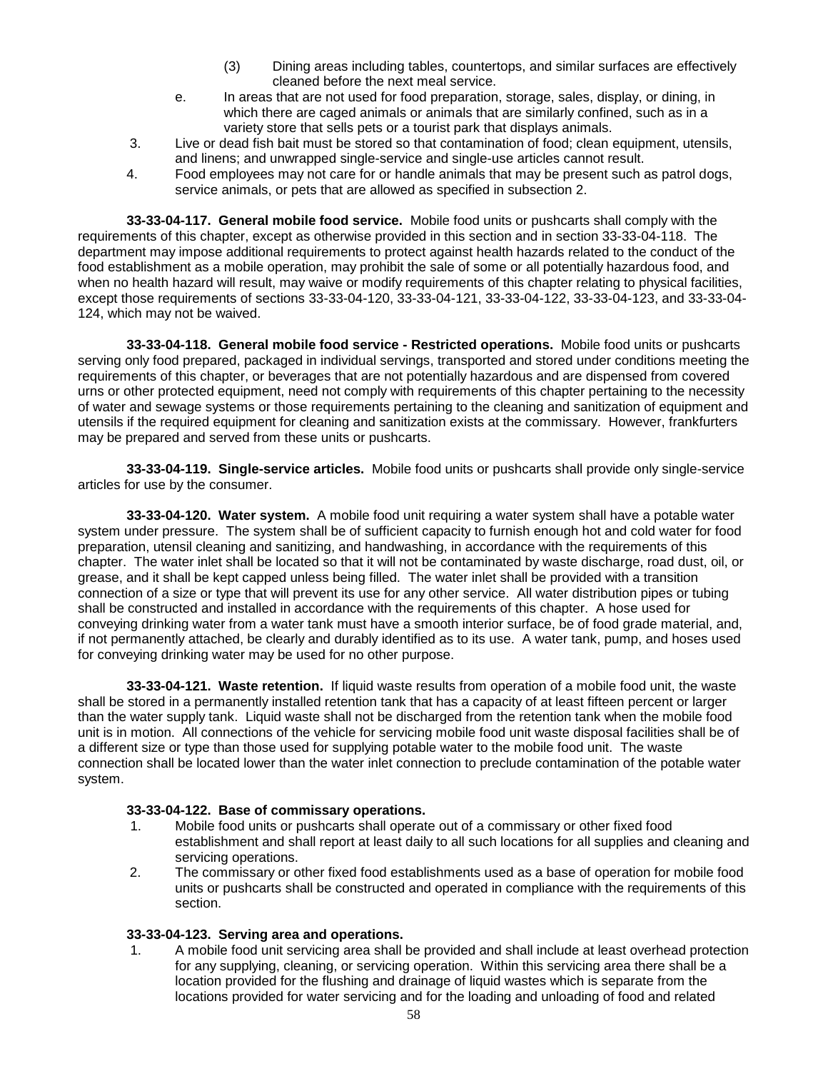(3) Dining areas including tables, countertops, and similar surfaces are effectively cleaned before the next meal service.

e. In areas that are not used for food preparation, storage, sales, display, or dining, in which there are caged animals or animals that are similarly confined, such as in a variety store that sells pets or a tourist park that displays animals.

3. Live or dead fish bait must be stored so that contamination of food; clean equipment, utensils, and linens; and unwrapped single-service and single-use articles cannot result.

4. Food employees may not care for or handle animals that may be present such as patrol dogs, service animals, or pets that are allowed as specified in subsection 2.

**33-33-04-117. General mobile food service.** Mobile food units or pushcarts shall comply with the requirements of this chapter, except as otherwise provided in this section and in section 33-33-04-118. The department may impose additional requirements to protect against health hazards related to the conduct of the food establishment as a mobile operation, may prohibit the sale of some or all potentially hazardous food, and when no health hazard will result, may waive or modify requirements of this chapter relating to physical facilities, except those requirements of sections 33-33-04-120, 33-33-04-121, 33-33-04-122, 33-33-04-123, and 33-33-04-124, which may not be waived.

**33-33-04-118. General mobile food service - Restricted operations.** Mobile food units or pushcarts serving only food prepared, packaged in individual servings, transported and stored under conditions meeting the requirements of this chapter, or beverages that are not potentially hazardous and are dispensed from covered urns or other protected equipment, need not comply with requirements of this chapter pertaining to the necessity of water and sewage systems or those requirements pertaining to the cleaning and sanitization of equipment and utensils if the required equipment for cleaning and sanitization exists at the commissary. However, frankfurters may be prepared and served from these units or pushcarts.

**33-33-04-119. Single-service articles.** Mobile food units or pushcarts shall provide only single-service articles for use by the consumer.

**33-33-04-120. Water system.** A mobile food unit requiring a water system shall have a potable water system under pressure. The system shall be of sufficient capacity to furnish enough hot and cold water for food preparation, utensil cleaning and sanitizing, and handwashing, in accordance with the requirements of this chapter. The water inlet shall be located so that it will not be contaminated by waste discharge, road dust, oil, or grease, and it shall be kept capped unless being filled. The water inlet shall be provided with a transition connection of a size or type that will prevent its use for any other service. All water distribution pipes or tubing shall be constructed and installed in accordance with the requirements of this chapter. A hose used for conveying drinking water from a water tank must have a smooth interior surface, be of food grade material, and, if not permanently attached, be clearly and durably identified as to its use. A water tank, pump, and hoses used for conveying drinking water may be used for no other purpose.

**33-33-04-121. Waste retention.** If liquid waste results from operation of a mobile food unit, the waste shall be stored in a permanently installed retention tank that has a capacity of at least fifteen percent or larger than the water supply tank. Liquid waste shall not be discharged from the retention tank when the mobile food unit is in motion. All connections of the vehicle for servicing mobile food unit waste disposal facilities shall be of a different size or type than those used for supplying potable water to the mobile food unit. The waste connection shall be located lower than the water inlet connection to preclude contamination of the potable water system.

**33-33-04-122. Base of commissary operations.**

1. Mobile food units or pushcarts shall operate out of a commissary or other fixed food establishment and shall report at least daily to all such locations for all supplies and cleaning and servicing operations.
2. The commissary or other fixed food establishments used as a base of operation for mobile food units or pushcarts shall be constructed and operated in compliance with the requirements of this section.

**33-33-04-123. Serving area and operations.**

1. A mobile food unit servicing area shall be provided and shall include at least overhead protection for any supplying, cleaning, or servicing operation. Within this servicing area there shall be a location provided for the flushing and drainage of liquid wastes which is separate from the locations provided for water servicing and for the loading and unloading of food and related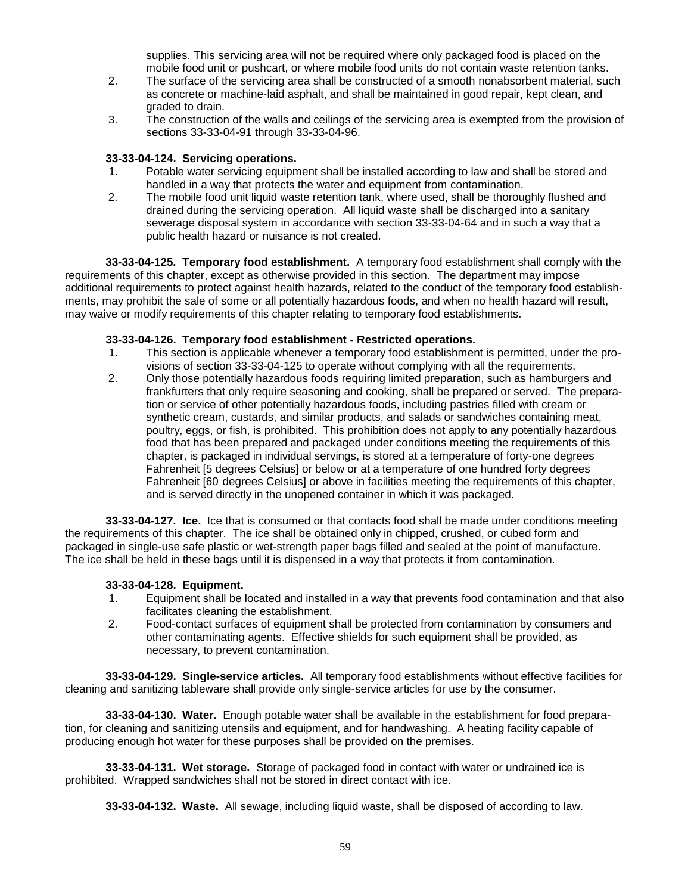supplies. This servicing area will not be required where only packaged food is placed on the mobile food unit or pushcart, or where mobile food units do not contain waste retention tanks.

2. The surface of the servicing area shall be constructed of a smooth nonabsorbent material, such as concrete or machine-laid asphalt, and shall be maintained in good repair, kept clean, and graded to drain.
3. The construction of the walls and ceilings of the servicing area is exempted from the provision of sections 33-33-04-91 through 33-33-04-96.

**33-33-04-124. Servicing operations.**

1. Potable water servicing equipment shall be installed according to law and shall be stored and handled in a way that protects the water and equipment from contamination.
2. The mobile food unit liquid waste retention tank, where used, shall be thoroughly flushed and drained during the servicing operation. All liquid waste shall be discharged into a sanitary sewerage disposal system in accordance with section 33-33-04-64 and in such a way that a public health hazard or nuisance is not created.

**33-33-04-125. Temporary food establishment.** A temporary food establishment shall comply with the requirements of this chapter, except as otherwise provided in this section. The department may impose additional requirements to protect against health hazards, related to the conduct of the temporary food establishments, may prohibit the sale of some or all potentially hazardous foods, and when no health hazard will result, may waive or modify requirements of this chapter relating to temporary food establishments.

**33-33-04-126. Temporary food establishment - Restricted operations.**

1. This section is applicable whenever a temporary food establishment is permitted, under the provisions of section 33-33-04-125 to operate without complying with all the requirements.
2. Only those potentially hazardous foods requiring limited preparation, such as hamburgers and frankfurters that only require seasoning and cooking, shall be prepared or served. The preparation or service of other potentially hazardous foods, including pastries filled with cream or synthetic cream, custards, and similar products, and salads or sandwiches containing meat, poultry, eggs, or fish, is prohibited. This prohibition does not apply to any potentially hazardous food that has been prepared and packaged under conditions meeting the requirements of this chapter, is packaged in individual servings, is stored at a temperature of forty-one degrees Fahrenheit [5 degrees Celsius] or below or at a temperature of one hundred forty degrees Fahrenheit [60 degrees Celsius] or above in facilities meeting the requirements of this chapter, and is served directly in the unopened container in which it was packaged.

**33-33-04-127. Ice.** Ice that is consumed or that contacts food shall be made under conditions meeting the requirements of this chapter. The ice shall be obtained only in chipped, crushed, or cubed form and packaged in single-use safe plastic or wet-strength paper bags filled and sealed at the point of manufacture. The ice shall be held in these bags until it is dispensed in a way that protects it from contamination.

**33-33-04-128. Equipment.**

1. Equipment shall be located and installed in a way that prevents food contamination and that also facilitates cleaning the establishment.
2. Food-contact surfaces of equipment shall be protected from contamination by consumers and other contaminating agents. Effective shields for such equipment shall be provided, as necessary, to prevent contamination.

**33-33-04-129. Single-service articles.** All temporary food establishments without effective facilities for cleaning and sanitizing tableware shall provide only single-service articles for use by the consumer.

**33-33-04-130. Water.** Enough potable water shall be available in the establishment for food preparation, for cleaning and sanitizing utensils and equipment, and for handwashing. A heating facility capable of producing enough hot water for these purposes shall be provided on the premises.

**33-33-04-131. Wet storage.** Storage of packaged food in contact with water or undrained ice is prohibited. Wrapped sandwiches shall not be stored in direct contact with ice.

**33-33-04-132. Waste.** All sewage, including liquid waste, shall be disposed of according to law.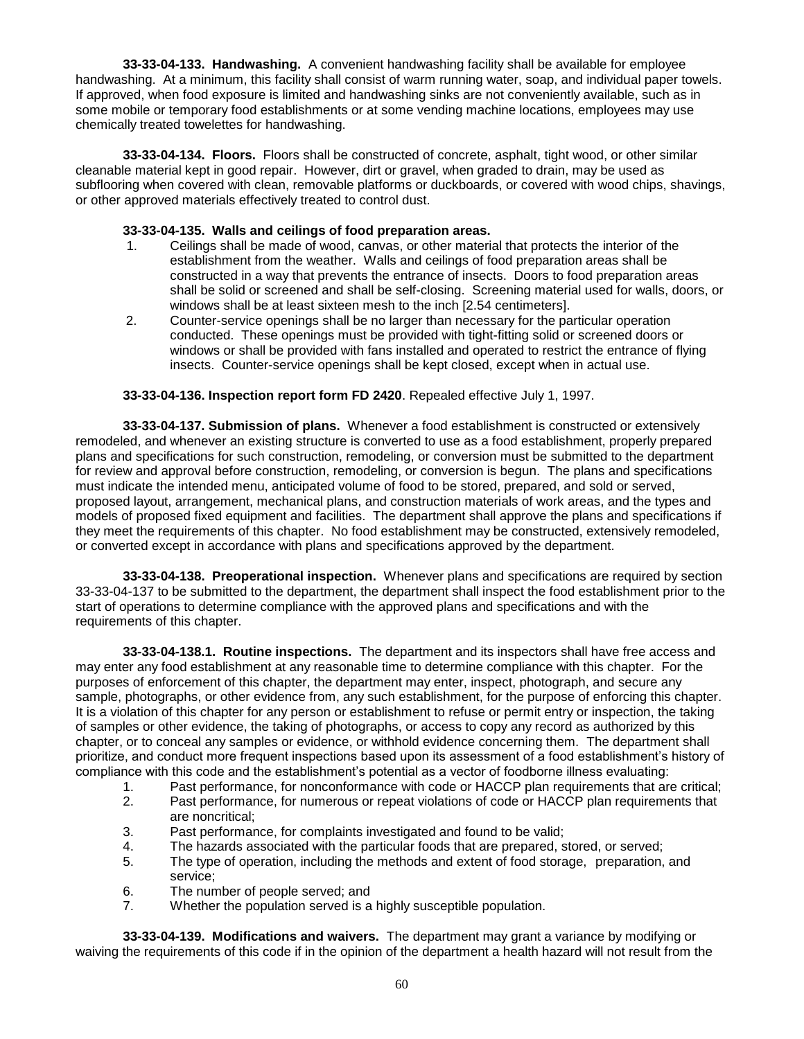**33-33-04-133. Handwashing.** A convenient handwashing facility shall be available for employee handwashing. At a minimum, this facility shall consist of warm running water, soap, and individual paper towels. If approved, when food exposure is limited and handwashing sinks are not conveniently available, such as in some mobile or temporary food establishments or at some vending machine locations, employees may use chemically treated towelettes for handwashing.

**33-33-04-134. Floors.** Floors shall be constructed of concrete, asphalt, tight wood, or other similar cleanable material kept in good repair. However, dirt or gravel, when graded to drain, may be used as subflooring when covered with clean, removable platforms or duckboards, or covered with wood chips, shavings, or other approved materials effectively treated to control dust.

**33-33-04-135. Walls and ceilings of food preparation areas.**

1. Ceilings shall be made of wood, canvas, or other material that protects the interior of the establishment from the weather. Walls and ceilings of food preparation areas shall be constructed in a way that prevents the entrance of insects. Doors to food preparation areas shall be solid or screened and shall be self-closing. Screening material used for walls, doors, or windows shall be at least sixteen mesh to the inch [2.54 centimeters].
2. Counter-service openings shall be no larger than necessary for the particular operation conducted. These openings must be provided with tight-fitting solid or screened doors or windows or shall be provided with fans installed and operated to restrict the entrance of flying insects. Counter-service openings shall be kept closed, except when in actual use.

**33-33-04-136. Inspection report form FD 2420**. Repealed effective July 1, 1997.

**33-33-04-137. Submission of plans.** Whenever a food establishment is constructed or extensively remodeled, and whenever an existing structure is converted to use as a food establishment, properly prepared plans and specifications for such construction, remodeling, or conversion must be submitted to the department for review and approval before construction, remodeling, or conversion is begun. The plans and specifications must indicate the intended menu, anticipated volume of food to be stored, prepared, and sold or served, proposed layout, arrangement, mechanical plans, and construction materials of work areas, and the types and models of proposed fixed equipment and facilities. The department shall approve the plans and specifications if they meet the requirements of this chapter. No food establishment may be constructed, extensively remodeled, or converted except in accordance with plans and specifications approved by the department.

**33-33-04-138. Preoperational inspection.** Whenever plans and specifications are required by section 33-33-04-137 to be submitted to the department, the department shall inspect the food establishment prior to the start of operations to determine compliance with the approved plans and specifications and with the requirements of this chapter.

**33-33-04-138.1. Routine inspections.** The department and its inspectors shall have free access and may enter any food establishment at any reasonable time to determine compliance with this chapter. For the purposes of enforcement of this chapter, the department may enter, inspect, photograph, and secure any sample, photographs, or other evidence from, any such establishment, for the purpose of enforcing this chapter. It is a violation of this chapter for any person or establishment to refuse or permit entry or inspection, the taking of samples or other evidence, the taking of photographs, or access to copy any record as authorized by this chapter, or to conceal any samples or evidence, or withhold evidence concerning them. The department shall prioritize, and conduct more frequent inspections based upon its assessment of a food establishment's history of compliance with this code and the establishment's potential as a vector of foodborne illness evaluating:

1. Past performance, for nonconformance with code or HACCP plan requirements that are critical;
2. Past performance, for numerous or repeat violations of code or HACCP plan requirements that are noncritical;
3. Past performance, for complaints investigated and found to be valid;
4. The hazards associated with the particular foods that are prepared, stored, or served;
5. The type of operation, including the methods and extent of food storage, preparation, and service;
6. The number of people served; and
7. Whether the population served is a highly susceptible population.

**33-33-04-139. Modifications and waivers.** The department may grant a variance by modifying or waiving the requirements of this code if in the opinion of the department a health hazard will not result from the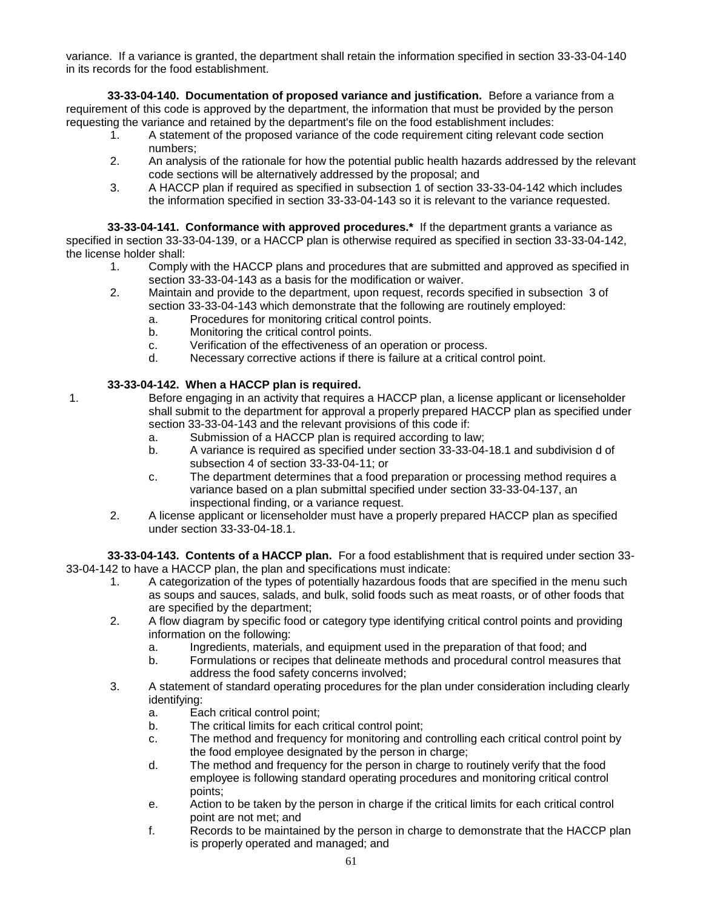variance. If a variance is granted, the department shall retain the information specified in section 33-33-04-140 in its records for the food establishment.

**33-33-04-140. Documentation of proposed variance and justification.** Before a variance from a requirement of this code is approved by the department, the information that must be provided by the person requesting the variance and retained by the department's file on the food establishment includes:

1. A statement of the proposed variance of the code requirement citing relevant code section numbers;
2. An analysis of the rationale for how the potential public health hazards addressed by the relevant code sections will be alternatively addressed by the proposal; and
3. A HACCP plan if required as specified in subsection 1 of section 33-33-04-142 which includes the information specified in section 33-33-04-143 so it is relevant to the variance requested.

**33-33-04-141. Conformance with approved procedures.*** If the department grants a variance as specified in section 33-33-04-139, or a HACCP plan is otherwise required as specified in section 33-33-04-142, the license holder shall:

1. Comply with the HACCP plans and procedures that are submitted and approved as specified in section 33-33-04-143 as a basis for the modification or waiver.
2. Maintain and provide to the department, upon request, records specified in subsection 3 of section 33-33-04-143 which demonstrate that the following are routinely employed:
   a. Procedures for monitoring critical control points.
   b. Monitoring the critical control points.
   c. Verification of the effectiveness of an operation or process.
   d. Necessary corrective actions if there is failure at a critical control point.

**33-33-04-142. When a HACCP plan is required.**

1. Before engaging in an activity that requires a HACCP plan, a license applicant or licenseholder shall submit to the department for approval a properly prepared HACCP plan as specified under section 33-33-04-143 and the relevant provisions of this code if:
   a. Submission of a HACCP plan is required according to law;
   b. A variance is required as specified under section 33-33-04-18.1 and subdivision d of subsection 4 of section 33-33-04-11; or
   c. The department determines that a food preparation or processing method requires a variance based on a plan submittal specified under section 33-33-04-137, an inspectional finding, or a variance request.
2. A license applicant or licenseholder must have a properly prepared HACCP plan as specified under section 33-33-04-18.1.

**33-33-04-143. Contents of a HACCP plan.** For a food establishment that is required under section 33-33-04-142 to have a HACCP plan, the plan and specifications must indicate:

1. A categorization of the types of potentially hazardous foods that are specified in the menu such as soups and sauces, salads, and bulk, solid foods such as meat roasts, or of other foods that are specified by the department;
2. A flow diagram by specific food or category type identifying critical control points and providing information on the following:
   a. Ingredients, materials, and equipment used in the preparation of that food; and
   b. Formulations or recipes that delineate methods and procedural control measures that address the food safety concerns involved;
3. A statement of standard operating procedures for the plan under consideration including clearly identifying:
   a. Each critical control point;
   b. The critical limits for each critical control point;
   c. The method and frequency for monitoring and controlling each critical control point by the food employee designated by the person in charge;
   d. The method and frequency for the person in charge to routinely verify that the food employee is following standard operating procedures and monitoring critical control points;
   e. Action to be taken by the person in charge if the critical limits for each critical control point are not met; and
   f. Records to be maintained by the person in charge to demonstrate that the HACCP plan is properly operated and managed; and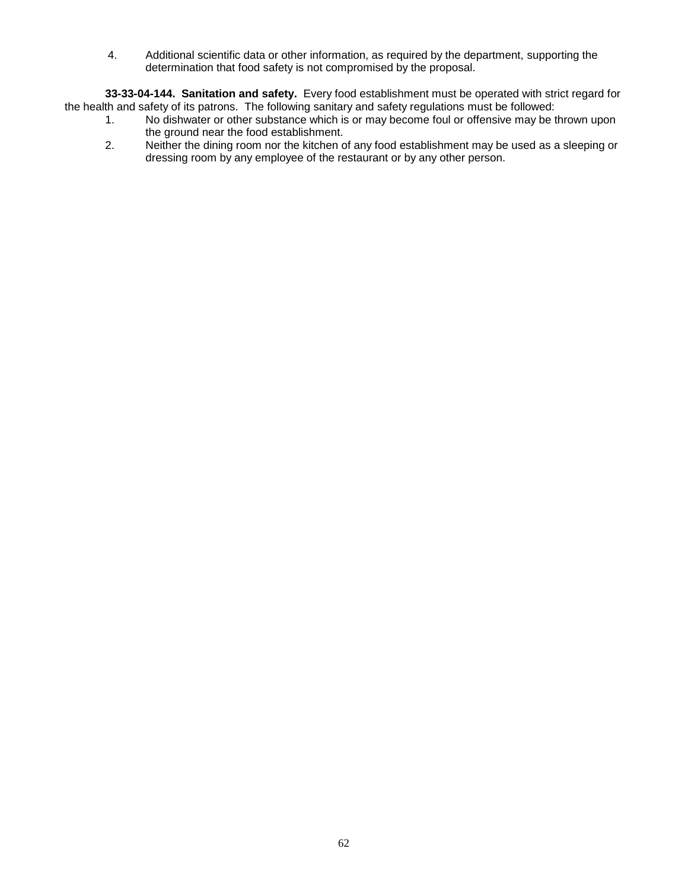4. Additional scientific data or other information, as required by the department, supporting the determination that food safety is not compromised by the proposal.

**33-33-04-144. Sanitation and safety.** Every food establishment must be operated with strict regard for the health and safety of its patrons. The following sanitary and safety regulations must be followed:

1. No dishwater or other substance which is or may become foul or offensive may be thrown upon the ground near the food establishment.
2. Neither the dining room nor the kitchen of any food establishment may be used as a sleeping or dressing room by any employee of the restaurant or by any other person.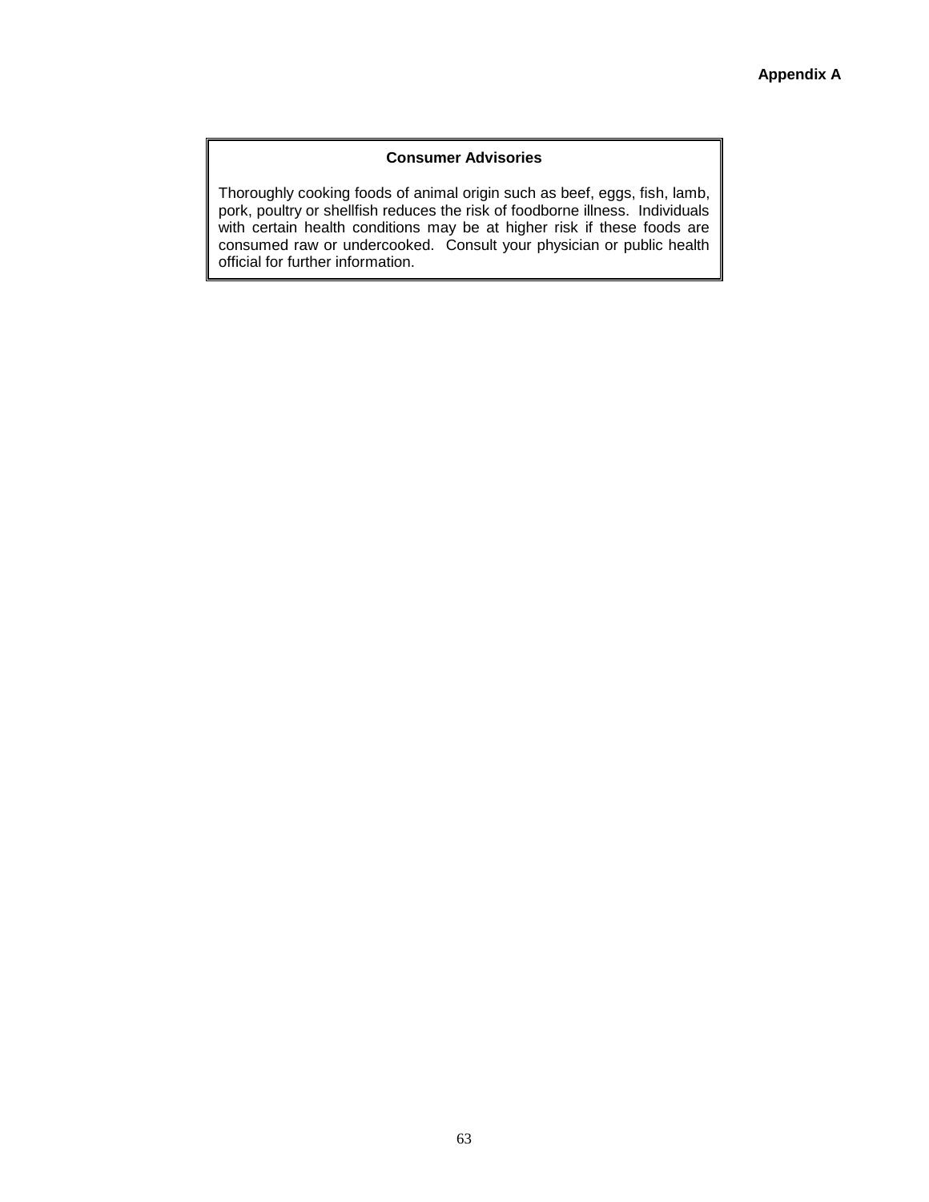**Appendix A**

**Consumer Advisories**

Thoroughly cooking foods of animal origin such as beef, eggs, fish, lamb, pork, poultry or shellfish reduces the risk of foodborne illness. Individuals with certain health conditions may be at higher risk if these foods are consumed raw or undercooked. Consult your physician or public health official for further information.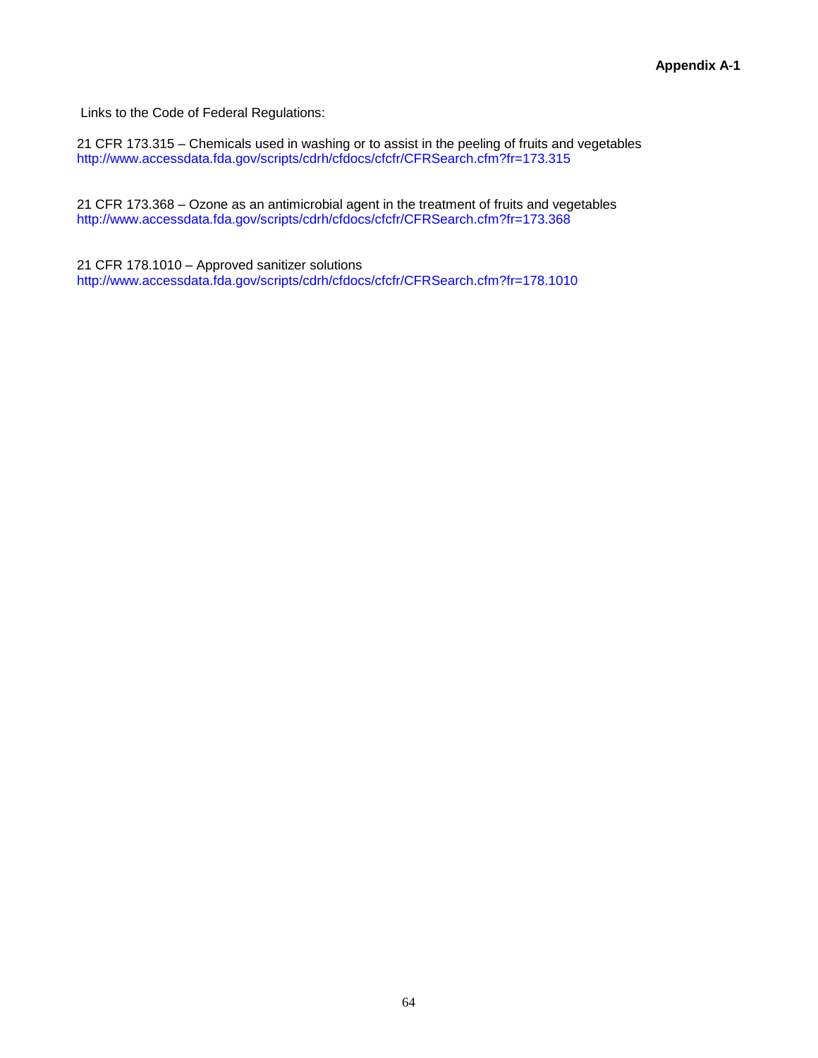**Appendix A-1**

Links to the Code of Federal Regulations:

21 CFR 173.315 – Chemicals used in washing or to assist in the peeling of fruits and vegetables
http://www.accessdata.fda.gov/scripts/cdrh/cfdocs/cfcfr/CFRSearch.cfm?fr=173.315

21 CFR 173.368 – Ozone as an antimicrobial agent in the treatment of fruits and vegetables
http://www.accessdata.fda.gov/scripts/cdrh/cfdocs/cfcfr/CFRSearch.cfm?fr=173.368

21 CFR 178.1010 – Approved sanitizer solutions
http://www.accessdata.fda.gov/scripts/cdrh/cfdocs/cfcfr/CFRSearch.cfm?fr=178.1010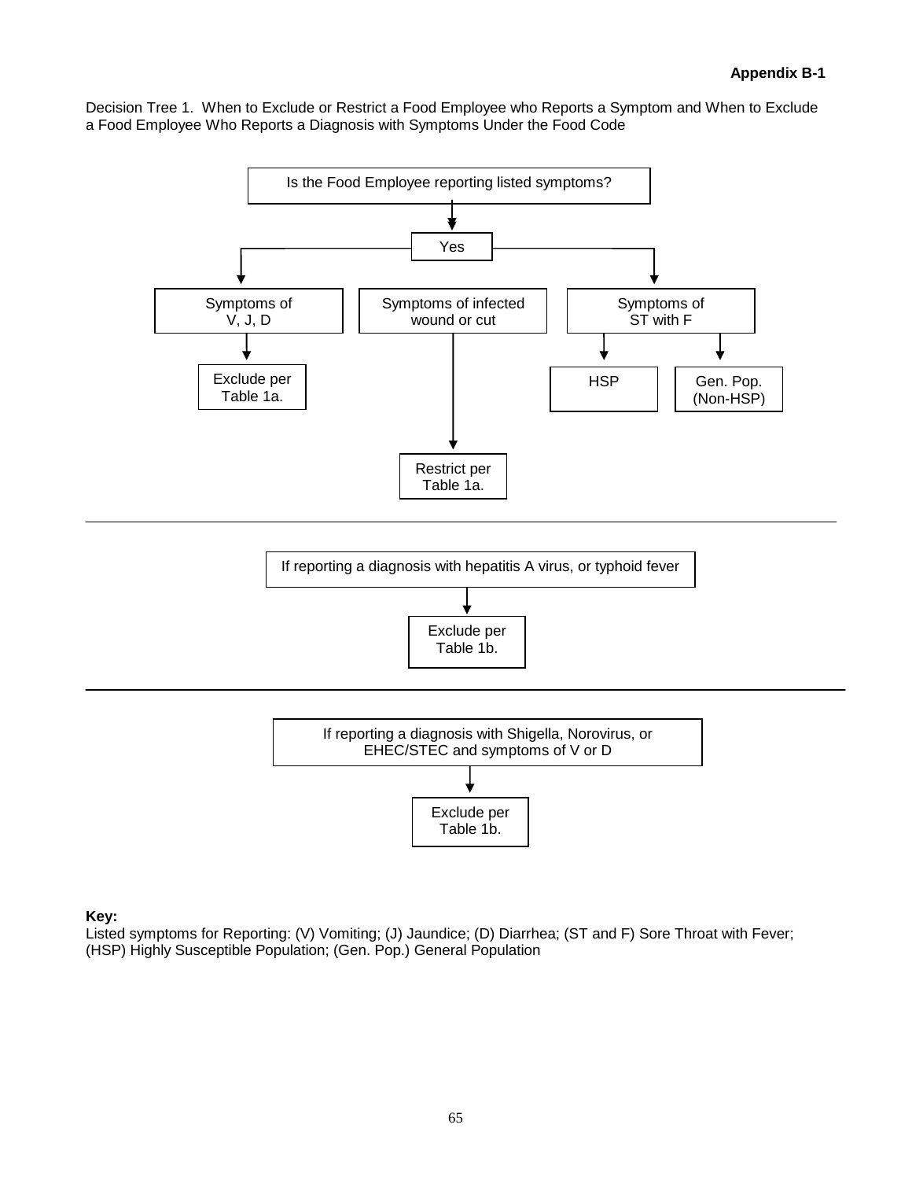**Appendix B-1**

Decision Tree 1. When to Exclude or Restrict a Food Employee who Reports a Symptom and When to Exclude a Food Employee Who Reports a Diagnosis with Symptoms Under the Food Code

Is the Food Employee reporting listed symptoms?

↓

Yes

- Symptoms of V, J, D → Exclude per Table 1a.
- Symptoms of infected wound or cut → Restrict per Table 1a.
- Symptoms of ST with F → HSP | Gen. Pop. (Non-HSP)

---

If reporting a diagnosis with hepatitis A virus, or typhoid fever

↓

Exclude per Table 1b.

---

If reporting a diagnosis with Shigella, Norovirus, or EHEC/STEC and symptoms of V or D

↓

Exclude per Table 1b.

**Key:**
Listed symptoms for Reporting: (V) Vomiting; (J) Jaundice; (D) Diarrhea; (ST and F) Sore Throat with Fever; (HSP) Highly Susceptible Population; (Gen. Pop.) General Population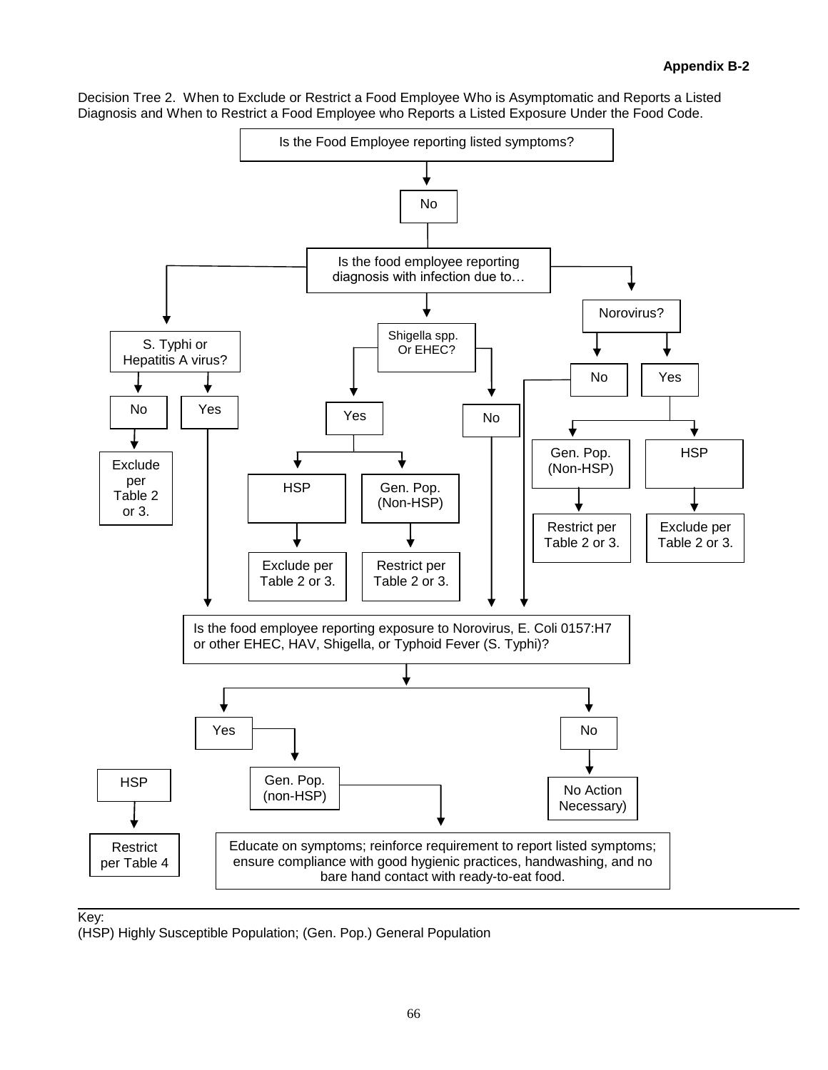**Appendix B-2**

Decision Tree 2. When to Exclude or Restrict a Food Employee Who is Asymptomatic and Reports a Listed Diagnosis and When to Restrict a Food Employee who Reports a Listed Exposure Under the Food Code.

Is the Food Employee reporting listed symptoms?

No

Is the food employee reporting diagnosis with infection due to…

S. Typhi or Hepatitis A virus?

No

Exclude per Table 2 or 3.

Yes

Shigella spp. Or EHEC?

Yes

HSP

Exclude per Table 2 or 3.

Gen. Pop. (Non-HSP)

Restrict per Table 2 or 3.

No

Norovirus?

No

Yes

Gen. Pop. (Non-HSP)

Restrict per Table 2 or 3.

HSP

Exclude per Table 2 or 3.

Is the food employee reporting exposure to Norovirus, E. Coli 0157:H7 or other EHEC, HAV, Shigella, or Typhoid Fever (S. Typhi)?

Yes

HSP

Restrict per Table 4

Gen. Pop. (non-HSP)

Educate on symptoms; reinforce requirement to report listed symptoms; ensure compliance with good hygienic practices, handwashing, and no bare hand contact with ready-to-eat food.

No

No Action Necessary)

Key:
(HSP) Highly Susceptible Population; (Gen. Pop.) General Population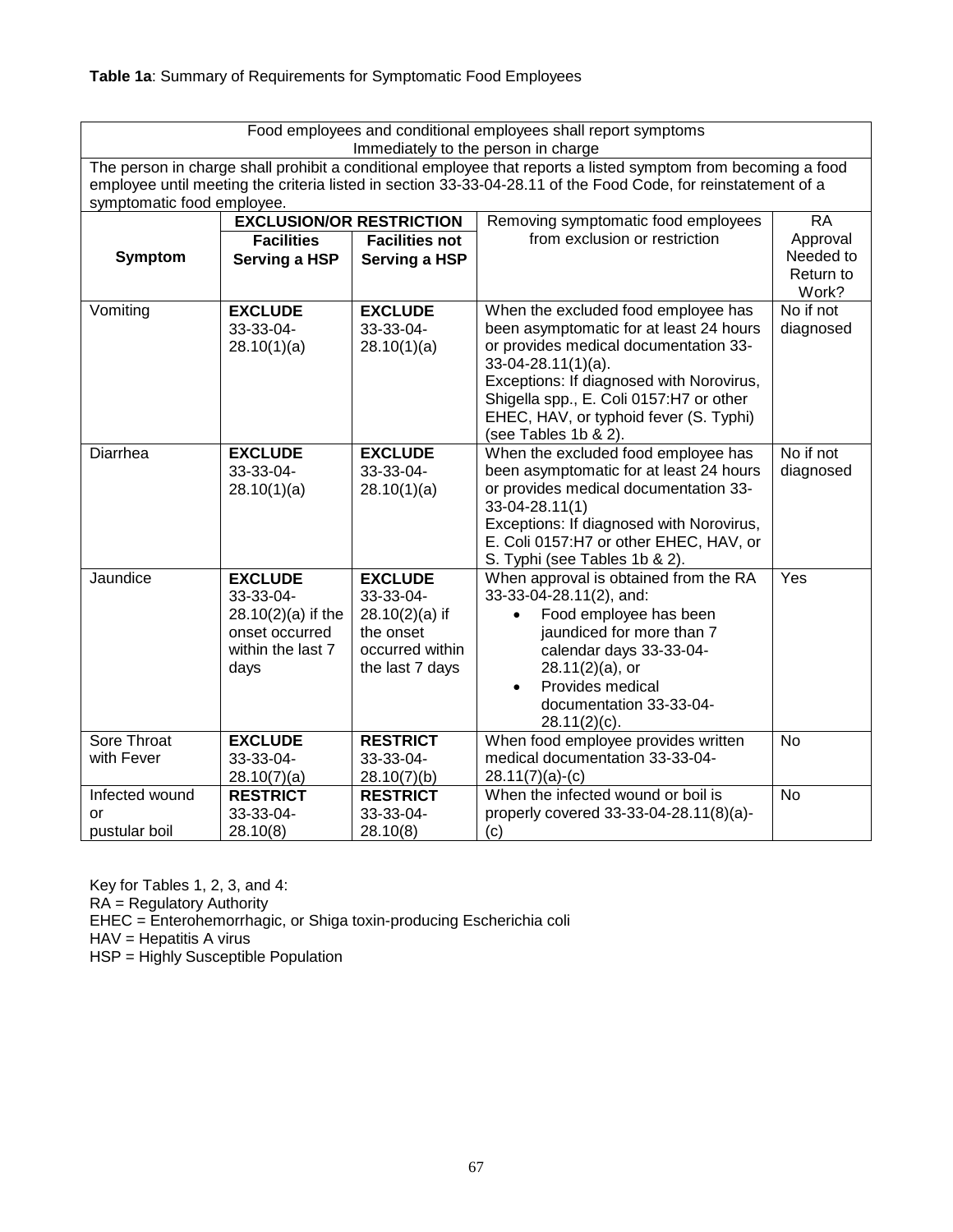**Table 1a**: Summary of Requirements for Symptomatic Food Employees

| Food employees and conditional employees shall report symptoms Immediately to the person in charge | | | | |
|---|---|---|---|---|
| The person in charge shall prohibit a conditional employee that reports a listed symptom from becoming a food employee until meeting the criteria listed in section 33-33-04-28.11 of the Food Code, for reinstatement of a symptomatic food employee. | | | | |
| **Symptom** | **EXCLUSION/OR RESTRICTION** | | Removing symptomatic food employees from exclusion or restriction | RA Approval Needed to Return to Work? |
| | **Facilities Serving a HSP** | **Facilities not Serving a HSP** | | |
| Vomiting | **EXCLUDE** 33-33-04-28.10(1)(a) | **EXCLUDE** 33-33-04-28.10(1)(a) | When the excluded food employee has been asymptomatic for at least 24 hours or provides medical documentation 33-33-04-28.11(1)(a). Exceptions: If diagnosed with Norovirus, Shigella spp., E. Coli 0157:H7 or other EHEC, HAV, or typhoid fever (S. Typhi) (see Tables 1b & 2). | No if not diagnosed |
| Diarrhea | **EXCLUDE** 33-33-04-28.10(1)(a) | **EXCLUDE** 33-33-04-28.10(1)(a) | When the excluded food employee has been asymptomatic for at least 24 hours or provides medical documentation 33-33-04-28.11(1) Exceptions: If diagnosed with Norovirus, E. Coli 0157:H7 or other EHEC, HAV, or S. Typhi (see Tables 1b & 2). | No if not diagnosed |
| Jaundice | **EXCLUDE** 33-33-04-28.10(2)(a) if the onset occurred within the last 7 days | **EXCLUDE** 33-33-04-28.10(2)(a) if the onset occurred within the last 7 days | When approval is obtained from the RA 33-33-04-28.11(2), and: <br>• Food employee has been jaundiced for more than 7 calendar days 33-33-04-28.11(2)(a), or <br>• Provides medical documentation 33-33-04-28.11(2)(c). | Yes |
| Sore Throat with Fever | **EXCLUDE** 33-33-04-28.10(7)(a) | **RESTRICT** 33-33-04-28.10(7)(b) | When food employee provides written medical documentation 33-33-04-28.11(7)(a)-(c) | No |
| Infected wound or pustular boil | **RESTRICT** 33-33-04-28.10(8) | **RESTRICT** 33-33-04-28.10(8) | When the infected wound or boil is properly covered 33-33-04-28.11(8)(a)-(c) | No |

Key for Tables 1, 2, 3, and 4:
RA = Regulatory Authority
EHEC = Enterohemorrhagic, or Shiga toxin-producing Escherichia coli
HAV = Hepatitis A virus
HSP = Highly Susceptible Population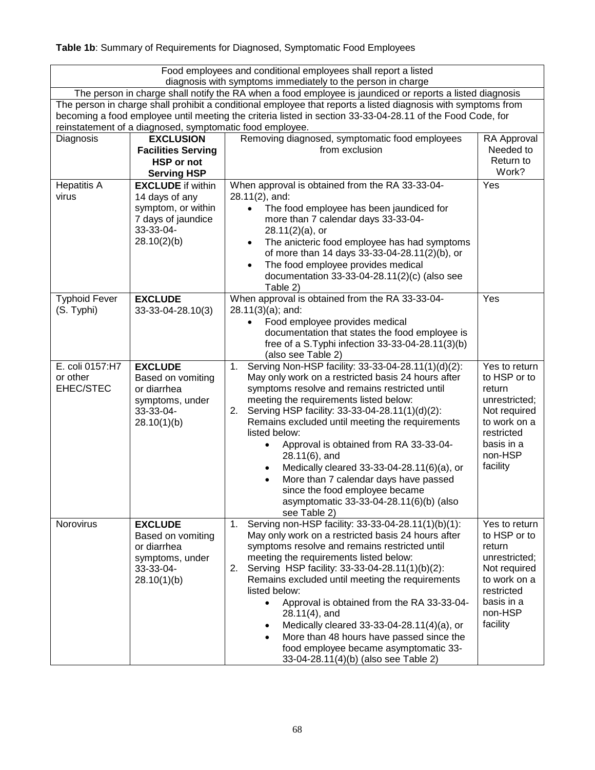**Table 1b**: Summary of Requirements for Diagnosed, Symptomatic Food Employees

| Food employees and conditional employees shall report a listed diagnosis with symptoms immediately to the person in charge | | | |
|---|---|---|---|
| The person in charge shall notify the RA when a food employee is jaundiced or reports a listed diagnosis | | | |
| The person in charge shall prohibit a conditional employee that reports a listed diagnosis with symptoms from becoming a food employee until meeting the criteria listed in section 33-33-04-28.11 of the Food Code, for reinstatement of a diagnosed, symptomatic food employee. | | | |
| Diagnosis | **EXCLUSION Facilities Serving HSP or not Serving HSP** | Removing diagnosed, symptomatic food employees from exclusion | RA Approval Needed to Return to Work? |
| Hepatitis A virus | **EXCLUDE** if within 14 days of any symptom, or within 7 days of jaundice 33-33-04-28.10(2)(b) | When approval is obtained from the RA 33-33-04-28.11(2), and:<br>• The food employee has been jaundiced for more than 7 calendar days 33-33-04-28.11(2)(a), or<br>• The anicteric food employee has had symptoms of more than 14 days 33-33-04-28.11(2)(b), or<br>• The food employee provides medical documentation 33-33-04-28.11(2)(c) (also see Table 2) | Yes |
| Typhoid Fever (S. Typhi) | **EXCLUDE** 33-33-04-28.10(3) | When approval is obtained from the RA 33-33-04-28.11(3)(a); and:<br>• Food employee provides medical documentation that states the food employee is free of a S.Typhi infection 33-33-04-28.11(3)(b) (also see Table 2) | Yes |
| E. coli 0157:H7 or other EHEC/STEC | **EXCLUDE** Based on vomiting or diarrhea symptoms, under 33-33-04-28.10(1)(b) | 1. Serving Non-HSP facility: 33-33-04-28.11(1)(d)(2): May only work on a restricted basis 24 hours after symptoms resolve and remains restricted until meeting the requirements listed below:<br>2. Serving HSP facility: 33-33-04-28.11(1)(d)(2): Remains excluded until meeting the requirements listed below:<br>• Approval is obtained from RA 33-33-04-28.11(6), and<br>• Medically cleared 33-33-04-28.11(6)(a), or<br>• More than 7 calendar days have passed since the food employee became asymptomatic 33-33-04-28.11(6)(b) (also see Table 2) | Yes to return to HSP or to return unrestricted; Not required to work on a restricted basis in a non-HSP facility |
| Norovirus | **EXCLUDE** Based on vomiting or diarrhea symptoms, under 33-33-04-28.10(1)(b) | 1. Serving non-HSP facility: 33-33-04-28.11(1)(b)(1): May only work on a restricted basis 24 hours after symptoms resolve and remains restricted until meeting the requirements listed below:<br>2. Serving HSP facility: 33-33-04-28.11(1)(b)(2): Remains excluded until meeting the requirements listed below:<br>• Approval is obtained from the RA 33-33-04-28.11(4), and<br>• Medically cleared 33-33-04-28.11(4)(a), or<br>• More than 48 hours have passed since the food employee became asymptomatic 33-33-04-28.11(4)(b) (also see Table 2) | Yes to return to HSP or to return unrestricted; Not required to work on a restricted basis in a non-HSP facility |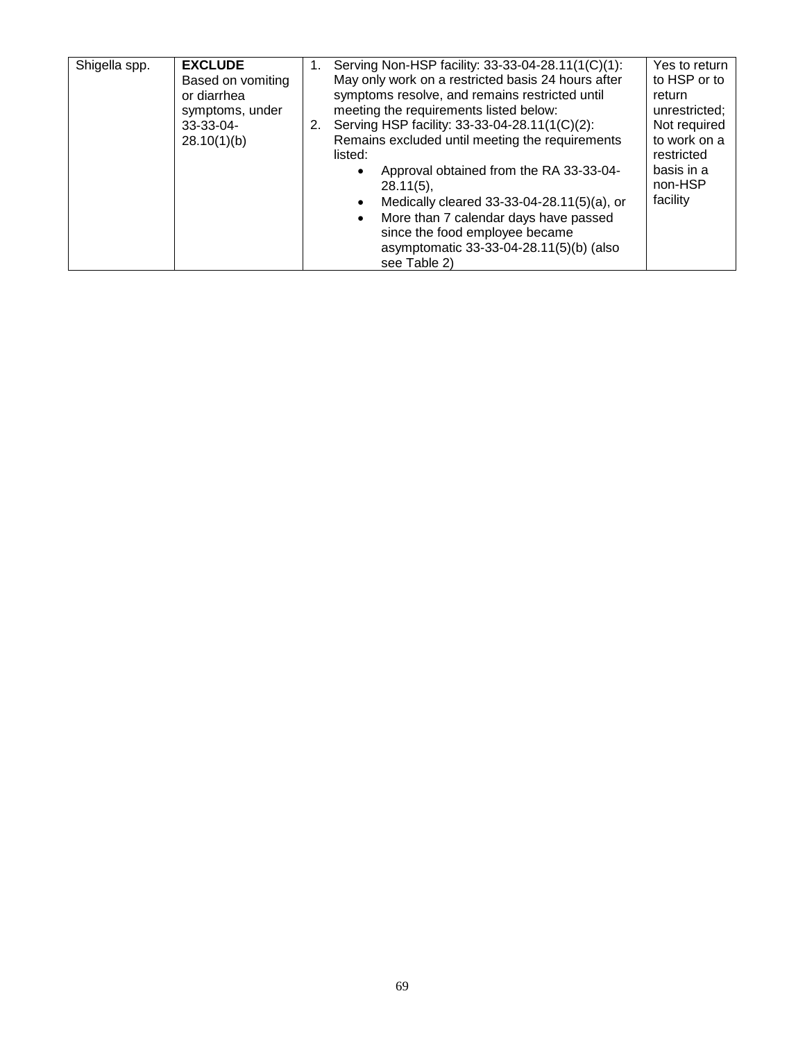| | | | |
|---|---|---|---|
| Shigella spp. | **EXCLUDE** Based on vomiting or diarrhea symptoms, under 33-33-04-28.10(1)(b) | 1. Serving Non-HSP facility: 33-33-04-28.11(1(C)(1): May only work on a restricted basis 24 hours after symptoms resolve, and remains restricted until meeting the requirements listed below:<br>2. Serving HSP facility: 33-33-04-28.11(1(C)(2): Remains excluded until meeting the requirements listed:<br>• Approval obtained from the RA 33-33-04-28.11(5),<br>• Medically cleared 33-33-04-28.11(5)(a), or<br>• More than 7 calendar days have passed since the food employee became asymptomatic 33-33-04-28.11(5)(b) (also see Table 2) | Yes to return to HSP or to return unrestricted; Not required to work on a restricted basis in a non-HSP facility |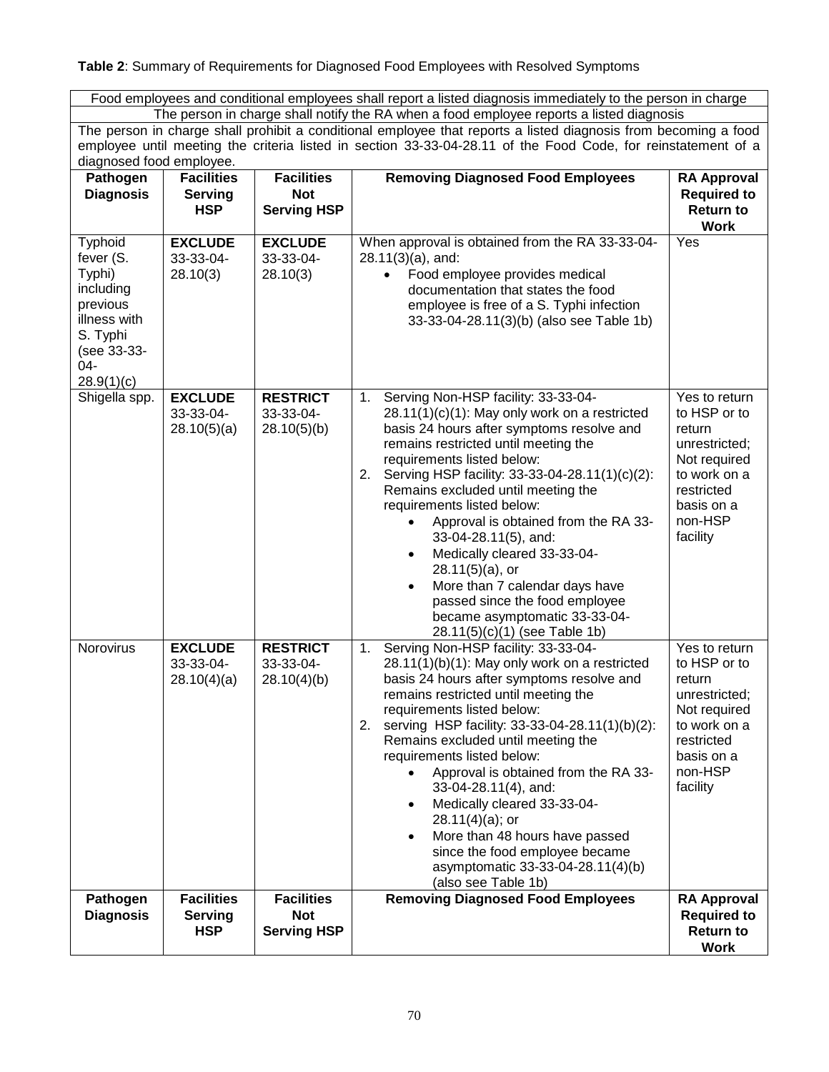**Table 2**: Summary of Requirements for Diagnosed Food Employees with Resolved Symptoms

| Food employees and conditional employees shall report a listed diagnosis immediately to the person in charge | | | | |
|---|---|---|---|---|
| The person in charge shall notify the RA when a food employee reports a listed diagnosis | | | | |
| The person in charge shall prohibit a conditional employee that reports a listed diagnosis from becoming a food employee until meeting the criteria listed in section 33-33-04-28.11 of the Food Code, for reinstatement of a diagnosed food employee. | | | | |
| **Pathogen Diagnosis** | **Facilities Serving HSP** | **Facilities Not Serving HSP** | **Removing Diagnosed Food Employees** | **RA Approval Required to Return to Work** |
| Typhoid fever (S. Typhi) including previous illness with S. Typhi (see 33-33-04-28.9(1)(c) | **EXCLUDE** 33-33-04-28.10(3) | **EXCLUDE** 33-33-04-28.10(3) | When approval is obtained from the RA 33-33-04-28.11(3)(a), and:<br>• Food employee provides medical documentation that states the food employee is free of a S. Typhi infection 33-33-04-28.11(3)(b) (also see Table 1b) | Yes |
| Shigella spp. | **EXCLUDE** 33-33-04-28.10(5)(a) | **RESTRICT** 33-33-04-28.10(5)(b) | 1. Serving Non-HSP facility: 33-33-04-28.11(1)(c)(1): May only work on a restricted basis 24 hours after symptoms resolve and remains restricted until meeting the requirements listed below:<br>2. Serving HSP facility: 33-33-04-28.11(1)(c)(2): Remains excluded until meeting the requirements listed below:<br>• Approval is obtained from the RA 33-33-04-28.11(5), and:<br>• Medically cleared 33-33-04-28.11(5)(a), or<br>• More than 7 calendar days have passed since the food employee became asymptomatic 33-33-04-28.11(5)(c)(1) (see Table 1b) | Yes to return to HSP or to return unrestricted; Not required to work on a restricted basis on a non-HSP facility |
| Norovirus | **EXCLUDE** 33-33-04-28.10(4)(a) | **RESTRICT** 33-33-04-28.10(4)(b) | 1. Serving Non-HSP facility: 33-33-04-28.11(1)(b)(1): May only work on a restricted basis 24 hours after symptoms resolve and remains restricted until meeting the requirements listed below:<br>2. serving HSP facility: 33-33-04-28.11(1)(b)(2): Remains excluded until meeting the requirements listed below:<br>• Approval is obtained from the RA 33-33-04-28.11(4), and:<br>• Medically cleared 33-33-04-28.11(4)(a); or<br>• More than 48 hours have passed since the food employee became asymptomatic 33-33-04-28.11(4)(b) (also see Table 1b) | Yes to return to HSP or to return unrestricted; Not required to work on a restricted basis on a non-HSP facility |
| **Pathogen Diagnosis** | **Facilities Serving HSP** | **Facilities Not Serving HSP** | **Removing Diagnosed Food Employees** | **RA Approval Required to Return to Work** |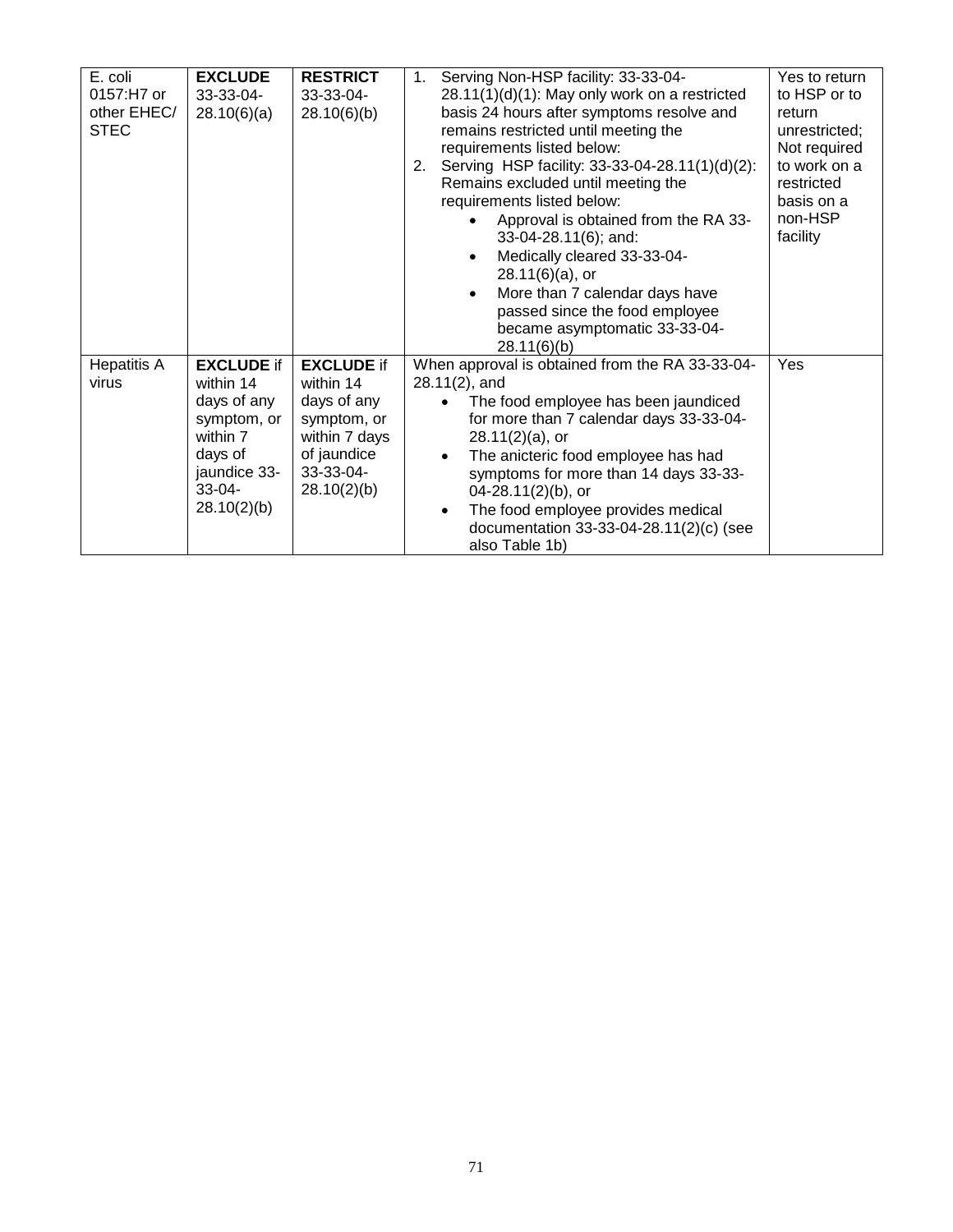| E. coli 0157:H7 or other EHEC/ STEC | **EXCLUDE** 33-33-04-28.10(6)(a) | **RESTRICT** 33-33-04-28.10(6)(b) | 1. Serving Non-HSP facility: 33-33-04-28.11(1)(d)(1): May only work on a restricted basis 24 hours after symptoms resolve and remains restricted until meeting the requirements listed below:<br>2. Serving HSP facility: 33-33-04-28.11(1)(d)(2): Remains excluded until meeting the requirements listed below:<br>• Approval is obtained from the RA 33-33-04-28.11(6); and:<br>• Medically cleared 33-33-04-28.11(6)(a), or<br>• More than 7 calendar days have passed since the food employee became asymptomatic 33-33-04-28.11(6)(b) | Yes to return to HSP or to return unrestricted; Not required to work on a restricted basis on a non-HSP facility |
|---|---|---|---|---|
| Hepatitis A virus | **EXCLUDE** if within 14 days of any symptom, or within 7 days of jaundice 33-33-04-28.10(2)(b) | **EXCLUDE** if within 14 days of any symptom, or within 7 days of jaundice 33-33-04-28.10(2)(b) | When approval is obtained from the RA 33-33-04-28.11(2), and<br>• The food employee has been jaundiced for more than 7 calendar days 33-33-04-28.11(2)(a), or<br>• The anicteric food employee has had symptoms for more than 14 days 33-33-04-28.11(2)(b), or<br>• The food employee provides medical documentation 33-33-04-28.11(2)(c) (see also Table 1b) | Yes |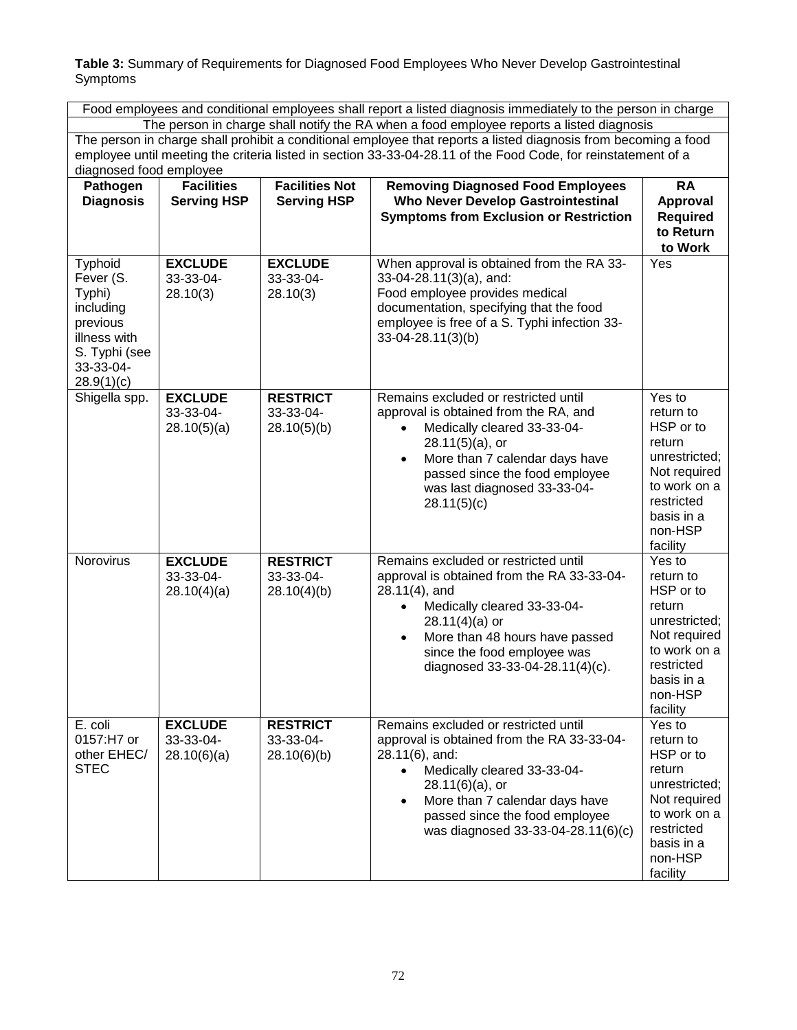**Table 3:** Summary of Requirements for Diagnosed Food Employees Who Never Develop Gastrointestinal Symptoms

| Food employees and conditional employees shall report a listed diagnosis immediately to the person in charge | | | | |
|---|---|---|---|---|
| The person in charge shall notify the RA when a food employee reports a listed diagnosis | | | | |
| The person in charge shall prohibit a conditional employee that reports a listed diagnosis from becoming a food employee until meeting the criteria listed in section 33-33-04-28.11 of the Food Code, for reinstatement of a diagnosed food employee | | | | |
| **Pathogen Diagnosis** | **Facilities Serving HSP** | **Facilities Not Serving HSP** | **Removing Diagnosed Food Employees Who Never Develop Gastrointestinal Symptoms from Exclusion or Restriction** | **RA Approval Required to Return to Work** |
| Typhoid Fever (S. Typhi) including previous illness with S. Typhi (see 33-33-04-28.9(1)(c) | **EXCLUDE** 33-33-04-28.10(3) | **EXCLUDE** 33-33-04-28.10(3) | When approval is obtained from the RA 33-33-04-28.11(3)(a), and: Food employee provides medical documentation, specifying that the food employee is free of a S. Typhi infection 33-33-04-28.11(3)(b) | Yes |
| Shigella spp. | **EXCLUDE** 33-33-04-28.10(5)(a) | **RESTRICT** 33-33-04-28.10(5)(b) | Remains excluded or restricted until approval is obtained from the RA, and<br>• Medically cleared 33-33-04-28.11(5)(a), or<br>• More than 7 calendar days have passed since the food employee was last diagnosed 33-33-04-28.11(5)(c) | Yes to return to HSP or to return unrestricted; Not required to work on a restricted basis in a non-HSP facility |
| Norovirus | **EXCLUDE** 33-33-04-28.10(4)(a) | **RESTRICT** 33-33-04-28.10(4)(b) | Remains excluded or restricted until approval is obtained from the RA 33-33-04-28.11(4), and<br>• Medically cleared 33-33-04-28.11(4)(a) or<br>• More than 48 hours have passed since the food employee was diagnosed 33-33-04-28.11(4)(c). | Yes to return to HSP or to return unrestricted; Not required to work on a restricted basis in a non-HSP facility |
| E. coli 0157:H7 or other EHEC/ STEC | **EXCLUDE** 33-33-04-28.10(6)(a) | **RESTRICT** 33-33-04-28.10(6)(b) | Remains excluded or restricted until approval is obtained from the RA 33-33-04-28.11(6), and:<br>• Medically cleared 33-33-04-28.11(6)(a), or<br>• More than 7 calendar days have passed since the food employee was diagnosed 33-33-04-28.11(6)(c) | Yes to return to HSP or to return unrestricted; Not required to work on a restricted basis in a non-HSP facility |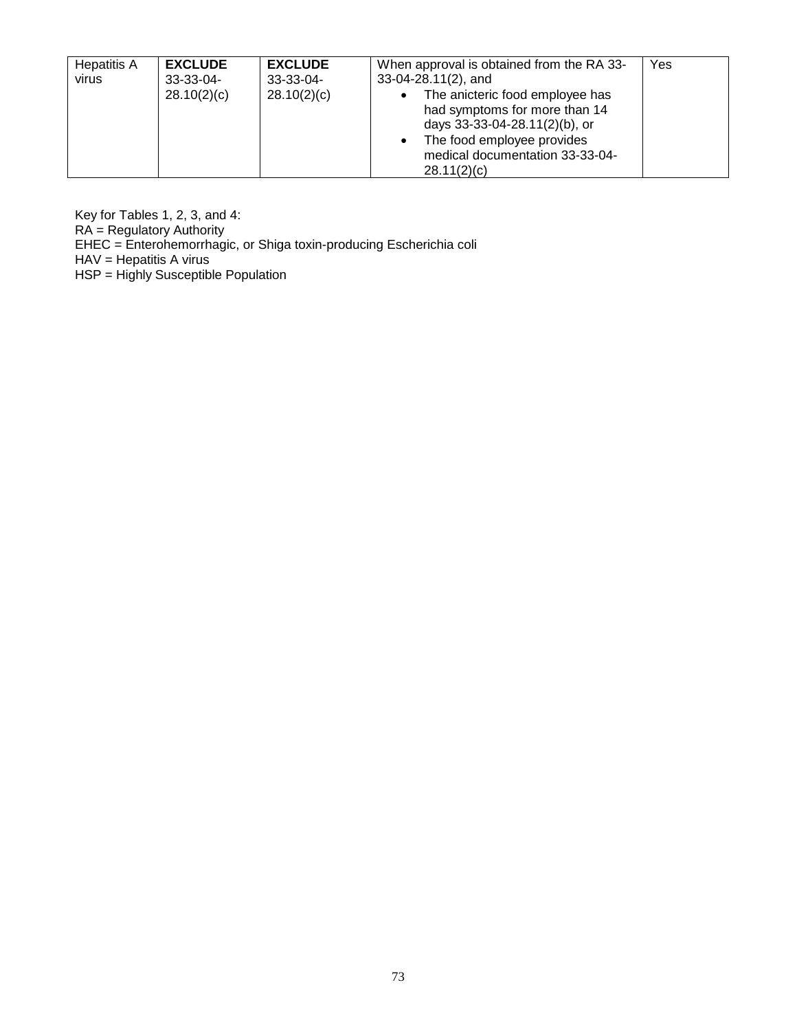| Hepatitis A virus | **EXCLUDE** 33-33-04-28.10(2)(c) | **EXCLUDE** 33-33-04-28.10(2)(c) | When approval is obtained from the RA 33-33-04-28.11(2), and<br>• The anicteric food employee has had symptoms for more than 14 days 33-33-04-28.11(2)(b), or<br>• The food employee provides medical documentation 33-33-04-28.11(2)(c) | Yes |
|---|---|---|---|---|

Key for Tables 1, 2, 3, and 4:
RA = Regulatory Authority
EHEC = Enterohemorrhagic, or Shiga toxin-producing Escherichia coli
HAV = Hepatitis A virus
HSP = Highly Susceptible Population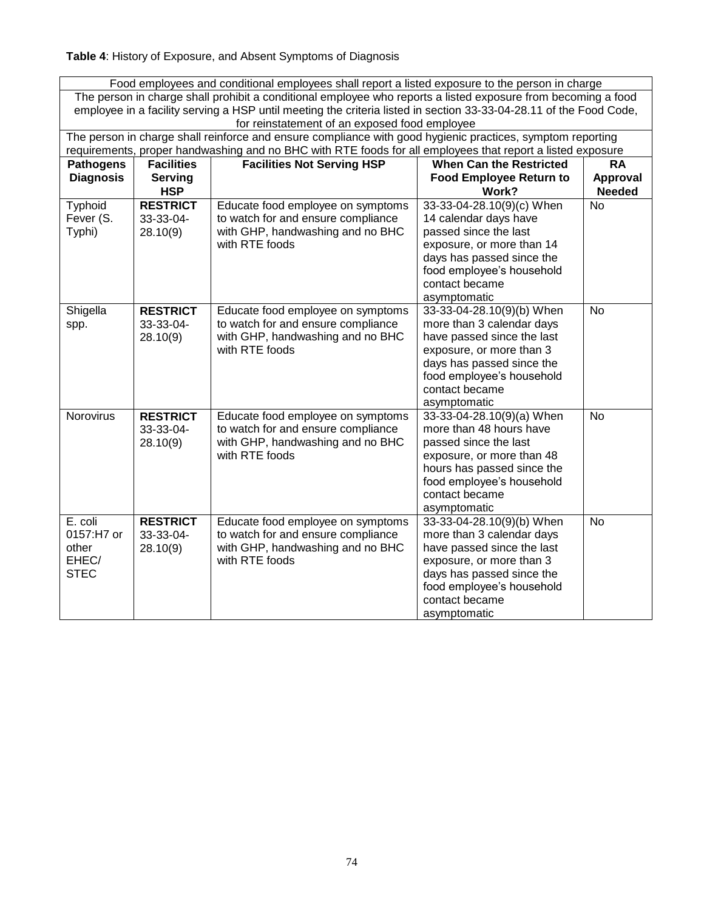**Table 4**: History of Exposure, and Absent Symptoms of Diagnosis

| Food employees and conditional employees shall report a listed exposure to the person in charge | | | | |
|---|---|---|---|---|
| The person in charge shall prohibit a conditional employee who reports a listed exposure from becoming a food employee in a facility serving a HSP until meeting the criteria listed in section 33-33-04-28.11 of the Food Code, for reinstatement of an exposed food employee | | | | |
| The person in charge shall reinforce and ensure compliance with good hygienic practices, symptom reporting requirements, proper handwashing and no BHC with RTE foods for all employees that report a listed exposure | | | | |
| **Pathogens Diagnosis** | **Facilities Serving HSP** | **Facilities Not Serving HSP** | **When Can the Restricted Food Employee Return to Work?** | **RA Approval Needed** |
| Typhoid Fever (S. Typhi) | **RESTRICT** 33-33-04-28.10(9) | Educate food employee on symptoms to watch for and ensure compliance with GHP, handwashing and no BHC with RTE foods | 33-33-04-28.10(9)(c) When 14 calendar days have passed since the last exposure, or more than 14 days has passed since the food employee's household contact became asymptomatic | No |
| Shigella spp. | **RESTRICT** 33-33-04-28.10(9) | Educate food employee on symptoms to watch for and ensure compliance with GHP, handwashing and no BHC with RTE foods | 33-33-04-28.10(9)(b) When more than 3 calendar days have passed since the last exposure, or more than 3 days has passed since the food employee's household contact became asymptomatic | No |
| Norovirus | **RESTRICT** 33-33-04-28.10(9) | Educate food employee on symptoms to watch for and ensure compliance with GHP, handwashing and no BHC with RTE foods | 33-33-04-28.10(9)(a) When more than 48 hours have passed since the last exposure, or more than 48 hours has passed since the food employee's household contact became asymptomatic | No |
| E. coli 0157:H7 or other EHEC/ STEC | **RESTRICT** 33-33-04-28.10(9) | Educate food employee on symptoms to watch for and ensure compliance with GHP, handwashing and no BHC with RTE foods | 33-33-04-28.10(9)(b) When more than 3 calendar days have passed since the last exposure, or more than 3 days has passed since the food employee's household contact became asymptomatic | No |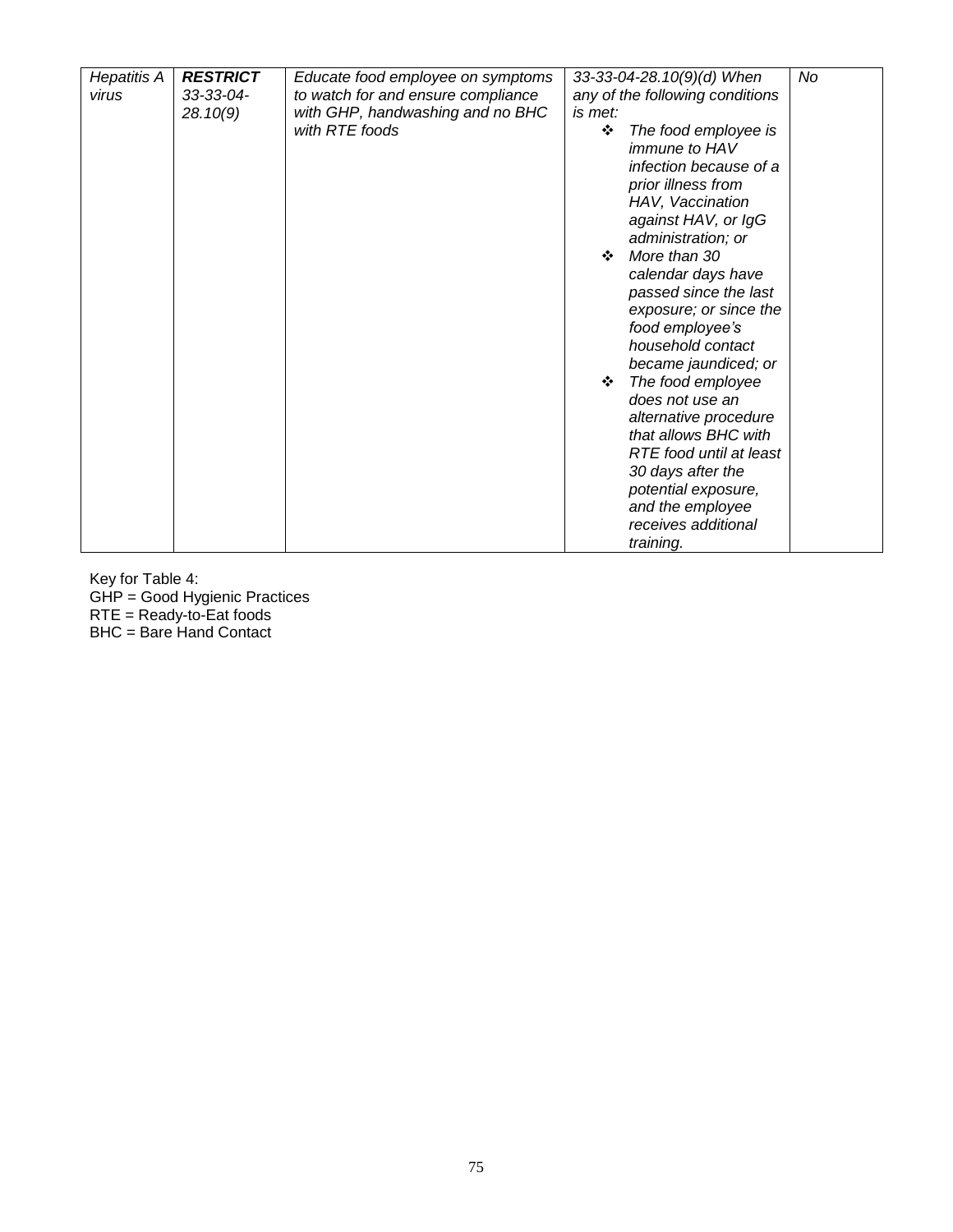| | | | | |
|---|---|---|---|---|
| *Hepatitis A virus* | ***RESTRICT*** *33-33-04-28.10(9)* | *Educate food employee on symptoms to watch for and ensure compliance with GHP, handwashing and no BHC with RTE foods* | *33-33-04-28.10(9)(d) When any of the following conditions is met:* ❖ *The food employee is immune to HAV infection because of a prior illness from HAV, Vaccination against HAV, or IgG administration; or* ❖ *More than 30 calendar days have passed since the last exposure; or since the food employee's household contact became jaundiced; or* ❖ *The food employee does not use an alternative procedure that allows BHC with RTE food until at least 30 days after the potential exposure, and the employee receives additional training.* | *No* |

Key for Table 4:
GHP = Good Hygienic Practices
RTE = Ready-to-Eat foods
BHC = Bare Hand Contact